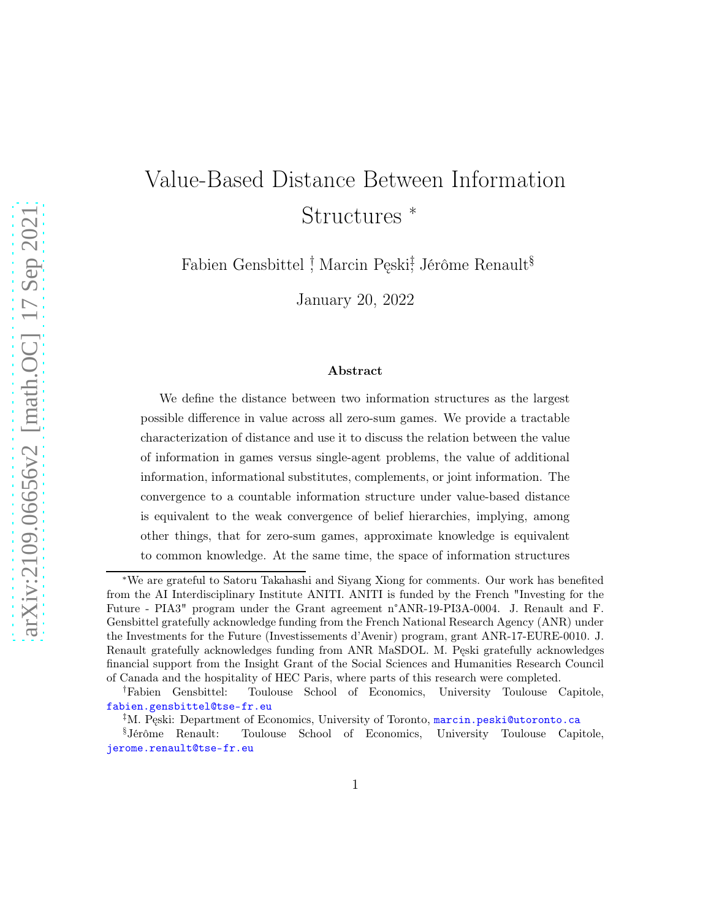# Value-Based Distance Between Information Structures *

Fabien Gensbittel [†], Marcin Pęski[‡], Jérôme Renault[§]

January 20, 2022

### Abstract

We define the distance between two information structures as the largest possible difference in value across all zero-sum games. We provide a tractable characterization of distance and use it to discuss the relation between the value of information in games versus single-agent problems, the value of additional information, informational substitutes, complements, or joint information. The convergence to a countable information structure under value-based distance is equivalent to the weak convergence of belief hierarchies, implying, among other things, that for zero-sum games, approximate knowledge is equivalent to common knowledge. At the same time, the space of information structures

---

*We are grateful to Satoru Takahashi and Siyang Xiong for comments. Our work has benefited from the AI Interdisciplinary Institute ANITI. ANITI is funded by the French "Investing for the Future - PIA3" program under the Grant agreement n°ANR-19-PI3A-0004. J. Renault and F. Gensbittel gratefully acknowledge funding from the French National Research Agency (ANR) under the Investments for the Future (Investissements d'Avenir) program, grant ANR-17-EURE-0010. J. Renault gratefully acknowledges funding from ANR MaSDOL. M. Pęski gratefully acknowledges financial support from the Insight Grant of the Social Sciences and Humanities Research Council of Canada and the hospitality of HEC Paris, where parts of this research were completed.

[†]Fabien Gensbittel: Toulouse School of Economics, University Toulouse Capitole, fabien.gensbittel@tse-fr.eu

[‡]M. Pęski: Department of Economics, University of Toronto, marcin.peski@utoronto.ca

[§]Jérôme Renault: Toulouse School of Economics, University Toulouse Capitole, jerome.renault@tse-fr.eu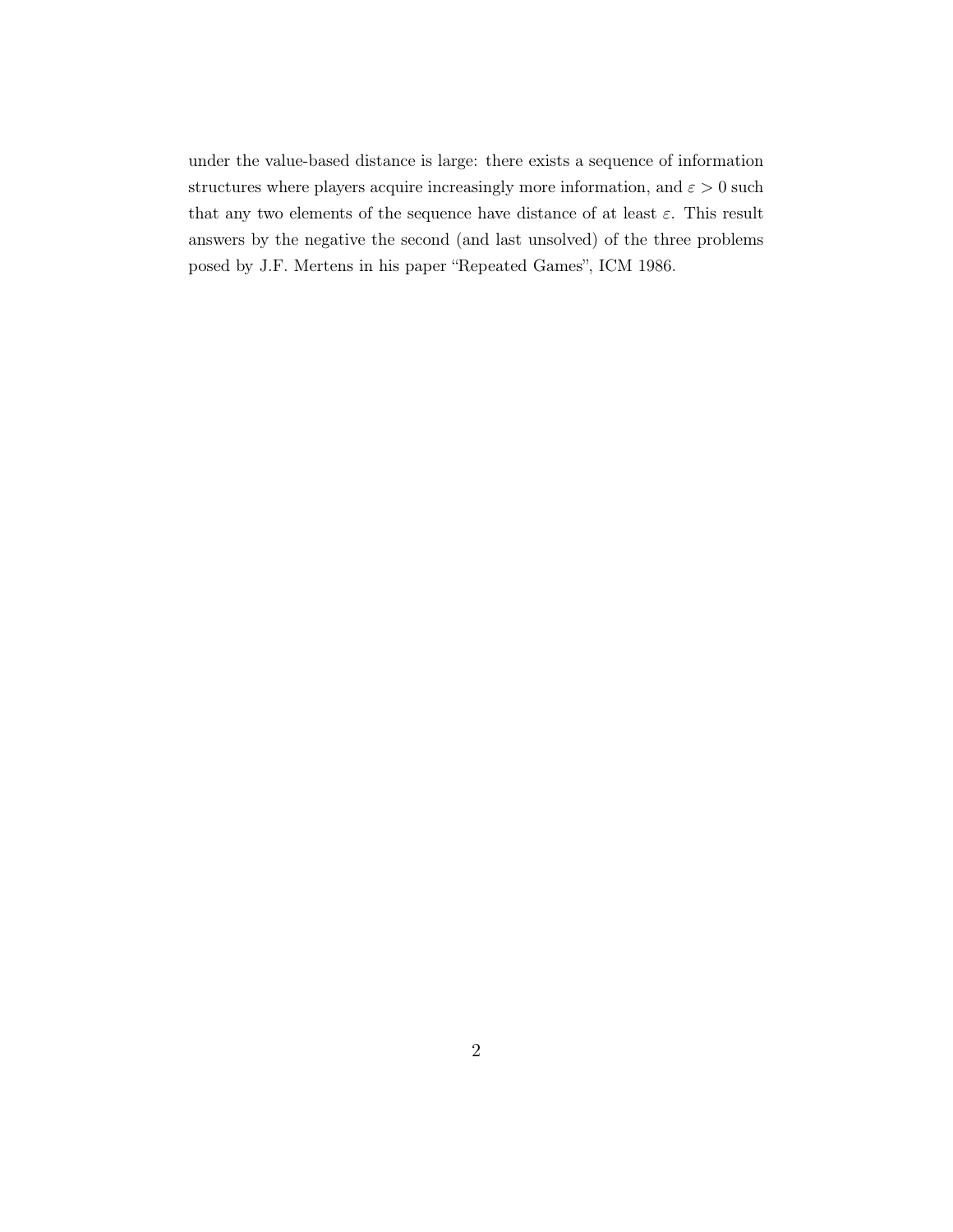under the value-based distance is large: there exists a sequence of information structures where players acquire increasingly more information, and $\varepsilon > 0$ such that any two elements of the sequence have distance of at least $\varepsilon$. This result answers by the negative the second (and last unsolved) of the three problems posed by J.F. Mertens in his paper "Repeated Games", ICM 1986.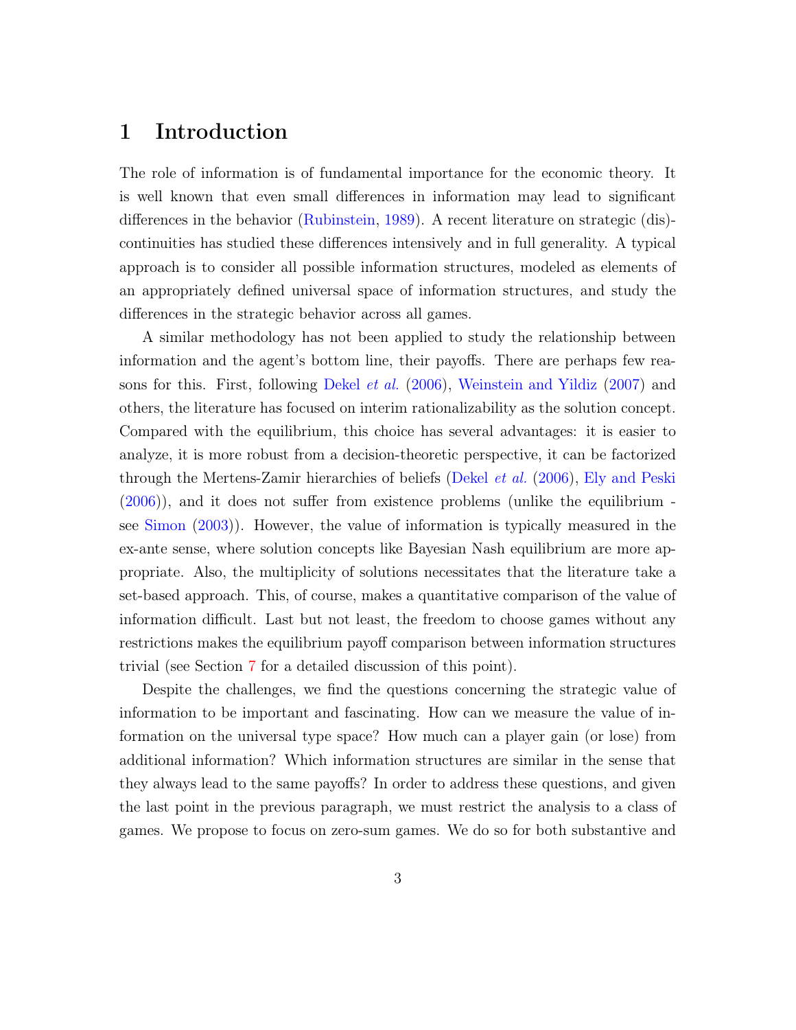# 1 Introduction

The role of information is of fundamental importance for the economic theory. It is well known that even small differences in information may lead to significant differences in the behavior (Rubinstein, 1989). A recent literature on strategic (dis)-continuities has studied these differences intensively and in full generality. A typical approach is to consider all possible information structures, modeled as elements of an appropriately defined universal space of information structures, and study the differences in the strategic behavior across all games.

A similar methodology has not been applied to study the relationship between information and the agent's bottom line, their payoffs. There are perhaps few reasons for this. First, following Dekel *et al.* (2006), Weinstein and Yildiz (2007) and others, the literature has focused on interim rationalizability as the solution concept. Compared with the equilibrium, this choice has several advantages: it is easier to analyze, it is more robust from a decision-theoretic perspective, it can be factorized through the Mertens-Zamir hierarchies of beliefs (Dekel *et al.* (2006), Ely and Peski (2006)), and it does not suffer from existence problems (unlike the equilibrium - see Simon (2003)). However, the value of information is typically measured in the ex-ante sense, where solution concepts like Bayesian Nash equilibrium are more appropriate. Also, the multiplicity of solutions necessitates that the literature take a set-based approach. This, of course, makes a quantitative comparison of the value of information difficult. Last but not least, the freedom to choose games without any restrictions makes the equilibrium payoff comparison between information structures trivial (see Section 7 for a detailed discussion of this point).

Despite the challenges, we find the questions concerning the strategic value of information to be important and fascinating. How can we measure the value of information on the universal type space? How much can a player gain (or lose) from additional information? Which information structures are similar in the sense that they always lead to the same payoffs? In order to address these questions, and given the last point in the previous paragraph, we must restrict the analysis to a class of games. We propose to focus on zero-sum games. We do so for both substantive and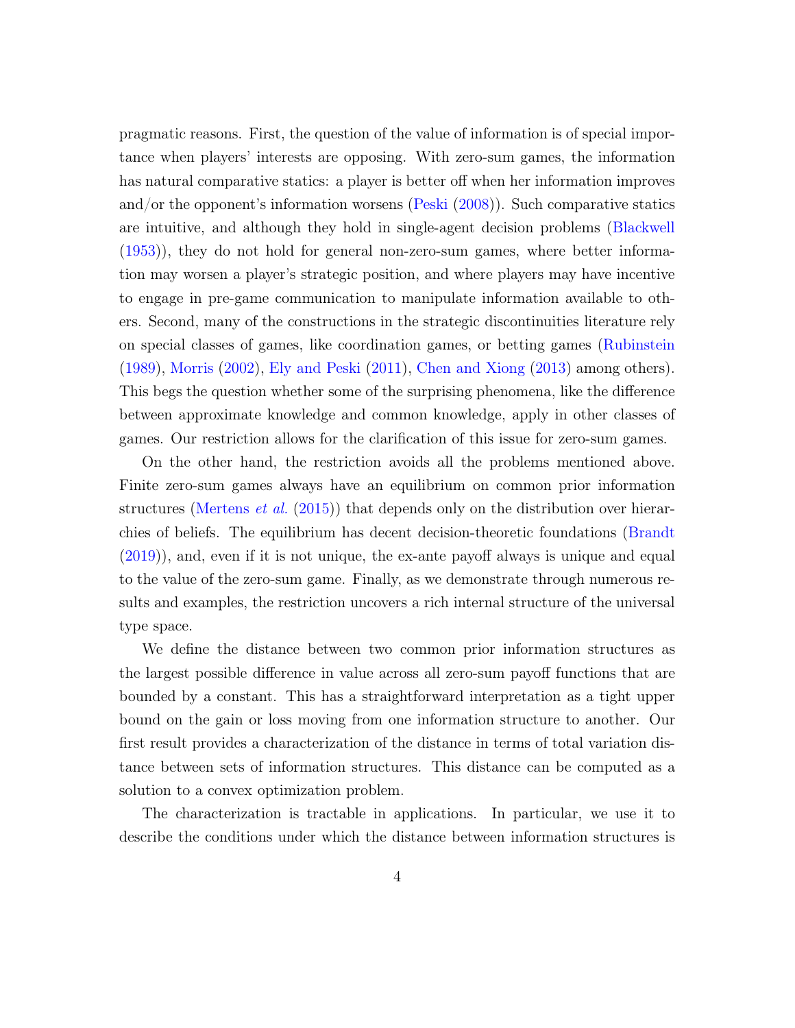pragmatic reasons. First, the question of the value of information is of special importance when players' interests are opposing. With zero-sum games, the information has natural comparative statics: a player is better off when her information improves and/or the opponent's information worsens (Peski (2008)). Such comparative statics are intuitive, and although they hold in single-agent decision problems (Blackwell (1953)), they do not hold for general non-zero-sum games, where better information may worsen a player's strategic position, and where players may have incentive to engage in pre-game communication to manipulate information available to others. Second, many of the constructions in the strategic discontinuities literature rely on special classes of games, like coordination games, or betting games (Rubinstein (1989), Morris (2002), Ely and Peski (2011), Chen and Xiong (2013) among others). This begs the question whether some of the surprising phenomena, like the difference between approximate knowledge and common knowledge, apply in other classes of games. Our restriction allows for the clarification of this issue for zero-sum games.

On the other hand, the restriction avoids all the problems mentioned above. Finite zero-sum games always have an equilibrium on common prior information structures (Mertens *et al.* (2015)) that depends only on the distribution over hierarchies of beliefs. The equilibrium has decent decision-theoretic foundations (Brandt (2019)), and, even if it is not unique, the ex-ante payoff always is unique and equal to the value of the zero-sum game. Finally, as we demonstrate through numerous results and examples, the restriction uncovers a rich internal structure of the universal type space.

We define the distance between two common prior information structures as the largest possible difference in value across all zero-sum payoff functions that are bounded by a constant. This has a straightforward interpretation as a tight upper bound on the gain or loss moving from one information structure to another. Our first result provides a characterization of the distance in terms of total variation distance between sets of information structures. This distance can be computed as a solution to a convex optimization problem.

The characterization is tractable in applications. In particular, we use it to describe the conditions under which the distance between information structures is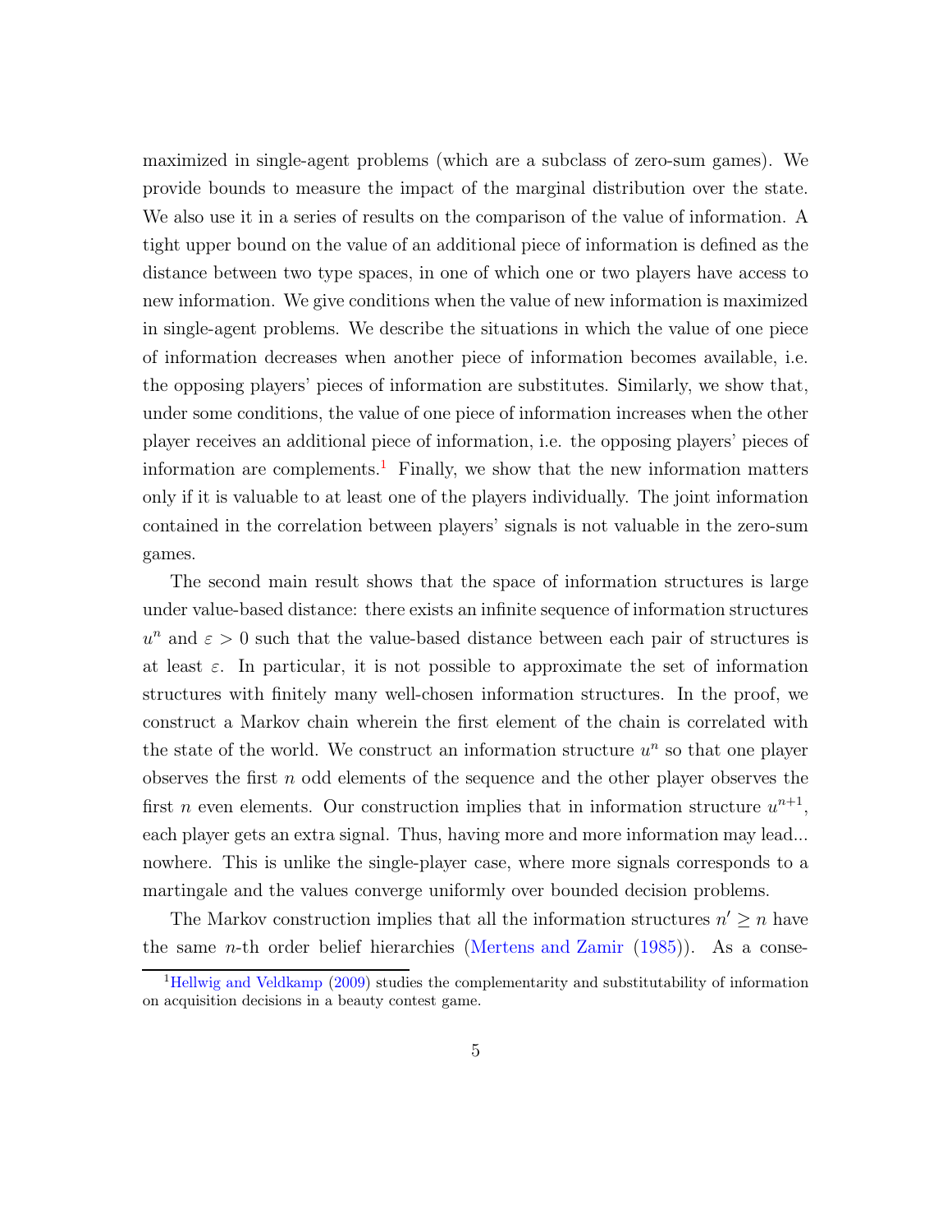maximized in single-agent problems (which are a subclass of zero-sum games). We provide bounds to measure the impact of the marginal distribution over the state. We also use it in a series of results on the comparison of the value of information. A tight upper bound on the value of an additional piece of information is defined as the distance between two type spaces, in one of which one or two players have access to new information. We give conditions when the value of new information is maximized in single-agent problems. We describe the situations in which the value of one piece of information decreases when another piece of information becomes available, i.e. the opposing players' pieces of information are substitutes. Similarly, we show that, under some conditions, the value of one piece of information increases when the other player receives an additional piece of information, i.e. the opposing players' pieces of information are complements.[1] Finally, we show that the new information matters only if it is valuable to at least one of the players individually. The joint information contained in the correlation between players' signals is not valuable in the zero-sum games.

The second main result shows that the space of information structures is large under value-based distance: there exists an infinite sequence of information structures $u^n$ and $\varepsilon > 0$ such that the value-based distance between each pair of structures is at least $\varepsilon$. In particular, it is not possible to approximate the set of information structures with finitely many well-chosen information structures. In the proof, we construct a Markov chain wherein the first element of the chain is correlated with the state of the world. We construct an information structure $u^n$ so that one player observes the first $n$ odd elements of the sequence and the other player observes the first $n$ even elements. Our construction implies that in information structure $u^{n+1}$, each player gets an extra signal. Thus, having more and more information may lead... nowhere. This is unlike the single-player case, where more signals corresponds to a martingale and the values converge uniformly over bounded decision problems.

The Markov construction implies that all the information structures $n' \geq n$ have the same $n$-th order belief hierarchies (Mertens and Zamir (1985)). As a conse-

[1] Hellwig and Veldkamp (2009) studies the complementarity and substitutability of information on acquisition decisions in a beauty contest game.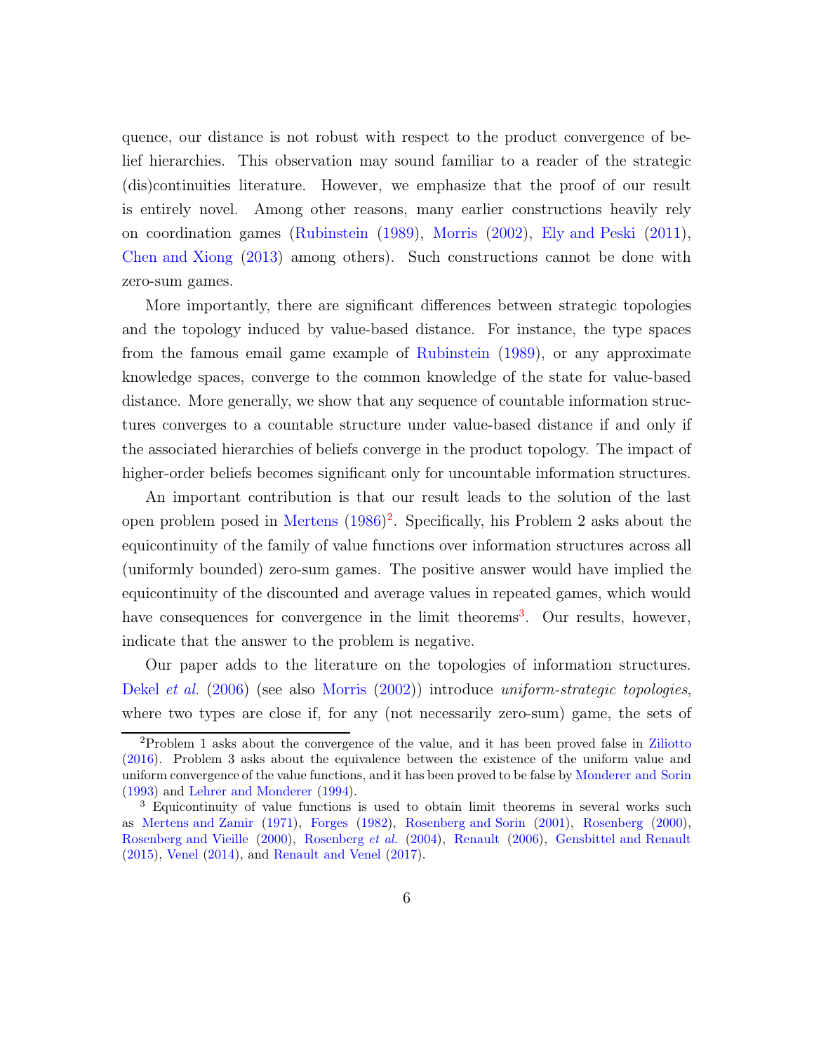quence, our distance is not robust with respect to the product convergence of belief hierarchies. This observation may sound familiar to a reader of the strategic (dis)continuities literature. However, we emphasize that the proof of our result is entirely novel. Among other reasons, many earlier constructions heavily rely on coordination games (Rubinstein (1989), Morris (2002), Ely and Peski (2011), Chen and Xiong (2013) among others). Such constructions cannot be done with zero-sum games.

More importantly, there are significant differences between strategic topologies and the topology induced by value-based distance. For instance, the type spaces from the famous email game example of Rubinstein (1989), or any approximate knowledge spaces, converge to the common knowledge of the state for value-based distance. More generally, we show that any sequence of countable information structures converges to a countable structure under value-based distance if and only if the associated hierarchies of beliefs converge in the product topology. The impact of higher-order beliefs becomes significant only for uncountable information structures.

An important contribution is that our result leads to the solution of the last open problem posed in Mertens (1986)[2]. Specifically, his Problem 2 asks about the equicontinuity of the family of value functions over information structures across all (uniformly bounded) zero-sum games. The positive answer would have implied the equicontinuity of the discounted and average values in repeated games, which would have consequences for convergence in the limit theorems[3]. Our results, however, indicate that the answer to the problem is negative.

Our paper adds to the literature on the topologies of information structures. Dekel *et al.* (2006) (see also Morris (2002)) introduce *uniform-strategic topologies*, where two types are close if, for any (not necessarily zero-sum) game, the sets of

[2] Problem 1 asks about the convergence of the value, and it has been proved false in Ziliotto (2016). Problem 3 asks about the equivalence between the existence of the uniform value and uniform convergence of the value functions, and it has been proved to be false by Monderer and Sorin (1993) and Lehrer and Monderer (1994).

[3] Equicontinuity of value functions is used to obtain limit theorems in several works such as Mertens and Zamir (1971), Forges (1982), Rosenberg and Sorin (2001), Rosenberg (2000), Rosenberg and Vieille (2000), Rosenberg *et al.* (2004), Renault (2006), Gensbittel and Renault (2015), Venel (2014), and Renault and Venel (2017).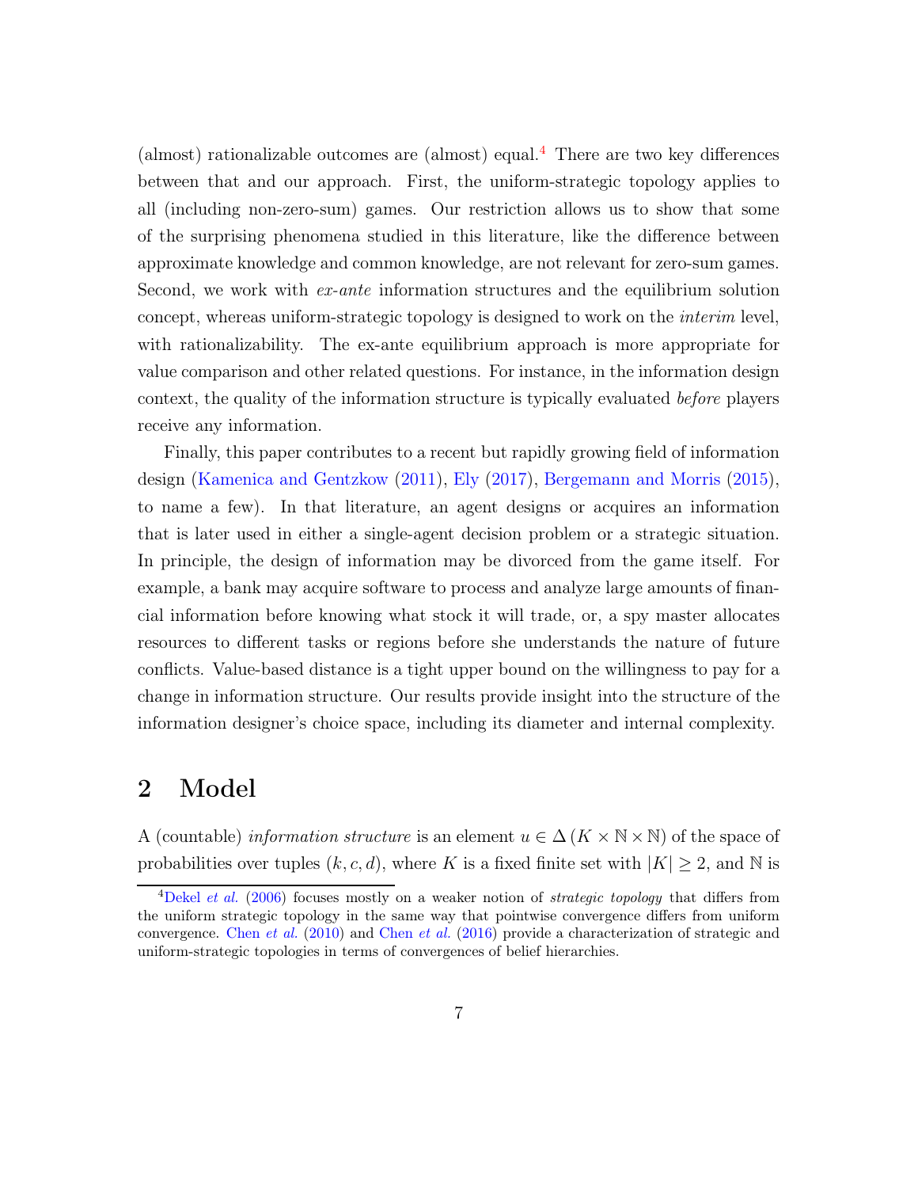(almost) rationalizable outcomes are (almost) equal.[4] There are two key differences between that and our approach. First, the uniform-strategic topology applies to all (including non-zero-sum) games. Our restriction allows us to show that some of the surprising phenomena studied in this literature, like the difference between approximate knowledge and common knowledge, are not relevant for zero-sum games. Second, we work with *ex-ante* information structures and the equilibrium solution concept, whereas uniform-strategic topology is designed to work on the *interim* level, with rationalizability. The ex-ante equilibrium approach is more appropriate for value comparison and other related questions. For instance, in the information design context, the quality of the information structure is typically evaluated *before* players receive any information.

Finally, this paper contributes to a recent but rapidly growing field of information design (Kamenica and Gentzkow (2011), Ely (2017), Bergemann and Morris (2015), to name a few). In that literature, an agent designs or acquires an information that is later used in either a single-agent decision problem or a strategic situation. In principle, the design of information may be divorced from the game itself. For example, a bank may acquire software to process and analyze large amounts of financial information before knowing what stock it will trade, or, a spy master allocates resources to different tasks or regions before she understands the nature of future conflicts. Value-based distance is a tight upper bound on the willingness to pay for a change in information structure. Our results provide insight into the structure of the information designer's choice space, including its diameter and internal complexity.

## 2 Model

A (countable) *information structure* is an element $u \in \Delta(K \times \mathbb{N} \times \mathbb{N})$ of the space of probabilities over tuples $(k, c, d)$, where $K$ is a fixed finite set with $|K| \geq 2$, and $\mathbb{N}$ is

[4] Dekel *et al.* (2006) focuses mostly on a weaker notion of *strategic topology* that differs from the uniform strategic topology in the same way that pointwise convergence differs from uniform convergence. Chen *et al.* (2010) and Chen *et al.* (2016) provide a characterization of strategic and uniform-strategic topologies in terms of convergences of belief hierarchies.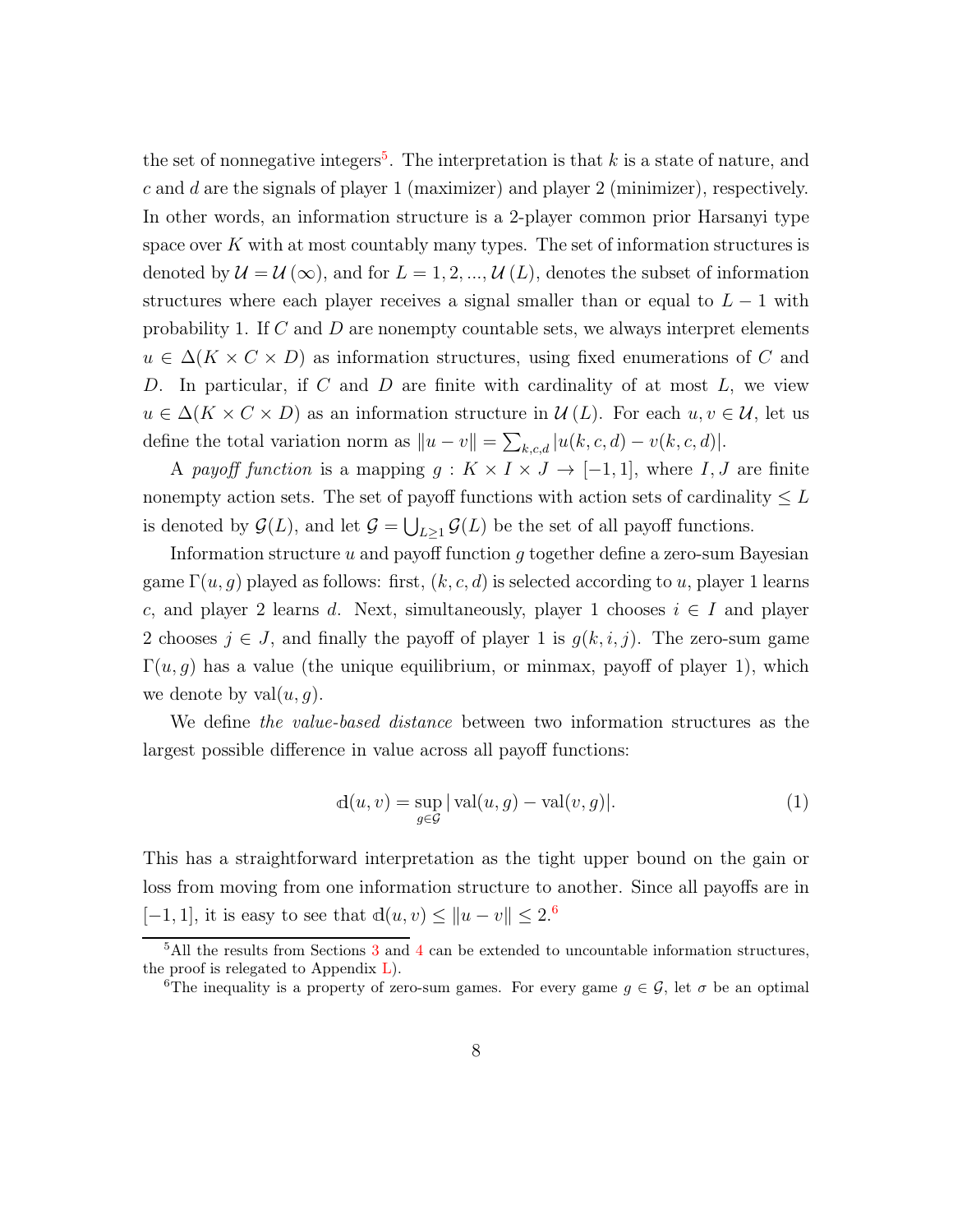the set of nonnegative integers[5]. The interpretation is that $k$ is a state of nature, and $c$ and $d$ are the signals of player 1 (maximizer) and player 2 (minimizer), respectively. In other words, an information structure is a 2-player common prior Harsanyi type space over $K$ with at most countably many types. The set of information structures is denoted by $\mathcal{U} = \mathcal{U}(\infty)$, and for $L = 1, 2, ..., \mathcal{U}(L)$, denotes the subset of information structures where each player receives a signal smaller than or equal to $L - 1$ with probability 1. If $C$ and $D$ are nonempty countable sets, we always interpret elements $u \in \Delta(K \times C \times D)$ as information structures, using fixed enumerations of $C$ and $D$. In particular, if $C$ and $D$ are finite with cardinality of at most $L$, we view $u \in \Delta(K \times C \times D)$ as an information structure in $\mathcal{U}(L)$. For each $u, v \in \mathcal{U}$, let us define the total variation norm as $\|u - v\| = \sum_{k,c,d} |u(k, c, d) - v(k, c, d)|$.

A *payoff function* is a mapping $g : K \times I \times J \to [-1, 1]$, where $I, J$ are finite nonempty action sets. The set of payoff functions with action sets of cardinality $\leq L$ is denoted by $\mathcal{G}(L)$, and let $\mathcal{G} = \bigcup_{L \geq 1} \mathcal{G}(L)$ be the set of all payoff functions.

Information structure $u$ and payoff function $g$ together define a zero-sum Bayesian game $\Gamma(u, g)$ played as follows: first, $(k, c, d)$ is selected according to $u$, player 1 learns $c$, and player 2 learns $d$. Next, simultaneously, player 1 chooses $i \in I$ and player 2 chooses $j \in J$, and finally the payoff of player 1 is $g(k, i, j)$. The zero-sum game $\Gamma(u, g)$ has a value (the unique equilibrium, or minmax, payoff of player 1), which we denote by $\text{val}(u, g)$.

We define *the value-based distance* between two information structures as the largest possible difference in value across all payoff functions:

$$\mathbb{d}(u, v) = \sup_{g \in \mathcal{G}} |\,\text{val}(u, g) - \text{val}(v, g)|. \tag{1}$$

This has a straightforward interpretation as the tight upper bound on the gain or loss from moving from one information structure to another. Since all payoffs are in $[-1, 1]$, it is easy to see that $\mathbb{d}(u, v) \leq \|u - v\| \leq 2$.[6]

[5] All the results from Sections 3 and 4 can be extended to uncountable information structures, the proof is relegated to Appendix L).

[6] The inequality is a property of zero-sum games. For every game $g \in \mathcal{G}$, let $\sigma$ be an optimal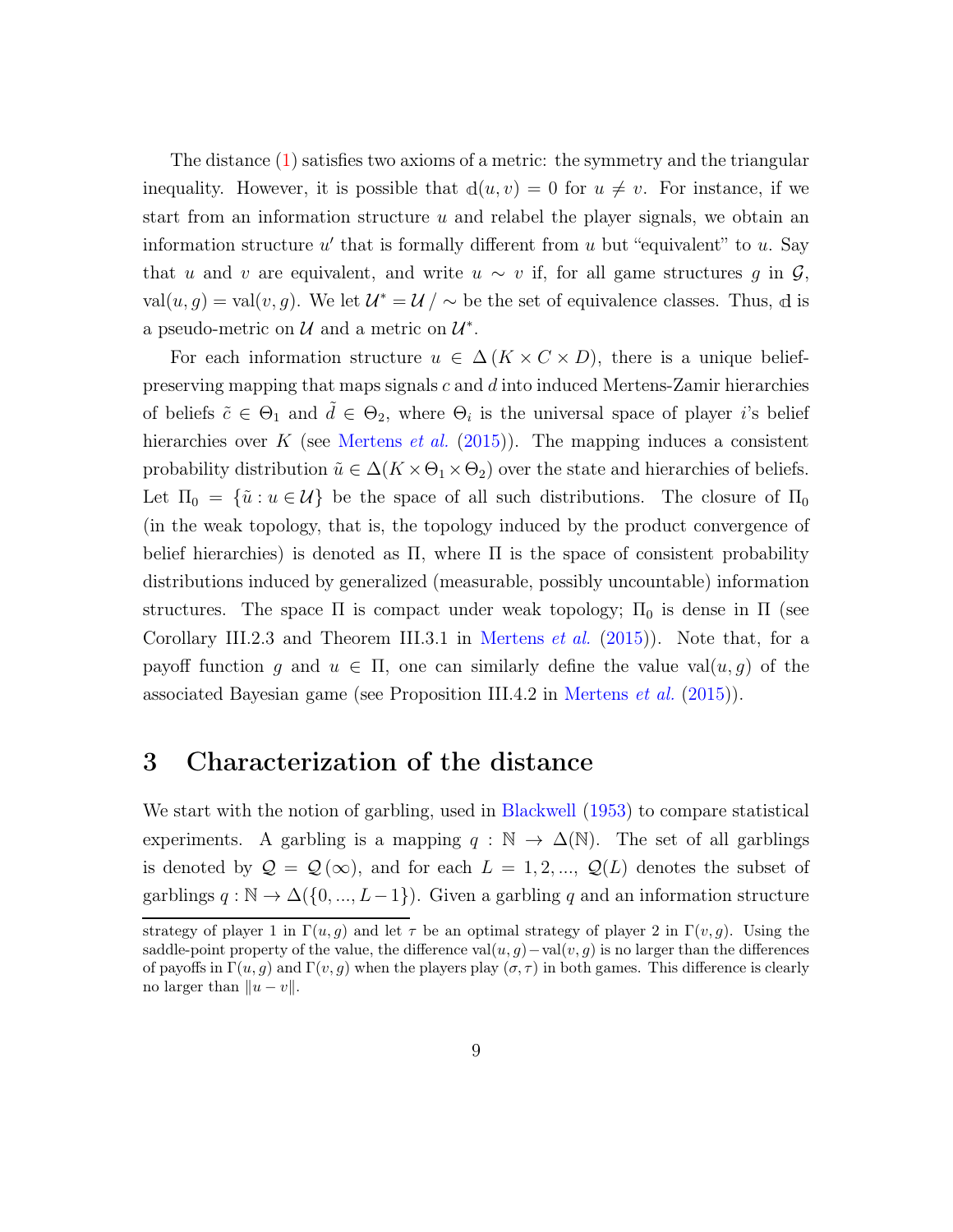The distance (1) satisfies two axioms of a metric: the symmetry and the triangular inequality. However, it is possible that $\mathbb{d}(u,v)=0$ for $u \neq v$. For instance, if we start from an information structure $u$ and relabel the player signals, we obtain an information structure $u'$ that is formally different from $u$ but "equivalent" to $u$. Say that $u$ and $v$ are equivalent, and write $u \sim v$ if, for all game structures $g$ in $\mathcal{G}$, $\mathrm{val}(u,g) = \mathrm{val}(v,g)$. We let $\mathcal{U}^* = \mathcal{U} / \sim$ be the set of equivalence classes. Thus, $\mathbb{d}$ is a pseudo-metric on $\mathcal{U}$ and a metric on $\mathcal{U}^*$.

For each information structure $u \in \Delta(K \times C \times D)$, there is a unique belief-preserving mapping that maps signals $c$ and $d$ into induced Mertens-Zamir hierarchies of beliefs $\tilde{c} \in \Theta_1$ and $\tilde{d} \in \Theta_2$, where $\Theta_i$ is the universal space of player $i$'s belief hierarchies over $K$ (see Mertens *et al.* (2015)). The mapping induces a consistent probability distribution $\tilde{u} \in \Delta(K \times \Theta_1 \times \Theta_2)$ over the state and hierarchies of beliefs. Let $\Pi_0 = \{\tilde{u} : u \in \mathcal{U}\}$ be the space of all such distributions. The closure of $\Pi_0$ (in the weak topology, that is, the topology induced by the product convergence of belief hierarchies) is denoted as $\Pi$, where $\Pi$ is the space of consistent probability distributions induced by generalized (measurable, possibly uncountable) information structures. The space $\Pi$ is compact under weak topology; $\Pi_0$ is dense in $\Pi$ (see Corollary III.2.3 and Theorem III.3.1 in Mertens *et al.* (2015)). Note that, for a payoff function $g$ and $u \in \Pi$, one can similarly define the value $\mathrm{val}(u,g)$ of the associated Bayesian game (see Proposition III.4.2 in Mertens *et al.* (2015)).

# 3 Characterization of the distance

We start with the notion of garbling, used in Blackwell (1953) to compare statistical experiments. A garbling is a mapping $q : \mathbb{N} \to \Delta(\mathbb{N})$. The set of all garblings is denoted by $\mathcal{Q} = \mathcal{Q}(\infty)$, and for each $L = 1, 2, \ldots$, $\mathcal{Q}(L)$ denotes the subset of garblings $q : \mathbb{N} \to \Delta(\{0, \ldots, L-1\})$. Given a garbling $q$ and an information structure

---

strategy of player 1 in $\Gamma(u,g)$ and let $\tau$ be an optimal strategy of player 2 in $\Gamma(v,g)$. Using the saddle-point property of the value, the difference $\mathrm{val}(u,g) - \mathrm{val}(v,g)$ is no larger than the differences of payoffs in $\Gamma(u,g)$ and $\Gamma(v,g)$ when the players play $(\sigma,\tau)$ in both games. This difference is clearly no larger than $\|u-v\|$.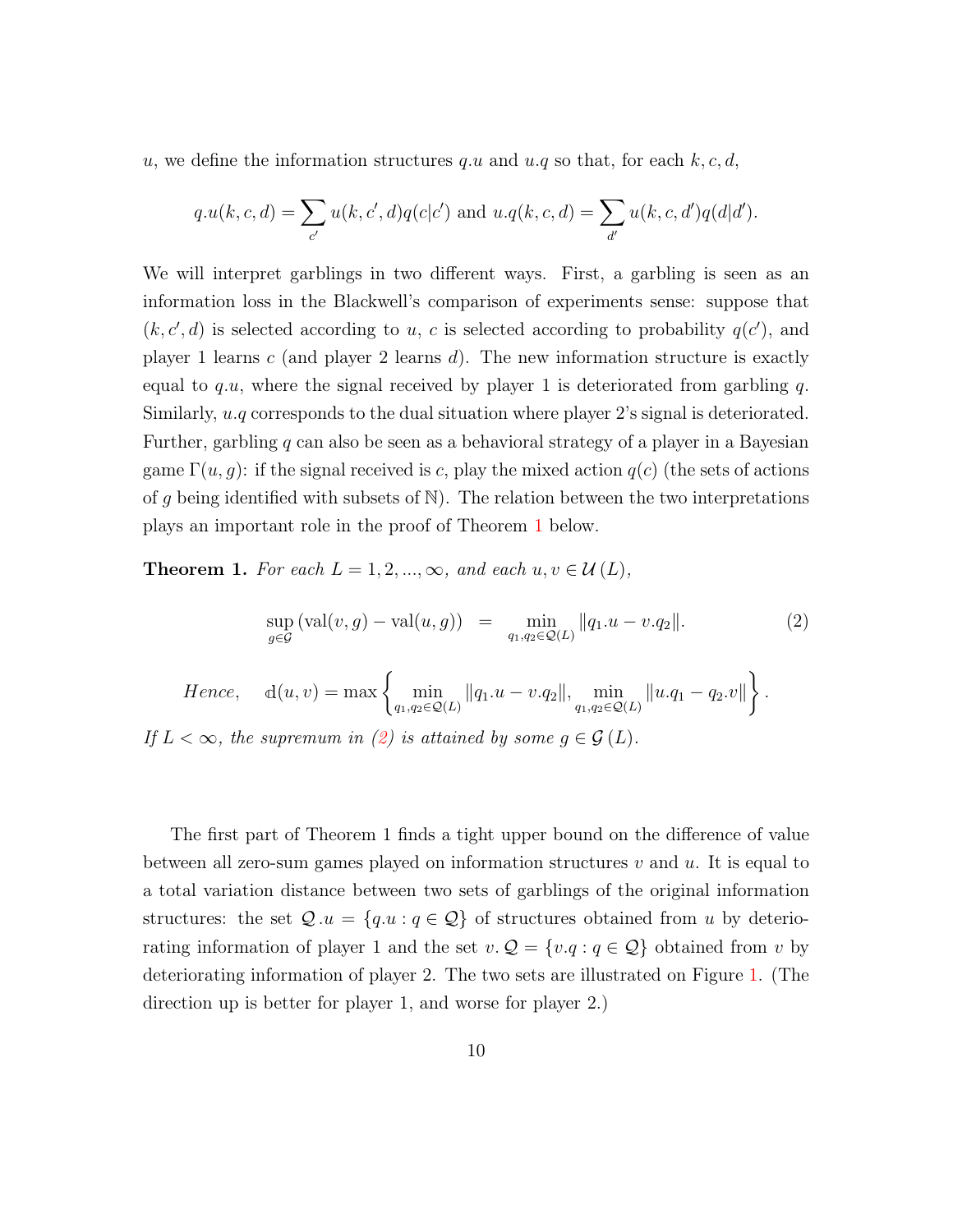$u$, we define the information structures $q.u$ and $u.q$ so that, for each $k, c, d$,

$$q.u(k,c,d) = \sum_{c'} u(k,c',d)q(c|c') \text{ and } u.q(k,c,d) = \sum_{d'} u(k,c,d')q(d|d').$$

We will interpret garblings in two different ways. First, a garbling is seen as an information loss in the Blackwell's comparison of experiments sense: suppose that $(k, c', d)$ is selected according to $u$, $c$ is selected according to probability $q(c')$, and player 1 learns $c$ (and player 2 learns $d$). The new information structure is exactly equal to $q.u$, where the signal received by player 1 is deteriorated from garbling $q$. Similarly, $u.q$ corresponds to the dual situation where player 2's signal is deteriorated. Further, garbling $q$ can also be seen as a behavioral strategy of a player in a Bayesian game $\Gamma(u, g)$: if the signal received is $c$, play the mixed action $q(c)$ (the sets of actions of $g$ being identified with subsets of $\mathbb{N}$). The relation between the two interpretations plays an important role in the proof of Theorem 1 below.

**Theorem 1.** *For each $L = 1, 2, ..., \infty$, and each $u, v \in \mathcal{U}(L)$,*

$$\sup_{g \in \mathcal{G}} (\text{val}(v,g) - \text{val}(u,g)) \; = \; \min_{q_1, q_2 \in \mathcal{Q}(L)} \|q_1.u - v.q_2\|. \tag{2}$$

*Hence,* $$\mathbb{d}(u,v) = \max\left\{ \min_{q_1, q_2 \in \mathcal{Q}(L)} \|q_1.u - v.q_2\|, \min_{q_1, q_2 \in \mathcal{Q}(L)} \|u.q_1 - q_2.v\| \right\}.$$

*If $L < \infty$, the supremum in (2) is attained by some $g \in \mathcal{G}(L)$.*

The first part of Theorem 1 finds a tight upper bound on the difference of value between all zero-sum games played on information structures $v$ and $u$. It is equal to a total variation distance between two sets of garblings of the original information structures: the set $\mathcal{Q}.u = \{q.u : q \in \mathcal{Q}\}$ of structures obtained from $u$ by deteriorating information of player 1 and the set $v.\mathcal{Q} = \{v.q : q \in \mathcal{Q}\}$ obtained from $v$ by deteriorating information of player 2. The two sets are illustrated on Figure 1. (The direction up is better for player 1, and worse for player 2.)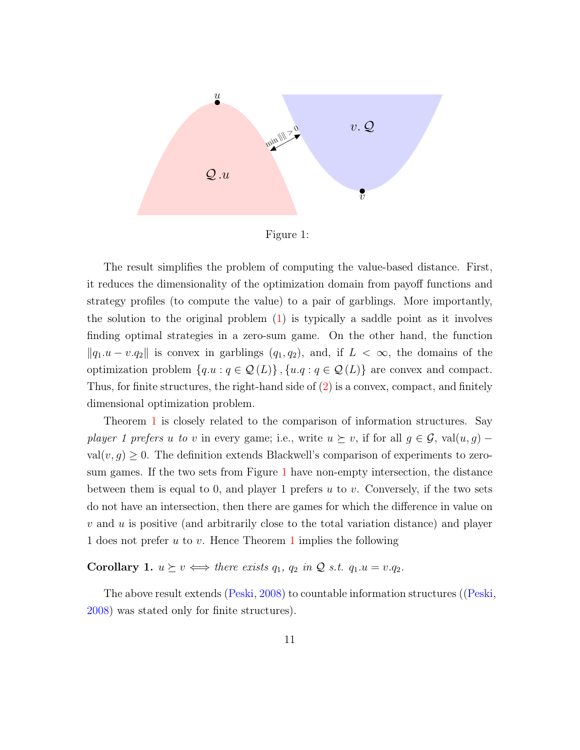Figure 1:

The result simplifies the problem of computing the value-based distance. First, it reduces the dimensionality of the optimization domain from payoff functions and strategy profiles (to compute the value) to a pair of garblings. More importantly, the solution to the original problem (1) is typically a saddle point as it involves finding optimal strategies in a zero-sum game. On the other hand, the function $\|q_1.u - v.q_2\|$ is convex in garblings $(q_1, q_2)$, and, if $L < \infty$, the domains of the optimization problem $\{q.u : q \in \mathcal{Q}(L)\}, \{u.q : q \in \mathcal{Q}(L)\}$ are convex and compact. Thus, for finite structures, the right-hand side of (2) is a convex, compact, and finitely dimensional optimization problem.

Theorem 1 is closely related to the comparison of information structures. Say *player 1 prefers $u$ to $v$* in every game; i.e., write $u \succeq v$, if for all $g \in \mathcal{G}$, $\text{val}(u, g) - \text{val}(v, g) \geq 0$. The definition extends Blackwell's comparison of experiments to zero-sum games. If the two sets from Figure 1 have non-empty intersection, the distance between them is equal to 0, and player 1 prefers $u$ to $v$. Conversely, if the two sets do not have an intersection, then there are games for which the difference in value on $v$ and $u$ is positive (and arbitrarily close to the total variation distance) and player 1 does not prefer $u$ to $v$. Hence Theorem 1 implies the following

**Corollary 1.** *$u \succeq v \iff$ there exists $q_1$, $q_2$ in $\mathcal{Q}$ s.t. $q_1.u = v.q_2$.*

The above result extends (Peski, 2008) to countable information structures ((Peski, 2008) was stated only for finite structures).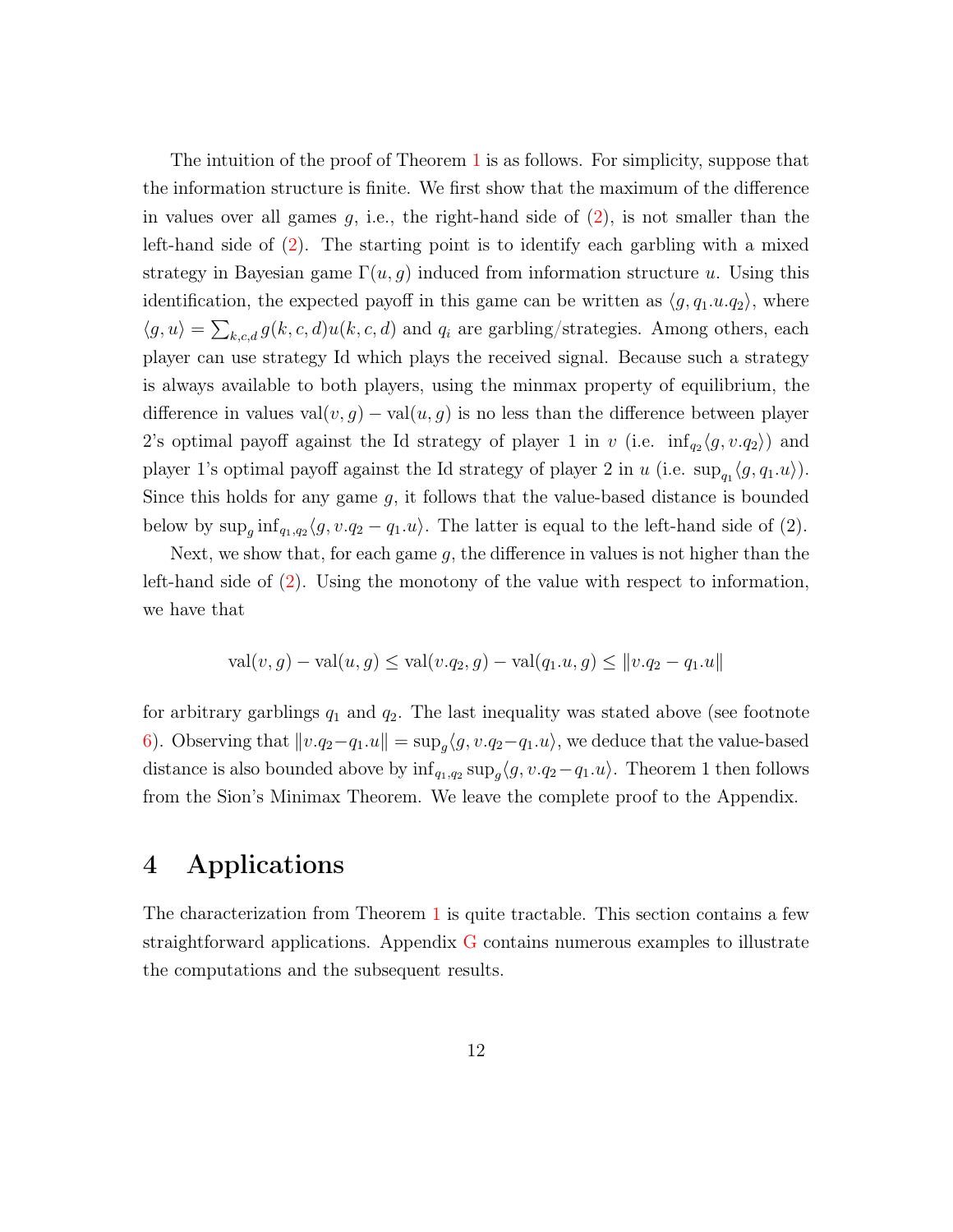The intuition of the proof of Theorem 1 is as follows. For simplicity, suppose that the information structure is finite. We first show that the maximum of the difference in values over all games $g$, i.e., the right-hand side of (2), is not smaller than the left-hand side of (2). The starting point is to identify each garbling with a mixed strategy in Bayesian game $\Gamma(u, g)$ induced from information structure $u$. Using this identification, the expected payoff in this game can be written as $\langle g, q_1.u.q_2 \rangle$, where $\langle g, u \rangle = \sum_{k,c,d} g(k, c, d)u(k, c, d)$ and $q_i$ are garbling/strategies. Among others, each player can use strategy Id which plays the received signal. Because such a strategy is always available to both players, using the minmax property of equilibrium, the difference in values $\text{val}(v, g) - \text{val}(u, g)$ is no less than the difference between player 2's optimal payoff against the Id strategy of player 1 in $v$ (i.e. $\inf_{q_2} \langle g, v.q_2 \rangle$) and player 1's optimal payoff against the Id strategy of player 2 in $u$ (i.e. $\sup_{q_1} \langle g, q_1.u \rangle$). Since this holds for any game $g$, it follows that the value-based distance is bounded below by $\sup_g \inf_{q_1,q_2} \langle g, v.q_2 - q_1.u \rangle$. The latter is equal to the left-hand side of (2).

Next, we show that, for each game $g$, the difference in values is not higher than the left-hand side of (2). Using the monotony of the value with respect to information, we have that

$$\text{val}(v, g) - \text{val}(u, g) \leq \text{val}(v.q_2, g) - \text{val}(q_1.u, g) \leq \|v.q_2 - q_1.u\|$$

for arbitrary garblings $q_1$ and $q_2$. The last inequality was stated above (see footnote 6). Observing that $\|v.q_2 - q_1.u\| = \sup_g \langle g, v.q_2 - q_1.u \rangle$, we deduce that the value-based distance is also bounded above by $\inf_{q_1,q_2} \sup_g \langle g, v.q_2 - q_1.u \rangle$. Theorem 1 then follows from the Sion's Minimax Theorem. We leave the complete proof to the Appendix.

# 4 Applications

The characterization from Theorem 1 is quite tractable. This section contains a few straightforward applications. Appendix G contains numerous examples to illustrate the computations and the subsequent results.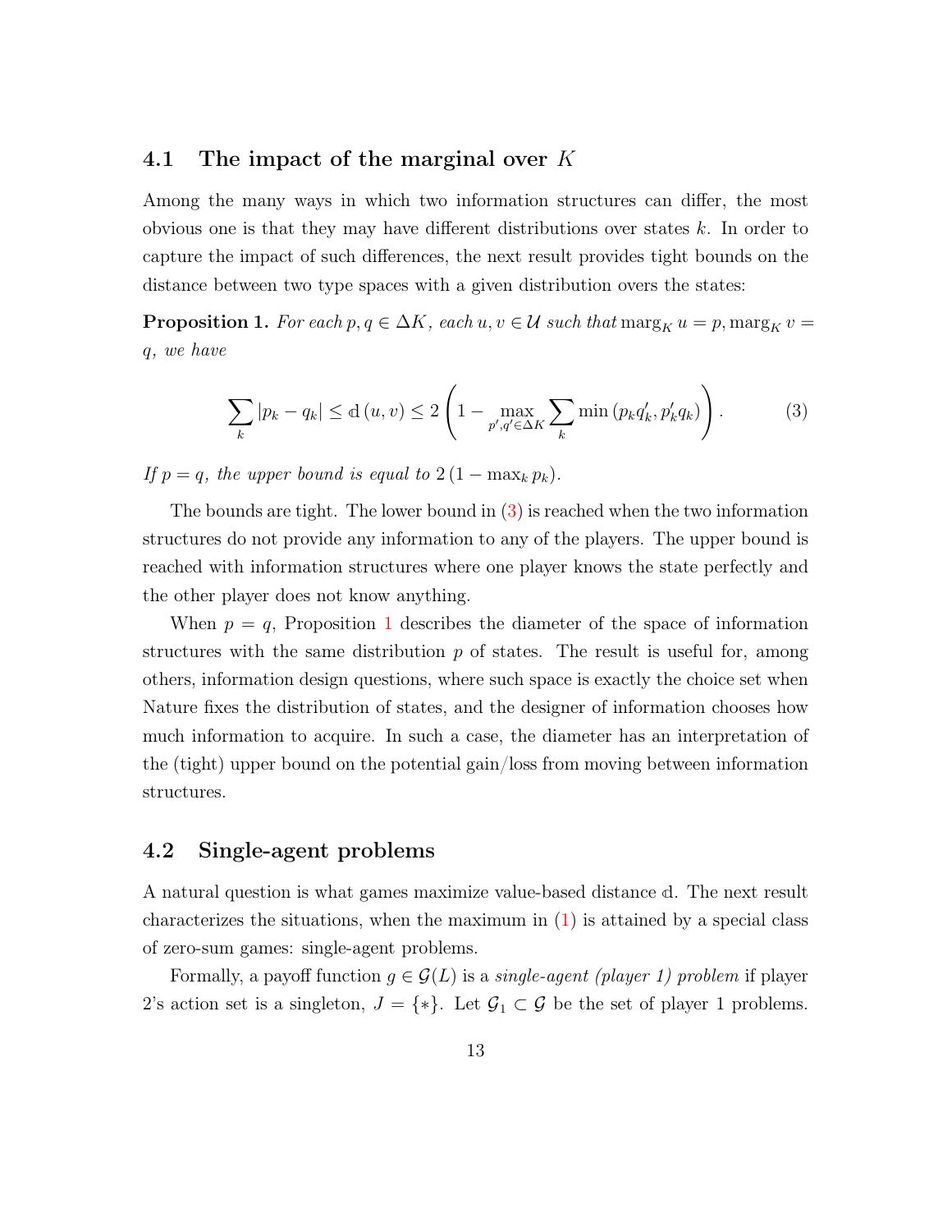### 4.1 The impact of the marginal over $K$

Among the many ways in which two information structures can differ, the most obvious one is that they may have different distributions over states $k$. In order to capture the impact of such differences, the next result provides tight bounds on the distance between two type spaces with a given distribution overs the states:

**Proposition 1.** *For each $p, q \in \Delta K$, each $u, v \in \mathcal{U}$ such that $\operatorname{marg}_K u = p, \operatorname{marg}_K v = q$, we have*

$$\sum_k |p_k - q_k| \leq \mathbb{d}(u, v) \leq 2\left(1 - \max_{p',q' \in \Delta K} \sum_k \min\left(p_k q'_k, p'_k q_k\right)\right). \tag{3}$$

*If $p = q$, the upper bound is equal to $2(1 - \max_k p_k)$.*

The bounds are tight. The lower bound in (3) is reached when the two information structures do not provide any information to any of the players. The upper bound is reached with information structures where one player knows the state perfectly and the other player does not know anything.

When $p = q$, Proposition 1 describes the diameter of the space of information structures with the same distribution $p$ of states. The result is useful for, among others, information design questions, where such space is exactly the choice set when Nature fixes the distribution of states, and the designer of information chooses how much information to acquire. In such a case, the diameter has an interpretation of the (tight) upper bound on the potential gain/loss from moving between information structures.

### 4.2 Single-agent problems

A natural question is what games maximize value-based distance $\mathbb{d}$. The next result characterizes the situations, when the maximum in (1) is attained by a special class of zero-sum games: single-agent problems.

Formally, a payoff function $g \in \mathcal{G}(L)$ is a *single-agent (player 1) problem* if player 2's action set is a singleton, $J = \{*\}$. Let $\mathcal{G}_1 \subset \mathcal{G}$ be the set of player 1 problems.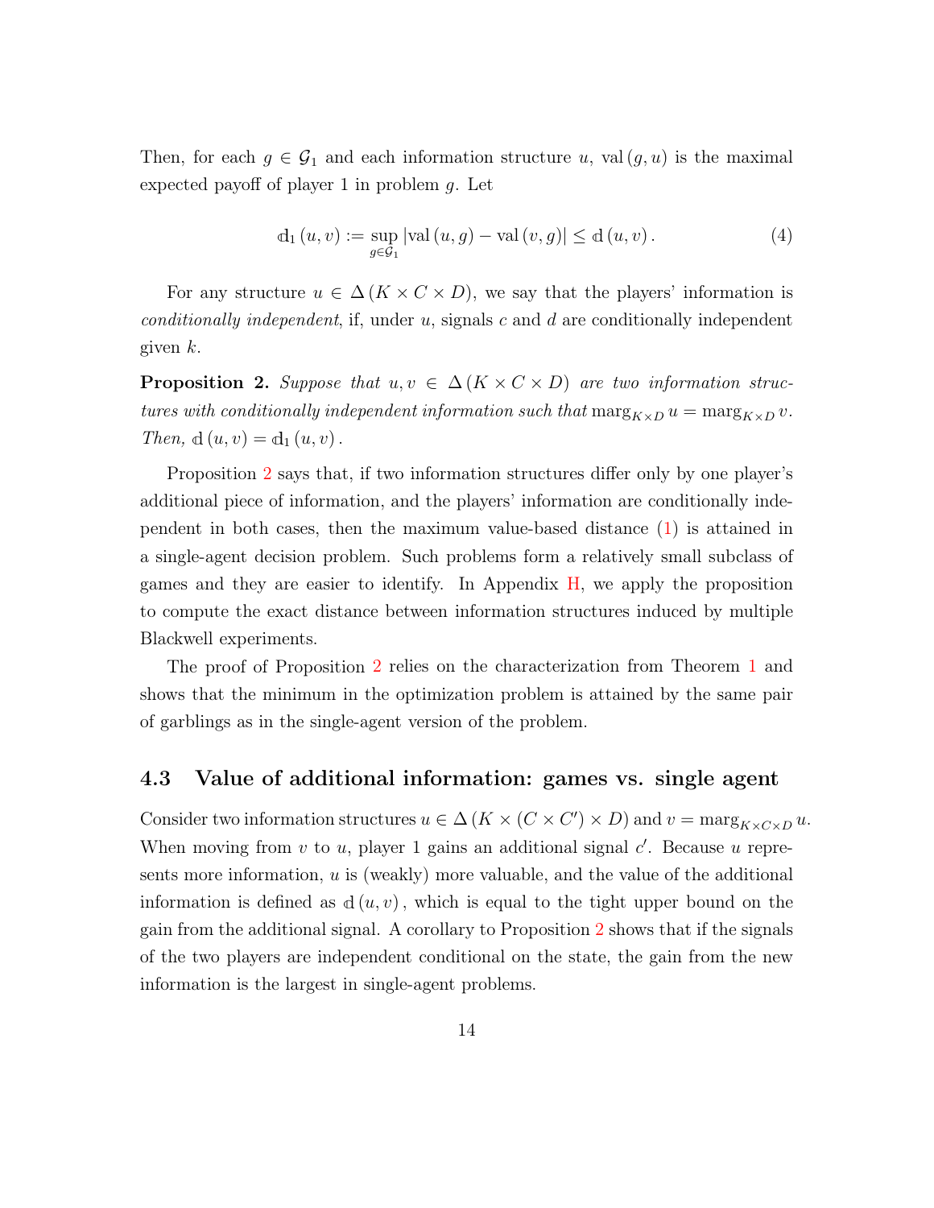Then, for each $g \in \mathcal{G}_1$ and each information structure $u$, $\operatorname{val}(g, u)$ is the maximal expected payoff of player 1 in problem $g$. Let

$$\mathbb{d}_1(u, v) := \sup_{g \in \mathcal{G}_1} |\operatorname{val}(u, g) - \operatorname{val}(v, g)| \leq \mathbb{d}(u, v). \tag{4}$$

For any structure $u \in \Delta(K \times C \times D)$, we say that the players' information is *conditionally independent*, if, under $u$, signals $c$ and $d$ are conditionally independent given $k$.

**Proposition 2.** *Suppose that $u, v \in \Delta(K \times C \times D)$ are two information structures with conditionally independent information such that $\operatorname{marg}_{K \times D} u = \operatorname{marg}_{K \times D} v$. Then, $\mathbb{d}(u, v) = \mathbb{d}_1(u, v)$.*

Proposition 2 says that, if two information structures differ only by one player's additional piece of information, and the players' information are conditionally independent in both cases, then the maximum value-based distance (1) is attained in a single-agent decision problem. Such problems form a relatively small subclass of games and they are easier to identify. In Appendix H, we apply the proposition to compute the exact distance between information structures induced by multiple Blackwell experiments.

The proof of Proposition 2 relies on the characterization from Theorem 1 and shows that the minimum in the optimization problem is attained by the same pair of garblings as in the single-agent version of the problem.

### 4.3 Value of additional information: games vs. single agent

Consider two information structures $u \in \Delta(K \times (C \times C') \times D)$ and $v = \operatorname{marg}_{K \times C \times D} u$. When moving from $v$ to $u$, player 1 gains an additional signal $c'$. Because $u$ represents more information, $u$ is (weakly) more valuable, and the value of the additional information is defined as $\mathbb{d}(u, v)$, which is equal to the tight upper bound on the gain from the additional signal. A corollary to Proposition 2 shows that if the signals of the two players are independent conditional on the state, the gain from the new information is the largest in single-agent problems.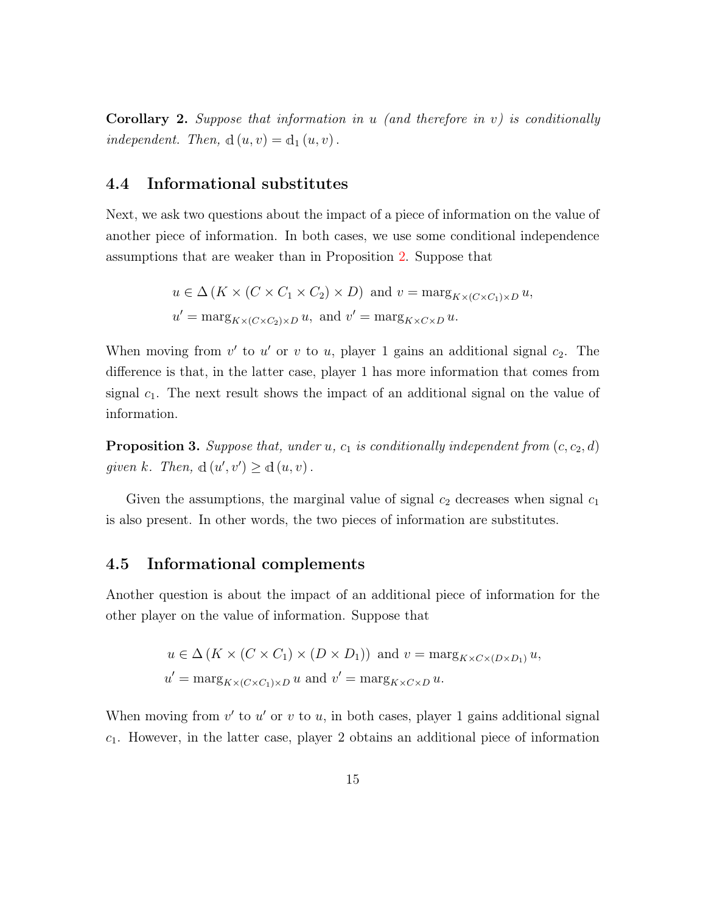**Corollary 2.** *Suppose that information in $u$ (and therefore in $v$) is conditionally independent. Then, $\mathbb{d}(u, v) = \mathbb{d}_1(u, v)$.*

## 4.4 Informational substitutes

Next, we ask two questions about the impact of a piece of information on the value of another piece of information. In both cases, we use some conditional independence assumptions that are weaker than in Proposition 2. Suppose that

$$u \in \Delta(K \times (C \times C_1 \times C_2) \times D) \text{ and } v = \operatorname{marg}_{K \times (C \times C_1) \times D} u,$$
$$u' = \operatorname{marg}_{K \times (C \times C_2) \times D} u, \text{ and } v' = \operatorname{marg}_{K \times C \times D} u.$$

When moving from $v'$ to $u'$ or $v$ to $u$, player 1 gains an additional signal $c_2$. The difference is that, in the latter case, player 1 has more information that comes from signal $c_1$. The next result shows the impact of an additional signal on the value of information.

**Proposition 3.** *Suppose that, under $u$, $c_1$ is conditionally independent from $(c, c_2, d)$ given $k$. Then, $\mathbb{d}(u', v') \geq \mathbb{d}(u, v)$.*

Given the assumptions, the marginal value of signal $c_2$ decreases when signal $c_1$ is also present. In other words, the two pieces of information are substitutes.

## 4.5 Informational complements

Another question is about the impact of an additional piece of information for the other player on the value of information. Suppose that

$$u \in \Delta(K \times (C \times C_1) \times (D \times D_1)) \text{ and } v = \operatorname{marg}_{K \times C \times (D \times D_1)} u,$$
$$u' = \operatorname{marg}_{K \times (C \times C_1) \times D} u \text{ and } v' = \operatorname{marg}_{K \times C \times D} u.$$

When moving from $v'$ to $u'$ or $v$ to $u$, in both cases, player 1 gains additional signal $c_1$. However, in the latter case, player 2 obtains an additional piece of information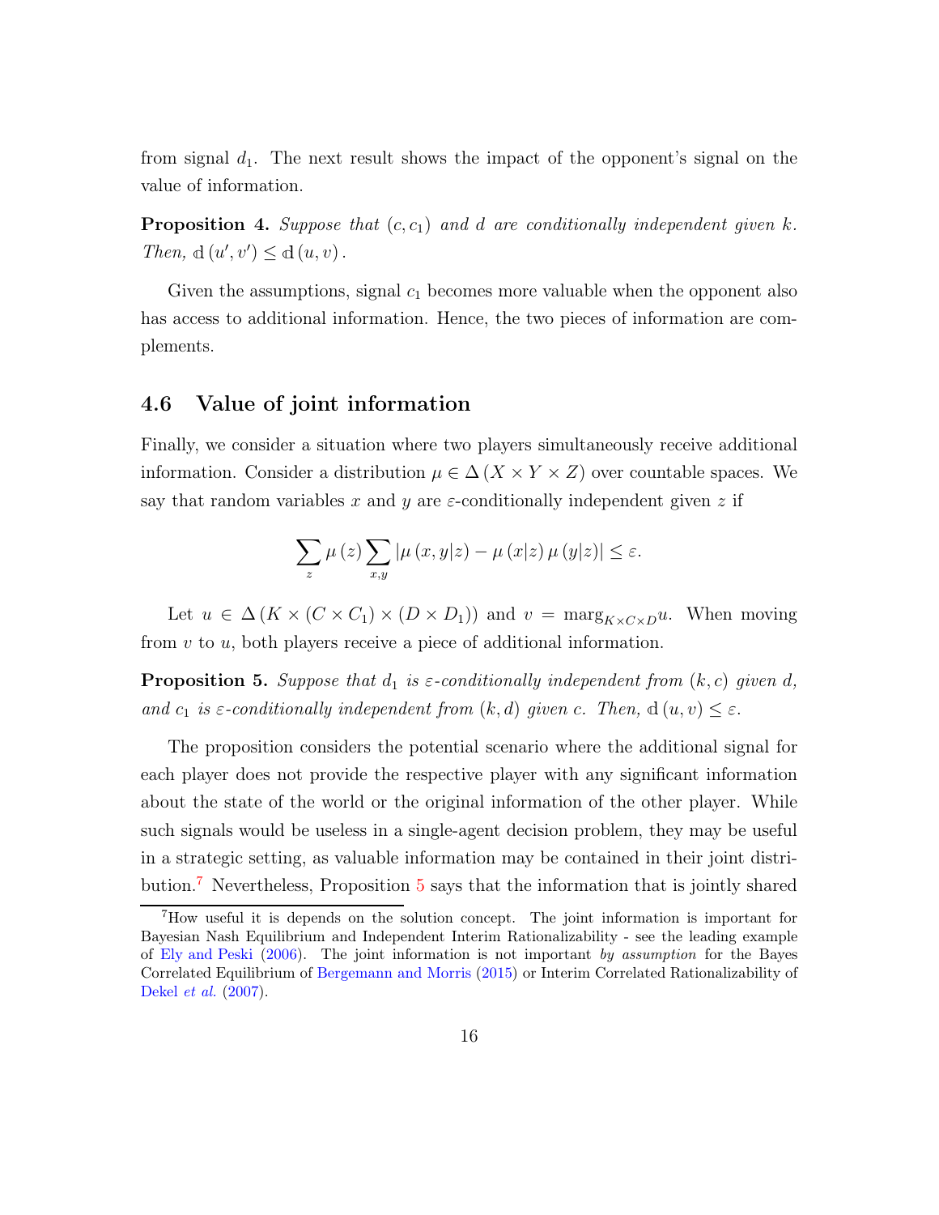from signal $d_1$. The next result shows the impact of the opponent's signal on the value of information.

**Proposition 4.** *Suppose that* $(c, c_1)$ *and* $d$ *are conditionally independent given* $k$. *Then,* $\mathbb{d}(u', v') \leq \mathbb{d}(u, v)$.

Given the assumptions, signal $c_1$ becomes more valuable when the opponent also has access to additional information. Hence, the two pieces of information are complements.

### 4.6 Value of joint information

Finally, we consider a situation where two players simultaneously receive additional information. Consider a distribution $\mu \in \Delta(X \times Y \times Z)$ over countable spaces. We say that random variables $x$ and $y$ are $\varepsilon$-conditionally independent given $z$ if

$$\sum_{z} \mu(z) \sum_{x,y} |\mu(x, y|z) - \mu(x|z)\,\mu(y|z)| \leq \varepsilon.$$

Let $u \in \Delta(K \times (C \times C_1) \times (D \times D_1))$ and $v = \text{marg}_{K \times C \times D} u$. When moving from $v$ to $u$, both players receive a piece of additional information.

**Proposition 5.** *Suppose that* $d_1$ *is* $\varepsilon$*-conditionally independent from* $(k, c)$ *given* $d$, *and* $c_1$ *is* $\varepsilon$*-conditionally independent from* $(k, d)$ *given* $c$. *Then,* $\mathbb{d}(u, v) \leq \varepsilon$.

The proposition considers the potential scenario where the additional signal for each player does not provide the respective player with any significant information about the state of the world or the original information of the other player. While such signals would be useless in a single-agent decision problem, they may be useful in a strategic setting, as valuable information may be contained in their joint distribution.[7] Nevertheless, Proposition 5 says that the information that is jointly shared

[7] How useful it is depends on the solution concept. The joint information is important for Bayesian Nash Equilibrium and Independent Interim Rationalizability - see the leading example of Ely and Peski (2006). The joint information is not important *by assumption* for the Bayes Correlated Equilibrium of Bergemann and Morris (2015) or Interim Correlated Rationalizability of Dekel *et al.* (2007).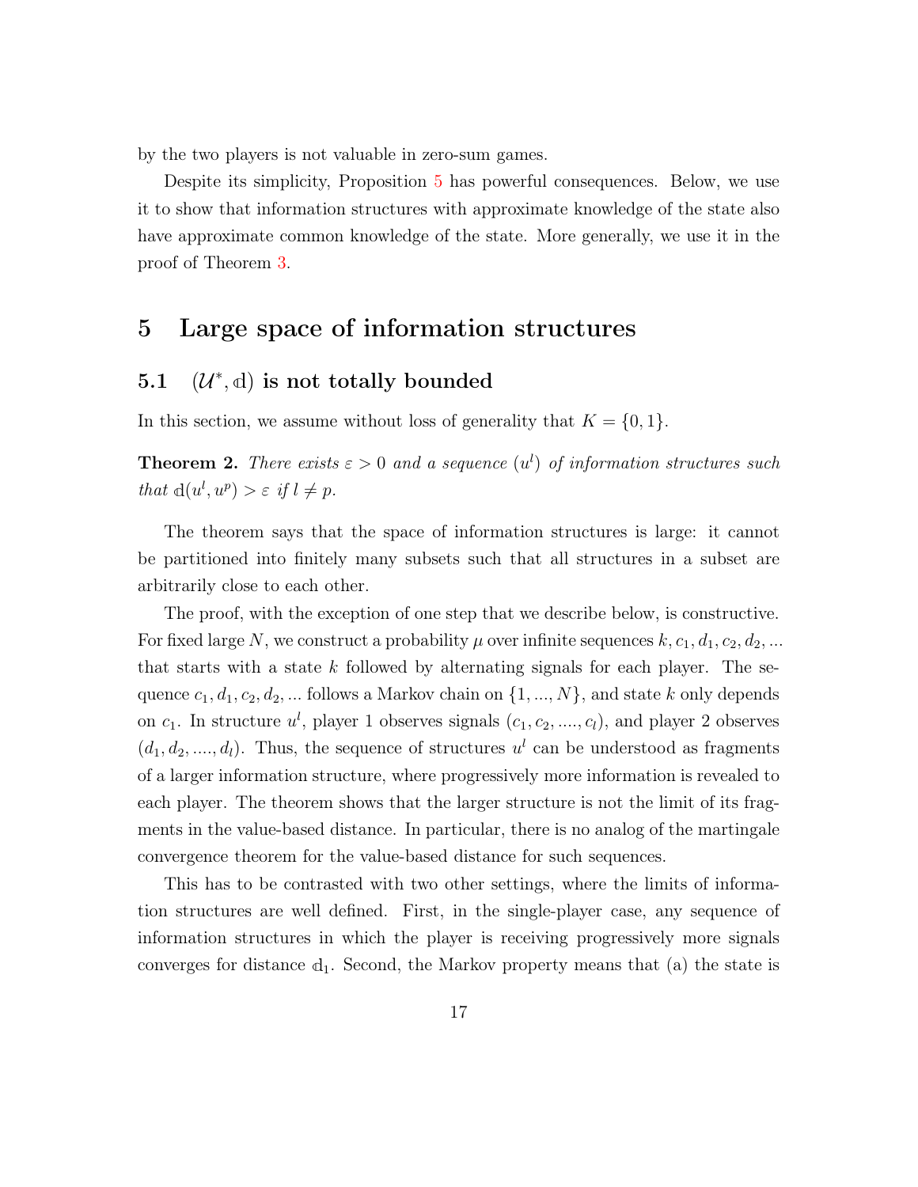by the two players is not valuable in zero-sum games.

Despite its simplicity, Proposition 5 has powerful consequences. Below, we use it to show that information structures with approximate knowledge of the state also have approximate common knowledge of the state. More generally, we use it in the proof of Theorem 3.

# 5 Large space of information structures

## 5.1 $(\mathcal{U}^*, \mathbb{d})$ is not totally bounded

In this section, we assume without loss of generality that $K = \{0, 1\}$.

**Theorem 2.** *There exists $\varepsilon > 0$ and a sequence $(u^l)$ of information structures such that $\mathbb{d}(u^l, u^p) > \varepsilon$ if $l \neq p$.*

The theorem says that the space of information structures is large: it cannot be partitioned into finitely many subsets such that all structures in a subset are arbitrarily close to each other.

The proof, with the exception of one step that we describe below, is constructive. For fixed large $N$, we construct a probability $\mu$ over infinite sequences $k, c_1, d_1, c_2, d_2, ...$ that starts with a state $k$ followed by alternating signals for each player. The sequence $c_1, d_1, c_2, d_2, ...$ follows a Markov chain on $\{1, ..., N\}$, and state $k$ only depends on $c_1$. In structure $u^l$, player 1 observes signals $(c_1, c_2, ...., c_l)$, and player 2 observes $(d_1, d_2, ...., d_l)$. Thus, the sequence of structures $u^l$ can be understood as fragments of a larger information structure, where progressively more information is revealed to each player. The theorem shows that the larger structure is not the limit of its fragments in the value-based distance. In particular, there is no analog of the martingale convergence theorem for the value-based distance for such sequences.

This has to be contrasted with two other settings, where the limits of information structures are well defined. First, in the single-player case, any sequence of information structures in which the player is receiving progressively more signals converges for distance $\mathbb{d}_1$. Second, the Markov property means that (a) the state is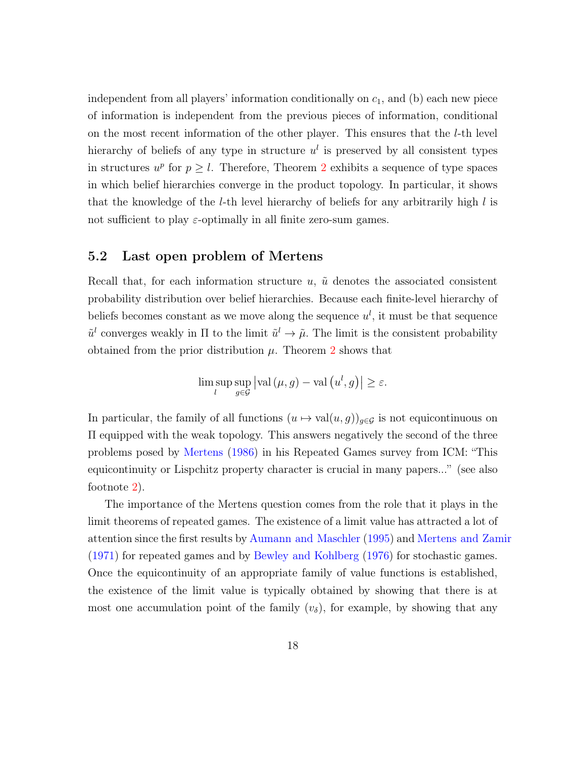independent from all players' information conditionally on $c_1$, and (b) each new piece of information is independent from the previous pieces of information, conditional on the most recent information of the other player. This ensures that the $l$-th level hierarchy of beliefs of any type in structure $u^l$ is preserved by all consistent types in structures $u^p$ for $p \geq l$. Therefore, Theorem 2 exhibits a sequence of type spaces in which belief hierarchies converge in the product topology. In particular, it shows that the knowledge of the $l$-th level hierarchy of beliefs for any arbitrarily high $l$ is not sufficient to play $\varepsilon$-optimally in all finite zero-sum games.

## 5.2 Last open problem of Mertens

Recall that, for each information structure $u$, $\tilde{u}$ denotes the associated consistent probability distribution over belief hierarchies. Because each finite-level hierarchy of beliefs becomes constant as we move along the sequence $u^l$, it must be that sequence $\tilde{u}^l$ converges weakly in $\Pi$ to the limit $\tilde{u}^l \to \tilde{\mu}$. The limit is the consistent probability obtained from the prior distribution $\mu$. Theorem 2 shows that

$$\limsup_{l} \sup_{g \in \mathcal{G}} \left| \text{val}\left(\mu, g\right) - \text{val}\left(u^l, g\right) \right| \geq \varepsilon.$$

In particular, the family of all functions $(u \mapsto \text{val}(u, g))_{g \in \mathcal{G}}$ is not equicontinuous on $\Pi$ equipped with the weak topology. This answers negatively the second of the three problems posed by Mertens (1986) in his Repeated Games survey from ICM: "This equicontinuity or Lispchitz property character is crucial in many papers..." (see also footnote 2).

The importance of the Mertens question comes from the role that it plays in the limit theorems of repeated games. The existence of a limit value has attracted a lot of attention since the first results by Aumann and Maschler (1995) and Mertens and Zamir (1971) for repeated games and by Bewley and Kohlberg (1976) for stochastic games. Once the equicontinuity of an appropriate family of value functions is established, the existence of the limit value is typically obtained by showing that there is at most one accumulation point of the family $(v_\delta)$, for example, by showing that any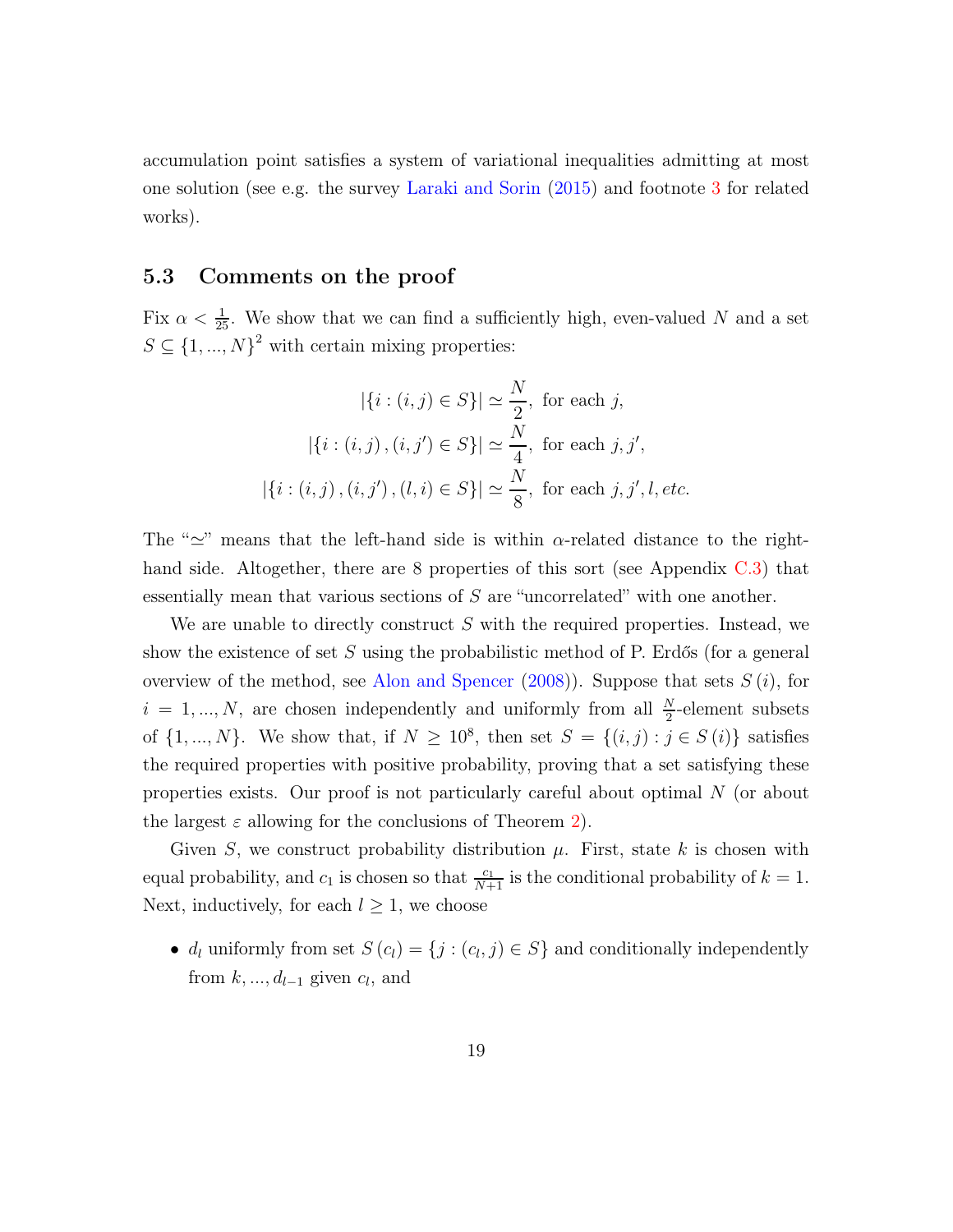accumulation point satisfies a system of variational inequalities admitting at most one solution (see e.g. the survey Laraki and Sorin (2015) and footnote 3 for related works).

### 5.3 Comments on the proof

Fix $\alpha < \frac{1}{25}$. We show that we can find a sufficiently high, even-valued $N$ and a set $S \subseteq \{1, ..., N\}^2$ with certain mixing properties:

$$|\{i : (i, j) \in S\}| \simeq \frac{N}{2}, \text{ for each } j,$$
$$|\{i : (i, j), (i, j') \in S\}| \simeq \frac{N}{4}, \text{ for each } j, j',$$
$$|\{i : (i, j), (i, j'), (l, i) \in S\}| \simeq \frac{N}{8}, \text{ for each } j, j', l, etc.$$

The "$\simeq$" means that the left-hand side is within $\alpha$-related distance to the right-hand side. Altogether, there are 8 properties of this sort (see Appendix C.3) that essentially mean that various sections of $S$ are "uncorrelated" with one another.

We are unable to directly construct $S$ with the required properties. Instead, we show the existence of set $S$ using the probabilistic method of P. Erdős (for a general overview of the method, see Alon and Spencer (2008)). Suppose that sets $S(i)$, for $i = 1, ..., N$, are chosen independently and uniformly from all $\frac{N}{2}$-element subsets of $\{1, ..., N\}$. We show that, if $N \geq 10^8$, then set $S = \{(i, j) : j \in S(i)\}$ satisfies the required properties with positive probability, proving that a set satisfying these properties exists. Our proof is not particularly careful about optimal $N$ (or about the largest $\varepsilon$ allowing for the conclusions of Theorem 2).

Given $S$, we construct probability distribution $\mu$. First, state $k$ is chosen with equal probability, and $c_1$ is chosen so that $\frac{c_1}{N+1}$ is the conditional probability of $k = 1$. Next, inductively, for each $l \geq 1$, we choose

- $d_l$ uniformly from set $S(c_l) = \{j : (c_l, j) \in S\}$ and conditionally independently from $k, ..., d_{l-1}$ given $c_l$, and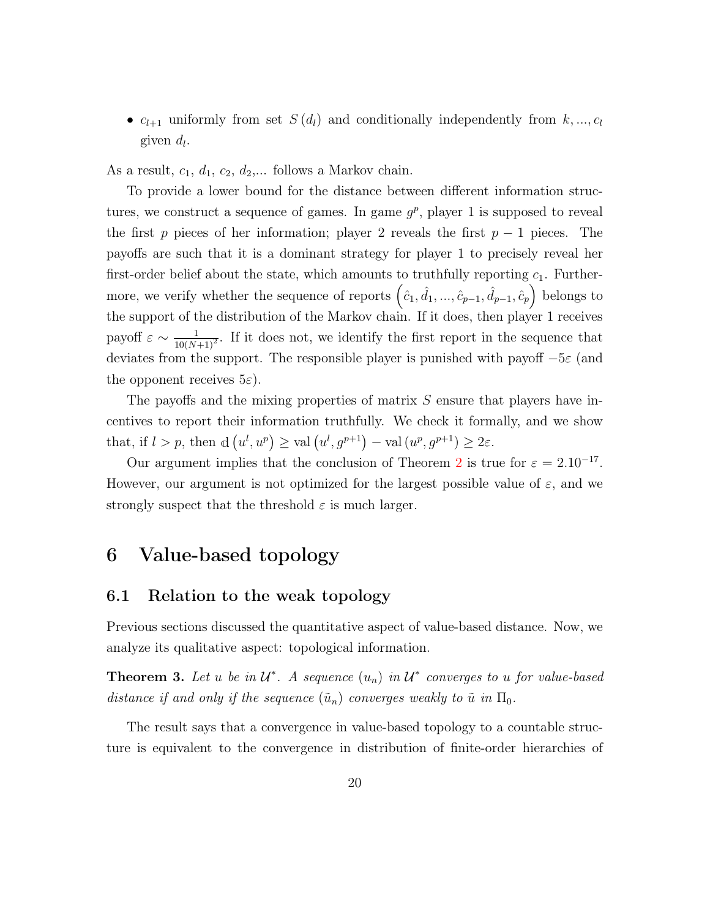- $c_{l+1}$ uniformly from set $S(d_l)$ and conditionally independently from $k, ..., c_l$ given $d_l$.

As a result, $c_1$, $d_1$, $c_2$, $d_2$,... follows a Markov chain.

To provide a lower bound for the distance between different information structures, we construct a sequence of games. In game $g^p$, player 1 is supposed to reveal the first $p$ pieces of her information; player 2 reveals the first $p-1$ pieces. The payoffs are such that it is a dominant strategy for player 1 to precisely reveal her first-order belief about the state, which amounts to truthfully reporting $c_1$. Furthermore, we verify whether the sequence of reports $\left(\hat{c}_1, \hat{d}_1, ..., \hat{c}_{p-1}, \hat{d}_{p-1}, \hat{c}_p\right)$ belongs to the support of the distribution of the Markov chain. If it does, then player 1 receives payoff $\varepsilon \sim \frac{1}{10(N+1)^2}$. If it does not, we identify the first report in the sequence that deviates from the support. The responsible player is punished with payoff $-5\varepsilon$ (and the opponent receives $5\varepsilon$).

The payoffs and the mixing properties of matrix $S$ ensure that players have incentives to report their information truthfully. We check it formally, and we show that, if $l > p$, then $\mathbb{d}\left(u^l, u^p\right) \geq \text{val}\left(u^l, g^{p+1}\right) - \text{val}\left(u^p, g^{p+1}\right) \geq 2\varepsilon$.

Our argument implies that the conclusion of Theorem 2 is true for $\varepsilon = 2.10^{-17}$. However, our argument is not optimized for the largest possible value of $\varepsilon$, and we strongly suspect that the threshold $\varepsilon$ is much larger.

# 6 Value-based topology

## 6.1 Relation to the weak topology

Previous sections discussed the quantitative aspect of value-based distance. Now, we analyze its qualitative aspect: topological information.

**Theorem 3.** *Let $u$ be in $\mathcal{U}^*$. A sequence $(u_n)$ in $\mathcal{U}^*$ converges to $u$ for value-based distance if and only if the sequence $(\tilde{u}_n)$ converges weakly to $\tilde{u}$ in $\Pi_0$.*

The result says that a convergence in value-based topology to a countable structure is equivalent to the convergence in distribution of finite-order hierarchies of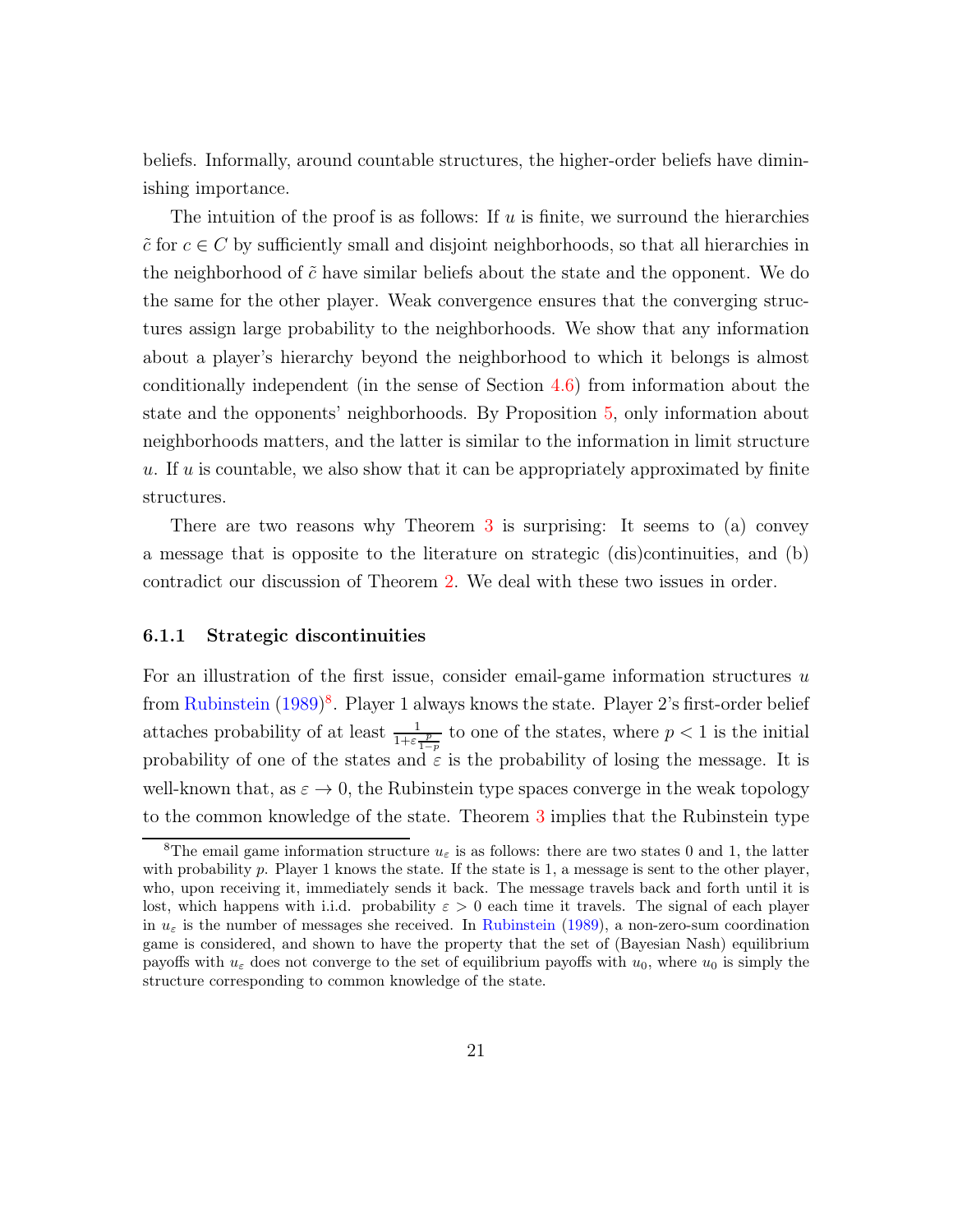beliefs. Informally, around countable structures, the higher-order beliefs have diminishing importance.

The intuition of the proof is as follows: If $u$ is finite, we surround the hierarchies $\tilde{c}$ for $c \in C$ by sufficiently small and disjoint neighborhoods, so that all hierarchies in the neighborhood of $\tilde{c}$ have similar beliefs about the state and the opponent. We do the same for the other player. Weak convergence ensures that the converging structures assign large probability to the neighborhoods. We show that any information about a player's hierarchy beyond the neighborhood to which it belongs is almost conditionally independent (in the sense of Section 4.6) from information about the state and the opponents' neighborhoods. By Proposition 5, only information about neighborhoods matters, and the latter is similar to the information in limit structure $u$. If $u$ is countable, we also show that it can be appropriately approximated by finite structures.

There are two reasons why Theorem 3 is surprising: It seems to (a) convey a message that is opposite to the literature on strategic (dis)continuities, and (b) contradict our discussion of Theorem 2. We deal with these two issues in order.

### 6.1.1 Strategic discontinuities

For an illustration of the first issue, consider email-game information structures $u$ from Rubinstein (1989)[8]. Player 1 always knows the state. Player 2's first-order belief attaches probability of at least $\frac{1}{1+\varepsilon\frac{p}{1-p}}$ to one of the states, where $p < 1$ is the initial probability of one of the states and $\varepsilon$ is the probability of losing the message. It is well-known that, as $\varepsilon \to 0$, the Rubinstein type spaces converge in the weak topology to the common knowledge of the state. Theorem 3 implies that the Rubinstein type

[8] The email game information structure $u_\varepsilon$ is as follows: there are two states 0 and 1, the latter with probability $p$. Player 1 knows the state. If the state is 1, a message is sent to the other player, who, upon receiving it, immediately sends it back. The message travels back and forth until it is lost, which happens with i.i.d. probability $\varepsilon > 0$ each time it travels. The signal of each player in $u_\varepsilon$ is the number of messages she received. In Rubinstein (1989), a non-zero-sum coordination game is considered, and shown to have the property that the set of (Bayesian Nash) equilibrium payoffs with $u_\varepsilon$ does not converge to the set of equilibrium payoffs with $u_0$, where $u_0$ is simply the structure corresponding to common knowledge of the state.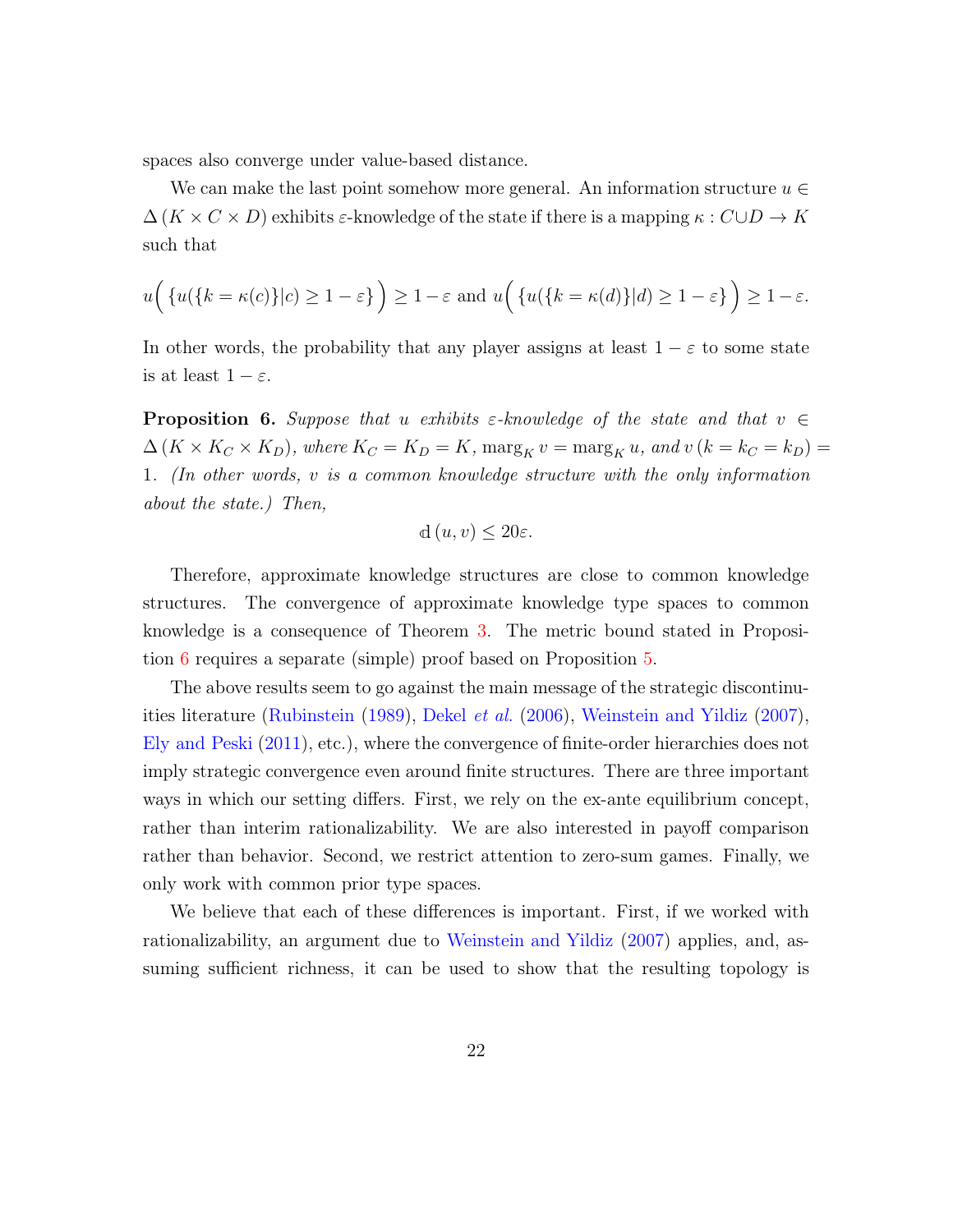spaces also converge under value-based distance.

We can make the last point somehow more general. An information structure $u \in \Delta(K \times C \times D)$ exhibits $\varepsilon$-knowledge of the state if there is a mapping $\kappa : C \cup D \to K$ such that

$$u\Big( \{u(\{k = \kappa(c)\}|c) \geq 1-\varepsilon\} \Big) \geq 1-\varepsilon \text{ and } u\Big( \{u(\{k = \kappa(d)\}|d) \geq 1-\varepsilon\} \Big) \geq 1-\varepsilon.$$

In other words, the probability that any player assigns at least $1-\varepsilon$ to some state is at least $1-\varepsilon$.

**Proposition 6.** *Suppose that $u$ exhibits $\varepsilon$-knowledge of the state and that $v \in \Delta(K \times K_C \times K_D)$, where $K_C = K_D = K$, $\text{marg}_K v = \text{marg}_K u$, and $v(k = k_C = k_D) = 1$. (In other words, $v$ is a common knowledge structure with the only information about the state.) Then,*

$$\mathbb{d}(u, v) \leq 20\varepsilon.$$

Therefore, approximate knowledge structures are close to common knowledge structures. The convergence of approximate knowledge type spaces to common knowledge is a consequence of Theorem 3. The metric bound stated in Proposition 6 requires a separate (simple) proof based on Proposition 5.

The above results seem to go against the main message of the strategic discontinuities literature (Rubinstein (1989), Dekel *et al.* (2006), Weinstein and Yildiz (2007), Ely and Peski (2011), etc.), where the convergence of finite-order hierarchies does not imply strategic convergence even around finite structures. There are three important ways in which our setting differs. First, we rely on the ex-ante equilibrium concept, rather than interim rationalizability. We are also interested in payoff comparison rather than behavior. Second, we restrict attention to zero-sum games. Finally, we only work with common prior type spaces.

We believe that each of these differences is important. First, if we worked with rationalizability, an argument due to Weinstein and Yildiz (2007) applies, and, assuming sufficient richness, it can be used to show that the resulting topology is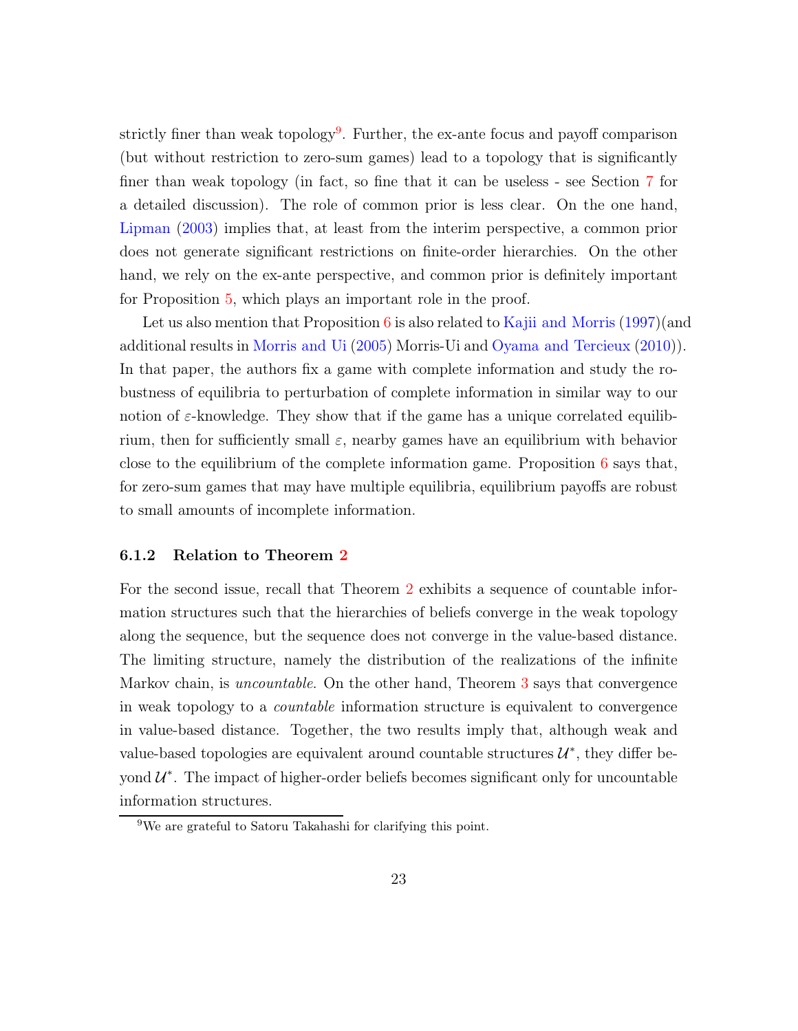strictly finer than weak topology[9]. Further, the ex-ante focus and payoff comparison (but without restriction to zero-sum games) lead to a topology that is significantly finer than weak topology (in fact, so fine that it can be useless - see Section 7 for a detailed discussion). The role of common prior is less clear. On the one hand, Lipman (2003) implies that, at least from the interim perspective, a common prior does not generate significant restrictions on finite-order hierarchies. On the other hand, we rely on the ex-ante perspective, and common prior is definitely important for Proposition 5, which plays an important role in the proof.

Let us also mention that Proposition 6 is also related to Kajii and Morris (1997)(and additional results in Morris and Ui (2005) Morris-Ui and Oyama and Tercieux (2010)). In that paper, the authors fix a game with complete information and study the robustness of equilibria to perturbation of complete information in similar way to our notion of $\varepsilon$-knowledge. They show that if the game has a unique correlated equilibrium, then for sufficiently small $\varepsilon$, nearby games have an equilibrium with behavior close to the equilibrium of the complete information game. Proposition 6 says that, for zero-sum games that may have multiple equilibria, equilibrium payoffs are robust to small amounts of incomplete information.

### 6.1.2 Relation to Theorem 2

For the second issue, recall that Theorem 2 exhibits a sequence of countable information structures such that the hierarchies of beliefs converge in the weak topology along the sequence, but the sequence does not converge in the value-based distance. The limiting structure, namely the distribution of the realizations of the infinite Markov chain, is *uncountable*. On the other hand, Theorem 3 says that convergence in weak topology to a *countable* information structure is equivalent to convergence in value-based distance. Together, the two results imply that, although weak and value-based topologies are equivalent around countable structures $\mathcal{U}^*$, they differ beyond $\mathcal{U}^*$. The impact of higher-order beliefs becomes significant only for uncountable information structures.

[9] We are grateful to Satoru Takahashi for clarifying this point.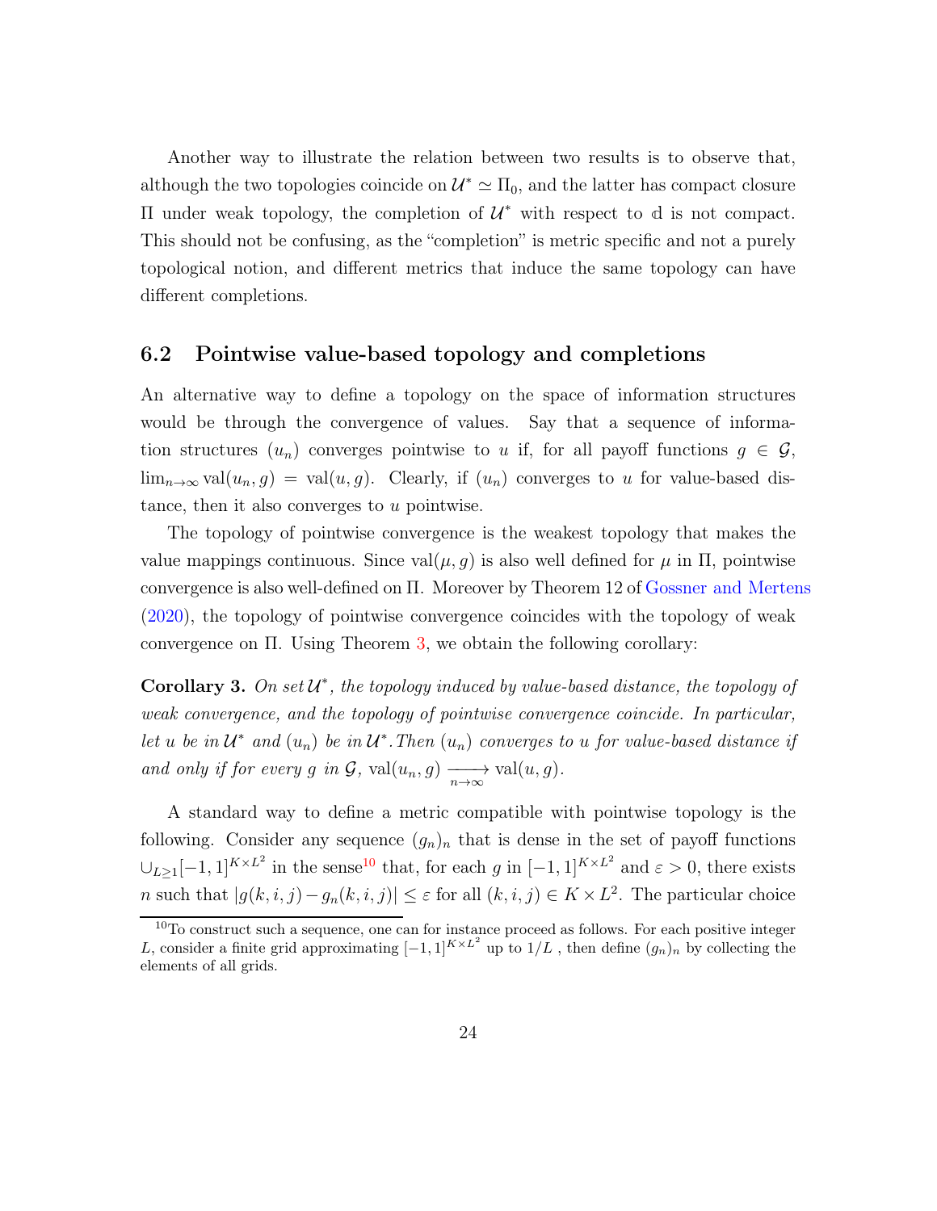Another way to illustrate the relation between two results is to observe that, although the two topologies coincide on $\mathcal{U}^* \simeq \Pi_0$, and the latter has compact closure $\Pi$ under weak topology, the completion of $\mathcal{U}^*$ with respect to $\mathbb{d}$ is not compact. This should not be confusing, as the "completion" is metric specific and not a purely topological notion, and different metrics that induce the same topology can have different completions.

## 6.2 Pointwise value-based topology and completions

An alternative way to define a topology on the space of information structures would be through the convergence of values. Say that a sequence of information structures $(u_n)$ converges pointwise to $u$ if, for all payoff functions $g \in \mathcal{G}$, $\lim_{n\to\infty} \text{val}(u_n, g) = \text{val}(u, g)$. Clearly, if $(u_n)$ converges to $u$ for value-based distance, then it also converges to $u$ pointwise.

The topology of pointwise convergence is the weakest topology that makes the value mappings continuous. Since $\text{val}(\mu, g)$ is also well defined for $\mu$ in $\Pi$, pointwise convergence is also well-defined on $\Pi$. Moreover by Theorem 12 of Gossner and Mertens (2020), the topology of pointwise convergence coincides with the topology of weak convergence on $\Pi$. Using Theorem 3, we obtain the following corollary:

**Corollary 3.** *On set $\mathcal{U}^*$, the topology induced by value-based distance, the topology of weak convergence, and the topology of pointwise convergence coincide. In particular, let $u$ be in $\mathcal{U}^*$ and $(u_n)$ be in $\mathcal{U}^*$. Then $(u_n)$ converges to $u$ for value-based distance if and only if for every $g$ in $\mathcal{G}$, $\text{val}(u_n, g) \xrightarrow[n\to\infty]{} \text{val}(u, g)$.*

A standard way to define a metric compatible with pointwise topology is the following. Consider any sequence $(g_n)_n$ that is dense in the set of payoff functions $\cup_{L\geq 1}[-1, 1]^{K\times L^2}$ in the sense[10] that, for each $g$ in $[-1, 1]^{K\times L^2}$ and $\varepsilon > 0$, there exists $n$ such that $|g(k, i, j) - g_n(k, i, j)| \leq \varepsilon$ for all $(k, i, j) \in K \times L^2$. The particular choice

[10] To construct such a sequence, one can for instance proceed as follows. For each positive integer $L$, consider a finite grid approximating $[-1, 1]^{K\times L^2}$ up to $1/L$ , then define $(g_n)_n$ by collecting the elements of all grids.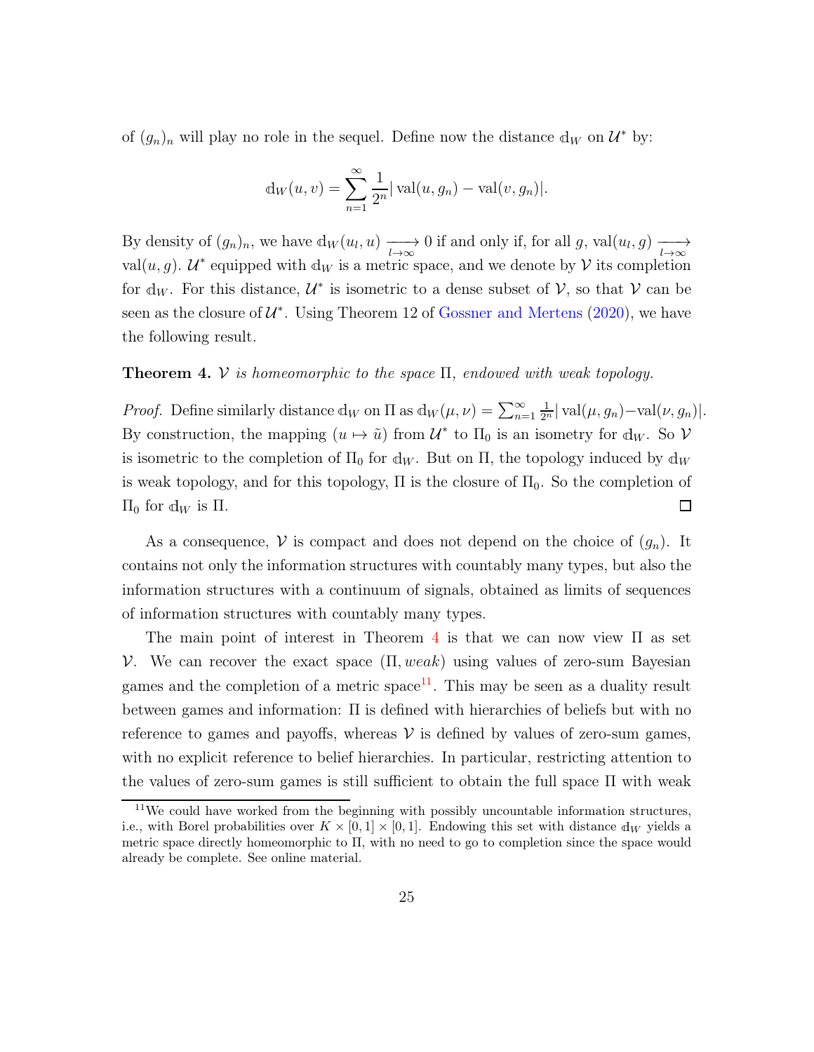of $(g_n)_n$ will play no role in the sequel. Define now the distance $\mathbb{d}_W$ on $\mathcal{U}^*$ by:

$$\mathbb{d}_W(u,v) = \sum_{n=1}^{\infty} \frac{1}{2^n} |\operatorname{val}(u, g_n) - \operatorname{val}(v, g_n)|.$$

By density of $(g_n)_n$, we have $\mathbb{d}_W(u_l, u) \xrightarrow[l\to\infty]{} 0$ if and only if, for all $g$, $\operatorname{val}(u_l, g) \xrightarrow[l\to\infty]{}$ $\operatorname{val}(u, g)$. $\mathcal{U}^*$ equipped with $\mathbb{d}_W$ is a metric space, and we denote by $\mathcal{V}$ its completion for $\mathbb{d}_W$. For this distance, $\mathcal{U}^*$ is isometric to a dense subset of $\mathcal{V}$, so that $\mathcal{V}$ can be seen as the closure of $\mathcal{U}^*$. Using Theorem 12 of Gossner and Mertens (2020), we have the following result.

**Theorem 4.** *$\mathcal{V}$ is homeomorphic to the space $\Pi$, endowed with weak topology.*

*Proof.* Define similarly distance $\mathbb{d}_W$ on $\Pi$ as $\mathbb{d}_W(\mu,\nu) = \sum_{n=1}^{\infty} \frac{1}{2^n} |\operatorname{val}(\mu, g_n) - \operatorname{val}(\nu, g_n)|$. By construction, the mapping $(u \mapsto \tilde{u})$ from $\mathcal{U}^*$ to $\Pi_0$ is an isometry for $\mathbb{d}_W$. So $\mathcal{V}$ is isometric to the completion of $\Pi_0$ for $\mathbb{d}_W$. But on $\Pi$, the topology induced by $\mathbb{d}_W$ is weak topology, and for this topology, $\Pi$ is the closure of $\Pi_0$. So the completion of $\Pi_0$ for $\mathbb{d}_W$ is $\Pi$. $\square$

As a consequence, $\mathcal{V}$ is compact and does not depend on the choice of $(g_n)$. It contains not only the information structures with countably many types, but also the information structures with a continuum of signals, obtained as limits of sequences of information structures with countably many types.

The main point of interest in Theorem 4 is that we can now view $\Pi$ as set $\mathcal{V}$. We can recover the exact space $(\Pi, weak)$ using values of zero-sum Bayesian games and the completion of a metric space[11]. This may be seen as a duality result between games and information: $\Pi$ is defined with hierarchies of beliefs but with no reference to games and payoffs, whereas $\mathcal{V}$ is defined by values of zero-sum games, with no explicit reference to belief hierarchies. In particular, restricting attention to the values of zero-sum games is still sufficient to obtain the full space $\Pi$ with weak

[11] We could have worked from the beginning with possibly uncountable information structures, i.e., with Borel probabilities over $K \times [0,1] \times [0,1]$. Endowing this set with distance $\mathbb{d}_W$ yields a metric space directly homeomorphic to $\Pi$, with no need to go to completion since the space would already be complete. See online material.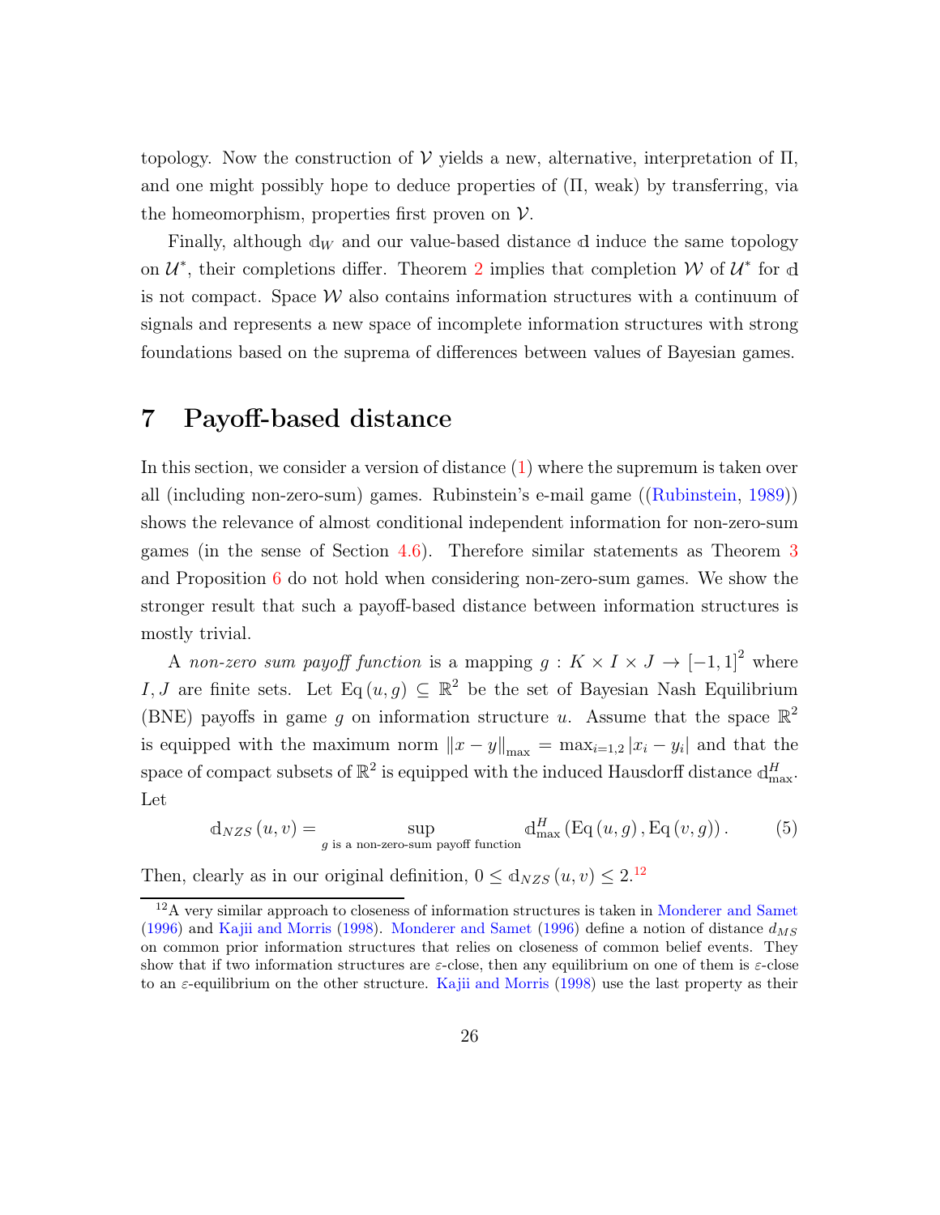topology. Now the construction of $\mathcal{V}$ yields a new, alternative, interpretation of $\Pi$, and one might possibly hope to deduce properties of $(\Pi, \text{weak})$ by transferring, via the homeomorphism, properties first proven on $\mathcal{V}$.

Finally, although $\mathbb{d}_W$ and our value-based distance $\mathbb{d}$ induce the same topology on $\mathcal{U}^*$, their completions differ. Theorem 2 implies that completion $\mathcal{W}$ of $\mathcal{U}^*$ for $\mathbb{d}$ is not compact. Space $\mathcal{W}$ also contains information structures with a continuum of signals and represents a new space of incomplete information structures with strong foundations based on the suprema of differences between values of Bayesian games.

# 7 Payoff-based distance

In this section, we consider a version of distance (1) where the supremum is taken over all (including non-zero-sum) games. Rubinstein's e-mail game ((Rubinstein, 1989)) shows the relevance of almost conditional independent information for non-zero-sum games (in the sense of Section 4.6). Therefore similar statements as Theorem 3 and Proposition 6 do not hold when considering non-zero-sum games. We show the stronger result that such a payoff-based distance between information structures is mostly trivial.

A *non-zero sum payoff function* is a mapping $g : K \times I \times J \to [-1, 1]^2$ where $I, J$ are finite sets. Let $\mathrm{Eq}(u, g) \subseteq \mathbb{R}^2$ be the set of Bayesian Nash Equilibrium (BNE) payoffs in game $g$ on information structure $u$. Assume that the space $\mathbb{R}^2$ is equipped with the maximum norm $\|x - y\|_{\max} = \max_{i=1,2} |x_i - y_i|$ and that the space of compact subsets of $\mathbb{R}^2$ is equipped with the induced Hausdorff distance $\mathbb{d}^H_{\max}$. Let

$$\mathbb{d}_{NZS}(u, v) = \sup_{g \text{ is a non-zero-sum payoff function}} \mathbb{d}^H_{\max}(\mathrm{Eq}(u, g), \mathrm{Eq}(v, g)). \tag{5}$$

Then, clearly as in our original definition, $0 \leq \mathbb{d}_{NZS}(u, v) \leq 2$.[12]

[12] A very similar approach to closeness of information structures is taken in Monderer and Samet (1996) and Kajii and Morris (1998). Monderer and Samet (1996) define a notion of distance $d_{MS}$ on common prior information structures that relies on closeness of common belief events. They show that if two information structures are $\varepsilon$-close, then any equilibrium on one of them is $\varepsilon$-close to an $\varepsilon$-equilibrium on the other structure. Kajii and Morris (1998) use the last property as their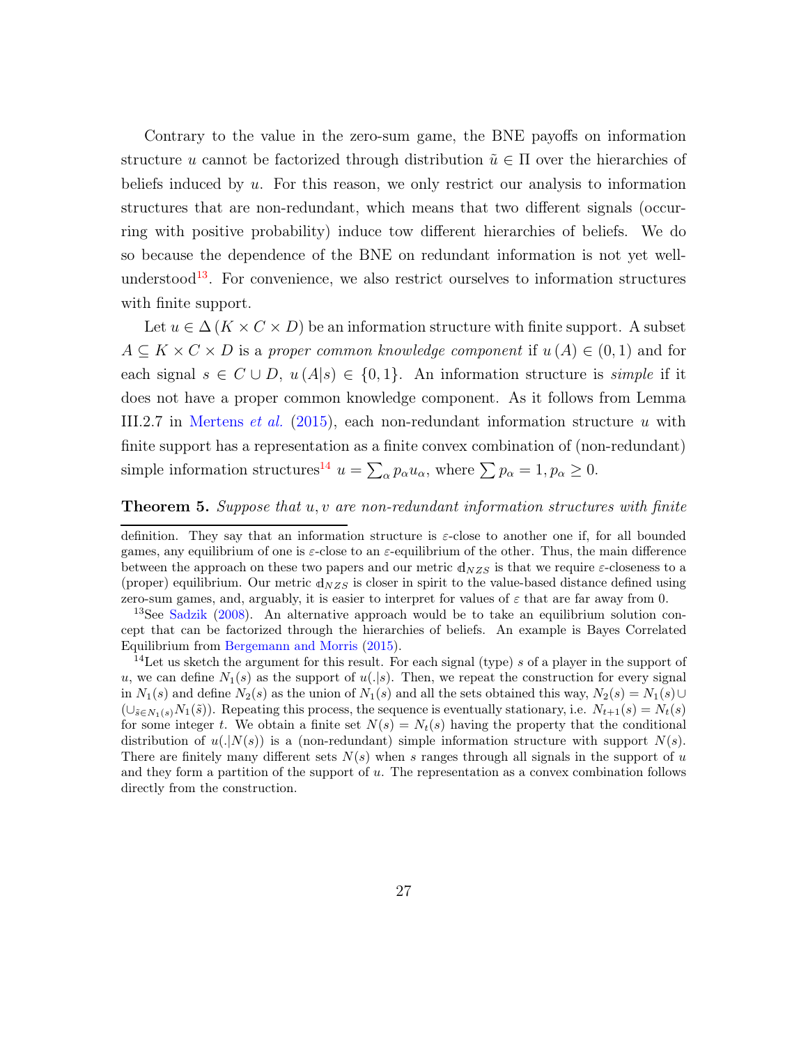Contrary to the value in the zero-sum game, the BNE payoffs on information structure $u$ cannot be factorized through distribution $\tilde{u} \in \Pi$ over the hierarchies of beliefs induced by $u$. For this reason, we only restrict our analysis to information structures that are non-redundant, which means that two different signals (occurring with positive probability) induce tow different hierarchies of beliefs. We do so because the dependence of the BNE on redundant information is not yet well-understood[13]. For convenience, we also restrict ourselves to information structures with finite support.

Let $u \in \Delta(K \times C \times D)$ be an information structure with finite support. A subset $A \subseteq K \times C \times D$ is a *proper common knowledge component* if $u(A) \in (0,1)$ and for each signal $s \in C \cup D$, $u(A|s) \in \{0,1\}$. An information structure is *simple* if it does not have a proper common knowledge component. As it follows from Lemma III.2.7 in Mertens *et al.* (2015), each non-redundant information structure $u$ with finite support has a representation as a finite convex combination of (non-redundant) simple information structures[14] $u = \sum_\alpha p_\alpha u_\alpha$, where $\sum p_\alpha = 1, p_\alpha \geq 0$.

**Theorem 5.** *Suppose that $u, v$ are non-redundant information structures with finite*

definition. They say that an information structure is $\varepsilon$-close to another one if, for all bounded games, any equilibrium of one is $\varepsilon$-close to an $\varepsilon$-equilibrium of the other. Thus, the main difference between the approach on these two papers and our metric $\mathbb{d}_{NZS}$ is that we require $\varepsilon$-closeness to a (proper) equilibrium. Our metric $\mathbb{d}_{NZS}$ is closer in spirit to the value-based distance defined using zero-sum games, and, arguably, it is easier to interpret for values of $\varepsilon$ that are far away from 0.

[13] See Sadzik (2008). An alternative approach would be to take an equilibrium solution concept that can be factorized through the hierarchies of beliefs. An example is Bayes Correlated Equilibrium from Bergemann and Morris (2015).

[14] Let us sketch the argument for this result. For each signal (type) $s$ of a player in the support of $u$, we can define $N_1(s)$ as the support of $u(.|s)$. Then, we repeat the construction for every signal in $N_1(s)$ and define $N_2(s)$ as the union of $N_1(s)$ and all the sets obtained this way, $N_2(s) = N_1(s) \cup (\cup_{\tilde{s} \in N_1(s)} N_1(\tilde{s}))$. Repeating this process, the sequence is eventually stationary, i.e. $N_{t+1}(s) = N_t(s)$ for some integer $t$. We obtain a finite set $N(s) = N_t(s)$ having the property that the conditional distribution of $u(.|N(s))$ is a (non-redundant) simple information structure with support $N(s)$. There are finitely many different sets $N(s)$ when $s$ ranges through all signals in the support of $u$ and they form a partition of the support of $u$. The representation as a convex combination follows directly from the construction.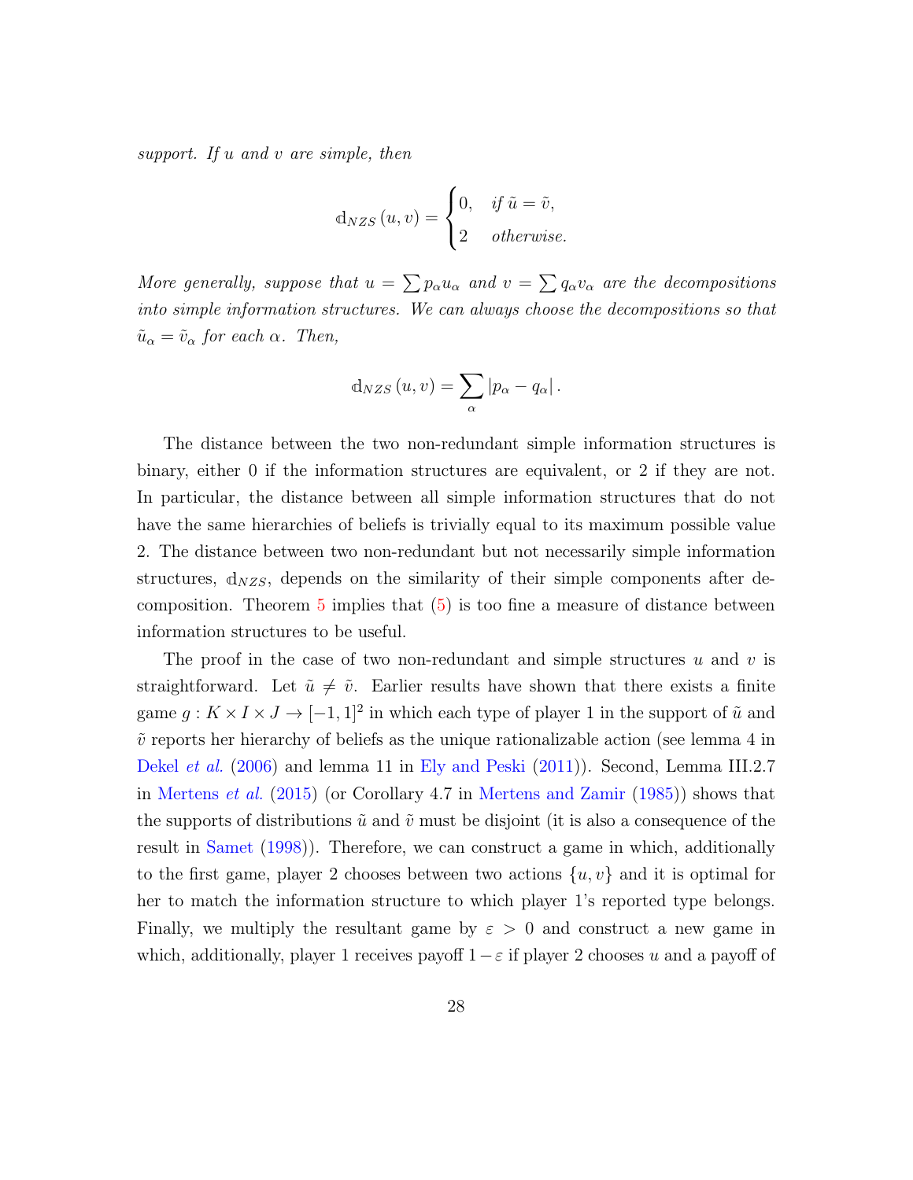*support. If $u$ and $v$ are simple, then*

$$\mathbb{d}_{NZS}(u,v) = \begin{cases} 0, & \text{if } \tilde{u} = \tilde{v}, \\ 2 & \text{otherwise.} \end{cases}$$

*More generally, suppose that $u = \sum p_\alpha u_\alpha$ and $v = \sum q_\alpha v_\alpha$ are the decompositions into simple information structures. We can always choose the decompositions so that $\tilde{u}_\alpha = \tilde{v}_\alpha$ for each $\alpha$. Then,*

$$\mathbb{d}_{NZS}(u,v) = \sum_\alpha |p_\alpha - q_\alpha|.$$

The distance between the two non-redundant simple information structures is binary, either 0 if the information structures are equivalent, or 2 if they are not. In particular, the distance between all simple information structures that do not have the same hierarchies of beliefs is trivially equal to its maximum possible value 2. The distance between two non-redundant but not necessarily simple information structures, $\mathbb{d}_{NZS}$, depends on the similarity of their simple components after decomposition. Theorem 5 implies that (5) is too fine a measure of distance between information structures to be useful.

The proof in the case of two non-redundant and simple structures $u$ and $v$ is straightforward. Let $\tilde{u} \neq \tilde{v}$. Earlier results have shown that there exists a finite game $g : K \times I \times J \to [-1,1]^2$ in which each type of player 1 in the support of $\tilde{u}$ and $\tilde{v}$ reports her hierarchy of beliefs as the unique rationalizable action (see lemma 4 in Dekel *et al.* (2006) and lemma 11 in Ely and Peski (2011)). Second, Lemma III.2.7 in Mertens *et al.* (2015) (or Corollary 4.7 in Mertens and Zamir (1985)) shows that the supports of distributions $\tilde{u}$ and $\tilde{v}$ must be disjoint (it is also a consequence of the result in Samet (1998)). Therefore, we can construct a game in which, additionally to the first game, player 2 chooses between two actions $\{u, v\}$ and it is optimal for her to match the information structure to which player 1's reported type belongs. Finally, we multiply the resultant game by $\varepsilon > 0$ and construct a new game in which, additionally, player 1 receives payoff $1-\varepsilon$ if player 2 chooses $u$ and a payoff of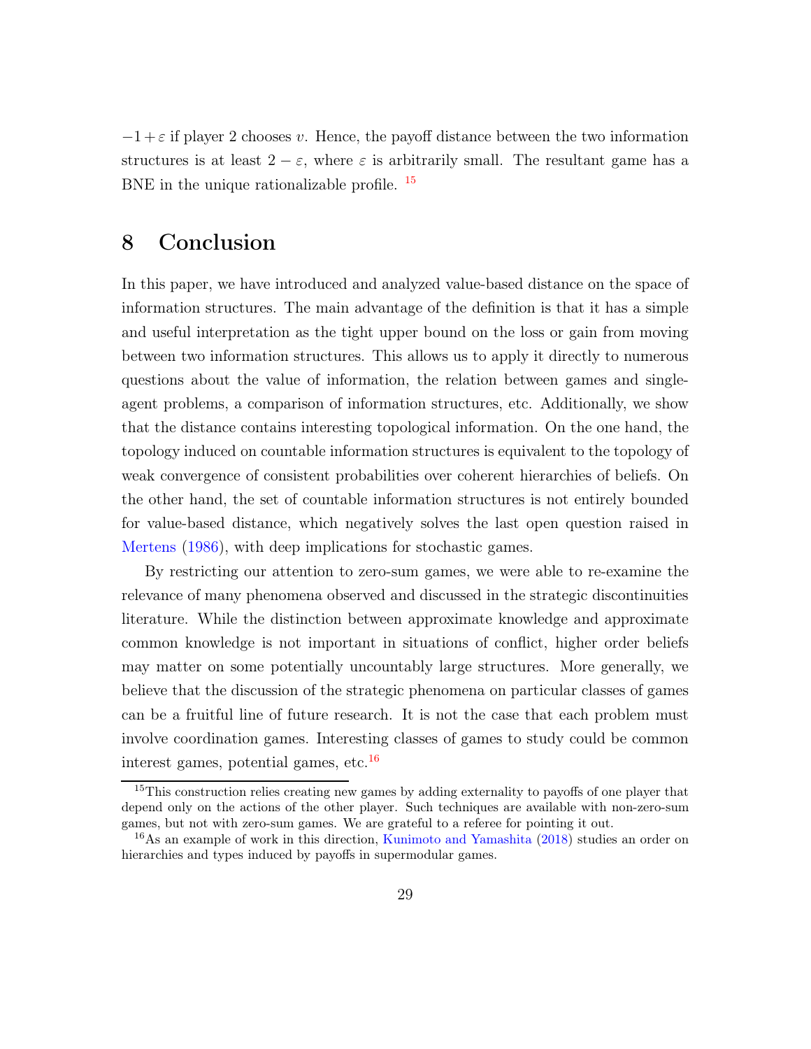$-1+\varepsilon$ if player 2 chooses $v$. Hence, the payoff distance between the two information structures is at least $2-\varepsilon$, where $\varepsilon$ is arbitrarily small. The resultant game has a BNE in the unique rationalizable profile. [15]

# 8 Conclusion

In this paper, we have introduced and analyzed value-based distance on the space of information structures. The main advantage of the definition is that it has a simple and useful interpretation as the tight upper bound on the loss or gain from moving between two information structures. This allows us to apply it directly to numerous questions about the value of information, the relation between games and single-agent problems, a comparison of information structures, etc. Additionally, we show that the distance contains interesting topological information. On the one hand, the topology induced on countable information structures is equivalent to the topology of weak convergence of consistent probabilities over coherent hierarchies of beliefs. On the other hand, the set of countable information structures is not entirely bounded for value-based distance, which negatively solves the last open question raised in Mertens (1986), with deep implications for stochastic games.

By restricting our attention to zero-sum games, we were able to re-examine the relevance of many phenomena observed and discussed in the strategic discontinuities literature. While the distinction between approximate knowledge and approximate common knowledge is not important in situations of conflict, higher order beliefs may matter on some potentially uncountably large structures. More generally, we believe that the discussion of the strategic phenomena on particular classes of games can be a fruitful line of future research. It is not the case that each problem must involve coordination games. Interesting classes of games to study could be common interest games, potential games, etc.[16]

[15] This construction relies creating new games by adding externality to payoffs of one player that depend only on the actions of the other player. Such techniques are available with non-zero-sum games, but not with zero-sum games. We are grateful to a referee for pointing it out.

[16] As an example of work in this direction, Kunimoto and Yamashita (2018) studies an order on hierarchies and types induced by payoffs in supermodular games.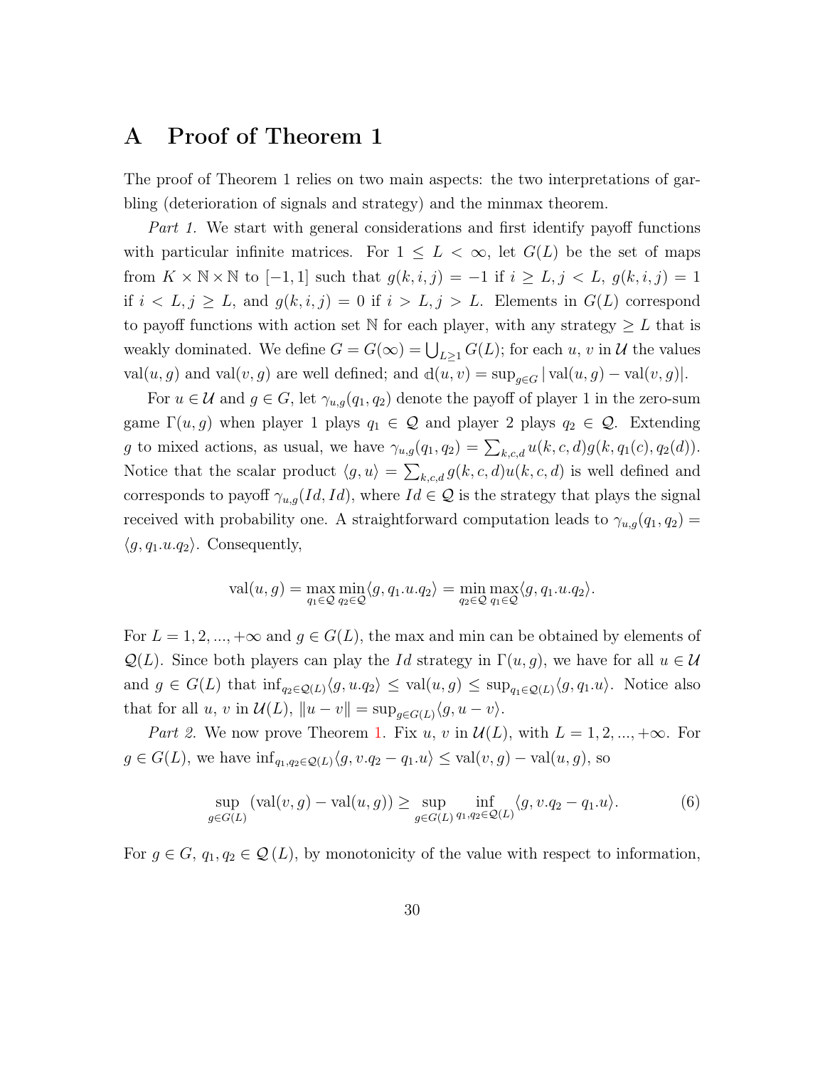# A Proof of Theorem 1

The proof of Theorem 1 relies on two main aspects: the two interpretations of garbling (deterioration of signals and strategy) and the minmax theorem.

*Part 1.* We start with general considerations and first identify payoff functions with particular infinite matrices. For $1 \leq L < \infty$, let $G(L)$ be the set of maps from $K \times \mathbb{N} \times \mathbb{N}$ to $[-1, 1]$ such that $g(k, i, j) = -1$ if $i \geq L, j < L$, $g(k, i, j) = 1$ if $i < L, j \geq L$, and $g(k, i, j) = 0$ if $i > L, j > L$. Elements in $G(L)$ correspond to payoff functions with action set $\mathbb{N}$ for each player, with any strategy $\geq L$ that is weakly dominated. We define $G = G(\infty) = \bigcup_{L \geq 1} G(L)$; for each $u$, $v$ in $\mathcal{U}$ the values $\text{val}(u, g)$ and $\text{val}(v, g)$ are well defined; and $\mathbb{d}(u, v) = \sup_{g \in G} |\text{val}(u, g) - \text{val}(v, g)|$.

For $u \in \mathcal{U}$ and $g \in G$, let $\gamma_{u,g}(q_1, q_2)$ denote the payoff of player 1 in the zero-sum game $\Gamma(u, g)$ when player 1 plays $q_1 \in \mathcal{Q}$ and player 2 plays $q_2 \in \mathcal{Q}$. Extending $g$ to mixed actions, as usual, we have $\gamma_{u,g}(q_1, q_2) = \sum_{k,c,d} u(k, c, d) g(k, q_1(c), q_2(d))$. Notice that the scalar product $\langle g, u \rangle = \sum_{k,c,d} g(k, c, d) u(k, c, d)$ is well defined and corresponds to payoff $\gamma_{u,g}(Id, Id)$, where $Id \in \mathcal{Q}$ is the strategy that plays the signal received with probability one. A straightforward computation leads to $\gamma_{u,g}(q_1, q_2) = \langle g, q_1.u.q_2 \rangle$. Consequently,

$$\text{val}(u, g) = \max_{q_1 \in \mathcal{Q}} \min_{q_2 \in \mathcal{Q}} \langle g, q_1.u.q_2 \rangle = \min_{q_2 \in \mathcal{Q}} \max_{q_1 \in \mathcal{Q}} \langle g, q_1.u.q_2 \rangle.$$

For $L = 1, 2, ..., +\infty$ and $g \in G(L)$, the max and min can be obtained by elements of $\mathcal{Q}(L)$. Since both players can play the $Id$ strategy in $\Gamma(u, g)$, we have for all $u \in \mathcal{U}$ and $g \in G(L)$ that $\inf_{q_2 \in \mathcal{Q}(L)} \langle g, u.q_2 \rangle \leq \text{val}(u, g) \leq \sup_{q_1 \in \mathcal{Q}(L)} \langle g, q_1.u \rangle$. Notice also that for all $u$, $v$ in $\mathcal{U}(L)$, $\|u - v\| = \sup_{g \in G(L)} \langle g, u - v \rangle$.

*Part 2.* We now prove Theorem 1. Fix $u$, $v$ in $\mathcal{U}(L)$, with $L = 1, 2, ..., +\infty$. For $g \in G(L)$, we have $\inf_{q_1, q_2 \in \mathcal{Q}(L)} \langle g, v.q_2 - q_1.u \rangle \leq \text{val}(v, g) - \text{val}(u, g)$, so

$$\sup_{g \in G(L)} (\text{val}(v, g) - \text{val}(u, g)) \geq \sup_{g \in G(L)} \inf_{q_1, q_2 \in \mathcal{Q}(L)} \langle g, v.q_2 - q_1.u \rangle. \tag{6}$$

For $g \in G$, $q_1, q_2 \in \mathcal{Q}(L)$, by monotonicity of the value with respect to information,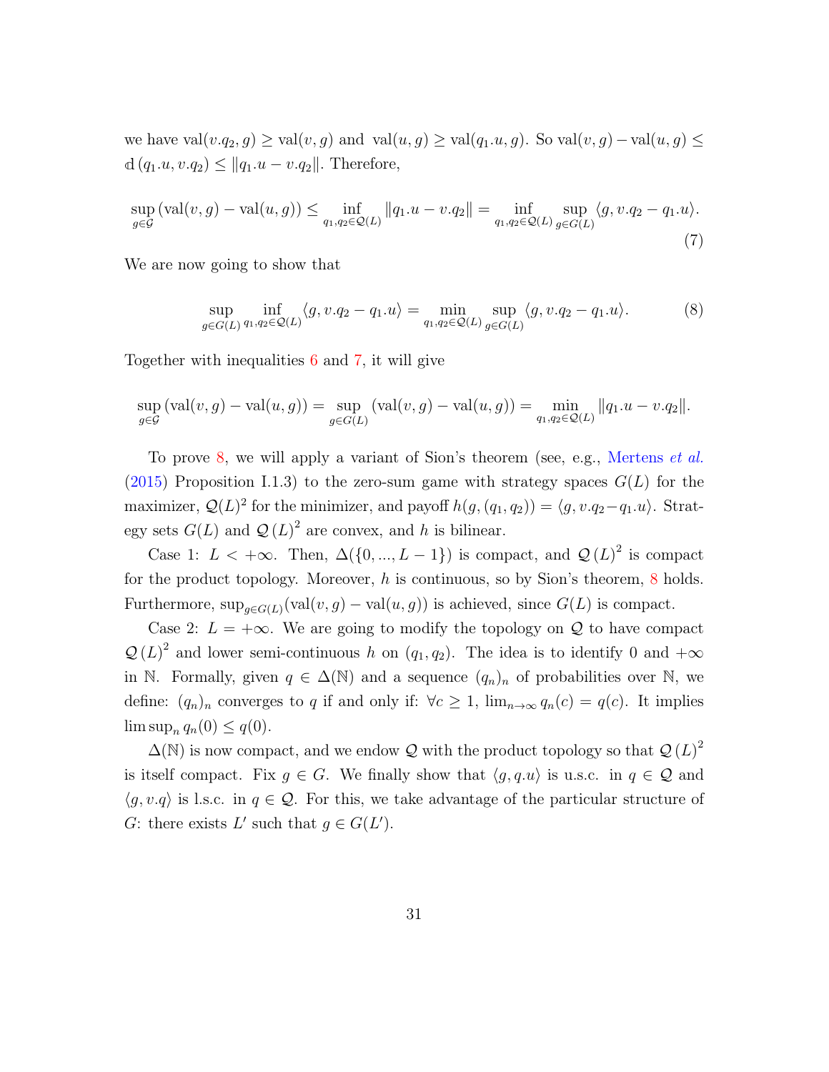we have $\text{val}(v.q_2, g) \geq \text{val}(v, g)$ and $\text{val}(u, g) \geq \text{val}(q_1.u, g)$. So $\text{val}(v, g) - \text{val}(u, g) \leq \mathbb{d}(q_1.u, v.q_2) \leq \|q_1.u - v.q_2\|$. Therefore,

$$\sup_{g \in \mathcal{G}} (\text{val}(v, g) - \text{val}(u, g)) \leq \inf_{q_1, q_2 \in \mathcal{Q}(L)} \|q_1.u - v.q_2\| = \inf_{q_1, q_2 \in \mathcal{Q}(L)} \sup_{g \in G(L)} \langle g, v.q_2 - q_1.u \rangle. \tag{7}$$

We are now going to show that

$$\sup_{g \in G(L)} \inf_{q_1, q_2 \in \mathcal{Q}(L)} \langle g, v.q_2 - q_1.u \rangle = \min_{q_1, q_2 \in \mathcal{Q}(L)} \sup_{g \in G(L)} \langle g, v.q_2 - q_1.u \rangle. \tag{8}$$

Together with inequalities 6 and 7, it will give

$$\sup_{g \in \mathcal{G}} (\text{val}(v, g) - \text{val}(u, g)) = \sup_{g \in G(L)} (\text{val}(v, g) - \text{val}(u, g)) = \min_{q_1, q_2 \in \mathcal{Q}(L)} \|q_1.u - v.q_2\|.$$

To prove 8, we will apply a variant of Sion's theorem (see, e.g., Mertens *et al.* (2015) Proposition I.1.3) to the zero-sum game with strategy spaces $G(L)$ for the maximizer, $\mathcal{Q}(L)^2$ for the minimizer, and payoff $h(g, (q_1, q_2)) = \langle g, v.q_2 - q_1.u \rangle$. Strategy sets $G(L)$ and $\mathcal{Q}(L)^2$ are convex, and $h$ is bilinear.

Case 1: $L < +\infty$. Then, $\Delta(\{0, ..., L-1\})$ is compact, and $\mathcal{Q}(L)^2$ is compact for the product topology. Moreover, $h$ is continuous, so by Sion's theorem, 8 holds. Furthermore, $\sup_{g \in G(L)} (\text{val}(v, g) - \text{val}(u, g))$ is achieved, since $G(L)$ is compact.

Case 2: $L = +\infty$. We are going to modify the topology on $\mathcal{Q}$ to have compact $\mathcal{Q}(L)^2$ and lower semi-continuous $h$ on $(q_1, q_2)$. The idea is to identify 0 and $+\infty$ in $\mathbb{N}$. Formally, given $q \in \Delta(\mathbb{N})$ and a sequence $(q_n)_n$ of probabilities over $\mathbb{N}$, we define: $(q_n)_n$ converges to $q$ if and only if: $\forall c \geq 1$, $\lim_{n \to \infty} q_n(c) = q(c)$. It implies $\limsup_n q_n(0) \leq q(0)$.

$\Delta(\mathbb{N})$ is now compact, and we endow $\mathcal{Q}$ with the product topology so that $\mathcal{Q}(L)^2$ is itself compact. Fix $g \in G$. We finally show that $\langle g, q.u \rangle$ is u.s.c. in $q \in \mathcal{Q}$ and $\langle g, v.q \rangle$ is l.s.c. in $q \in \mathcal{Q}$. For this, we take advantage of the particular structure of $G$: there exists $L'$ such that $g \in G(L')$.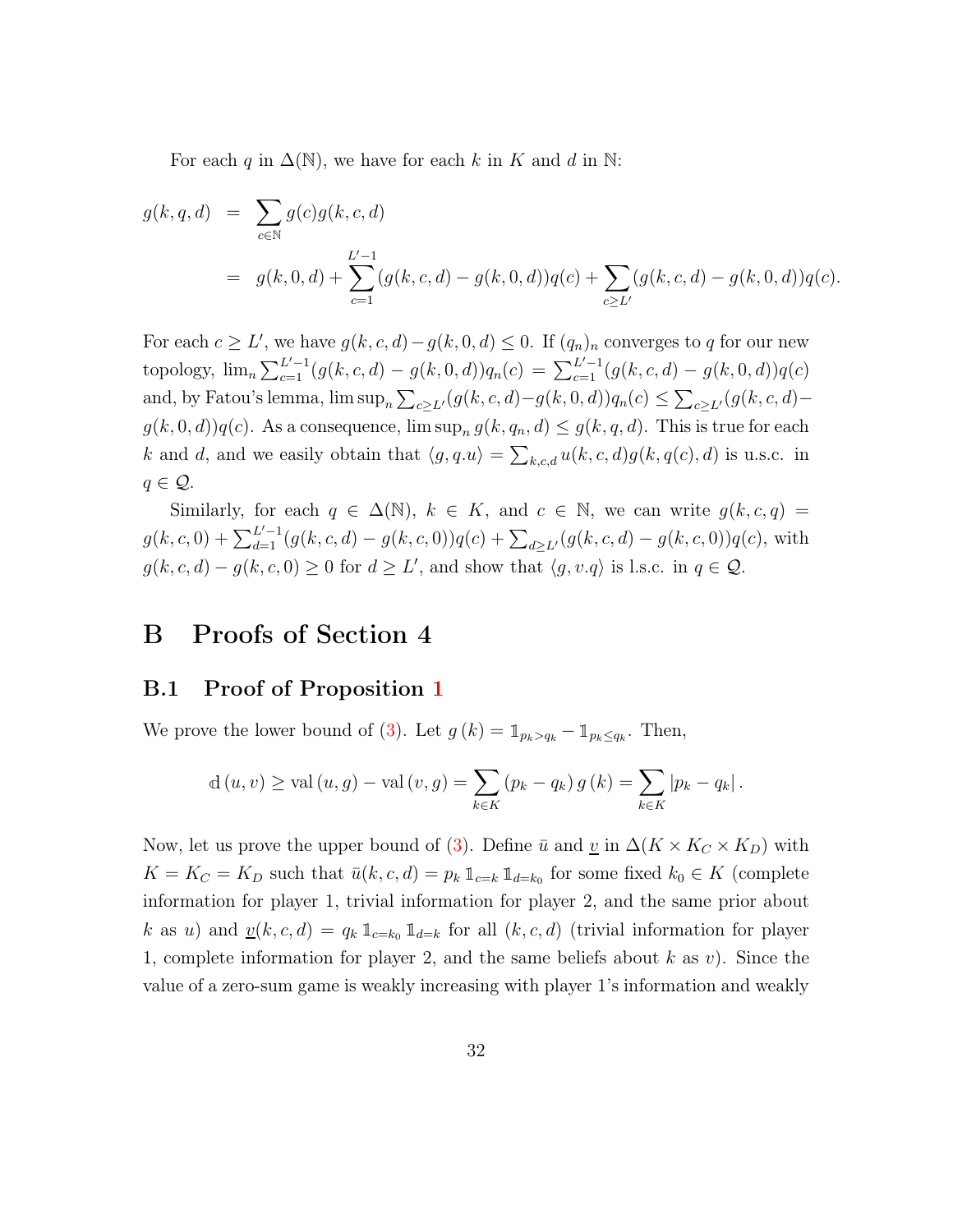For each $q$ in $\Delta(\mathbb{N})$, we have for each $k$ in $K$ and $d$ in $\mathbb{N}$:

$$
\begin{aligned}
g(k,q,d) &= \sum_{c\in\mathbb{N}} g(c)g(k,c,d) \\
&= g(k,0,d) + \sum_{c=1}^{L'-1}(g(k,c,d)-g(k,0,d))q(c) + \sum_{c\geq L'}(g(k,c,d)-g(k,0,d))q(c).
\end{aligned}
$$

For each $c \geq L'$, we have $g(k,c,d)-g(k,0,d) \leq 0$. If $(q_n)_n$ converges to $q$ for our new topology, $\lim_n \sum_{c=1}^{L'-1}(g(k,c,d)-g(k,0,d))q_n(c) = \sum_{c=1}^{L'-1}(g(k,c,d)-g(k,0,d))q(c)$ and, by Fatou's lemma, $\limsup_n \sum_{c\geq L'}(g(k,c,d)-g(k,0,d))q_n(c) \leq \sum_{c\geq L'}(g(k,c,d)-g(k,0,d))q(c)$. As a consequence, $\limsup_n g(k,q_n,d) \leq g(k,q,d)$. This is true for each $k$ and $d$, and we easily obtain that $\langle g, q.u\rangle = \sum_{k,c,d} u(k,c,d)g(k,q(c),d)$ is u.s.c. in $q \in \mathcal{Q}$.

Similarly, for each $q \in \Delta(\mathbb{N})$, $k \in K$, and $c \in \mathbb{N}$, we can write $g(k,c,q) = g(k,c,0) + \sum_{d=1}^{L'-1}(g(k,c,d)-g(k,c,0))q(c) + \sum_{d\geq L'}(g(k,c,d)-g(k,c,0))q(c)$, with $g(k,c,d)-g(k,c,0) \geq 0$ for $d \geq L'$, and show that $\langle g, v.q\rangle$ is l.s.c. in $q \in \mathcal{Q}$.

# B Proofs of Section 4

## B.1 Proof of Proposition 1

We prove the lower bound of (3). Let $g(k) = \mathbb{1}_{p_k > q_k} - \mathbb{1}_{p_k \leq q_k}$. Then,

$$
\mathbb{d}(u,v) \geq \operatorname{val}(u,g) - \operatorname{val}(v,g) = \sum_{k\in K}(p_k - q_k)\,g(k) = \sum_{k\in K}|p_k - q_k|\,.
$$

Now, let us prove the upper bound of (3). Define $\bar{u}$ and $\underline{v}$ in $\Delta(K \times K_C \times K_D)$ with $K = K_C = K_D$ such that $\bar{u}(k,c,d) = p_k\,\mathbb{1}_{c=k}\,\mathbb{1}_{d=k_0}$ for some fixed $k_0 \in K$ (complete information for player 1, trivial information for player 2, and the same prior about $k$ as $u$) and $\underline{v}(k,c,d) = q_k\,\mathbb{1}_{c=k_0}\,\mathbb{1}_{d=k}$ for all $(k,c,d)$ (trivial information for player 1, complete information for player 2, and the same beliefs about $k$ as $v$). Since the value of a zero-sum game is weakly increasing with player 1's information and weakly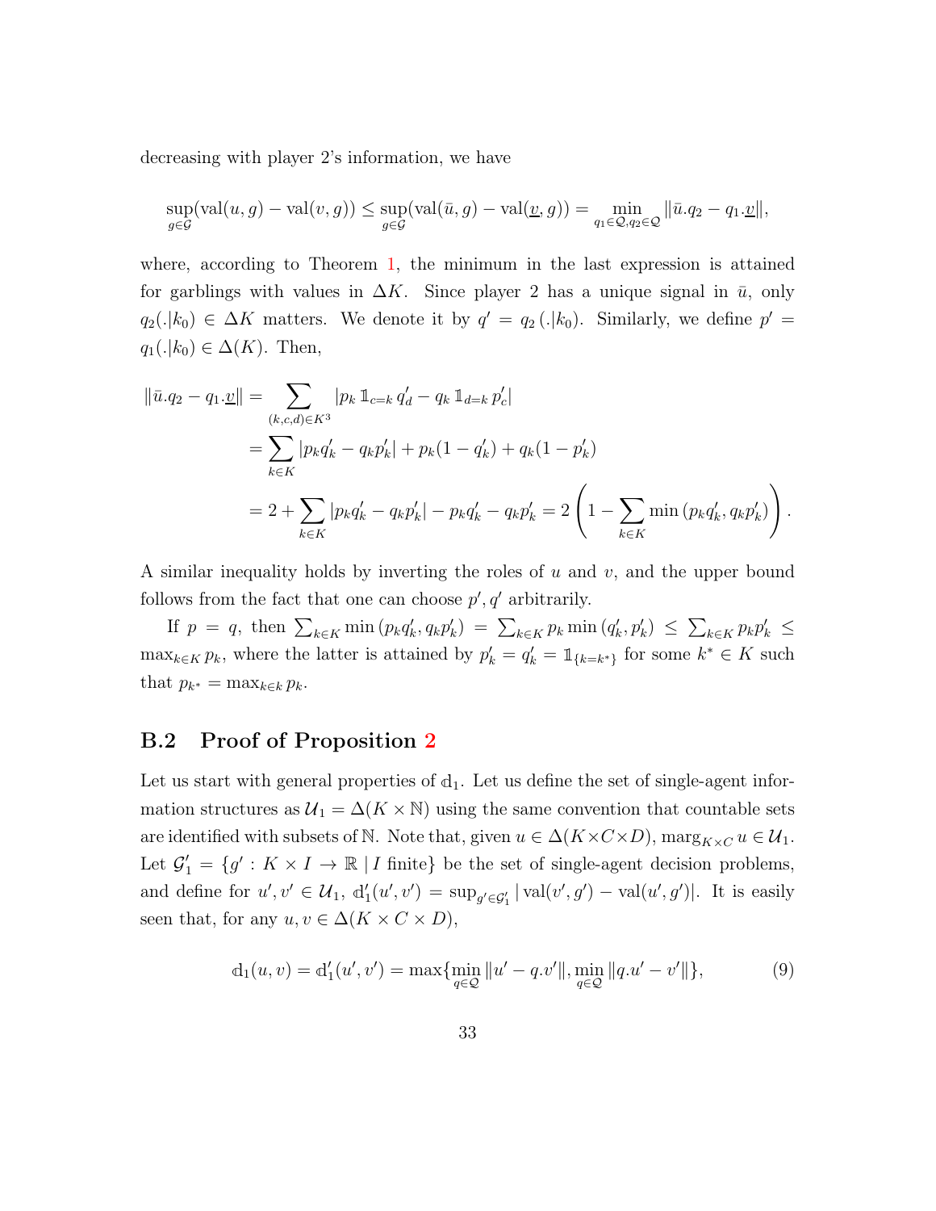decreasing with player 2's information, we have

$$\sup_{g\in\mathcal{G}}(\mathrm{val}(u,g)-\mathrm{val}(v,g)) \le \sup_{g\in\mathcal{G}}(\mathrm{val}(\bar{u},g)-\mathrm{val}(\underline{v},g)) = \min_{q_1\in\mathcal{Q},q_2\in\mathcal{Q}} \|\bar{u}.q_2 - q_1.\underline{v}\|,$$

where, according to Theorem 1, the minimum in the last expression is attained for garblings with values in $\Delta K$. Since player 2 has a unique signal in $\bar{u}$, only $q_2(.|k_0) \in \Delta K$ matters. We denote it by $q' = q_2(.|k_0)$. Similarly, we define $p' = q_1(.|k_0) \in \Delta(K)$. Then,

$$\begin{aligned}
\|\bar{u}.q_2 - q_1.\underline{v}\| &= \sum_{(k,c,d)\in K^3} |p_k\, \mathbb{1}_{c=k}\, q'_d - q_k\, \mathbb{1}_{d=k}\, p'_c| \\
&= \sum_{k\in K} |p_k q'_k - q_k p'_k| + p_k(1-q'_k) + q_k(1-p'_k) \\
&= 2 + \sum_{k\in K} |p_k q'_k - q_k p'_k| - p_k q'_k - q_k p'_k = 2\left(1 - \sum_{k\in K} \min\left(p_k q'_k, q_k p'_k\right)\right).
\end{aligned}$$

A similar inequality holds by inverting the roles of $u$ and $v$, and the upper bound follows from the fact that one can choose $p', q'$ arbitrarily.

If $p = q$, then $\sum_{k\in K} \min\left(p_k q'_k, q_k p'_k\right) = \sum_{k\in K} p_k \min\left(q'_k, p'_k\right) \le \sum_{k\in K} p_k p'_k \le \max_{k\in K} p_k$, where the latter is attained by $p'_k = q'_k = \mathbb{1}_{\{k=k^*\}}$ for some $k^* \in K$ such that $p_{k^*} = \max_{k\in k} p_k$.

## B.2 Proof of Proposition 2

Let us start with general properties of $\mathbb{d}_1$. Let us define the set of single-agent information structures as $\mathcal{U}_1 = \Delta(K\times\mathbb{N})$ using the same convention that countable sets are identified with subsets of $\mathbb{N}$. Note that, given $u \in \Delta(K\times C\times D)$, $\mathrm{marg}_{K\times C}\, u \in \mathcal{U}_1$. Let $\mathcal{G}'_1 = \{g' : K\times I \to \mathbb{R} \mid I \text{ finite}\}$ be the set of single-agent decision problems, and define for $u', v' \in \mathcal{U}_1$, $\mathbb{d}'_1(u',v') = \sup_{g'\in\mathcal{G}'_1} |\mathrm{val}(v',g') - \mathrm{val}(u',g')|$. It is easily seen that, for any $u, v \in \Delta(K\times C\times D)$,

$$\mathbb{d}_1(u,v) = \mathbb{d}'_1(u',v') = \max\{\min_{q\in\mathcal{Q}} \|u' - q.v'\|, \min_{q\in\mathcal{Q}} \|q.u' - v'\|\}, \tag{9}$$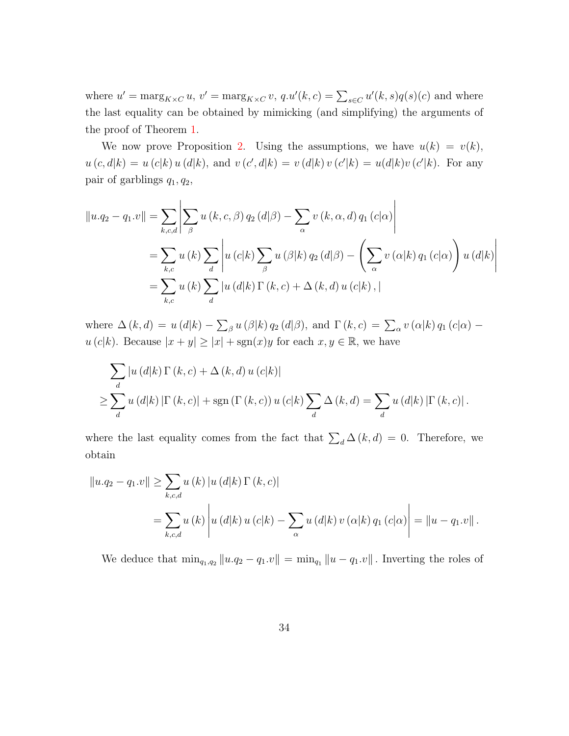where $u' = \text{marg}_{K\times C}\, u$, $v' = \text{marg}_{K\times C}\, v$, $q.u'(k,c) = \sum_{s\in C} u'(k,s)q(s)(c)$ and where the last equality can be obtained by mimicking (and simplifying) the arguments of the proof of Theorem 1.

We now prove Proposition 2. Using the assumptions, we have $u(k) = v(k)$, $u(c,d|k) = u(c|k)\, u(d|k)$, and $v(c',d|k) = v(d|k)\, v(c'|k) = u(d|k)v(c'|k)$. For any pair of garblings $q_1, q_2$,

$$
\begin{aligned}
\|u.q_2 - q_1.v\| &= \sum_{k,c,d} \left| \sum_{\beta} u(k,c,\beta)\, q_2(d|\beta) - \sum_{\alpha} v(k,\alpha,d)\, q_1(c|\alpha) \right| \\
&= \sum_{k,c} u(k) \sum_{d} \left| u(c|k) \sum_{\beta} u(\beta|k)\, q_2(d|\beta) - \left( \sum_{\alpha} v(\alpha|k)\, q_1(c|\alpha) \right) u(d|k) \right| \\
&= \sum_{k,c} u(k) \sum_{d} \left| u(d|k)\, \Gamma(k,c) + \Delta(k,d)\, u(c|k)\, , \right|
\end{aligned}
$$

where $\Delta(k,d) = u(d|k) - \sum_{\beta} u(\beta|k)\, q_2(d|\beta)$, and $\Gamma(k,c) = \sum_{\alpha} v(\alpha|k)\, q_1(c|\alpha) - u(c|k)$. Because $|x+y| \geq |x| + \text{sgn}(x)y$ for each $x, y \in \mathbb{R}$, we have

$$
\begin{aligned}
&\sum_{d} \left| u(d|k)\, \Gamma(k,c) + \Delta(k,d)\, u(c|k) \right| \\
\geq &\sum_{d} u(d|k) \left| \Gamma(k,c) \right| + \text{sgn}\left(\Gamma(k,c)\right) u(c|k) \sum_{d} \Delta(k,d) = \sum_{d} u(d|k) \left| \Gamma(k,c) \right|.
\end{aligned}
$$

where the last equality comes from the fact that $\sum_d \Delta(k,d) = 0$. Therefore, we obtain

$$
\begin{aligned}
\|u.q_2 - q_1.v\| &\geq \sum_{k,c,d} u(k) \left| u(d|k)\, \Gamma(k,c) \right| \\
&= \sum_{k,c,d} u(k) \left| u(d|k)\, u(c|k) - \sum_{\alpha} u(d|k)\, v(\alpha|k)\, q_1(c|\alpha) \right| = \|u - q_1.v\|.
\end{aligned}
$$

We deduce that $\min_{q_1,q_2} \|u.q_2 - q_1.v\| = \min_{q_1} \|u - q_1.v\|$. Inverting the roles of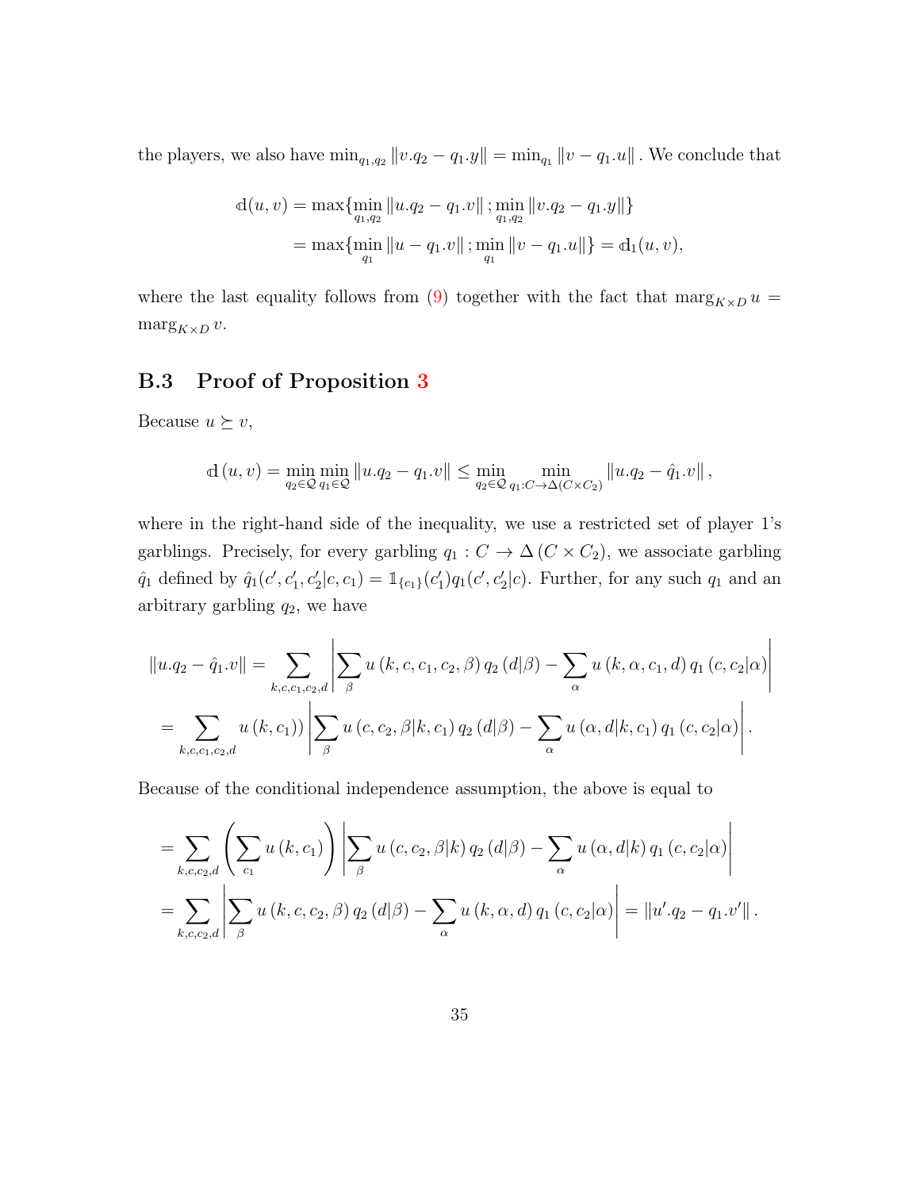the players, we also have $\min_{q_1,q_2} \|v.q_2 - q_1.y\| = \min_{q_1} \|v - q_1.u\|$. We conclude that

$$
\begin{aligned}
\mathbb{d}(u,v) &= \max\{\min_{q_1,q_2} \|u.q_2 - q_1.v\|\,; \min_{q_1,q_2} \|v.q_2 - q_1.y\|\} \\
&= \max\{\min_{q_1} \|u - q_1.v\|\,; \min_{q_1} \|v - q_1.u\|\} = \mathbb{d}_1(u,v),
\end{aligned}
$$

where the last equality follows from (9) together with the fact that $\operatorname{marg}_{K\times D} u = \operatorname{marg}_{K\times D} v$.

### B.3 Proof of Proposition 3

Because $u \succeq v$,

$$
\mathbb{d}(u,v) = \min_{q_2\in\mathcal{Q}} \min_{q_1\in\mathcal{Q}} \|u.q_2 - q_1.v\| \leq \min_{q_2\in\mathcal{Q}} \min_{q_1: C\to\Delta(C\times C_2)} \|u.q_2 - \hat{q}_1.v\|,
$$

where in the right-hand side of the inequality, we use a restricted set of player 1's garblings. Precisely, for every garbling $q_1 : C \to \Delta(C \times C_2)$, we associate garbling $\hat{q}_1$ defined by $\hat{q}_1(c', c'_1, c'_2|c, c_1) = \mathbb{1}_{\{c_1\}}(c'_1) q_1(c', c'_2|c)$. Further, for any such $q_1$ and an arbitrary garbling $q_2$, we have

$$
\begin{aligned}
\|u.q_2 - \hat{q}_1.v\| &= \sum_{k,c,c_1,c_2,d} \left| \sum_\beta u(k,c,c_1,c_2,\beta)\, q_2(d|\beta) - \sum_\alpha u(k,\alpha,c_1,d)\, q_1(c,c_2|\alpha) \right| \\
&= \sum_{k,c,c_1,c_2,d} u(k,c_1)) \left| \sum_\beta u(c,c_2,\beta|k,c_1)\, q_2(d|\beta) - \sum_\alpha u(\alpha,d|k,c_1)\, q_1(c,c_2|\alpha) \right|.
\end{aligned}
$$

Because of the conditional independence assumption, the above is equal to

$$
\begin{aligned}
&= \sum_{k,c,c_2,d} \left( \sum_{c_1} u(k,c_1) \right) \left| \sum_\beta u(c,c_2,\beta|k)\, q_2(d|\beta) - \sum_\alpha u(\alpha,d|k)\, q_1(c,c_2|\alpha) \right| \\
&= \sum_{k,c,c_2,d} \left| \sum_\beta u(k,c,c_2,\beta)\, q_2(d|\beta) - \sum_\alpha u(k,\alpha,d)\, q_1(c,c_2|\alpha) \right| = \|u'.q_2 - q_1.v'\|.
\end{aligned}
$$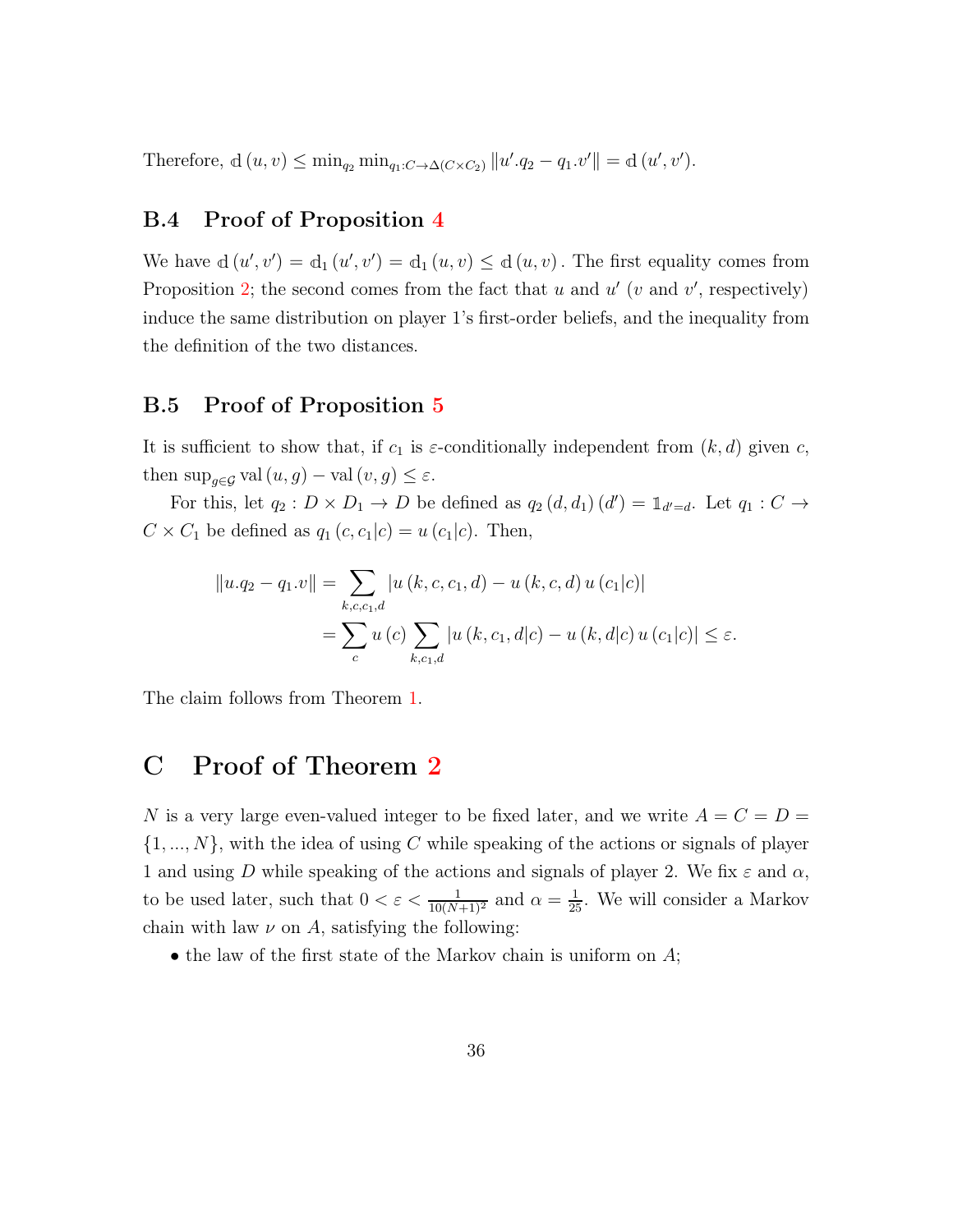Therefore, $\mathbb{d}(u,v) \leq \min_{q_2} \min_{q_1: C \to \Delta(C \times C_2)} \|u'.q_2 - q_1.v'\| = \mathbb{d}(u', v')$.

### B.4 Proof of Proposition 4

We have $\mathbb{d}(u', v') = \mathbb{d}_1(u', v') = \mathbb{d}_1(u, v) \leq \mathbb{d}(u, v)$. The first equality comes from Proposition 2; the second comes from the fact that $u$ and $u'$ ($v$ and $v'$, respectively) induce the same distribution on player 1's first-order beliefs, and the inequality from the definition of the two distances.

### B.5 Proof of Proposition 5

It is sufficient to show that, if $c_1$ is $\varepsilon$-conditionally independent from $(k, d)$ given $c$, then $\sup_{g \in \mathcal{G}} \text{val}(u, g) - \text{val}(v, g) \leq \varepsilon$.

For this, let $q_2 : D \times D_1 \to D$ be defined as $q_2(d, d_1)(d') = \mathbb{1}_{d'=d}$. Let $q_1 : C \to C \times C_1$ be defined as $q_1(c, c_1|c) = u(c_1|c)$. Then,

$$\begin{aligned}
\|u.q_2 - q_1.v\| &= \sum_{k,c,c_1,d} |u(k, c, c_1, d) - u(k, c, d)\, u(c_1|c)| \\
&= \sum_{c} u(c) \sum_{k,c_1,d} |u(k, c_1, d|c) - u(k, d|c)\, u(c_1|c)| \leq \varepsilon.
\end{aligned}$$

The claim follows from Theorem 1.

## C Proof of Theorem 2

$N$ is a very large even-valued integer to be fixed later, and we write $A = C = D = \{1, ..., N\}$, with the idea of using $C$ while speaking of the actions or signals of player 1 and using $D$ while speaking of the actions and signals of player 2. We fix $\varepsilon$ and $\alpha$, to be used later, such that $0 < \varepsilon < \frac{1}{10(N+1)^2}$ and $\alpha = \frac{1}{25}$. We will consider a Markov chain with law $\nu$ on $A$, satisfying the following:

- the law of the first state of the Markov chain is uniform on $A$;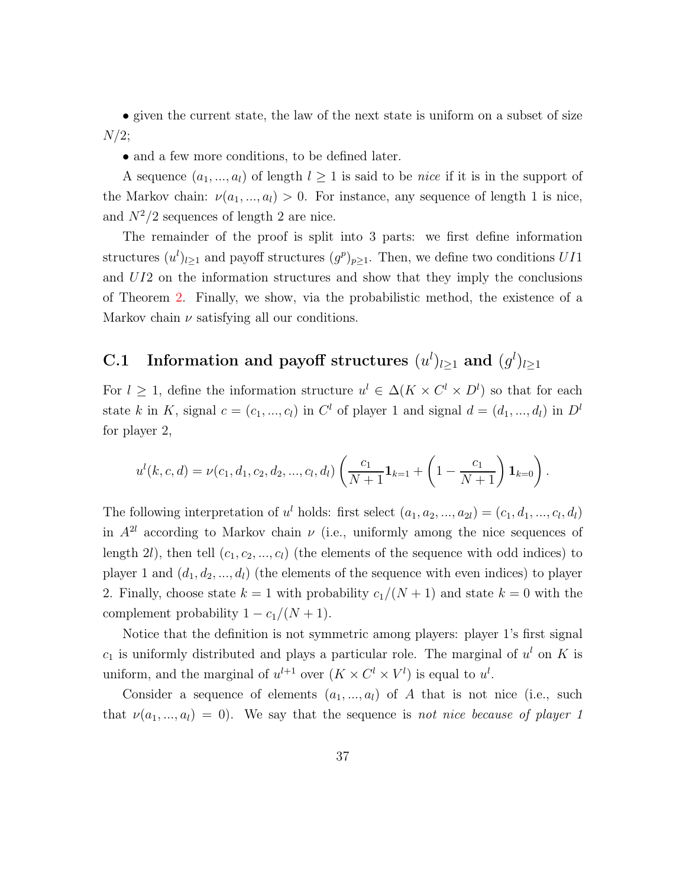• given the current state, the law of the next state is uniform on a subset of size $N/2$;

• and a few more conditions, to be defined later.

A sequence $(a_1, ..., a_l)$ of length $l \geq 1$ is said to be *nice* if it is in the support of the Markov chain: $\nu(a_1, ..., a_l) > 0$. For instance, any sequence of length 1 is nice, and $N^2/2$ sequences of length 2 are nice.

The remainder of the proof is split into 3 parts: we first define information structures $(u^l)_{l\geq 1}$ and payoff structures $(g^p)_{p\geq 1}$. Then, we define two conditions $UI1$ and $UI2$ on the information structures and show that they imply the conclusions of Theorem 2. Finally, we show, via the probabilistic method, the existence of a Markov chain $\nu$ satisfying all our conditions.

## C.1 Information and payoff structures $(u^l)_{l\geq 1}$ and $(g^l)_{l\geq 1}$

For $l \geq 1$, define the information structure $u^l \in \Delta(K \times C^l \times D^l)$ so that for each state $k$ in $K$, signal $c = (c_1, ..., c_l)$ in $C^l$ of player 1 and signal $d = (d_1, ..., d_l)$ in $D^l$ for player 2,

$$u^l(k, c, d) = \nu(c_1, d_1, c_2, d_2, ..., c_l, d_l) \left( \frac{c_1}{N+1} \mathbf{1}_{k=1} + \left(1 - \frac{c_1}{N+1}\right) \mathbf{1}_{k=0} \right).$$

The following interpretation of $u^l$ holds: first select $(a_1, a_2, ..., a_{2l}) = (c_1, d_1, ..., c_l, d_l)$ in $A^{2l}$ according to Markov chain $\nu$ (i.e., uniformly among the nice sequences of length $2l$), then tell $(c_1, c_2, ..., c_l)$ (the elements of the sequence with odd indices) to player 1 and $(d_1, d_2, ..., d_l)$ (the elements of the sequence with even indices) to player 2. Finally, choose state $k = 1$ with probability $c_1/(N+1)$ and state $k = 0$ with the complement probability $1 - c_1/(N+1)$.

Notice that the definition is not symmetric among players: player 1's first signal $c_1$ is uniformly distributed and plays a particular role. The marginal of $u^l$ on $K$ is uniform, and the marginal of $u^{l+1}$ over $(K \times C^l \times V^l)$ is equal to $u^l$.

Consider a sequence of elements $(a_1, ..., a_l)$ of $A$ that is not nice (i.e., such that $\nu(a_1, ..., a_l) = 0$). We say that the sequence is *not nice because of player 1*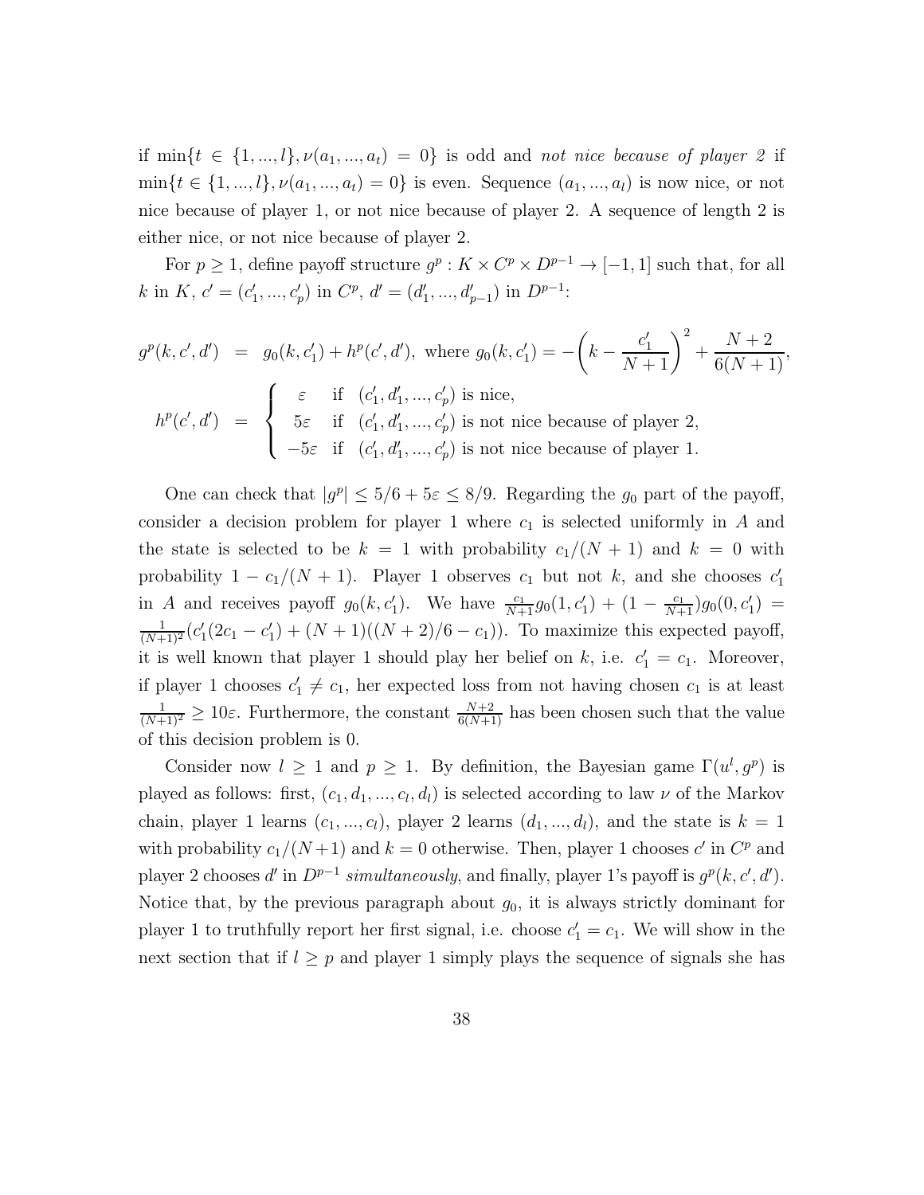if $\min\{t \in \{1,...,l\}, \nu(a_1,...,a_t) = 0\}$ is odd and *not nice because of player 2* if $\min\{t \in \{1,...,l\}, \nu(a_1,...,a_t) = 0\}$ is even. Sequence $(a_1,...,a_l)$ is now nice, or not nice because of player 1, or not nice because of player 2. A sequence of length 2 is either nice, or not nice because of player 2.

For $p \geq 1$, define payoff structure $g^p : K \times C^p \times D^{p-1} \to [-1,1]$ such that, for all $k$ in $K$, $c' = (c'_1,...,c'_p)$ in $C^p$, $d' = (d'_1,...,d'_{p-1})$ in $D^{p-1}$:

$$
\begin{aligned}
g^p(k,c',d') &= g_0(k,c'_1) + h^p(c',d'), \text{ where } g_0(k,c'_1) = -\left(k - \frac{c'_1}{N+1}\right)^2 + \frac{N+2}{6(N+1)}, \\
h^p(c',d') &= \begin{cases} \varepsilon & \text{if } (c'_1,d'_1,...,c'_p) \text{ is nice,} \\ 5\varepsilon & \text{if } (c'_1,d'_1,...,c'_p) \text{ is not nice because of player 2,} \\ -5\varepsilon & \text{if } (c'_1,d'_1,...,c'_p) \text{ is not nice because of player 1.} \end{cases}
\end{aligned}
$$

One can check that $|g^p| \leq 5/6 + 5\varepsilon \leq 8/9$. Regarding the $g_0$ part of the payoff, consider a decision problem for player 1 where $c_1$ is selected uniformly in $A$ and the state is selected to be $k = 1$ with probability $c_1/(N+1)$ and $k = 0$ with probability $1 - c_1/(N+1)$. Player 1 observes $c_1$ but not $k$, and she chooses $c'_1$ in $A$ and receives payoff $g_0(k,c'_1)$. We have $\frac{c_1}{N+1}g_0(1,c'_1) + (1 - \frac{c_1}{N+1})g_0(0,c'_1) = \frac{1}{(N+1)^2}(c'_1(2c_1 - c'_1) + (N+1)((N+2)/6 - c_1))$. To maximize this expected payoff, it is well known that player 1 should play her belief on $k$, i.e. $c'_1 = c_1$. Moreover, if player 1 chooses $c'_1 \neq c_1$, her expected loss from not having chosen $c_1$ is at least $\frac{1}{(N+1)^2} \geq 10\varepsilon$. Furthermore, the constant $\frac{N+2}{6(N+1)}$ has been chosen such that the value of this decision problem is 0.

Consider now $l \geq 1$ and $p \geq 1$. By definition, the Bayesian game $\Gamma(u^l, g^p)$ is played as follows: first, $(c_1, d_1, ..., c_l, d_l)$ is selected according to law $\nu$ of the Markov chain, player 1 learns $(c_1,...,c_l)$, player 2 learns $(d_1,...,d_l)$, and the state is $k = 1$ with probability $c_1/(N+1)$ and $k = 0$ otherwise. Then, player 1 chooses $c'$ in $C^p$ and player 2 chooses $d'$ in $D^{p-1}$ *simultaneously*, and finally, player 1's payoff is $g^p(k,c',d')$. Notice that, by the previous paragraph about $g_0$, it is always strictly dominant for player 1 to truthfully report her first signal, i.e. choose $c'_1 = c_1$. We will show in the next section that if $l \geq p$ and player 1 simply plays the sequence of signals she has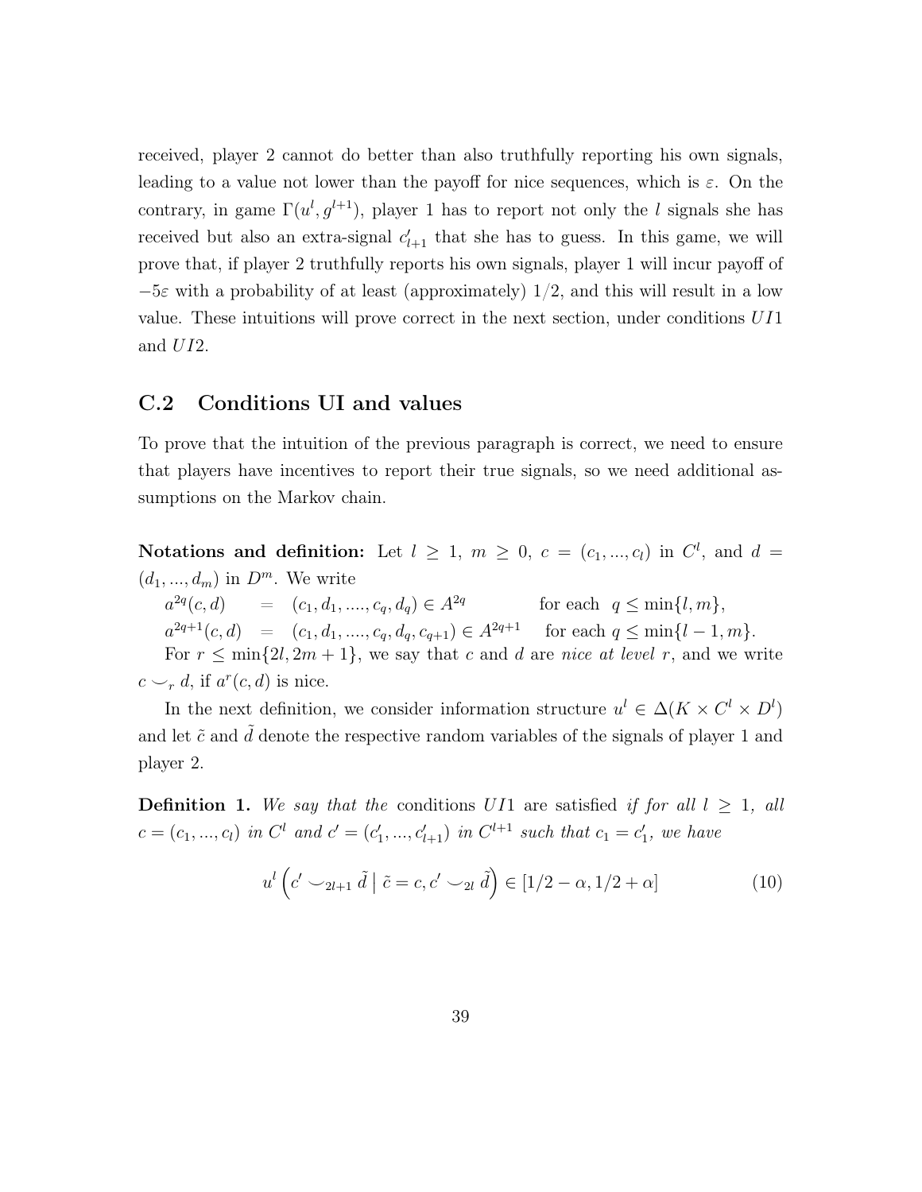received, player 2 cannot do better than also truthfully reporting his own signals, leading to a value not lower than the payoff for nice sequences, which is $\varepsilon$. On the contrary, in game $\Gamma(u^l, g^{l+1})$, player 1 has to report not only the $l$ signals she has received but also an extra-signal $c'_{l+1}$ that she has to guess. In this game, we will prove that, if player 2 truthfully reports his own signals, player 1 will incur payoff of $-5\varepsilon$ with a probability of at least (approximately) 1/2, and this will result in a low value. These intuitions will prove correct in the next section, under conditions $UI1$ and $UI2$.

## C.2 Conditions UI and values

To prove that the intuition of the previous paragraph is correct, we need to ensure that players have incentives to report their true signals, so we need additional assumptions on the Markov chain.

**Notations and definition:** Let $l \geq 1$, $m \geq 0$, $c = (c_1, ..., c_l)$ in $C^l$, and $d = (d_1, ..., d_m)$ in $D^m$. We write

$$a^{2q}(c, d) \quad = \quad (c_1, d_1, ...., c_q, d_q) \in A^{2q} \qquad \text{for each} \quad q \leq \min\{l, m\},$$

$$a^{2q+1}(c, d) \quad = \quad (c_1, d_1, ...., c_q, d_q, c_{q+1}) \in A^{2q+1} \quad \text{for each } q \leq \min\{l-1, m\}.$$

For $r \leq \min\{2l, 2m+1\}$, we say that $c$ and $d$ are *nice at level* $r$, and we write $c \smile_r d$, if $a^r(c, d)$ is nice.

In the next definition, we consider information structure $u^l \in \Delta(K \times C^l \times D^l)$ and let $\tilde{c}$ and $\tilde{d}$ denote the respective random variables of the signals of player 1 and player 2.

**Definition 1.** *We say that the* conditions $UI1$ are satisfied *if for all* $l \geq 1$, *all* $c = (c_1, ..., c_l)$ *in* $C^l$ *and* $c' = (c'_1, ..., c'_{l+1})$ *in* $C^{l+1}$ *such that* $c_1 = c'_1$, *we have*

$$u^l \left( c' \smile_{2l+1} \tilde{d} \;\middle|\; \tilde{c} = c, c' \smile_{2l} \tilde{d} \right) \in [1/2 - \alpha, 1/2 + \alpha] \tag{10}$$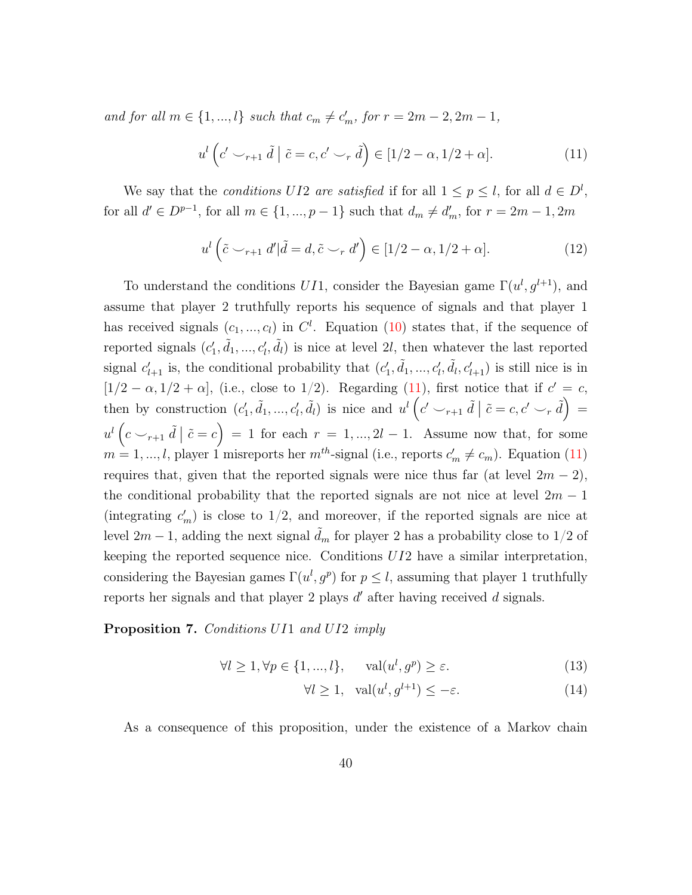*and for all $m \in \{1, ..., l\}$ such that $c_m \neq c'_m$, for $r = 2m-2, 2m-1$,*

$$u^l \left( c' \smile_{r+1} \tilde{d} \mid \tilde{c} = c, c' \smile_r \tilde{d} \right) \in [1/2 - \alpha, 1/2 + \alpha]. \tag{11}$$

We say that the *conditions $UI2$ are satisfied* if for all $1 \leq p \leq l$, for all $d \in D^l$, for all $d' \in D^{p-1}$, for all $m \in \{1, ..., p-1\}$ such that $d_m \neq d'_m$, for $r = 2m-1, 2m$

$$u^l \left( \tilde{c} \smile_{r+1} d' | \tilde{d} = d, \tilde{c} \smile_r d' \right) \in [1/2 - \alpha, 1/2 + \alpha]. \tag{12}$$

To understand the conditions $UI1$, consider the Bayesian game $\Gamma(u^l, g^{l+1})$, and assume that player 2 truthfully reports his sequence of signals and that player 1 has received signals $(c_1, ..., c_l)$ in $C^l$. Equation (10) states that, if the sequence of reported signals $(c'_1, \tilde{d}_1, ..., c'_l, \tilde{d}_l)$ is nice at level $2l$, then whatever the last reported signal $c'_{l+1}$ is, the conditional probability that $(c'_1, \tilde{d}_1, ..., c'_l, \tilde{d}_l, c'_{l+1})$ is still nice is in $[1/2 - \alpha, 1/2 + \alpha]$, (i.e., close to $1/2$). Regarding (11), first notice that if $c' = c$, then by construction $(c'_1, \tilde{d}_1, ..., c'_l, \tilde{d}_l)$ is nice and $u^l \left( c' \smile_{r+1} \tilde{d} \mid \tilde{c} = c, c' \smile_r \tilde{d} \right) = u^l \left( c \smile_{r+1} \tilde{d} \mid \tilde{c} = c \right) = 1$ for each $r = 1, ..., 2l-1$. Assume now that, for some $m = 1, ..., l$, player 1 misreports her $m^{th}$-signal (i.e., reports $c'_m \neq c_m$). Equation (11) requires that, given that the reported signals were nice thus far (at level $2m-2$), the conditional probability that the reported signals are not nice at level $2m-1$ (integrating $c'_m$) is close to $1/2$, and moreover, if the reported signals are nice at level $2m-1$, adding the next signal $\tilde{d}_m$ for player 2 has a probability close to $1/2$ of keeping the reported sequence nice. Conditions $UI2$ have a similar interpretation, considering the Bayesian games $\Gamma(u^l, g^p)$ for $p \leq l$, assuming that player 1 truthfully reports her signals and that player 2 plays $d'$ after having received $d$ signals.

**Proposition 7.** *Conditions $UI1$ and $UI2$ imply*

$$\forall l \geq 1, \forall p \in \{1, ..., l\}, \quad \text{val}(u^l, g^p) \geq \varepsilon. \tag{13}$$

$$\forall l \geq 1, \quad \text{val}(u^l, g^{l+1}) \leq -\varepsilon. \tag{14}$$

As a consequence of this proposition, under the existence of a Markov chain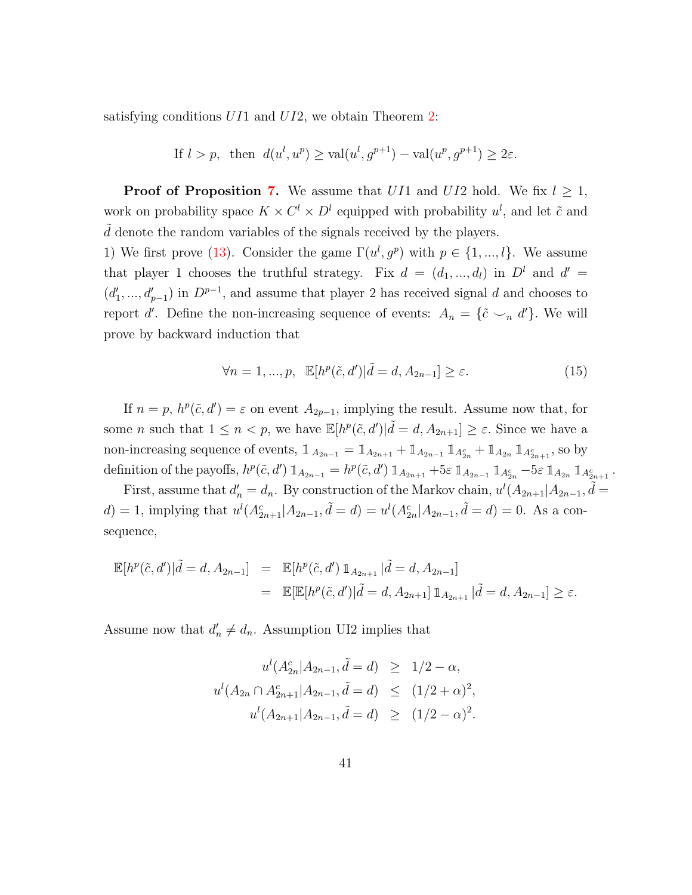satisfying conditions $UI1$ and $UI2$, we obtain Theorem 2:

$$\text{If } l > p, \text{ then } d(u^l, u^p) \geq \text{val}(u^l, g^{p+1}) - \text{val}(u^p, g^{p+1}) \geq 2\varepsilon.$$

**Proof of Proposition 7.** We assume that $UI1$ and $UI2$ hold. We fix $l \geq 1$, work on probability space $K \times C^l \times D^l$ equipped with probability $u^l$, and let $\tilde{c}$ and $\tilde{d}$ denote the random variables of the signals received by the players.

1) We first prove (13). Consider the game $\Gamma(u^l, g^p)$ with $p \in \{1, ..., l\}$. We assume that player 1 chooses the truthful strategy. Fix $d = (d_1, ..., d_l)$ in $D^l$ and $d' = (d'_1, ..., d'_{p-1})$ in $D^{p-1}$, and assume that player 2 has received signal $d$ and chooses to report $d'$. Define the non-increasing sequence of events: $A_n = \{\tilde{c} \smile_n d'\}$. We will prove by backward induction that

$$\forall n = 1, ..., p, \;\; \mathbb{E}[h^p(\tilde{c}, d') | \tilde{d} = d, A_{2n-1}] \geq \varepsilon. \tag{15}$$

If $n = p$, $h^p(\tilde{c}, d') = \varepsilon$ on event $A_{2p-1}$, implying the result. Assume now that, for some $n$ such that $1 \leq n < p$, we have $\mathbb{E}[h^p(\tilde{c}, d') | \tilde{d} = d, A_{2n+1}] \geq \varepsilon$. Since we have a non-increasing sequence of events, $\mathbb{1}_{A_{2n-1}} = \mathbb{1}_{A_{2n+1}} + \mathbb{1}_{A_{2n-1}} \mathbb{1}_{A^c_{2n}} + \mathbb{1}_{A_{2n}} \mathbb{1}_{A^c_{2n+1}}$, so by definition of the payoffs, $h^p(\tilde{c}, d') \mathbb{1}_{A_{2n-1}} = h^p(\tilde{c}, d') \mathbb{1}_{A_{2n+1}} + 5\varepsilon \mathbb{1}_{A_{2n-1}} \mathbb{1}_{A^c_{2n}} - 5\varepsilon \mathbb{1}_{A_{2n}} \mathbb{1}_{A^c_{2n+1}}$.

First, assume that $d'_n = d_n$. By construction of the Markov chain, $u^l(A_{2n+1} | A_{2n-1}, \tilde{d} = d) = 1$, implying that $u^l(A^c_{2n+1} | A_{2n-1}, \tilde{d} = d) = u^l(A^c_{2n} | A_{2n-1}, \tilde{d} = d) = 0$. As a consequence,

$$\begin{aligned}
\mathbb{E}[h^p(\tilde{c}, d') | \tilde{d} = d, A_{2n-1}] &= \mathbb{E}[h^p(\tilde{c}, d') \mathbb{1}_{A_{2n+1}} | \tilde{d} = d, A_{2n-1}] \\
&= \mathbb{E}[\mathbb{E}[h^p(\tilde{c}, d') | \tilde{d} = d, A_{2n+1}] \mathbb{1}_{A_{2n+1}} | \tilde{d} = d, A_{2n-1}] \geq \varepsilon.
\end{aligned}$$

Assume now that $d'_n \neq d_n$. Assumption UI2 implies that

$$\begin{aligned}
u^l(A^c_{2n} | A_{2n-1}, \tilde{d} = d) &\geq 1/2 - \alpha, \\
u^l(A_{2n} \cap A^c_{2n+1} | A_{2n-1}, \tilde{d} = d) &\leq (1/2 + \alpha)^2, \\
u^l(A_{2n+1} | A_{2n-1}, \tilde{d} = d) &\geq (1/2 - \alpha)^2.
\end{aligned}$$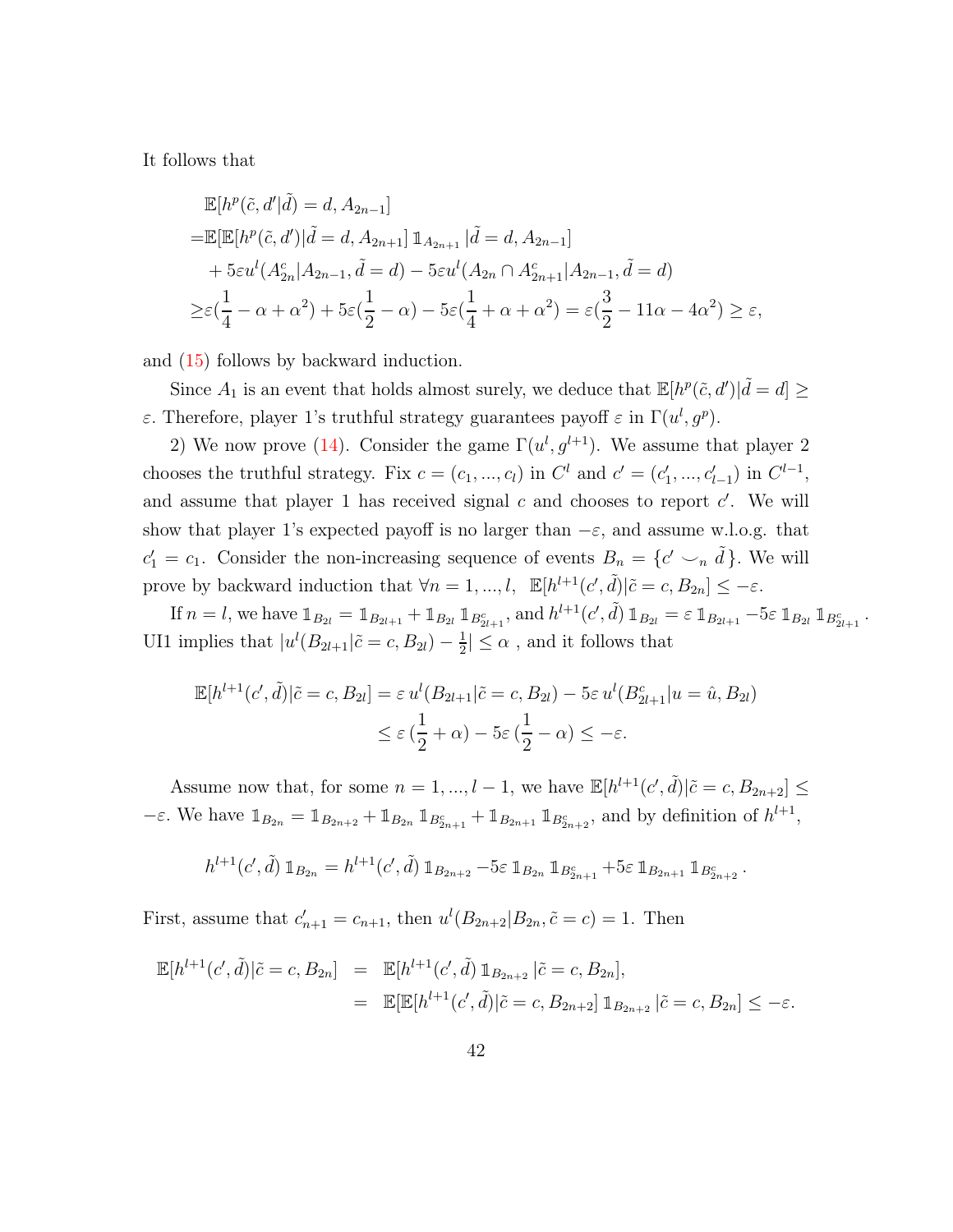It follows that

$$
\begin{aligned}
&\mathbb{E}[h^p(\tilde{c}, d'|\tilde{d}) = d, A_{2n-1}] \\
=&\mathbb{E}[\mathbb{E}[h^p(\tilde{c}, d')|\tilde{d} = d, A_{2n+1}] \, \mathbb{1}_{A_{2n+1}} |\tilde{d} = d, A_{2n-1}] \\
&+ 5\varepsilon u^l(A_{2n}^c|A_{2n-1}, \tilde{d} = d) - 5\varepsilon u^l(A_{2n} \cap A_{2n+1}^c|A_{2n-1}, \tilde{d} = d) \\
\geq& \varepsilon(\frac{1}{4} - \alpha + \alpha^2) + 5\varepsilon(\frac{1}{2} - \alpha) - 5\varepsilon(\frac{1}{4} + \alpha + \alpha^2) = \varepsilon(\frac{3}{2} - 11\alpha - 4\alpha^2) \geq \varepsilon,
\end{aligned}
$$

and (15) follows by backward induction.

Since $A_1$ is an event that holds almost surely, we deduce that $\mathbb{E}[h^p(\tilde{c}, d')|\tilde{d} = d] \geq \varepsilon$. Therefore, player 1's truthful strategy guarantees payoff $\varepsilon$ in $\Gamma(u^l, g^p)$.

2) We now prove (14). Consider the game $\Gamma(u^l, g^{l+1})$. We assume that player 2 chooses the truthful strategy. Fix $c = (c_1, ..., c_l)$ in $C^l$ and $c' = (c'_1, ..., c'_{l-1})$ in $C^{l-1}$, and assume that player 1 has received signal $c$ and chooses to report $c'$. We will show that player 1's expected payoff is no larger than $-\varepsilon$, and assume w.l.o.g. that $c'_1 = c_1$. Consider the non-increasing sequence of events $B_n = \{c' \smile_n \tilde{d}\}$. We will prove by backward induction that $\forall n = 1, ..., l, \;\; \mathbb{E}[h^{l+1}(c', \tilde{d})|\tilde{c} = c, B_{2n}] \leq -\varepsilon$.

If $n = l$, we have $\mathbb{1}_{B_{2l}} = \mathbb{1}_{B_{2l+1}} + \mathbb{1}_{B_{2l}} \, \mathbb{1}_{B_{2l+1}^c}$, and $h^{l+1}(c', \tilde{d}) \, \mathbb{1}_{B_{2l}} = \varepsilon \, \mathbb{1}_{B_{2l+1}} - 5\varepsilon \, \mathbb{1}_{B_{2l}} \, \mathbb{1}_{B_{2l+1}^c}$. UI1 implies that $|u^l(B_{2l+1}|\tilde{c} = c, B_{2l}) - \frac{1}{2}| \leq \alpha$ , and it follows that

$$
\begin{aligned}
\mathbb{E}[h^{l+1}(c', \tilde{d})|\tilde{c} = c, B_{2l}] &= \varepsilon \, u^l(B_{2l+1}|\tilde{c} = c, B_{2l}) - 5\varepsilon \, u^l(B_{2l+1}^c|u = \hat{u}, B_{2l}) \\
&\leq \varepsilon \, (\frac{1}{2} + \alpha) - 5\varepsilon \, (\frac{1}{2} - \alpha) \leq -\varepsilon.
\end{aligned}
$$

Assume now that, for some $n = 1, ..., l-1$, we have $\mathbb{E}[h^{l+1}(c', \tilde{d})|\tilde{c} = c, B_{2n+2}] \leq -\varepsilon$. We have $\mathbb{1}_{B_{2n}} = \mathbb{1}_{B_{2n+2}} + \mathbb{1}_{B_{2n}} \, \mathbb{1}_{B_{2n+1}^c} + \mathbb{1}_{B_{2n+1}} \, \mathbb{1}_{B_{2n+2}^c}$, and by definition of $h^{l+1}$,

$$
h^{l+1}(c', \tilde{d}) \, \mathbb{1}_{B_{2n}} = h^{l+1}(c', \tilde{d}) \, \mathbb{1}_{B_{2n+2}} - 5\varepsilon \, \mathbb{1}_{B_{2n}} \, \mathbb{1}_{B_{2n+1}^c} + 5\varepsilon \, \mathbb{1}_{B_{2n+1}} \, \mathbb{1}_{B_{2n+2}^c}.
$$

First, assume that $c'_{n+1} = c_{n+1}$, then $u^l(B_{2n+2}|B_{2n}, \tilde{c} = c) = 1$. Then

$$
\begin{aligned}
\mathbb{E}[h^{l+1}(c', \tilde{d})|\tilde{c} = c, B_{2n}] &= \mathbb{E}[h^{l+1}(c', \tilde{d}) \, \mathbb{1}_{B_{2n+2}} |\tilde{c} = c, B_{2n}], \\
&= \mathbb{E}[\mathbb{E}[h^{l+1}(c', \tilde{d})|\tilde{c} = c, B_{2n+2}] \, \mathbb{1}_{B_{2n+2}} |\tilde{c} = c, B_{2n}] \leq -\varepsilon.
\end{aligned}
$$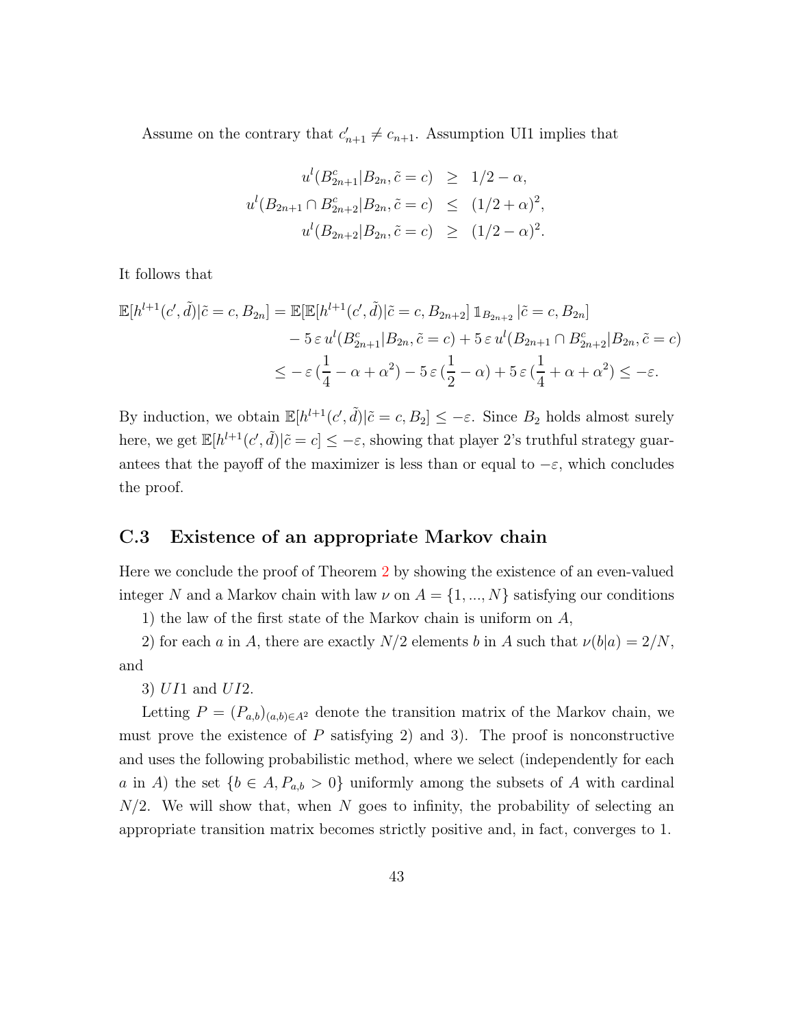Assume on the contrary that $c'_{n+1} \neq c_{n+1}$. Assumption UI1 implies that

$$
\begin{aligned}
u^l(B^c_{2n+1}|B_{2n}, \tilde{c} = c) &\geq 1/2 - \alpha, \\
u^l(B_{2n+1} \cap B^c_{2n+2}|B_{2n}, \tilde{c} = c) &\leq (1/2 + \alpha)^2, \\
u^l(B_{2n+2}|B_{2n}, \tilde{c} = c) &\geq (1/2 - \alpha)^2.
\end{aligned}
$$

It follows that

$$
\begin{aligned}
\mathbb{E}[h^{l+1}(c', \tilde{d})|\tilde{c} = c, B_{2n}] = \mathbb{E}[\mathbb{E}[h^{l+1}(c', \tilde{d})|\tilde{c} = c, B_{2n+2}] \, \mathbb{1}_{B_{2n+2}} \, |\tilde{c} = c, B_{2n}] \\
- 5\,\varepsilon\, u^l(B^c_{2n+1}|B_{2n}, \tilde{c} = c) + 5\,\varepsilon\, u^l(B_{2n+1} \cap B^c_{2n+2}|B_{2n}, \tilde{c} = c) \\
\leq -\varepsilon\,(\frac{1}{4} - \alpha + \alpha^2) - 5\,\varepsilon\,(\frac{1}{2} - \alpha) + 5\,\varepsilon\,(\frac{1}{4} + \alpha + \alpha^2) \leq -\varepsilon.
\end{aligned}
$$

By induction, we obtain $\mathbb{E}[h^{l+1}(c', \tilde{d})|\tilde{c} = c, B_2] \leq -\varepsilon$. Since $B_2$ holds almost surely here, we get $\mathbb{E}[h^{l+1}(c', \tilde{d})|\tilde{c} = c] \leq -\varepsilon$, showing that player 2's truthful strategy guarantees that the payoff of the maximizer is less than or equal to $-\varepsilon$, which concludes the proof.

## C.3 Existence of an appropriate Markov chain

Here we conclude the proof of Theorem 2 by showing the existence of an even-valued integer $N$ and a Markov chain with law $\nu$ on $A = \{1, ..., N\}$ satisfying our conditions

1) the law of the first state of the Markov chain is uniform on $A$,

2) for each $a$ in $A$, there are exactly $N/2$ elements $b$ in $A$ such that $\nu(b|a) = 2/N$, and

3) $UI1$ and $UI2$.

Letting $P = (P_{a,b})_{(a,b) \in A^2}$ denote the transition matrix of the Markov chain, we must prove the existence of $P$ satisfying 2) and 3). The proof is nonconstructive and uses the following probabilistic method, where we select (independently for each $a$ in $A$) the set $\{b \in A, P_{a,b} > 0\}$ uniformly among the subsets of $A$ with cardinal $N/2$. We will show that, when $N$ goes to infinity, the probability of selecting an appropriate transition matrix becomes strictly positive and, in fact, converges to 1.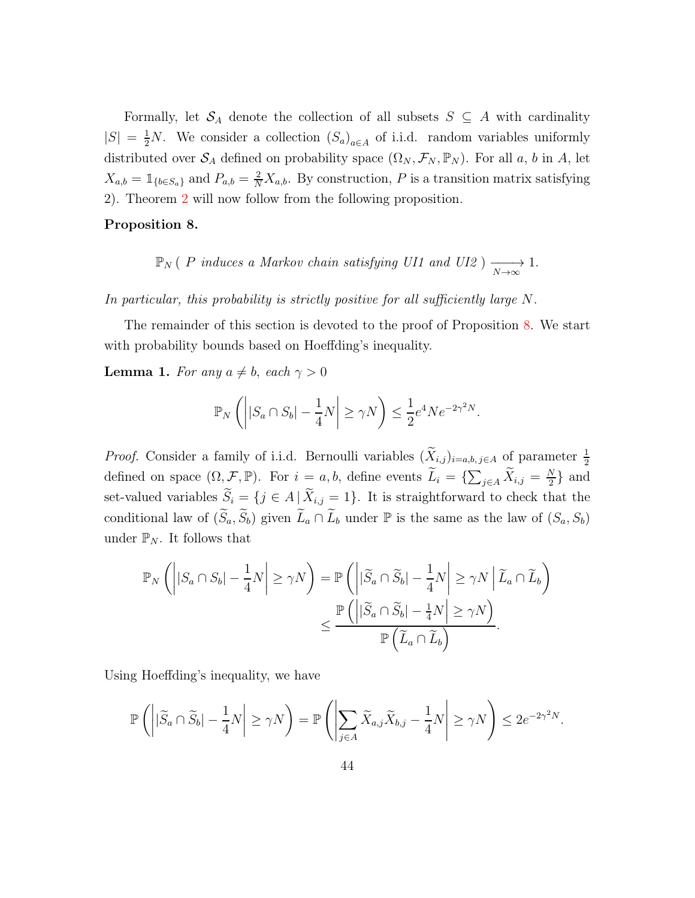Formally, let $\mathcal{S}_A$ denote the collection of all subsets $S \subseteq A$ with cardinality $|S| = \frac{1}{2}N$. We consider a collection $(S_a)_{a \in A}$ of i.i.d. random variables uniformly distributed over $\mathcal{S}_A$ defined on probability space $(\Omega_N, \mathcal{F}_N, \mathbb{P}_N)$. For all $a$, $b$ in $A$, let $X_{a,b} = \mathbb{1}_{\{b \in S_a\}}$ and $P_{a,b} = \frac{2}{N} X_{a,b}$. By construction, $P$ is a transition matrix satisfying 2). Theorem 2 will now follow from the following proposition.

**Proposition 8.**

$$\mathbb{P}_N\left( \text{ } P \text{ induces a Markov chain satisfying UI1 and UI2 } \right) \xrightarrow[N \to \infty]{} 1.$$

*In particular, this probability is strictly positive for all sufficiently large $N$.*

The remainder of this section is devoted to the proof of Proposition 8. We start with probability bounds based on Hoeffding's inequality.

**Lemma 1.** *For any $a \neq b$, each $\gamma > 0$*

$$\mathbb{P}_N\left( \left| |S_a \cap S_b| - \frac{1}{4}N \right| \geq \gamma N \right) \leq \frac{1}{2} e^4 N e^{-2\gamma^2 N}.$$

*Proof.* Consider a family of i.i.d. Bernoulli variables $(\widetilde{X}_{i,j})_{i=a,b,\, j \in A}$ of parameter $\frac{1}{2}$ defined on space $(\Omega, \mathcal{F}, \mathbb{P})$. For $i = a, b$, define events $\widetilde{L}_i = \{\sum_{j \in A} \widetilde{X}_{i,j} = \frac{N}{2}\}$ and set-valued variables $\widetilde{S}_i = \{j \in A \,|\, \widetilde{X}_{i,j} = 1\}$. It is straightforward to check that the conditional law of $(\widetilde{S}_a, \widetilde{S}_b)$ given $\widetilde{L}_a \cap \widetilde{L}_b$ under $\mathbb{P}$ is the same as the law of $(S_a, S_b)$ under $\mathbb{P}_N$. It follows that

$$\begin{aligned}
\mathbb{P}_N\left( \left| |S_a \cap S_b| - \frac{1}{4}N \right| \geq \gamma N \right) &= \mathbb{P}\left( \left| |\widetilde{S}_a \cap \widetilde{S}_b| - \frac{1}{4}N \right| \geq \gamma N \,\middle|\, \widetilde{L}_a \cap \widetilde{L}_b \right) \\
&\leq \frac{\mathbb{P}\left( \left| |\widetilde{S}_a \cap \widetilde{S}_b| - \frac{1}{4}N \right| \geq \gamma N \right)}{\mathbb{P}\left( \widetilde{L}_a \cap \widetilde{L}_b \right)}.
\end{aligned}$$

Using Hoeffding's inequality, we have

$$\mathbb{P}\left( \left| |\widetilde{S}_a \cap \widetilde{S}_b| - \frac{1}{4}N \right| \geq \gamma N \right) = \mathbb{P}\left( \left| \sum_{j \in A} \widetilde{X}_{a,j} \widetilde{X}_{b,j} - \frac{1}{4}N \right| \geq \gamma N \right) \leq 2e^{-2\gamma^2 N}.$$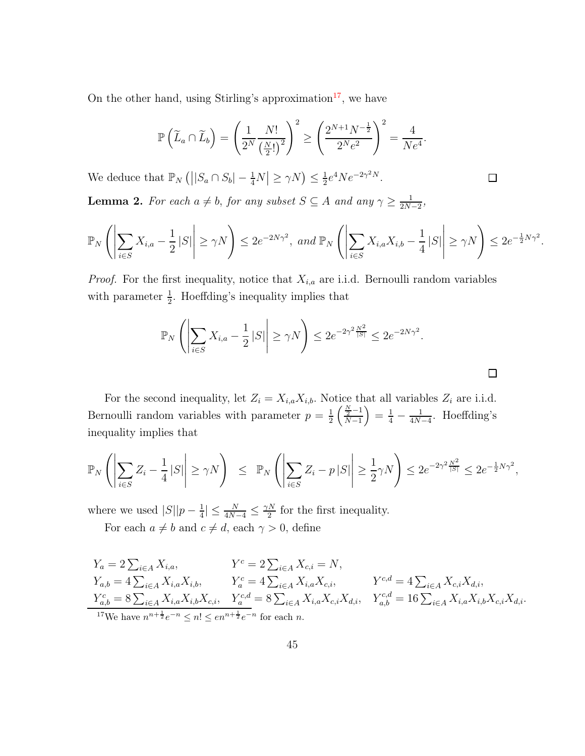On the other hand, using Stirling's approximation[17], we have

$$\mathbb{P}\left(\widetilde{L}_a \cap \widetilde{L}_b\right) = \left(\frac{1}{2^N}\frac{N!}{\left(\frac{N}{2}!\right)^2}\right)^2 \geq \left(\frac{2^{N+1}N^{-\frac{1}{2}}}{2^N e^2}\right)^2 = \frac{4}{Ne^4}.$$

We deduce that $\mathbb{P}_N\left(\left||S_a \cap S_b| - \frac{1}{4}N\right| \geq \gamma N\right) \leq \frac{1}{2}e^4 N e^{-2\gamma^2 N}$. □

**Lemma 2.** *For each $a \neq b$, for any subset $S \subseteq A$ and any $\gamma \geq \frac{1}{2N-2}$,*

$$\mathbb{P}_N\left(\left|\sum_{i\in S} X_{i,a} - \frac{1}{2}|S|\right| \geq \gamma N\right) \leq 2e^{-2N\gamma^2},\ \textit{and}\ \mathbb{P}_N\left(\left|\sum_{i\in S} X_{i,a}X_{i,b} - \frac{1}{4}|S|\right| \geq \gamma N\right) \leq 2e^{-\frac{1}{2}N\gamma^2}.$$

*Proof.* For the first inequality, notice that $X_{i,a}$ are i.i.d. Bernoulli random variables with parameter $\frac{1}{2}$. Hoeffding's inequality implies that

$$\mathbb{P}_N\left(\left|\sum_{i\in S} X_{i,a} - \frac{1}{2}|S|\right| \geq \gamma N\right) \leq 2e^{-2\gamma^2\frac{N^2}{|S|}} \leq 2e^{-2N\gamma^2}.$$

□

For the second inequality, let $Z_i = X_{i,a}X_{i,b}$. Notice that all variables $Z_i$ are i.i.d. Bernoulli random variables with parameter $p = \frac{1}{2}\left(\frac{\frac{N}{2}-1}{N-1}\right) = \frac{1}{4} - \frac{1}{4N-4}$. Hoeffding's inequality implies that

$$\mathbb{P}_N\left(\left|\sum_{i\in S} Z_i - \frac{1}{4}|S|\right| \geq \gamma N\right) \leq \mathbb{P}_N\left(\left|\sum_{i\in S} Z_i - p|S|\right| \geq \frac{1}{2}\gamma N\right) \leq 2e^{-2\gamma^2\frac{N^2}{|S|}} \leq 2e^{-\frac{1}{2}N\gamma^2},$$

where we used $|S||p - \frac{1}{4}| \leq \frac{N}{4N-4} \leq \frac{\gamma N}{2}$ for the first inequality.

For each $a \neq b$ and $c \neq d$, each $\gamma > 0$, define

$$\begin{array}{lll}
Y_a = 2\sum_{i\in A} X_{i,a}, & Y^c = 2\sum_{i\in A} X_{c,i} = N, & \\
Y_{a,b} = 4\sum_{i\in A} X_{i,a}X_{i,b}, & Y^c_a = 4\sum_{i\in A} X_{i,a}X_{c,i}, & Y^{c,d} = 4\sum_{i\in A} X_{c,i}X_{d,i}, \\
Y^c_{a,b} = 8\sum_{i\in A} X_{i,a}X_{i,b}X_{c,i}, & Y^{c,d}_a = 8\sum_{i\in A} X_{i,a}X_{c,i}X_{d,i}, & Y^{c,d}_{a,b} = 16\sum_{i\in A} X_{i,a}X_{i,b}X_{c,i}X_{d,i}.
\end{array}$$

[17] We have $n^{n+\frac{1}{2}}e^{-n} \leq n! \leq en^{n+\frac{1}{2}}e^{-n}$ for each $n$.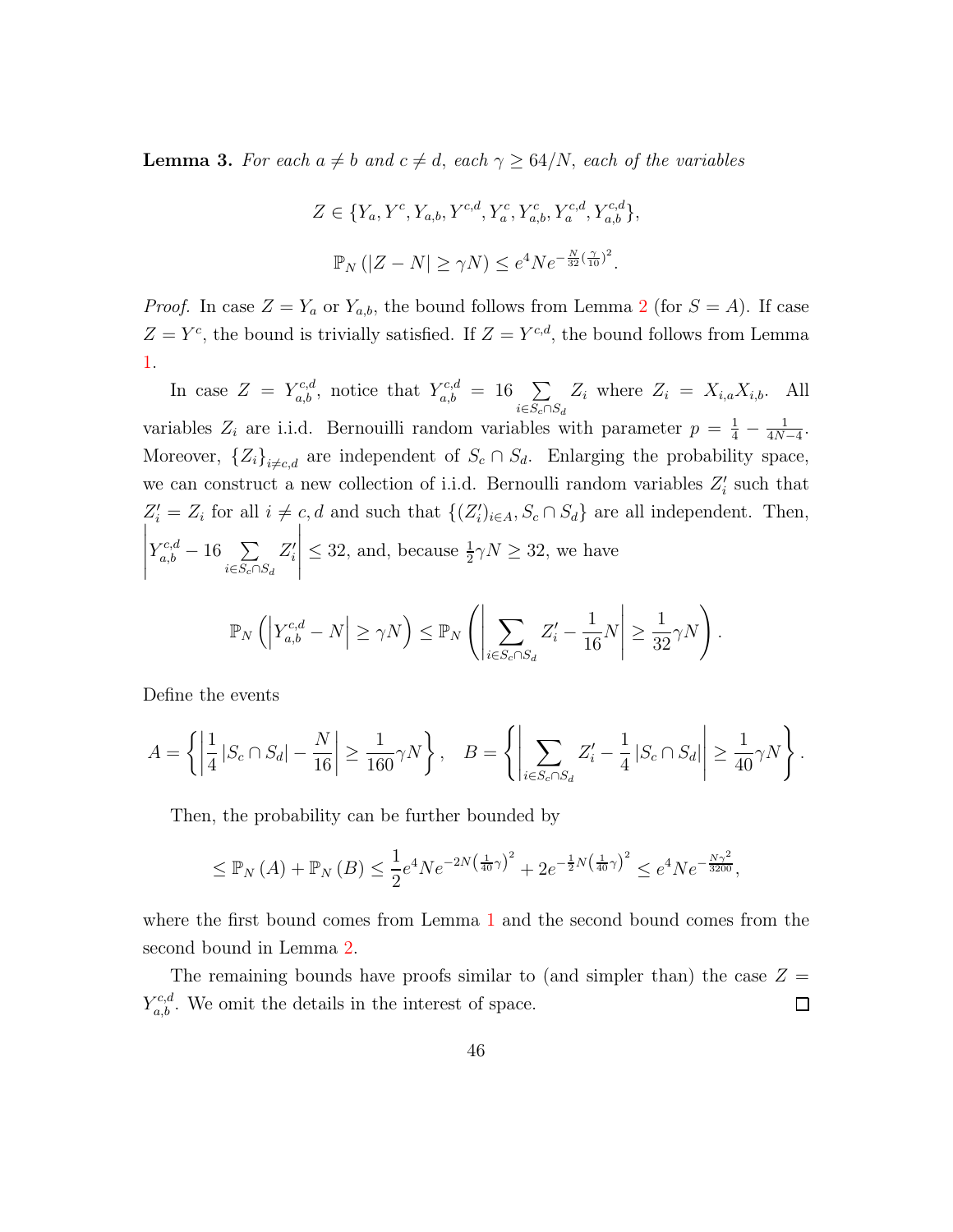**Lemma 3.** *For each $a \neq b$ and $c \neq d$, each $\gamma \geq 64/N$, each of the variables*

$$Z \in \{Y_a, Y^c, Y_{a,b}, Y^{c,d}, Y_a^c, Y_{a,b}^c, Y_a^{c,d}, Y_{a,b}^{c,d}\},$$

$$\mathbb{P}_N\left(|Z - N| \geq \gamma N\right) \leq e^4 N e^{-\frac{N}{32}\left(\frac{\gamma}{10}\right)^2}.$$

*Proof.* In case $Z = Y_a$ or $Y_{a,b}$, the bound follows from Lemma 2 (for $S = A$). If case $Z = Y^c$, the bound is trivially satisfied. If $Z = Y^{c,d}$, the bound follows from Lemma 1.

In case $Z = Y_{a,b}^{c,d}$, notice that $Y_{a,b}^{c,d} = 16 \sum_{i \in S_c \cap S_d} Z_i$ where $Z_i = X_{i,a} X_{i,b}$. All variables $Z_i$ are i.i.d. Bernouilli random variables with parameter $p = \frac{1}{4} - \frac{1}{4N-4}$. Moreover, $\{Z_i\}_{i \neq c,d}$ are independent of $S_c \cap S_d$. Enlarging the probability space, we can construct a new collection of i.i.d. Bernoulli random variables $Z_i'$ such that $Z_i' = Z_i$ for all $i \neq c, d$ and such that $\{(Z_i')_{i \in A}, S_c \cap S_d\}$ are all independent. Then, $\left| Y_{a,b}^{c,d} - 16 \sum_{i \in S_c \cap S_d} Z_i' \right| \leq 32$, and, because $\frac{1}{2}\gamma N \geq 32$, we have

$$\mathbb{P}_N\left(\left|Y_{a,b}^{c,d} - N\right| \geq \gamma N\right) \leq \mathbb{P}_N\left(\left|\sum_{i \in S_c \cap S_d} Z_i' - \frac{1}{16} N\right| \geq \frac{1}{32}\gamma N\right).$$

Define the events

$$A = \left\{\left|\frac{1}{4}\left|S_c \cap S_d\right| - \frac{N}{16}\right| \geq \frac{1}{160}\gamma N\right\}, \quad B = \left\{\left|\sum_{i \in S_c \cap S_d} Z_i' - \frac{1}{4}\left|S_c \cap S_d\right|\right| \geq \frac{1}{40}\gamma N\right\}.$$

Then, the probability can be further bounded by

$$\leq \mathbb{P}_N(A) + \mathbb{P}_N(B) \leq \frac{1}{2} e^4 N e^{-2N\left(\frac{1}{40}\gamma\right)^2} + 2e^{-\frac{1}{2}N\left(\frac{1}{40}\gamma\right)^2} \leq e^4 N e^{-\frac{N\gamma^2}{3200}},$$

where the first bound comes from Lemma 1 and the second bound comes from the second bound in Lemma 2.

The remaining bounds have proofs similar to (and simpler than) the case $Z = Y_{a,b}^{c,d}$. We omit the details in the interest of space. ∎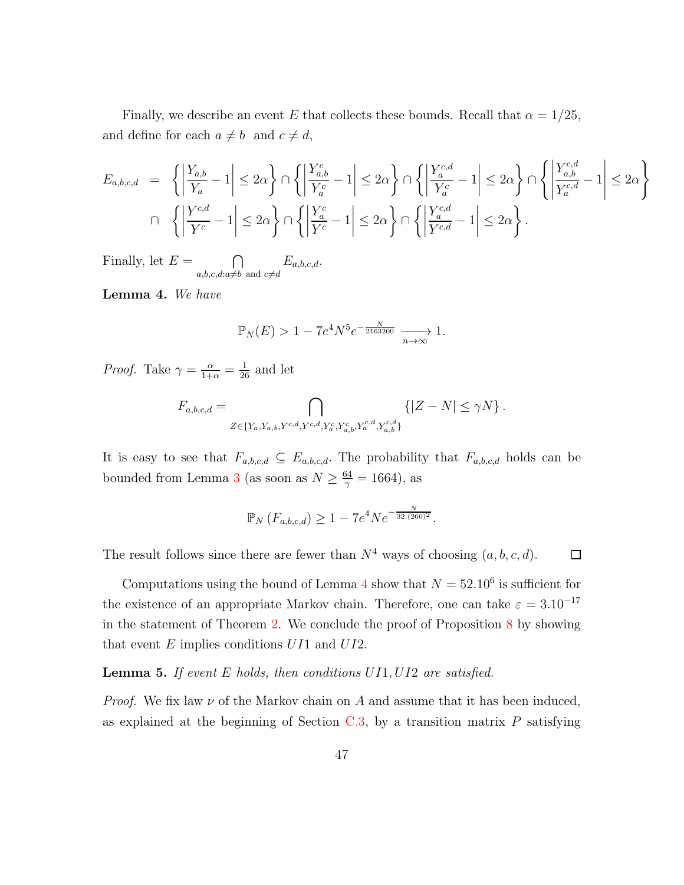Finally, we describe an event $E$ that collects these bounds. Recall that $\alpha = 1/25$, and define for each $a \neq b$ and $c \neq d$,

$$
\begin{aligned}
E_{a,b,c,d} \;&=\; \left\{\left|\frac{Y_{a,b}}{Y_a} - 1\right| \leq 2\alpha\right\} \cap \left\{\left|\frac{Y_{a,b}^c}{Y_a^c} - 1\right| \leq 2\alpha\right\} \cap \left\{\left|\frac{Y_a^{c,d}}{Y_a^c} - 1\right| \leq 2\alpha\right\} \cap \left\{\left|\frac{Y_{a,b}^{c,d}}{Y_a^{c,d}} - 1\right| \leq 2\alpha\right\} \\
&\cap \; \left\{\left|\frac{Y^{c,d}}{Y^c} - 1\right| \leq 2\alpha\right\} \cap \left\{\left|\frac{Y_a^c}{Y^c} - 1\right| \leq 2\alpha\right\} \cap \left\{\left|\frac{Y_a^{c,d}}{Y^{c,d}} - 1\right| \leq 2\alpha\right\}.
\end{aligned}
$$

Finally, let $E = \bigcap_{a,b,c,d : a \neq b \text{ and } c \neq d} E_{a,b,c,d}$.

**Lemma 4.** *We have*

$$
\mathbb{P}_N(E) > 1 - 7e^4 N^5 e^{-\frac{N}{2163200}} \xrightarrow[n \to \infty]{} 1.
$$

*Proof.* Take $\gamma = \frac{\alpha}{1+\alpha} = \frac{1}{26}$ and let

$$
F_{a,b,c,d} = \bigcap_{Z \in \{Y_a, Y_{a,b}, Y^{c,d}, Y^{c,d}, Y_a^c, Y_{a,b}^c, Y_a^{c,d}, Y_{a,b}^{c,d}\}} \{|Z - N| \leq \gamma N\}.
$$

It is easy to see that $F_{a,b,c,d} \subseteq E_{a,b,c,d}$. The probability that $F_{a,b,c,d}$ holds can be bounded from Lemma 3 (as soon as $N \geq \frac{64}{\gamma} = 1664$), as

$$
\mathbb{P}_N\left(F_{a,b,c,d}\right) \geq 1 - 7e^4 N e^{-\frac{N}{32.(260)^2}}.
$$

The result follows since there are fewer than $N^4$ ways of choosing $(a, b, c, d)$. $\square$

Computations using the bound of Lemma 4 show that $N = 52.10^6$ is sufficient for the existence of an appropriate Markov chain. Therefore, one can take $\varepsilon = 3.10^{-17}$ in the statement of Theorem 2. We conclude the proof of Proposition 8 by showing that event $E$ implies conditions $UI1$ and $UI2$.

**Lemma 5.** *If event $E$ holds, then conditions $UI1, UI2$ are satisfied.*

*Proof.* We fix law $\nu$ of the Markov chain on $A$ and assume that it has been induced, as explained at the beginning of Section C.3, by a transition matrix $P$ satisfying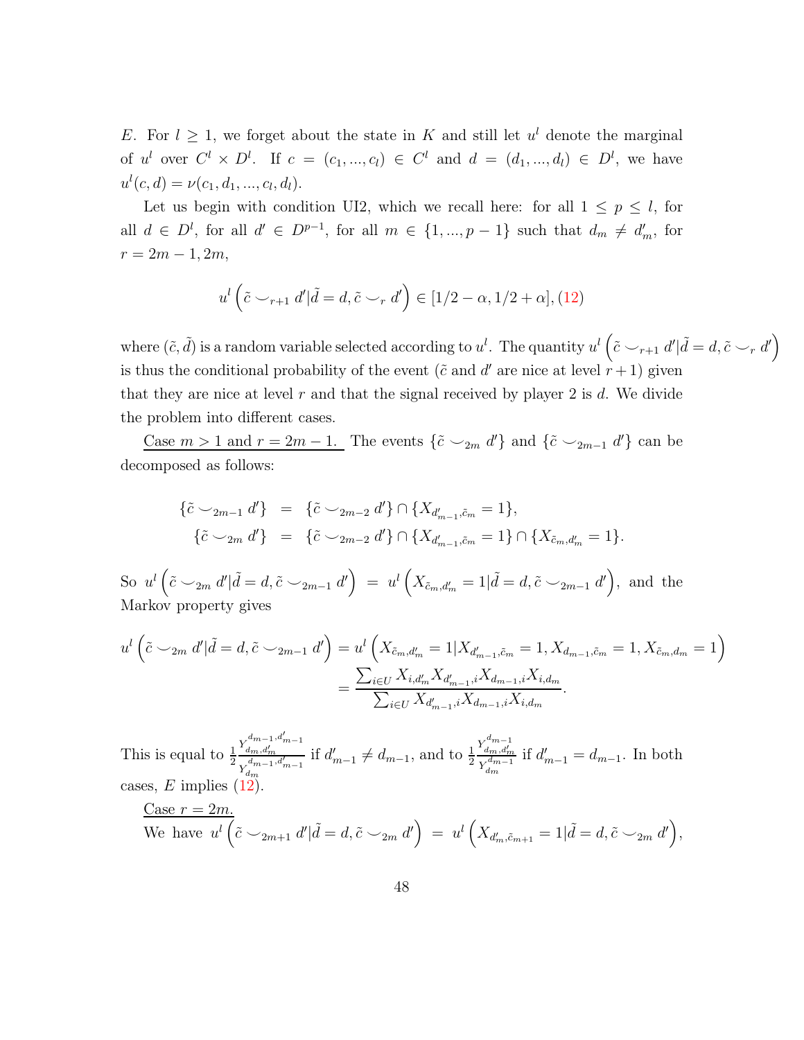$E$. For $l \geq 1$, we forget about the state in $K$ and still let $u^l$ denote the marginal of $u^l$ over $C^l \times D^l$. If $c = (c_1, ..., c_l) \in C^l$ and $d = (d_1, ..., d_l) \in D^l$, we have $u^l(c, d) = \nu(c_1, d_1, ..., c_l, d_l)$.

Let us begin with condition UI2, which we recall here: for all $1 \leq p \leq l$, for all $d \in D^l$, for all $d' \in D^{p-1}$, for all $m \in \{1, ..., p-1\}$ such that $d_m \neq d'_m$, for $r = 2m-1, 2m$,

$$u^l\left(\tilde{c} \smile_{r+1} d' | \tilde{d} = d, \tilde{c} \smile_r d'\right) \in [1/2 - \alpha, 1/2 + \alpha], (12)$$

where $(\tilde{c}, \tilde{d})$ is a random variable selected according to $u^l$. The quantity $u^l\left(\tilde{c} \smile_{r+1} d' | \tilde{d} = d, \tilde{c} \smile_r d'\right)$ is thus the conditional probability of the event ($\tilde{c}$ and $d'$ are nice at level $r+1$) given that they are nice at level $r$ and that the signal received by player 2 is $d$. We divide the problem into different cases.

Case $m > 1$ and $r = 2m - 1$. The events $\{\tilde{c} \smile_{2m} d'\}$ and $\{\tilde{c} \smile_{2m-1} d'\}$ can be decomposed as follows:

$$\begin{aligned}
\{\tilde{c} \smile_{2m-1} d'\} &= \{\tilde{c} \smile_{2m-2} d'\} \cap \{X_{d'_{m-1}, \tilde{c}_m} = 1\}, \\
\{\tilde{c} \smile_{2m} d'\} &= \{\tilde{c} \smile_{2m-2} d'\} \cap \{X_{d'_{m-1}, \tilde{c}_m} = 1\} \cap \{X_{\tilde{c}_m, d'_m} = 1\}.
\end{aligned}$$

So $u^l\left(\tilde{c} \smile_{2m} d' | \tilde{d} = d, \tilde{c} \smile_{2m-1} d'\right) = u^l\left(X_{\tilde{c}_m, d'_m} = 1 | \tilde{d} = d, \tilde{c} \smile_{2m-1} d'\right)$, and the Markov property gives

$$\begin{aligned}
u^l\left(\tilde{c} \smile_{2m} d' | \tilde{d} = d, \tilde{c} \smile_{2m-1} d'\right) &= u^l\left(X_{\tilde{c}_m, d'_m} = 1 | X_{d'_{m-1}, \tilde{c}_m} = 1, X_{d_{m-1}, \tilde{c}_m} = 1, X_{\tilde{c}_m, d_m} = 1\right) \\
&= \frac{\sum_{i \in U} X_{i, d'_m} X_{d'_{m-1}, i} X_{d_{m-1}, i} X_{i, d_m}}{\sum_{i \in U} X_{d'_{m-1}, i} X_{d_{m-1}, i} X_{i, d_m}}.
\end{aligned}$$

This is equal to $\frac{1}{2} \frac{Y^{d_{m-1}, d'_{m-1}}_{d_m, d'_m}}{Y^{d_{m-1}, d'_{m-1}}_{d_m}}$ if $d'_{m-1} \neq d_{m-1}$, and to $\frac{1}{2} \frac{Y^{d_{m-1}}_{d_m, d'_m}}{Y^{d_{m-1}}_{d_m}}$ if $d'_{m-1} = d_{m-1}$. In both cases, $E$ implies (12).

Case $r = 2m$.

We have $u^l\left(\tilde{c} \smile_{2m+1} d' | \tilde{d} = d, \tilde{c} \smile_{2m} d'\right) = u^l\left(X_{d'_m, \tilde{c}_{m+1}} = 1 | \tilde{d} = d, \tilde{c} \smile_{2m} d'\right)$,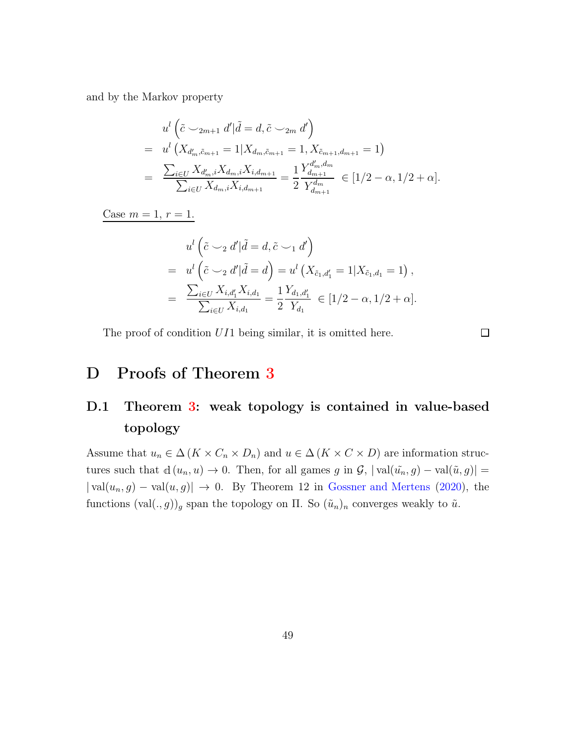and by the Markov property

$$
\begin{aligned}
& u^l\left(\tilde{c} \smile_{2m+1} d' | \tilde{d} = d, \tilde{c} \smile_{2m} d'\right) \\
= \;& u^l\left(X_{d'_m, \tilde{c}_{m+1}} = 1 | X_{d_m, \tilde{c}_{m+1}} = 1, X_{\tilde{c}_{m+1}, d_{m+1}} = 1\right) \\
= \;& \frac{\sum_{i \in U} X_{d'_m, i} X_{d_m, i} X_{i, d_{m+1}}}{\sum_{i \in U} X_{d_m, i} X_{i, d_{m+1}}} = \frac{1}{2} \frac{Y_{d_{m+1}}^{d'_m, d_m}}{Y_{d_{m+1}}^{d_m}} \in [1/2 - \alpha, 1/2 + \alpha].
\end{aligned}
$$

<u>Case $m = 1$, $r = 1$.</u>

$$
\begin{aligned}
& u^l\left(\tilde{c} \smile_2 d' | \tilde{d} = d, \tilde{c} \smile_1 d'\right) \\
= \;& u^l\left(\tilde{c} \smile_2 d' | \tilde{d} = d\right) = u^l\left(X_{\tilde{c}_1, d'_1} = 1 | X_{\tilde{c}_1, d_1} = 1\right), \\
= \;& \frac{\sum_{i \in U} X_{i, d'_1} X_{i, d_1}}{\sum_{i \in U} X_{i, d_1}} = \frac{1}{2} \frac{Y_{d_1, d'_1}}{Y_{d_1}} \in [1/2 - \alpha, 1/2 + \alpha].
\end{aligned}
$$

The proof of condition $UI1$ being similar, it is omitted here. □

# D Proofs of Theorem 3

## D.1 Theorem 3: weak topology is contained in value-based topology

Assume that $u_n \in \Delta\left(K \times C_n \times D_n\right)$ and $u \in \Delta\left(K \times C \times D\right)$ are information structures such that $\mathbb{d}\left(u_n, u\right) \to 0$. Then, for all games $g$ in $\mathcal{G}$, $|\operatorname{val}(\tilde{u_n}, g) - \operatorname{val}(\tilde{u}, g)| = |\operatorname{val}(u_n, g) - \operatorname{val}(u, g)| \to 0$. By Theorem 12 in Gossner and Mertens (2020), the functions $(\operatorname{val}(., g))_g$ span the topology on $\Pi$. So $(\tilde{u}_n)_n$ converges weakly to $\tilde{u}$.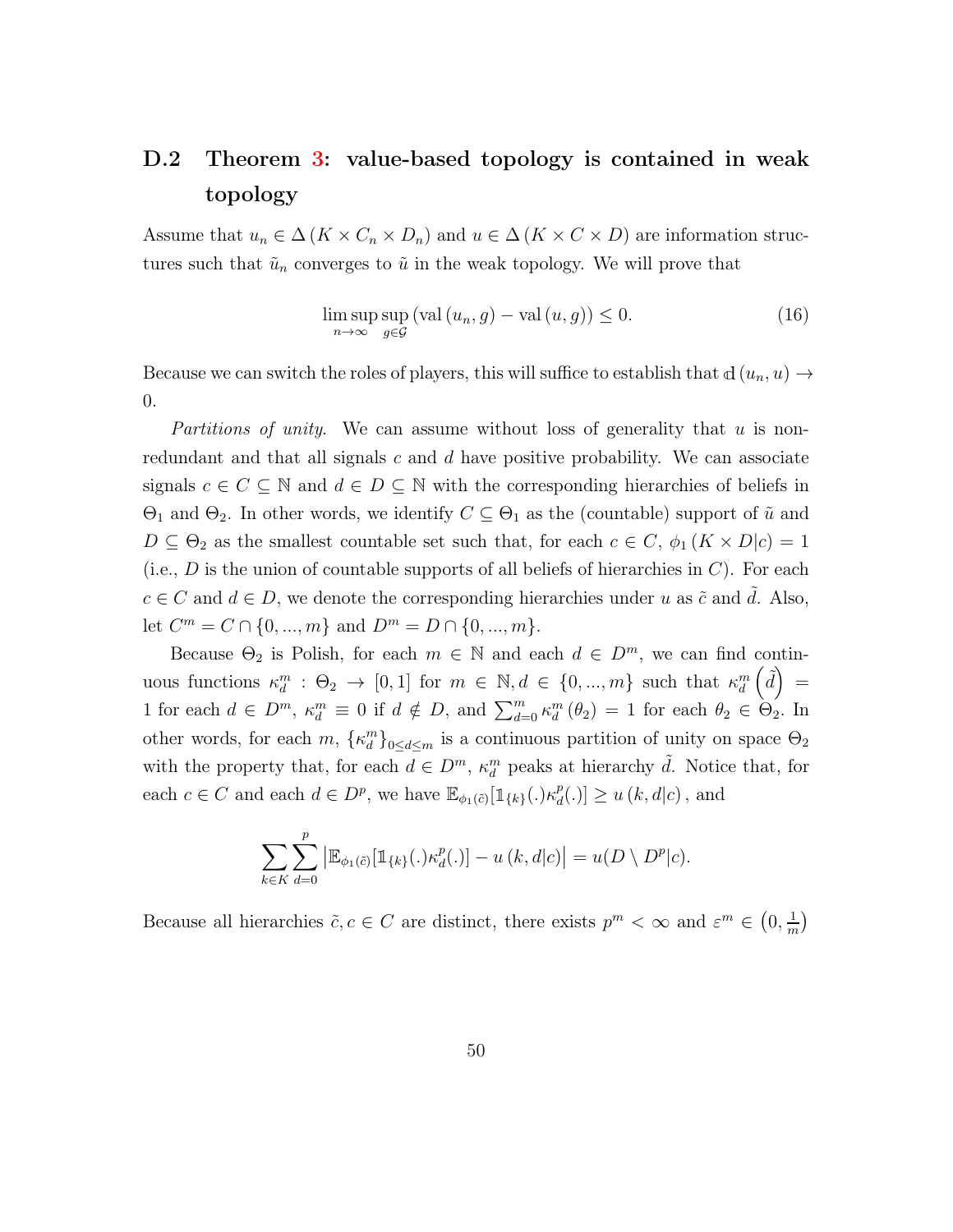## D.2 Theorem 3: value-based topology is contained in weak topology

Assume that $u_n \in \Delta(K \times C_n \times D_n)$ and $u \in \Delta(K \times C \times D)$ are information structures such that $\tilde{u}_n$ converges to $\tilde{u}$ in the weak topology. We will prove that

$$\limsup_{n\to\infty} \sup_{g\in\mathcal{G}} (\text{val}(u_n, g) - \text{val}(u, g)) \leq 0. \tag{16}$$

Because we can switch the roles of players, this will suffice to establish that $\mathbb{d}(u_n, u) \to 0$.

*Partitions of unity.* We can assume without loss of generality that $u$ is non-redundant and that all signals $c$ and $d$ have positive probability. We can associate signals $c \in C \subseteq \mathbb{N}$ and $d \in D \subseteq \mathbb{N}$ with the corresponding hierarchies of beliefs in $\Theta_1$ and $\Theta_2$. In other words, we identify $C \subseteq \Theta_1$ as the (countable) support of $\tilde{u}$ and $D \subseteq \Theta_2$ as the smallest countable set such that, for each $c \in C$, $\phi_1(K \times D|c) = 1$ (i.e., $D$ is the union of countable supports of all beliefs of hierarchies in $C$). For each $c \in C$ and $d \in D$, we denote the corresponding hierarchies under $u$ as $\tilde{c}$ and $\tilde{d}$. Also, let $C^m = C \cap \{0, ..., m\}$ and $D^m = D \cap \{0, ..., m\}$.

Because $\Theta_2$ is Polish, for each $m \in \mathbb{N}$ and each $d \in D^m$, we can find continuous functions $\kappa_d^m : \Theta_2 \to [0, 1]$ for $m \in \mathbb{N}, d \in \{0, ..., m\}$ such that $\kappa_d^m\left(\tilde{d}\right) = 1$ for each $d \in D^m$, $\kappa_d^m \equiv 0$ if $d \notin D$, and $\sum_{d=0}^{m} \kappa_d^m(\theta_2) = 1$ for each $\theta_2 \in \Theta_2$. In other words, for each $m$, $\{\kappa_d^m\}_{0\leq d\leq m}$ is a continuous partition of unity on space $\Theta_2$ with the property that, for each $d \in D^m$, $\kappa_d^m$ peaks at hierarchy $\tilde{d}$. Notice that, for each $c \in C$ and each $d \in D^p$, we have $\mathbb{E}_{\phi_1(\tilde{c})}[\mathbb{1}_{\{k\}}(.)\kappa_d^p(.)] \geq u(k, d|c)$, and

$$\sum_{k\in K} \sum_{d=0}^{p} \left|\mathbb{E}_{\phi_1(\tilde{c})}[\mathbb{1}_{\{k\}}(.)\kappa_d^p(.)] - u(k, d|c)\right| = u(D \setminus D^p|c).$$

Because all hierarchies $\tilde{c}, c \in C$ are distinct, there exists $p^m < \infty$ and $\varepsilon^m \in \left(0, \frac{1}{m}\right)$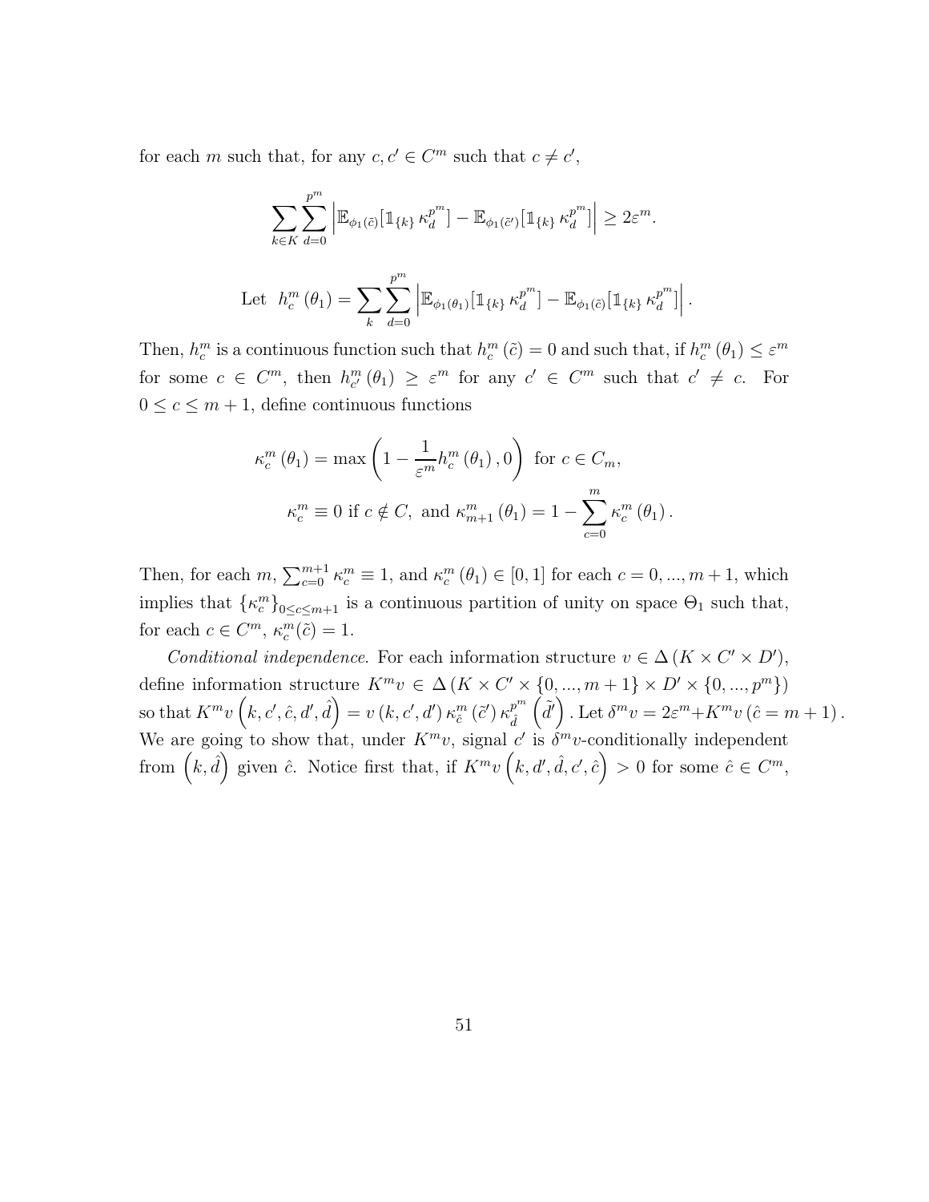for each $m$ such that, for any $c, c' \in C^m$ such that $c \neq c'$,

$$\sum_{k \in K} \sum_{d=0}^{p^m} \left| \mathbb{E}_{\phi_1(\tilde{c})}[\mathbb{1}_{\{k\}} \kappa_d^{p^m}] - \mathbb{E}_{\phi_1(\tilde{c}')}[\mathbb{1}_{\{k\}} \kappa_d^{p^m}] \right| \geq 2\varepsilon^m.$$

$$\text{Let } \ h_c^m(\theta_1) = \sum_{k} \sum_{d=0}^{p^m} \left| \mathbb{E}_{\phi_1(\theta_1)}[\mathbb{1}_{\{k\}} \kappa_d^{p^m}] - \mathbb{E}_{\phi_1(\tilde{c})}[\mathbb{1}_{\{k\}} \kappa_d^{p^m}] \right|.$$

Then, $h_c^m$ is a continuous function such that $h_c^m(\tilde{c}) = 0$ and such that, if $h_c^m(\theta_1) \leq \varepsilon^m$ for some $c \in C^m$, then $h_{c'}^m(\theta_1) \geq \varepsilon^m$ for any $c' \in C^m$ such that $c' \neq c$. For $0 \leq c \leq m+1$, define continuous functions

$$\kappa_c^m(\theta_1) = \max\left(1 - \frac{1}{\varepsilon^m} h_c^m(\theta_1), 0\right) \text{ for } c \in C_m,$$

$$\kappa_c^m \equiv 0 \text{ if } c \notin C, \text{ and } \kappa_{m+1}^m(\theta_1) = 1 - \sum_{c=0}^{m} \kappa_c^m(\theta_1).$$

Then, for each $m$, $\sum_{c=0}^{m+1} \kappa_c^m \equiv 1$, and $\kappa_c^m(\theta_1) \in [0,1]$ for each $c = 0, ..., m+1$, which implies that $\{\kappa_c^m\}_{0 \leq c \leq m+1}$ is a continuous partition of unity on space $\Theta_1$ such that, for each $c \in C^m$, $\kappa_c^m(\tilde{c}) = 1$.

*Conditional independence*. For each information structure $v \in \Delta(K \times C' \times D')$, define information structure $K^m v \in \Delta(K \times C' \times \{0, ..., m+1\} \times D' \times \{0, ..., p^m\})$ so that $K^m v\left(k, c', \hat{c}, d', \hat{d}\right) = v(k, c', d') \kappa_{\hat{c}}^m(\tilde{c}') \kappa_{\hat{d}}^{p^m}\left(\tilde{d}'\right)$. Let $\delta^m v = 2\varepsilon^m + K^m v(\hat{c} = m+1)$. We are going to show that, under $K^m v$, signal $c'$ is $\delta^m v$-conditionally independent from $\left(k, \hat{d}\right)$ given $\hat{c}$. Notice first that, if $K^m v\left(k, d', \hat{d}, c', \hat{c}\right) > 0$ for some $\hat{c} \in C^m$,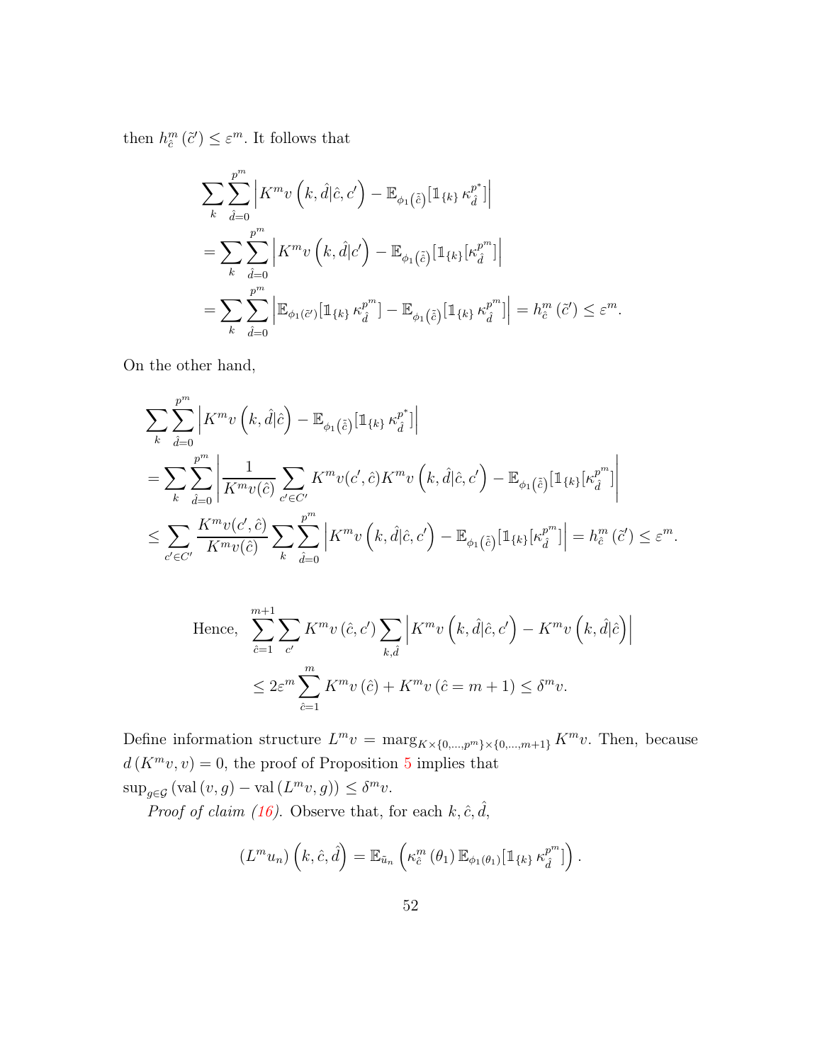then $h^m_{\hat{c}}(\tilde{c}') \leq \varepsilon^m$. It follows that

$$
\begin{aligned}
&\sum_k \sum_{\hat{d}=0}^{p^m} \left| K^m v\left(k, \hat{d}|\hat{c}, c'\right) - \mathbb{E}_{\phi_1(\tilde{\hat{c}})}[\mathbb{1}_{\{k\}}\, \kappa^{p^*}_{\hat{d}}]\right| \\
&= \sum_k \sum_{\hat{d}=0}^{p^m} \left| K^m v\left(k, \hat{d}|c'\right) - \mathbb{E}_{\phi_1(\tilde{\hat{c}})}[\mathbb{1}_{\{k\}}[\kappa^{p^m}_{\hat{d}}]\right| \\
&= \sum_k \sum_{\hat{d}=0}^{p^m} \left| \mathbb{E}_{\phi_1(\tilde{c}')}[\mathbb{1}_{\{k\}}\, \kappa^{p^m}_{\hat{d}}] - \mathbb{E}_{\phi_1(\tilde{\hat{c}})}[\mathbb{1}_{\{k\}}\, \kappa^{p^m}_{\hat{d}}]\right| = h^m_{\hat{c}}(\tilde{c}') \leq \varepsilon^m.
\end{aligned}
$$

On the other hand,

$$
\begin{aligned}
&\sum_k \sum_{\hat{d}=0}^{p^m} \left| K^m v\left(k, \hat{d}|\hat{c}\right) - \mathbb{E}_{\phi_1(\tilde{\hat{c}})}[\mathbb{1}_{\{k\}}\, \kappa^{p^*}_{\hat{d}}]\right| \\
&= \sum_k \sum_{\hat{d}=0}^{p^m} \left| \frac{1}{K^m v(\hat{c})} \sum_{c' \in C'} K^m v(c', \hat{c}) K^m v\left(k, \hat{d}|\hat{c}, c'\right) - \mathbb{E}_{\phi_1(\tilde{\hat{c}})}[\mathbb{1}_{\{k\}}[\kappa^{p^m}_{\hat{d}}]\right| \\
&\leq \sum_{c' \in C'} \frac{K^m v(c', \hat{c})}{K^m v(\hat{c})} \sum_k \sum_{\hat{d}=0}^{p^m} \left| K^m v\left(k, \hat{d}|\hat{c}, c'\right) - \mathbb{E}_{\phi_1(\tilde{\hat{c}})}[\mathbb{1}_{\{k\}}[\kappa^{p^m}_{\hat{d}}]\right| = h^m_{\hat{c}}(\tilde{c}') \leq \varepsilon^m.
\end{aligned}
$$

$$
\begin{aligned}
\text{Hence,} \quad &\sum_{\hat{c}=1}^{m+1} \sum_{c'} K^m v(\hat{c}, c') \sum_{k,\hat{d}} \left| K^m v\left(k, \hat{d}|\hat{c}, c'\right) - K^m v\left(k, \hat{d}|\hat{c}\right)\right| \\
&\leq 2\varepsilon^m \sum_{\hat{c}=1}^{m} K^m v(\hat{c}) + K^m v(\hat{c} = m+1) \leq \delta^m v.
\end{aligned}
$$

Define information structure $L^m v = \operatorname{marg}_{K \times \{0,\ldots,p^m\} \times \{0,\ldots,m+1\}} K^m v$. Then, because $d(K^m v, v) = 0$, the proof of Proposition 5 implies that $\sup_{g \in \mathcal{G}} (\operatorname{val}(v, g) - \operatorname{val}(L^m v, g)) \leq \delta^m v$.

*Proof of claim (16).* Observe that, for each $k, \hat{c}, \hat{d}$,

$$
(L^m u_n)\left(k, \hat{c}, \hat{d}\right) = \mathbb{E}_{\tilde{u}_n}\left(\kappa^m_{\hat{c}}(\theta_1)\, \mathbb{E}_{\phi_1(\theta_1)}[\mathbb{1}_{\{k\}}\, \kappa^{p^m}_{\hat{d}}]\right).
$$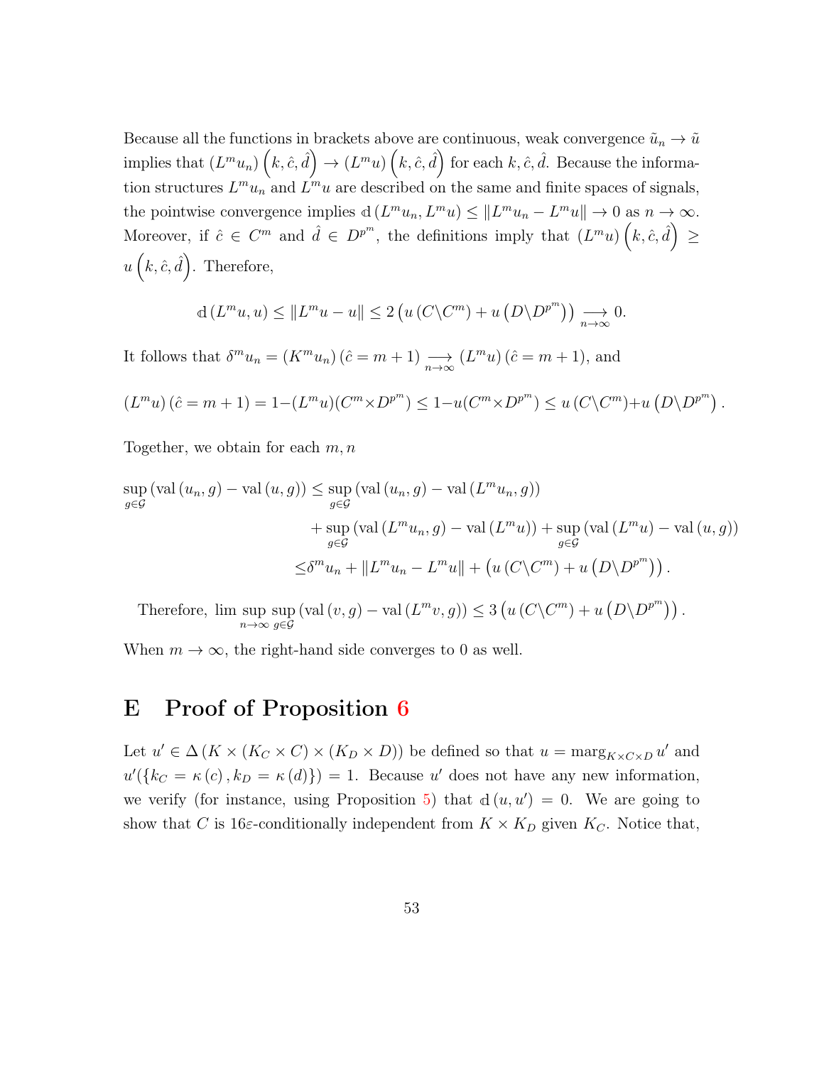Because all the functions in brackets above are continuous, weak convergence $\tilde{u}_n \to \tilde{u}$ implies that $(L^m u_n)\left(k, \hat{c}, \hat{d}\right) \to (L^m u)\left(k, \hat{c}, \hat{d}\right)$ for each $k, \hat{c}, \hat{d}$. Because the information structures $L^m u_n$ and $L^m u$ are described on the same and finite spaces of signals, the pointwise convergence implies $\mathbb{d}\left(L^m u_n, L^m u\right) \leq \|L^m u_n - L^m u\| \to 0$ as $n \to \infty$. Moreover, if $\hat{c} \in C^m$ and $\hat{d} \in D^{p^m}$, the definitions imply that $(L^m u)\left(k, \hat{c}, \hat{d}\right) \geq u\left(k, \hat{c}, \hat{d}\right)$. Therefore,

$$\mathbb{d}\left(L^m u, u\right) \leq \|L^m u - u\| \leq 2\left(u\left(C \backslash C^m\right) + u\left(D \backslash D^{p^m}\right)\right) \underset{n \to \infty}{\longrightarrow} 0.$$

It follows that $\delta^m u_n = (K^m u_n)\left(\hat{c} = m+1\right) \underset{n \to \infty}{\longrightarrow} (L^m u)\left(\hat{c} = m+1\right)$, and

$$(L^m u)\left(\hat{c} = m+1\right) = 1 - (L^m u)(C^m \times D^{p^m}) \leq 1 - u(C^m \times D^{p^m}) \leq u\left(C \backslash C^m\right) + u\left(D \backslash D^{p^m}\right).$$

Together, we obtain for each $m, n$

$$\begin{aligned}
\sup_{g \in \mathcal{G}}\left(\operatorname{val}\left(u_n, g\right) - \operatorname{val}\left(u, g\right)\right) \leq & \sup_{g \in \mathcal{G}}\left(\operatorname{val}\left(u_n, g\right) - \operatorname{val}\left(L^m u_n, g\right)\right) \\
& + \sup_{g \in \mathcal{G}}\left(\operatorname{val}\left(L^m u_n, g\right) - \operatorname{val}\left(L^m u\right)\right) + \sup_{g \in \mathcal{G}}\left(\operatorname{val}\left(L^m u\right) - \operatorname{val}\left(u, g\right)\right) \\
\leq & \delta^m u_n + \|L^m u_n - L^m u\| + \left(u\left(C \backslash C^m\right) + u\left(D \backslash D^{p^m}\right)\right).
\end{aligned}$$

Therefore, $\limsup_{n \to \infty} \sup_{g \in \mathcal{G}}\left(\operatorname{val}\left(v, g\right) - \operatorname{val}\left(L^m v, g\right)\right) \leq 3\left(u\left(C \backslash C^m\right) + u\left(D \backslash D^{p^m}\right)\right)$.

When $m \to \infty$, the right-hand side converges to 0 as well.

# E Proof of Proposition 6

Let $u' \in \Delta\left(K \times (K_C \times C) \times (K_D \times D)\right)$ be defined so that $u = \operatorname{marg}_{K \times C \times D} u'$ and $u'(\{k_C = \kappa(c), k_D = \kappa(d)\}) = 1$. Because $u'$ does not have any new information, we verify (for instance, using Proposition 5) that $\mathbb{d}\left(u, u'\right) = 0$. We are going to show that $C$ is $16\varepsilon$-conditionally independent from $K \times K_D$ given $K_C$. Notice that,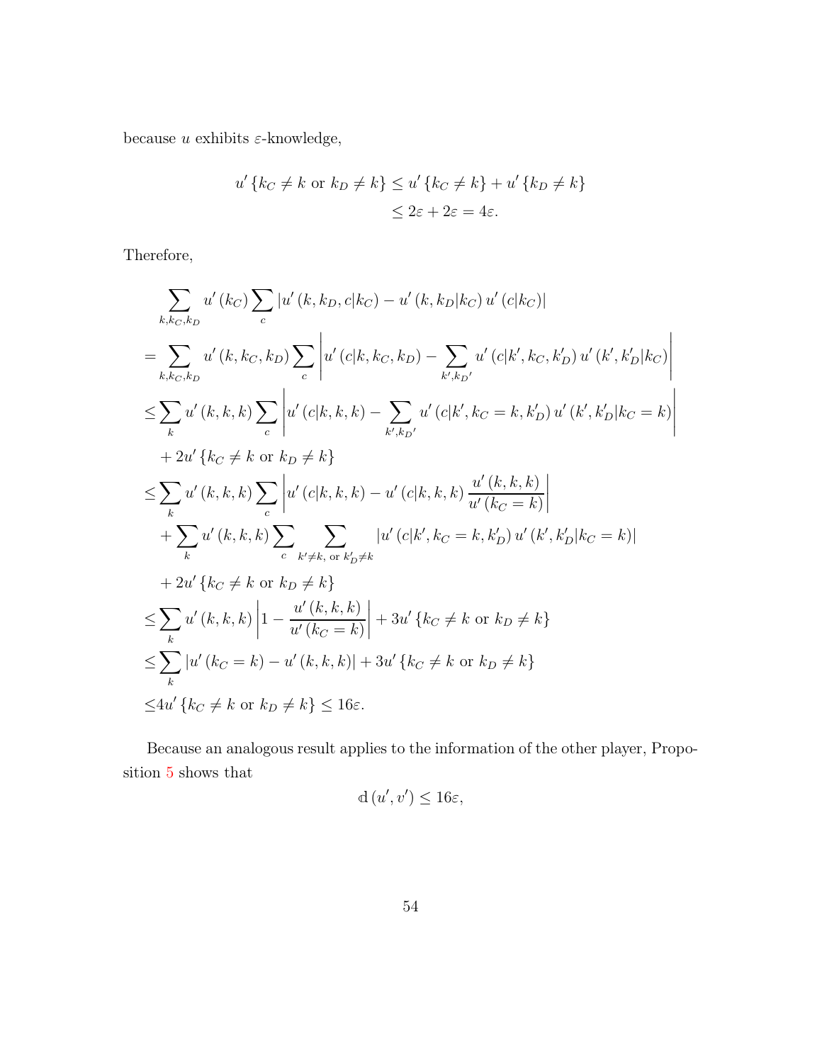because $u$ exhibits $\varepsilon$-knowledge,

$$
\begin{aligned}
u'\{k_C \neq k \text{ or } k_D \neq k\} &\leq u'\{k_C \neq k\} + u'\{k_D \neq k\} \\
&\leq 2\varepsilon + 2\varepsilon = 4\varepsilon.
\end{aligned}
$$

Therefore,

$$
\begin{aligned}
&\sum_{k,k_C,k_D} u'(k_C) \sum_c \left| u'(k, k_D, c|k_C) - u'(k, k_D|k_C)\, u'(c|k_C) \right| \\
=& \sum_{k,k_C,k_D} u'(k, k_C, k_D) \sum_c \left| u'(c|k, k_C, k_D) - \sum_{k', k_D'} u'(c|k', k_C, k_D')\, u'(k', k_D'|k_C) \right| \\
\leq& \sum_k u'(k,k,k) \sum_c \left| u'(c|k,k,k) - \sum_{k', k_D'} u'(c|k', k_C = k, k_D')\, u'(k', k_D'|k_C = k) \right| \\
&+ 2u'\{k_C \neq k \text{ or } k_D \neq k\} \\
\leq& \sum_k u'(k,k,k) \sum_c \left| u'(c|k,k,k) - u'(c|k,k,k) \frac{u'(k,k,k)}{u'(k_C = k)} \right| \\
&+ \sum_k u'(k,k,k) \sum_c \sum_{k' \neq k, \text{ or } k_D' \neq k} \left| u'(c|k', k_C = k, k_D')\, u'(k', k_D'|k_C = k) \right| \\
&+ 2u'\{k_C \neq k \text{ or } k_D \neq k\} \\
\leq& \sum_k u'(k,k,k) \left| 1 - \frac{u'(k,k,k)}{u'(k_C = k)} \right| + 3u'\{k_C \neq k \text{ or } k_D \neq k\} \\
\leq& \sum_k \left| u'(k_C = k) - u'(k,k,k) \right| + 3u'\{k_C \neq k \text{ or } k_D \neq k\} \\
\leq& 4u'\{k_C \neq k \text{ or } k_D \neq k\} \leq 16\varepsilon.
\end{aligned}
$$

Because an analogous result applies to the information of the other player, Proposition 5 shows that

$$
\mathbb{d}(u', v') \leq 16\varepsilon,
$$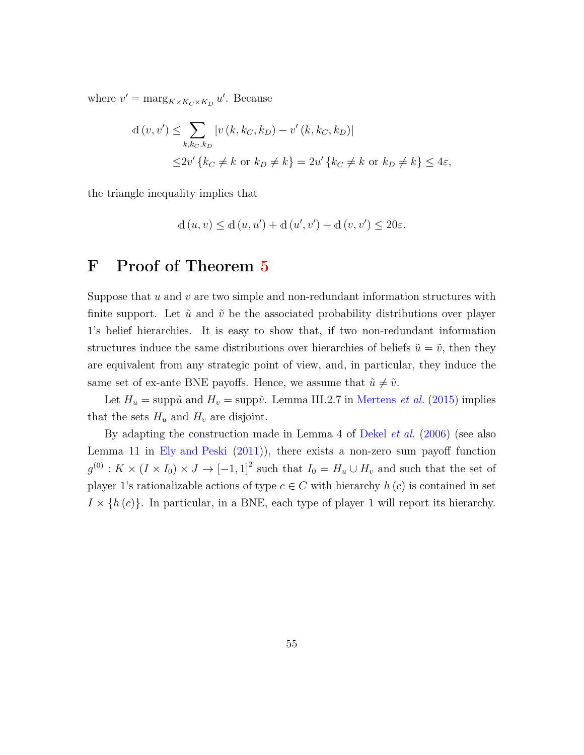where $v' = \text{marg}_{K \times K_C \times K_D} u'$. Because

$$
\begin{aligned}
\mathbb{d}(v, v') \leq & \sum_{k, k_C, k_D} |v(k, k_C, k_D) - v'(k, k_C, k_D)| \\
\leq & 2v' \{k_C \neq k \text{ or } k_D \neq k\} = 2u' \{k_C \neq k \text{ or } k_D \neq k\} \leq 4\varepsilon,
\end{aligned}
$$

the triangle inequality implies that

$$
\mathbb{d}(u, v) \leq \mathbb{d}(u, u') + \mathbb{d}(u', v') + \mathbb{d}(v, v') \leq 20\varepsilon.
$$

# F Proof of Theorem 5

Suppose that $u$ and $v$ are two simple and non-redundant information structures with finite support. Let $\tilde{u}$ and $\tilde{v}$ be the associated probability distributions over player 1's belief hierarchies. It is easy to show that, if two non-redundant information structures induce the same distributions over hierarchies of beliefs $\tilde{u} = \tilde{v}$, then they are equivalent from any strategic point of view, and, in particular, they induce the same set of ex-ante BNE payoffs. Hence, we assume that $\tilde{u} \neq \tilde{v}$.

Let $H_u = \text{supp}\tilde{u}$ and $H_v = \text{supp}\tilde{v}$. Lemma III.2.7 in Mertens *et al.* (2015) implies that the sets $H_u$ and $H_v$ are disjoint.

By adapting the construction made in Lemma 4 of Dekel *et al.* (2006) (see also Lemma 11 in Ely and Peski (2011)), there exists a non-zero sum payoff function $g^{(0)} : K \times (I \times I_0) \times J \to [-1, 1]^2$ such that $I_0 = H_u \cup H_v$ and such that the set of player 1's rationalizable actions of type $c \in C$ with hierarchy $h(c)$ is contained in set $I \times \{h(c)\}$. In particular, in a BNE, each type of player 1 will report its hierarchy.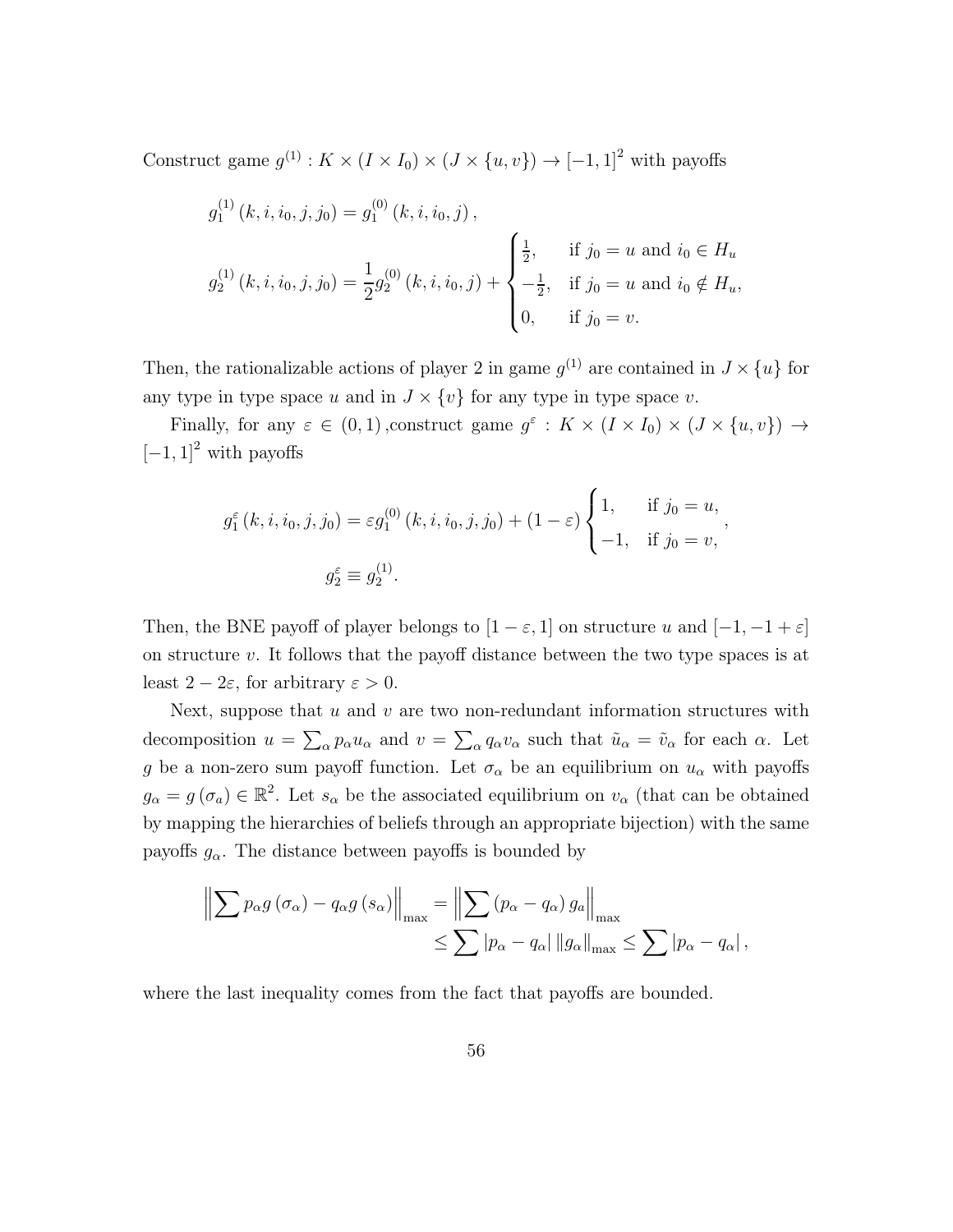Construct game $g^{(1)} : K \times (I \times I_0) \times (J \times \{u, v\}) \to [-1, 1]^2$ with payoffs

$$g_1^{(1)}(k, i, i_0, j, j_0) = g_1^{(0)}(k, i, i_0, j),$$

$$g_2^{(1)}(k, i, i_0, j, j_0) = \frac{1}{2} g_2^{(0)}(k, i, i_0, j) + \begin{cases} \frac{1}{2}, & \text{if } j_0 = u \text{ and } i_0 \in H_u \\ -\frac{1}{2}, & \text{if } j_0 = u \text{ and } i_0 \notin H_u, \\ 0, & \text{if } j_0 = v. \end{cases}$$

Then, the rationalizable actions of player 2 in game $g^{(1)}$ are contained in $J \times \{u\}$ for any type in type space $u$ and in $J \times \{v\}$ for any type in type space $v$.

Finally, for any $\varepsilon \in (0, 1)$ ,construct game $g^{\varepsilon} : K \times (I \times I_0) \times (J \times \{u, v\}) \to [-1, 1]^2$ with payoffs

$$g_1^{\varepsilon}(k, i, i_0, j, j_0) = \varepsilon g_1^{(0)}(k, i, i_0, j, j_0) + (1 - \varepsilon) \begin{cases} 1, & \text{if } j_0 = u, \\ -1, & \text{if } j_0 = v, \end{cases},$$

$$g_2^{\varepsilon} \equiv g_2^{(1)}.$$

Then, the BNE payoff of player belongs to $[1 - \varepsilon, 1]$ on structure $u$ and $[-1, -1 + \varepsilon]$ on structure $v$. It follows that the payoff distance between the two type spaces is at least $2 - 2\varepsilon$, for arbitrary $\varepsilon > 0$.

Next, suppose that $u$ and $v$ are two non-redundant information structures with decomposition $u = \sum_{\alpha} p_{\alpha} u_{\alpha}$ and $v = \sum_{\alpha} q_{\alpha} v_{\alpha}$ such that $\tilde{u}_{\alpha} = \tilde{v}_{\alpha}$ for each $\alpha$. Let $g$ be a non-zero sum payoff function. Let $\sigma_{\alpha}$ be an equilibrium on $u_{\alpha}$ with payoffs $g_{\alpha} = g(\sigma_a) \in \mathbb{R}^2$. Let $s_{\alpha}$ be the associated equilibrium on $v_{\alpha}$ (that can be obtained by mapping the hierarchies of beliefs through an appropriate bijection) with the same payoffs $g_{\alpha}$. The distance between payoffs is bounded by

$$\begin{aligned} \left\| \sum p_{\alpha} g(\sigma_{\alpha}) - q_{\alpha} g(s_{\alpha}) \right\|_{\max} &= \left\| \sum (p_{\alpha} - q_{\alpha}) g_a \right\|_{\max} \\ &\leq \sum |p_{\alpha} - q_{\alpha}| \, \|g_{\alpha}\|_{\max} \leq \sum |p_{\alpha} - q_{\alpha}|, \end{aligned}$$

where the last inequality comes from the fact that payoffs are bounded.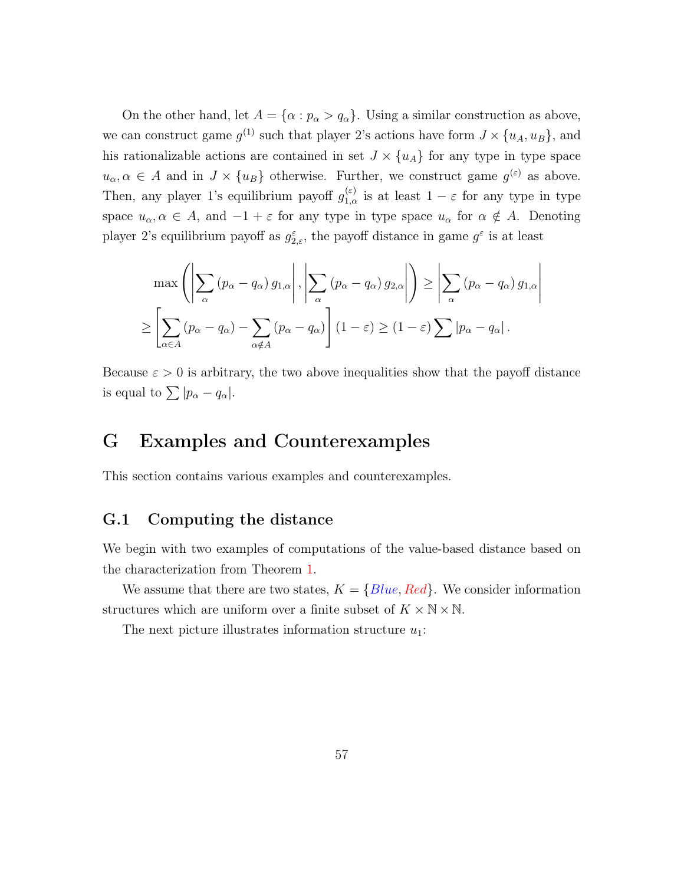On the other hand, let $A = \{\alpha : p_\alpha > q_\alpha\}$. Using a similar construction as above, we can construct game $g^{(1)}$ such that player 2's actions have form $J \times \{u_A, u_B\}$, and his rationalizable actions are contained in set $J \times \{u_A\}$ for any type in type space $u_\alpha, \alpha \in A$ and in $J \times \{u_B\}$ otherwise. Further, we construct game $g^{(\varepsilon)}$ as above. Then, any player 1's equilibrium payoff $g^{(\varepsilon)}_{1,\alpha}$ is at least $1 - \varepsilon$ for any type in type space $u_\alpha, \alpha \in A$, and $-1 + \varepsilon$ for any type in type space $u_\alpha$ for $\alpha \notin A$. Denoting player 2's equilibrium payoff as $g^{\varepsilon}_{2,\varepsilon}$, the payoff distance in game $g^\varepsilon$ is at least

$$
\begin{aligned}
&\max\left(\left|\sum_\alpha (p_\alpha - q_\alpha)\, g_{1,\alpha}\right|, \left|\sum_\alpha (p_\alpha - q_\alpha)\, g_{2,\alpha}\right|\right) \geq \left|\sum_\alpha (p_\alpha - q_\alpha)\, g_{1,\alpha}\right| \\
&\geq \left[\sum_{\alpha \in A} (p_\alpha - q_\alpha) - \sum_{\alpha \notin A} (p_\alpha - q_\alpha)\right](1 - \varepsilon) \geq (1 - \varepsilon) \sum |p_\alpha - q_\alpha|\,.
\end{aligned}
$$

Because $\varepsilon > 0$ is arbitrary, the two above inequalities show that the payoff distance is equal to $\sum |p_\alpha - q_\alpha|$.

# G Examples and Counterexamples

This section contains various examples and counterexamples.

## G.1 Computing the distance

We begin with two examples of computations of the value-based distance based on the characterization from Theorem 1.

We assume that there are two states, $K = \{Blue, Red\}$. We consider information structures which are uniform over a finite subset of $K \times \mathbb{N} \times \mathbb{N}$.

The next picture illustrates information structure $u_1$: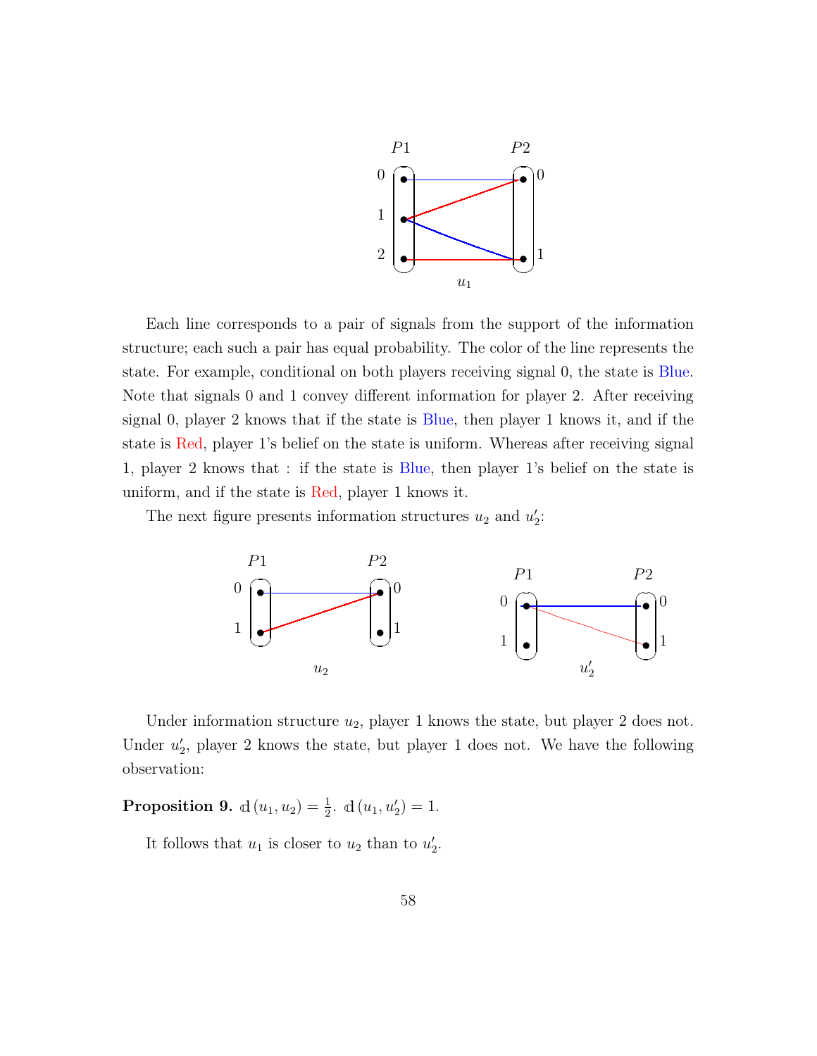Each line corresponds to a pair of signals from the support of the information structure; each such a pair has equal probability. The color of the line represents the state. For example, conditional on both players receiving signal 0, the state is Blue. Note that signals 0 and 1 convey different information for player 2. After receiving signal 0, player 2 knows that if the state is Blue, then player 1 knows it, and if the state is Red, player 1's belief on the state is uniform. Whereas after receiving signal 1, player 2 knows that : if the state is Blue, then player 1's belief on the state is uniform, and if the state is Red, player 1 knows it.

The next figure presents information structures $u_2$ and $u_2'$:

Under information structure $u_2$, player 1 knows the state, but player 2 does not. Under $u_2'$, player 2 knows the state, but player 1 does not. We have the following observation:

**Proposition 9.** $\mathbb{d}(u_1, u_2) = \frac{1}{2}$. $\mathbb{d}(u_1, u_2') = 1$.

It follows that $u_1$ is closer to $u_2$ than to $u_2'$.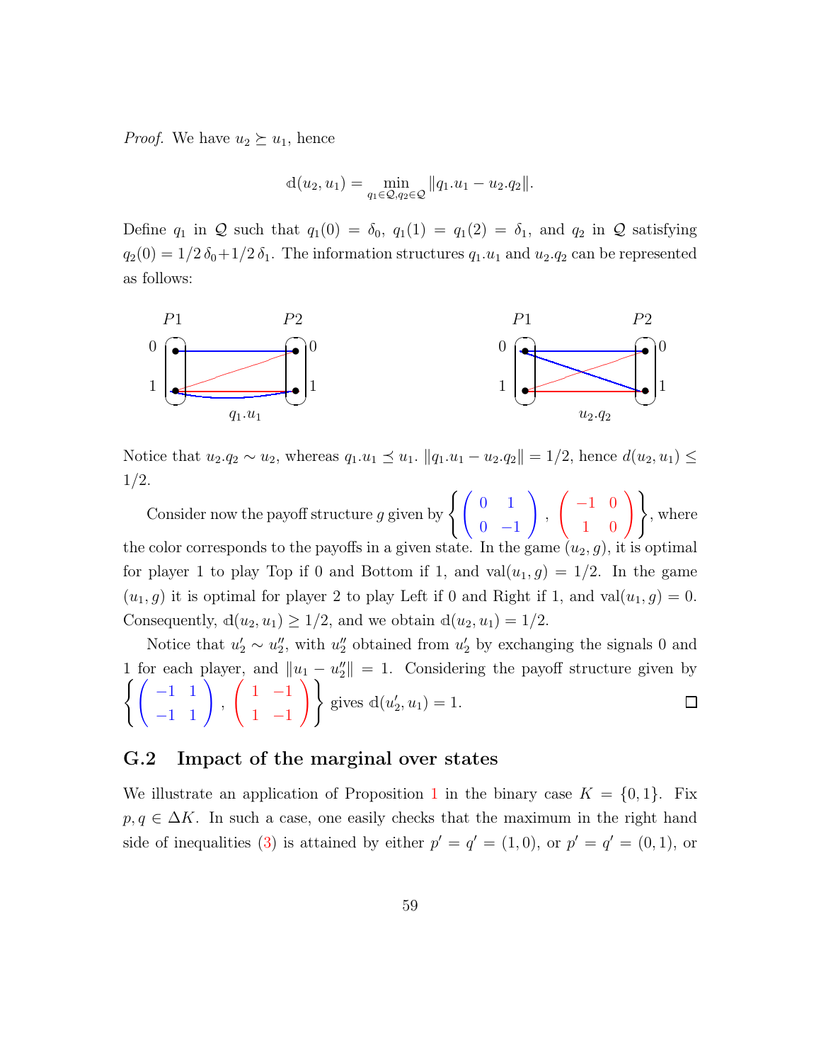*Proof.* We have $u_2 \succeq u_1$, hence

$$\mathbb{d}(u_2, u_1) = \min_{q_1 \in \mathcal{Q}, q_2 \in \mathcal{Q}} \|q_1.u_1 - u_2.q_2\|.$$

Define $q_1$ in $\mathcal{Q}$ such that $q_1(0) = \delta_0$, $q_1(1) = q_1(2) = \delta_1$, and $q_2$ in $\mathcal{Q}$ satisfying $q_2(0) = 1/2\,\delta_0 + 1/2\,\delta_1$. The information structures $q_1.u_1$ and $u_2.q_2$ can be represented as follows:

Notice that $u_2.q_2 \sim u_2$, whereas $q_1.u_1 \preceq u_1$. $\|q_1.u_1 - u_2.q_2\| = 1/2$, hence $d(u_2, u_1) \leq 1/2$.

Consider now the payoff structure $g$ given by $\left\{ \begin{pmatrix} 0 & 1 \\ 0 & -1 \end{pmatrix}, \begin{pmatrix} -1 & 0 \\ 1 & 0 \end{pmatrix} \right\}$, where the color corresponds to the payoffs in a given state. In the game $(u_2, g)$, it is optimal for player 1 to play Top if 0 and Bottom if 1, and $\text{val}(u_1, g) = 1/2$. In the game $(u_1, g)$ it is optimal for player 2 to play Left if 0 and Right if 1, and $\text{val}(u_1, g) = 0$. Consequently, $\mathbb{d}(u_2, u_1) \geq 1/2$, and we obtain $\mathbb{d}(u_2, u_1) = 1/2$.

Notice that $u'_2 \sim u''_2$, with $u''_2$ obtained from $u'_2$ by exchanging the signals 0 and 1 for each player, and $\|u_1 - u''_2\| = 1$. Considering the payoff structure given by $\left\{ \begin{pmatrix} -1 & 1 \\ -1 & 1 \end{pmatrix}, \begin{pmatrix} 1 & -1 \\ 1 & -1 \end{pmatrix} \right\}$ gives $\mathbb{d}(u'_2, u_1) = 1$. $\square$

## G.2 Impact of the marginal over states

We illustrate an application of Proposition 1 in the binary case $K = \{0, 1\}$. Fix $p, q \in \Delta K$. In such a case, one easily checks that the maximum in the right hand side of inequalities (3) is attained by either $p' = q' = (1, 0)$, or $p' = q' = (0, 1)$, or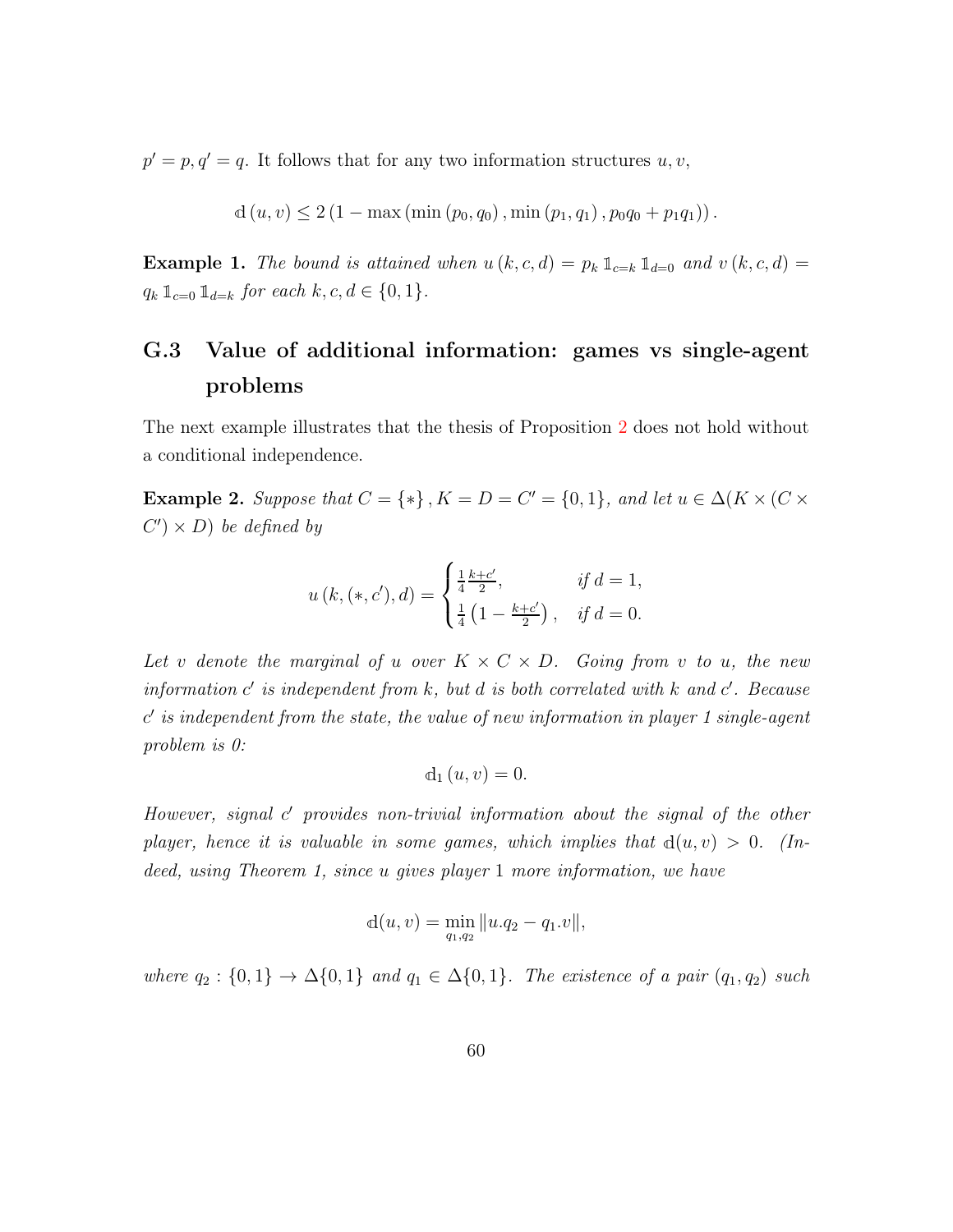$p' = p, q' = q$. It follows that for any two information structures $u, v$,

$$\mathrm{d}(u, v) \leq 2\left(1 - \max\left(\min\left(p_0, q_0\right), \min\left(p_1, q_1\right), p_0 q_0 + p_1 q_1\right)\right).$$

**Example 1.** *The bound is attained when $u(k, c, d) = p_k \mathbb{1}_{c=k} \mathbb{1}_{d=0}$ and $v(k, c, d) = q_k \mathbb{1}_{c=0} \mathbb{1}_{d=k}$ for each $k, c, d \in \{0, 1\}$.*

## G.3 Value of additional information: games vs single-agent problems

The next example illustrates that the thesis of Proposition 2 does not hold without a conditional independence.

**Example 2.** *Suppose that $C = \{*\}$, $K = D = C' = \{0, 1\}$, and let $u \in \Delta(K \times (C \times C') \times D)$ be defined by*

$$u\left(k, (*, c'), d\right) = \begin{cases} \frac{1}{4} \frac{k + c'}{2}, & \text{if } d = 1, \\ \frac{1}{4}\left(1 - \frac{k + c'}{2}\right), & \text{if } d = 0. \end{cases}$$

*Let $v$ denote the marginal of $u$ over $K \times C \times D$. Going from $v$ to $u$, the new information $c'$ is independent from $k$, but $d$ is both correlated with $k$ and $c'$. Because $c'$ is independent from the state, the value of new information in player 1 single-agent problem is 0:*

$$\mathrm{d}_1(u, v) = 0.$$

*However, signal $c'$ provides non-trivial information about the signal of the other player, hence it is valuable in some games, which implies that $\mathrm{d}(u, v) > 0$. (Indeed, using Theorem 1, since $u$ gives player 1 more information, we have*

$$\mathrm{d}(u, v) = \min_{q_1, q_2} \|u.q_2 - q_1.v\|,$$

*where $q_2 : \{0, 1\} \to \Delta\{0, 1\}$ and $q_1 \in \Delta\{0, 1\}$. The existence of a pair $(q_1, q_2)$ such*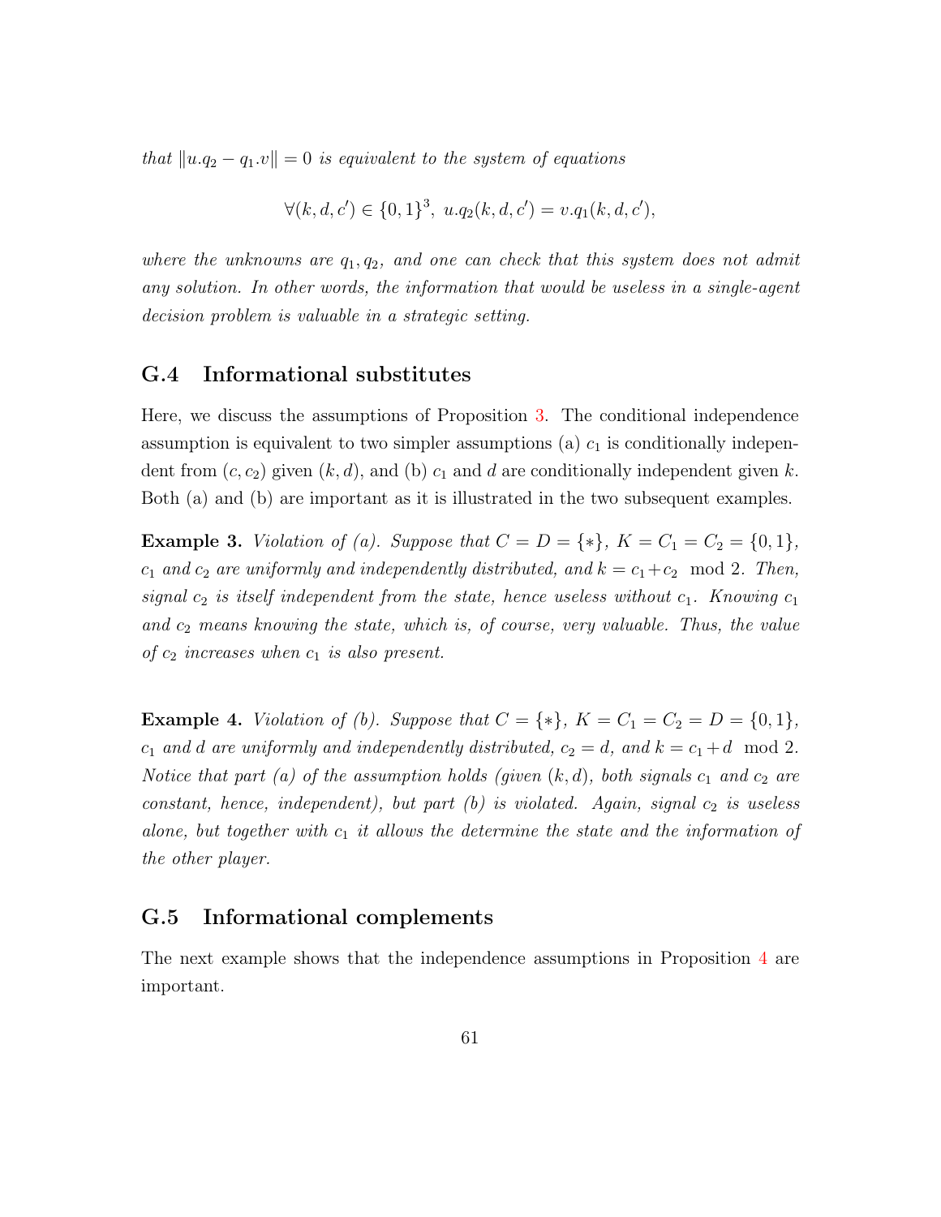*that $\|u.q_2 - q_1.v\| = 0$ is equivalent to the system of equations*

$$\forall (k, d, c') \in \{0,1\}^3, \; u.q_2(k, d, c') = v.q_1(k, d, c'),$$

*where the unknowns are $q_1, q_2$, and one can check that this system does not admit any solution. In other words, the information that would be useless in a single-agent decision problem is valuable in a strategic setting.*

## G.4 Informational substitutes

Here, we discuss the assumptions of Proposition 3. The conditional independence assumption is equivalent to two simpler assumptions (a) $c_1$ is conditionally independent from $(c, c_2)$ given $(k, d)$, and (b) $c_1$ and $d$ are conditionally independent given $k$. Both (a) and (b) are important as it is illustrated in the two subsequent examples.

**Example 3.** *Violation of (a). Suppose that $C = D = \{*\}$, $K = C_1 = C_2 = \{0, 1\}$, $c_1$ and $c_2$ are uniformly and independently distributed, and $k = c_1 + c_2 \mod 2$. Then, signal $c_2$ is itself independent from the state, hence useless without $c_1$. Knowing $c_1$ and $c_2$ means knowing the state, which is, of course, very valuable. Thus, the value of $c_2$ increases when $c_1$ is also present.*

**Example 4.** *Violation of (b). Suppose that $C = \{*\}$, $K = C_1 = C_2 = D = \{0, 1\}$, $c_1$ and $d$ are uniformly and independently distributed, $c_2 = d$, and $k = c_1 + d \mod 2$. Notice that part (a) of the assumption holds (given $(k, d)$, both signals $c_1$ and $c_2$ are constant, hence, independent), but part (b) is violated. Again, signal $c_2$ is useless alone, but together with $c_1$ it allows the determine the state and the information of the other player.*

## G.5 Informational complements

The next example shows that the independence assumptions in Proposition 4 are important.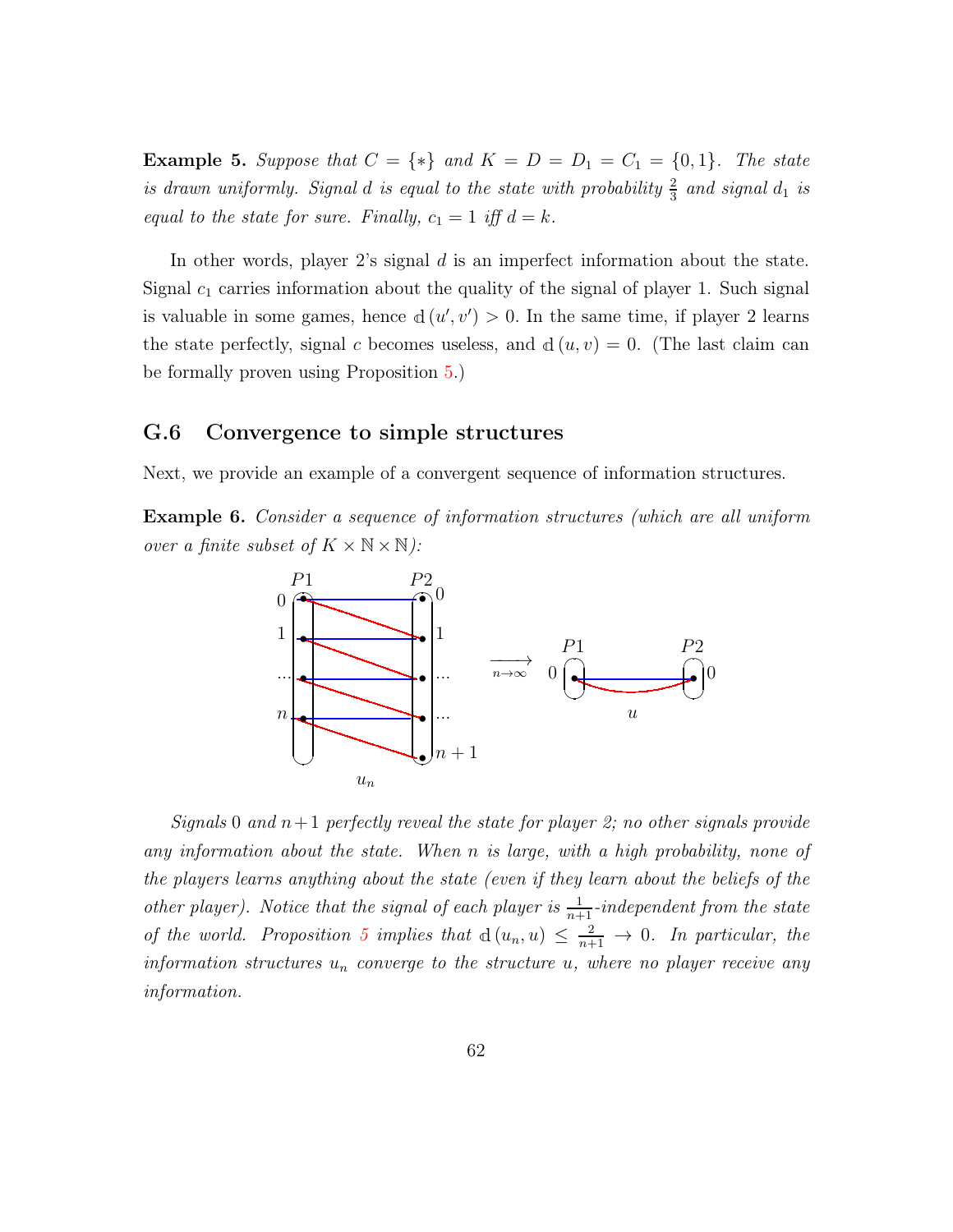**Example 5.** *Suppose that $C = \{*\}$ and $K = D = D_1 = C_1 = \{0, 1\}$. The state is drawn uniformly. Signal $d$ is equal to the state with probability $\frac{2}{3}$ and signal $d_1$ is equal to the state for sure. Finally, $c_1 = 1$ iff $d = k$.*

In other words, player 2's signal $d$ is an imperfect information about the state. Signal $c_1$ carries information about the quality of the signal of player 1. Such signal is valuable in some games, hence $\mathbb{d}(u', v') > 0$. In the same time, if player 2 learns the state perfectly, signal $c$ becomes useless, and $\mathbb{d}(u, v) = 0$. (The last claim can be formally proven using Proposition 5.)

## G.6 Convergence to simple structures

Next, we provide an example of a convergent sequence of information structures.

**Example 6.** *Consider a sequence of information structures (which are all uniform over a finite subset of $K \times \mathbb{N} \times \mathbb{N}$):*

*Signals $0$ and $n+1$ perfectly reveal the state for player 2; no other signals provide any information about the state. When $n$ is large, with a high probability, none of the players learns anything about the state (even if they learn about the beliefs of the other player). Notice that the signal of each player is $\frac{1}{n+1}$-independent from the state of the world. Proposition 5 implies that $\mathbb{d}(u_n, u) \leq \frac{2}{n+1} \to 0$. In particular, the information structures $u_n$ converge to the structure $u$, where no player receive any information.*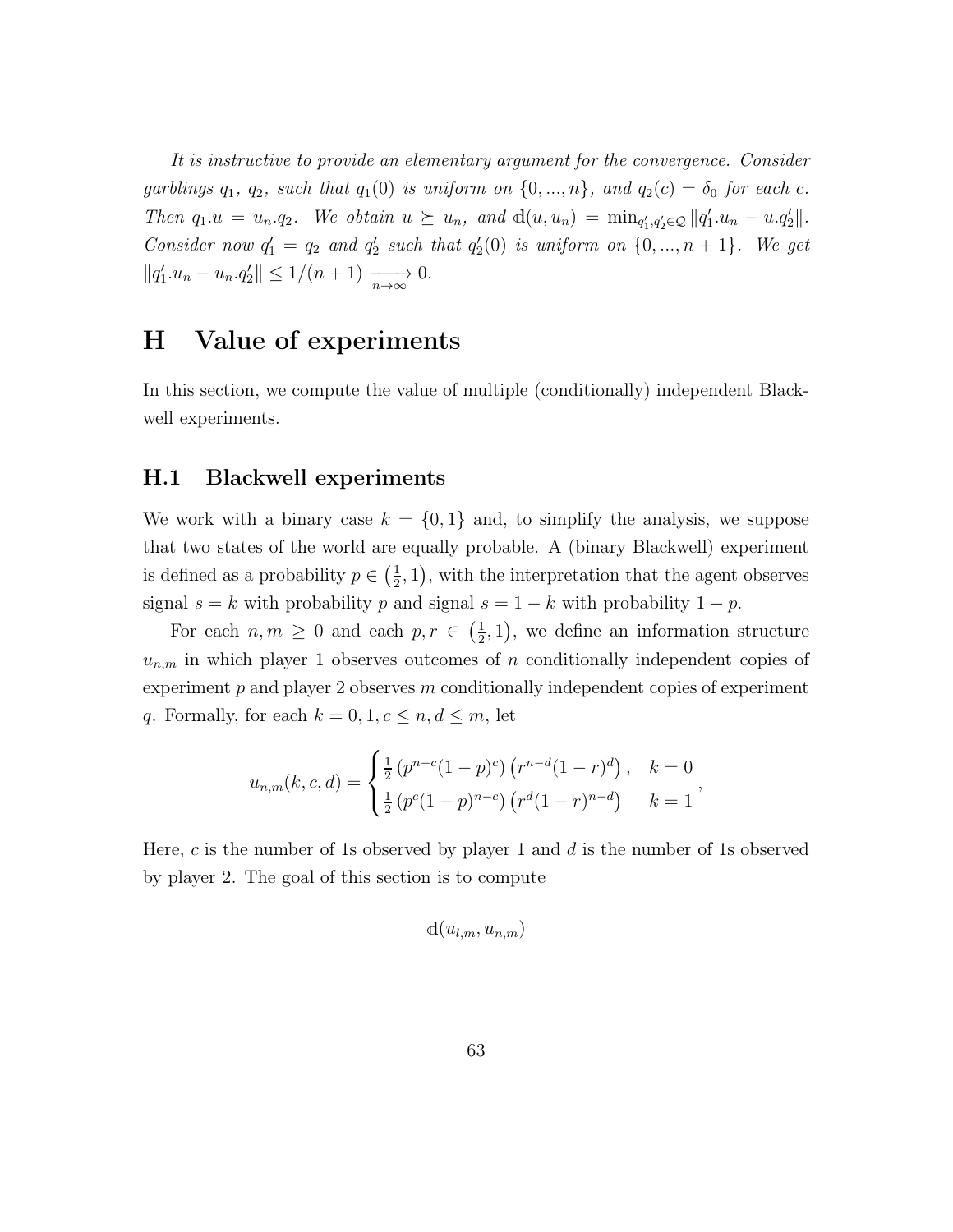*It is instructive to provide an elementary argument for the convergence. Consider garblings $q_1$, $q_2$, such that $q_1(0)$ is uniform on $\{0, ..., n\}$, and $q_2(c) = \delta_0$ for each $c$. Then $q_1.u = u_n.q_2$. We obtain $u \succeq u_n$, and $\mathbb{d}(u, u_n) = \min_{q_1', q_2' \in \mathcal{Q}} \|q_1'.u_n - u.q_2'\|$. Consider now $q_1' = q_2$ and $q_2'$ such that $q_2'(0)$ is uniform on $\{0, ..., n+1\}$. We get $\|q_1'.u_n - u_n.q_2'\| \leq 1/(n+1) \xrightarrow[n\to\infty]{} 0$.*

# H Value of experiments

In this section, we compute the value of multiple (conditionally) independent Blackwell experiments.

## H.1 Blackwell experiments

We work with a binary case $k = \{0, 1\}$ and, to simplify the analysis, we suppose that two states of the world are equally probable. A (binary Blackwell) experiment is defined as a probability $p \in \left(\frac{1}{2}, 1\right)$, with the interpretation that the agent observes signal $s = k$ with probability $p$ and signal $s = 1 - k$ with probability $1 - p$.

For each $n, m \geq 0$ and each $p, r \in \left(\frac{1}{2}, 1\right)$, we define an information structure $u_{n,m}$ in which player 1 observes outcomes of $n$ conditionally independent copies of experiment $p$ and player 2 observes $m$ conditionally independent copies of experiment $q$. Formally, for each $k = 0, 1, c \leq n, d \leq m$, let

$$u_{n,m}(k, c, d) = \begin{cases} \frac{1}{2}\left(p^{n-c}(1-p)^c\right)\left(r^{n-d}(1-r)^d\right), & k = 0 \\ \frac{1}{2}\left(p^c(1-p)^{n-c}\right)\left(r^d(1-r)^{n-d}\right) & k = 1 \end{cases},$$

Here, $c$ is the number of 1s observed by player 1 and $d$ is the number of 1s observed by player 2. The goal of this section is to compute

$$\mathbb{d}(u_{l,m}, u_{n,m})$$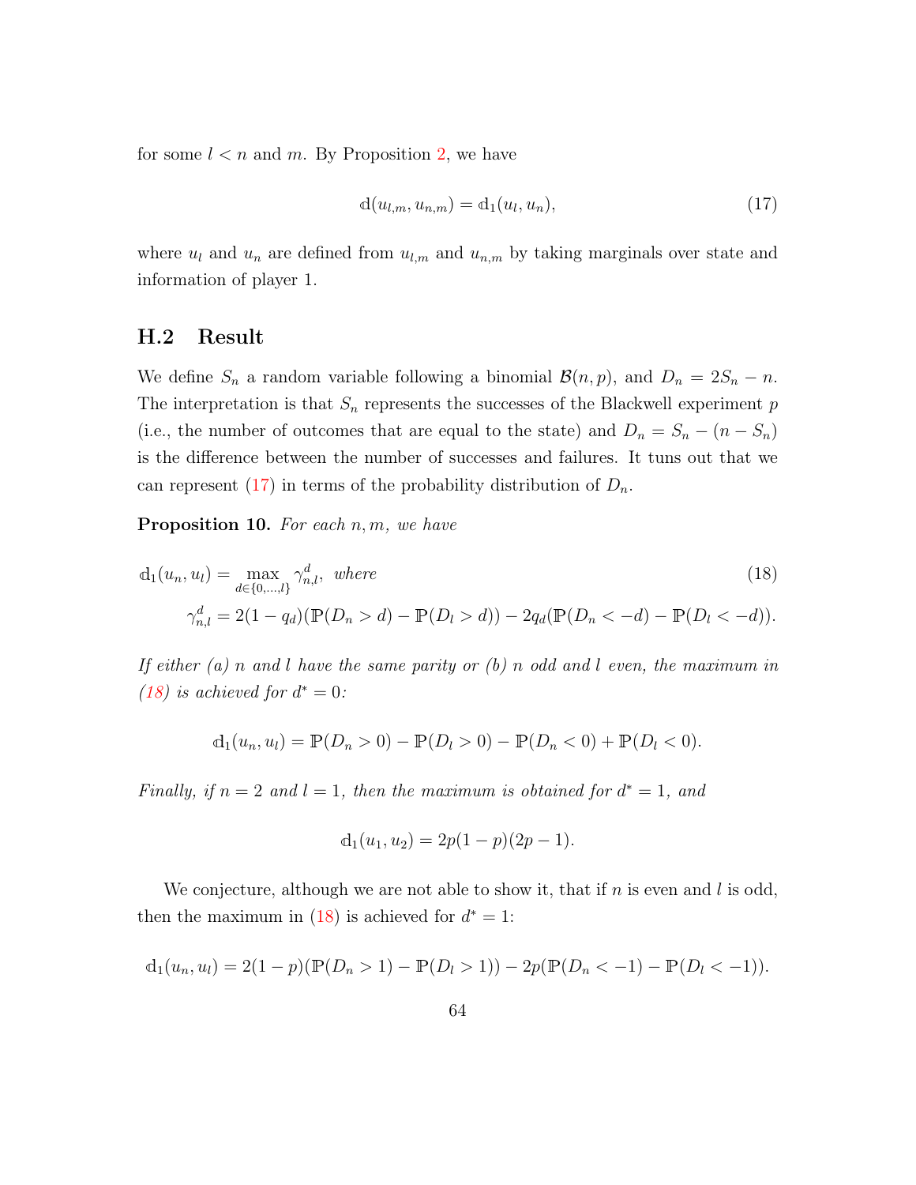for some $l < n$ and $m$. By Proposition 2, we have

$$\mathbb{d}(u_{l,m}, u_{n,m}) = \mathbb{d}_1(u_l, u_n), \tag{17}$$

where $u_l$ and $u_n$ are defined from $u_{l,m}$ and $u_{n,m}$ by taking marginals over state and information of player 1.

## H.2 Result

We define $S_n$ a random variable following a binomial $\mathcal{B}(n, p)$, and $D_n = 2S_n - n$. The interpretation is that $S_n$ represents the successes of the Blackwell experiment $p$ (i.e., the number of outcomes that are equal to the state) and $D_n = S_n - (n - S_n)$ is the difference between the number of successes and failures. It tuns out that we can represent (17) in terms of the probability distribution of $D_n$.

**Proposition 10.** *For each $n, m$, we have*

$$\mathbb{d}_1(u_n, u_l) = \max_{d \in \{0, \ldots, l\}} \gamma^d_{n,l}, \text{ where} \tag{18}$$

$$\gamma^d_{n,l} = 2(1 - q_d)(\mathbb{P}(D_n > d) - \mathbb{P}(D_l > d)) - 2q_d(\mathbb{P}(D_n < -d) - \mathbb{P}(D_l < -d)).$$

*If either (a) $n$ and $l$ have the same parity or (b) $n$ odd and $l$ even, the maximum in (18) is achieved for $d^* = 0$:*

$$\mathbb{d}_1(u_n, u_l) = \mathbb{P}(D_n > 0) - \mathbb{P}(D_l > 0) - \mathbb{P}(D_n < 0) + \mathbb{P}(D_l < 0).$$

*Finally, if $n = 2$ and $l = 1$, then the maximum is obtained for $d^* = 1$, and*

$$\mathbb{d}_1(u_1, u_2) = 2p(1 - p)(2p - 1).$$

We conjecture, although we are not able to show it, that if $n$ is even and $l$ is odd, then the maximum in (18) is achieved for $d^* = 1$:

$$\mathbb{d}_1(u_n, u_l) = 2(1 - p)(\mathbb{P}(D_n > 1) - \mathbb{P}(D_l > 1)) - 2p(\mathbb{P}(D_n < -1) - \mathbb{P}(D_l < -1)).$$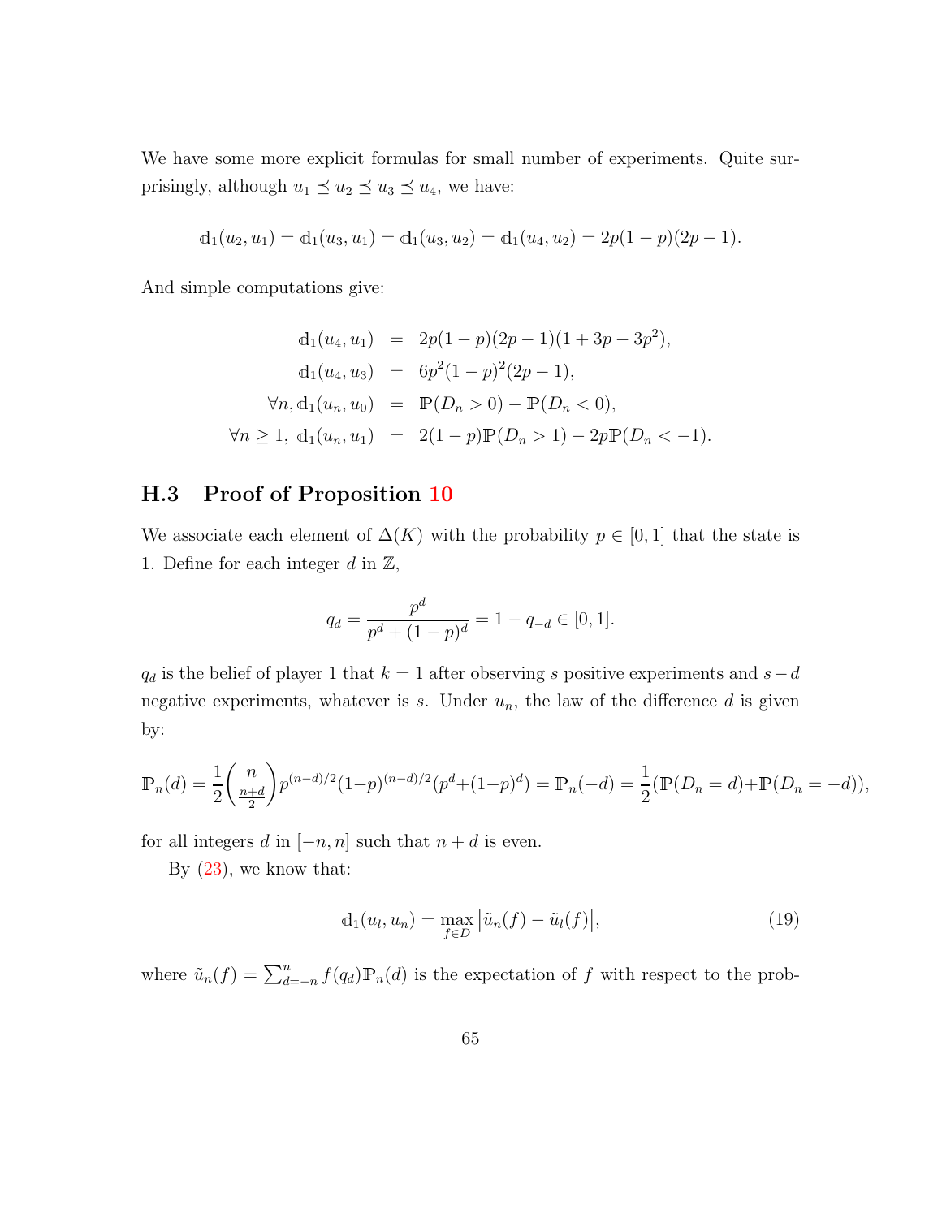We have some more explicit formulas for small number of experiments. Quite surprisingly, although $u_1 \preceq u_2 \preceq u_3 \preceq u_4$, we have:

$$\mathbb{d}_1(u_2, u_1) = \mathbb{d}_1(u_3, u_1) = \mathbb{d}_1(u_3, u_2) = \mathbb{d}_1(u_4, u_2) = 2p(1-p)(2p-1).$$

And simple computations give:

$$\begin{aligned}
\mathbb{d}_1(u_4, u_1) &= 2p(1-p)(2p-1)(1+3p-3p^2), \\
\mathbb{d}_1(u_4, u_3) &= 6p^2(1-p)^2(2p-1), \\
\forall n, \mathbb{d}_1(u_n, u_0) &= \mathbb{P}(D_n > 0) - \mathbb{P}(D_n < 0), \\
\forall n \geq 1,\ \mathbb{d}_1(u_n, u_1) &= 2(1-p)\mathbb{P}(D_n > 1) - 2p\mathbb{P}(D_n < -1).
\end{aligned}$$

### H.3 Proof of Proposition 10

We associate each element of $\Delta(K)$ with the probability $p \in [0,1]$ that the state is 1. Define for each integer $d$ in $\mathbb{Z}$,

$$q_d = \frac{p^d}{p^d + (1-p)^d} = 1 - q_{-d} \in [0,1].$$

$q_d$ is the belief of player 1 that $k = 1$ after observing $s$ positive experiments and $s - d$ negative experiments, whatever is $s$. Under $u_n$, the law of the difference $d$ is given by:

$$\mathbb{P}_n(d) = \frac{1}{2}\binom{n}{\frac{n+d}{2}} p^{(n-d)/2}(1-p)^{(n-d)/2}(p^d + (1-p)^d) = \mathbb{P}_n(-d) = \frac{1}{2}(\mathbb{P}(D_n = d) + \mathbb{P}(D_n = -d)),$$

for all integers $d$ in $[-n, n]$ such that $n + d$ is even.

By (23), we know that:

$$\mathbb{d}_1(u_l, u_n) = \max_{f \in D} \left| \tilde{u}_n(f) - \tilde{u}_l(f) \right|, \tag{19}$$

where $\tilde{u}_n(f) = \sum_{d=-n}^{n} f(q_d)\mathbb{P}_n(d)$ is the expectation of $f$ with respect to the prob-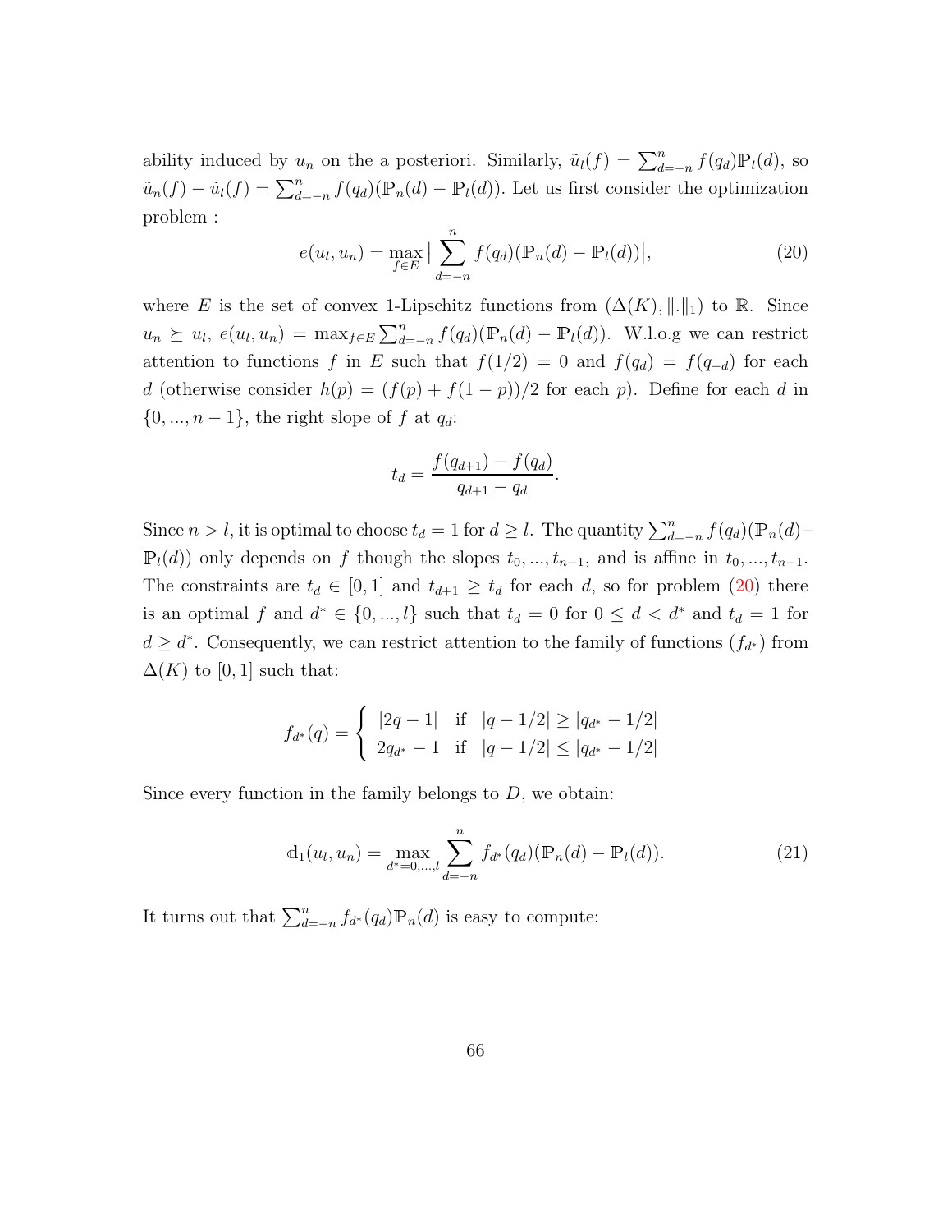ability induced by $u_n$ on the a posteriori. Similarly, $\tilde{u}_l(f) = \sum_{d=-n}^{n} f(q_d)\mathbb{P}_l(d)$, so $\tilde{u}_n(f) - \tilde{u}_l(f) = \sum_{d=-n}^{n} f(q_d)(\mathbb{P}_n(d) - \mathbb{P}_l(d))$. Let us first consider the optimization problem :

$$e(u_l, u_n) = \max_{f \in E} \Big| \sum_{d=-n}^{n} f(q_d)(\mathbb{P}_n(d) - \mathbb{P}_l(d)) \Big|, \tag{20}$$

where $E$ is the set of convex 1-Lipschitz functions from $(\Delta(K), \|.\|_1)$ to $\mathbb{R}$. Since $u_n \succeq u_l$, $e(u_l, u_n) = \max_{f \in E} \sum_{d=-n}^{n} f(q_d)(\mathbb{P}_n(d) - \mathbb{P}_l(d))$. W.l.o.g we can restrict attention to functions $f$ in $E$ such that $f(1/2) = 0$ and $f(q_d) = f(q_{-d})$ for each $d$ (otherwise consider $h(p) = (f(p) + f(1-p))/2$ for each $p$). Define for each $d$ in $\{0, ..., n-1\}$, the right slope of $f$ at $q_d$:

$$t_d = \frac{f(q_{d+1}) - f(q_d)}{q_{d+1} - q_d}.$$

Since $n > l$, it is optimal to choose $t_d = 1$ for $d \geq l$. The quantity $\sum_{d=-n}^{n} f(q_d)(\mathbb{P}_n(d) - \mathbb{P}_l(d))$ only depends on $f$ though the slopes $t_0, ..., t_{n-1}$, and is affine in $t_0, ..., t_{n-1}$. The constraints are $t_d \in [0, 1]$ and $t_{d+1} \geq t_d$ for each $d$, so for problem (20) there is an optimal $f$ and $d^* \in \{0, ..., l\}$ such that $t_d = 0$ for $0 \leq d < d^*$ and $t_d = 1$ for $d \geq d^*$. Consequently, we can restrict attention to the family of functions $(f_{d^*})$ from $\Delta(K)$ to $[0, 1]$ such that:

$$f_{d^*}(q) = \begin{cases} |2q - 1| & \text{if} \quad |q - 1/2| \geq |q_{d^*} - 1/2| \\ 2q_{d^*} - 1 & \text{if} \quad |q - 1/2| \leq |q_{d^*} - 1/2| \end{cases}$$

Since every function in the family belongs to $D$, we obtain:

$$\mathrm{d}_1(u_l, u_n) = \max_{d^*=0,...,l} \sum_{d=-n}^{n} f_{d^*}(q_d)(\mathbb{P}_n(d) - \mathbb{P}_l(d)). \tag{21}$$

It turns out that $\sum_{d=-n}^{n} f_{d^*}(q_d)\mathbb{P}_n(d)$ is easy to compute: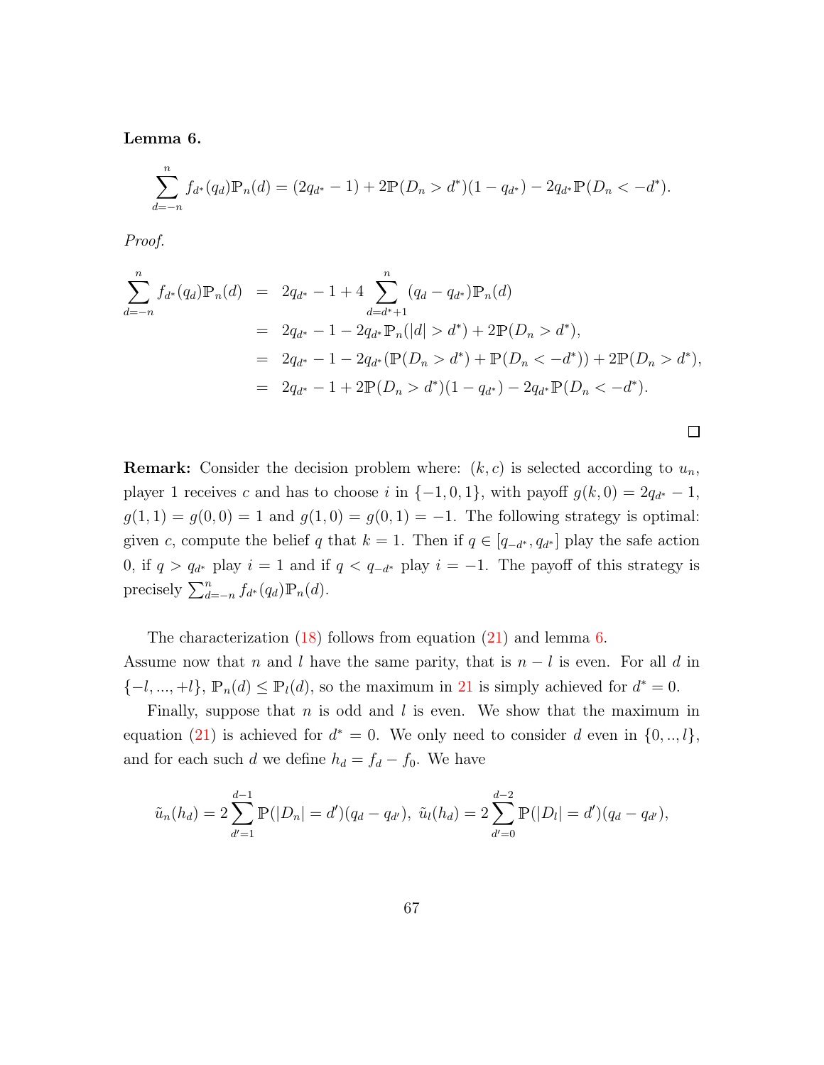**Lemma 6.**

$$\sum_{d=-n}^{n} f_{d^*}(q_d)\mathbb{P}_n(d) = (2q_{d^*} - 1) + 2\mathbb{P}(D_n > d^*)(1 - q_{d^*}) - 2q_{d^*}\mathbb{P}(D_n < -d^*).$$

*Proof.*

$$\begin{aligned}
\sum_{d=-n}^{n} f_{d^*}(q_d)\mathbb{P}_n(d) &= 2q_{d^*} - 1 + 4\sum_{d=d^*+1}^{n}(q_d - q_{d^*})\mathbb{P}_n(d) \\
&= 2q_{d^*} - 1 - 2q_{d^*}\mathbb{P}_n(|d| > d^*) + 2\mathbb{P}(D_n > d^*), \\
&= 2q_{d^*} - 1 - 2q_{d^*}(\mathbb{P}(D_n > d^*) + \mathbb{P}(D_n < -d^*)) + 2\mathbb{P}(D_n > d^*), \\
&= 2q_{d^*} - 1 + 2\mathbb{P}(D_n > d^*)(1 - q_{d^*}) - 2q_{d^*}\mathbb{P}(D_n < -d^*).
\end{aligned}$$

□

**Remark:** Consider the decision problem where: $(k, c)$ is selected according to $u_n$, player 1 receives $c$ and has to choose $i$ in $\{-1, 0, 1\}$, with payoff $g(k, 0) = 2q_{d^*} - 1$, $g(1, 1) = g(0, 0) = 1$ and $g(1, 0) = g(0, 1) = -1$. The following strategy is optimal: given $c$, compute the belief $q$ that $k = 1$. Then if $q \in [q_{-d^*}, q_{d^*}]$ play the safe action 0, if $q > q_{d^*}$ play $i = 1$ and if $q < q_{-d^*}$ play $i = -1$. The payoff of this strategy is precisely $\sum_{d=-n}^{n} f_{d^*}(q_d)\mathbb{P}_n(d)$.

The characterization (18) follows from equation (21) and lemma 6.
Assume now that $n$ and $l$ have the same parity, that is $n - l$ is even. For all $d$ in $\{-l, ..., +l\}$, $\mathbb{P}_n(d) \leq \mathbb{P}_l(d)$, so the maximum in 21 is simply achieved for $d^* = 0$.

Finally, suppose that $n$ is odd and $l$ is even. We show that the maximum in equation (21) is achieved for $d^* = 0$. We only need to consider $d$ even in $\{0, .., l\}$, and for each such $d$ we define $h_d = f_d - f_0$. We have

$$\tilde{u}_n(h_d) = 2\sum_{d'=1}^{d-1}\mathbb{P}(|D_n| = d')(q_d - q_{d'}),\ \tilde{u}_l(h_d) = 2\sum_{d'=0}^{d-2}\mathbb{P}(|D_l| = d')(q_d - q_{d'}),$$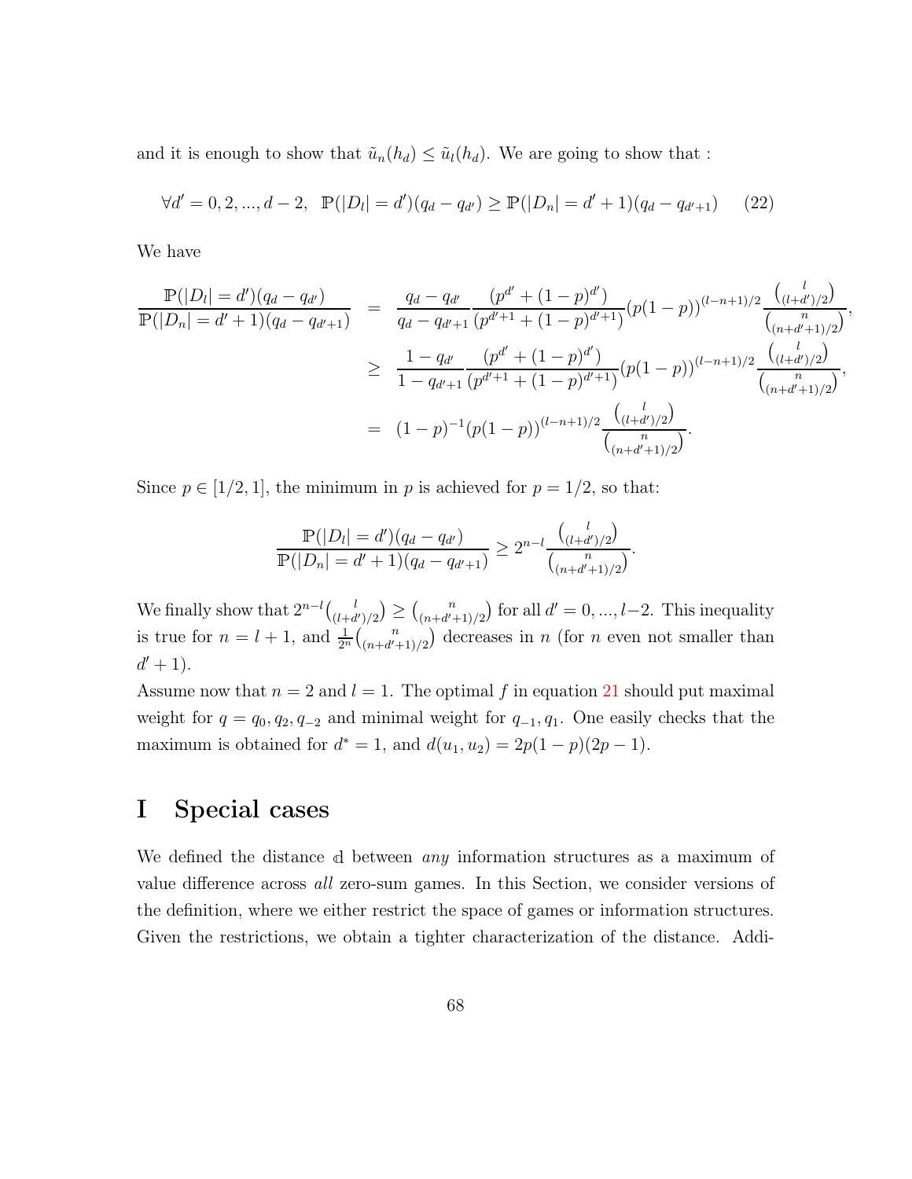and it is enough to show that $\tilde{u}_n(h_d) \leq \tilde{u}_l(h_d)$. We are going to show that :

$$\forall d' = 0, 2, ..., d-2, \ \ \mathbb{P}(|D_l| = d')(q_d - q_{d'}) \geq \mathbb{P}(|D_n| = d'+1)(q_d - q_{d'+1}) \tag{22}$$

We have

$$\begin{aligned}
\frac{\mathbb{P}(|D_l| = d')(q_d - q_{d'})}{\mathbb{P}(|D_n| = d'+1)(q_d - q_{d'+1})} &= \frac{q_d - q_{d'}}{q_d - q_{d'+1}} \frac{(p^{d'} + (1-p)^{d'})}{(p^{d'+1} + (1-p)^{d'+1})} (p(1-p))^{(l-n+1)/2} \frac{\binom{l}{(l+d')/2}}{\binom{n}{(n+d'+1)/2}}, \\
&\geq \frac{1 - q_{d'}}{1 - q_{d'+1}} \frac{(p^{d'} + (1-p)^{d'})}{(p^{d'+1} + (1-p)^{d'+1})} (p(1-p))^{(l-n+1)/2} \frac{\binom{l}{(l+d')/2}}{\binom{n}{(n+d'+1)/2}}, \\
&= (1-p)^{-1} (p(1-p))^{(l-n+1)/2} \frac{\binom{l}{(l+d')/2}}{\binom{n}{(n+d'+1)/2}}.
\end{aligned}$$

Since $p \in [1/2, 1]$, the minimum in $p$ is achieved for $p = 1/2$, so that:

$$\frac{\mathbb{P}(|D_l| = d')(q_d - q_{d'})}{\mathbb{P}(|D_n| = d'+1)(q_d - q_{d'+1})} \geq 2^{n-l} \frac{\binom{l}{(l+d')/2}}{\binom{n}{(n+d'+1)/2}}.$$

We finally show that $2^{n-l}\binom{l}{(l+d')/2} \geq \binom{n}{(n+d'+1)/2}$ for all $d' = 0, ..., l-2$. This inequality is true for $n = l+1$, and $\frac{1}{2^n}\binom{n}{(n+d'+1)/2}$ decreases in $n$ (for $n$ even not smaller than $d'+1$).

Assume now that $n = 2$ and $l = 1$. The optimal $f$ in equation 21 should put maximal weight for $q = q_0, q_2, q_{-2}$ and minimal weight for $q_{-1}, q_1$. One easily checks that the maximum is obtained for $d^* = 1$, and $d(u_1, u_2) = 2p(1-p)(2p-1)$.

# I Special cases

We defined the distance $\mathbb{d}$ between *any* information structures as a maximum of value difference across *all* zero-sum games. In this Section, we consider versions of the definition, where we either restrict the space of games or information structures. Given the restrictions, we obtain a tighter characterization of the distance. Addi-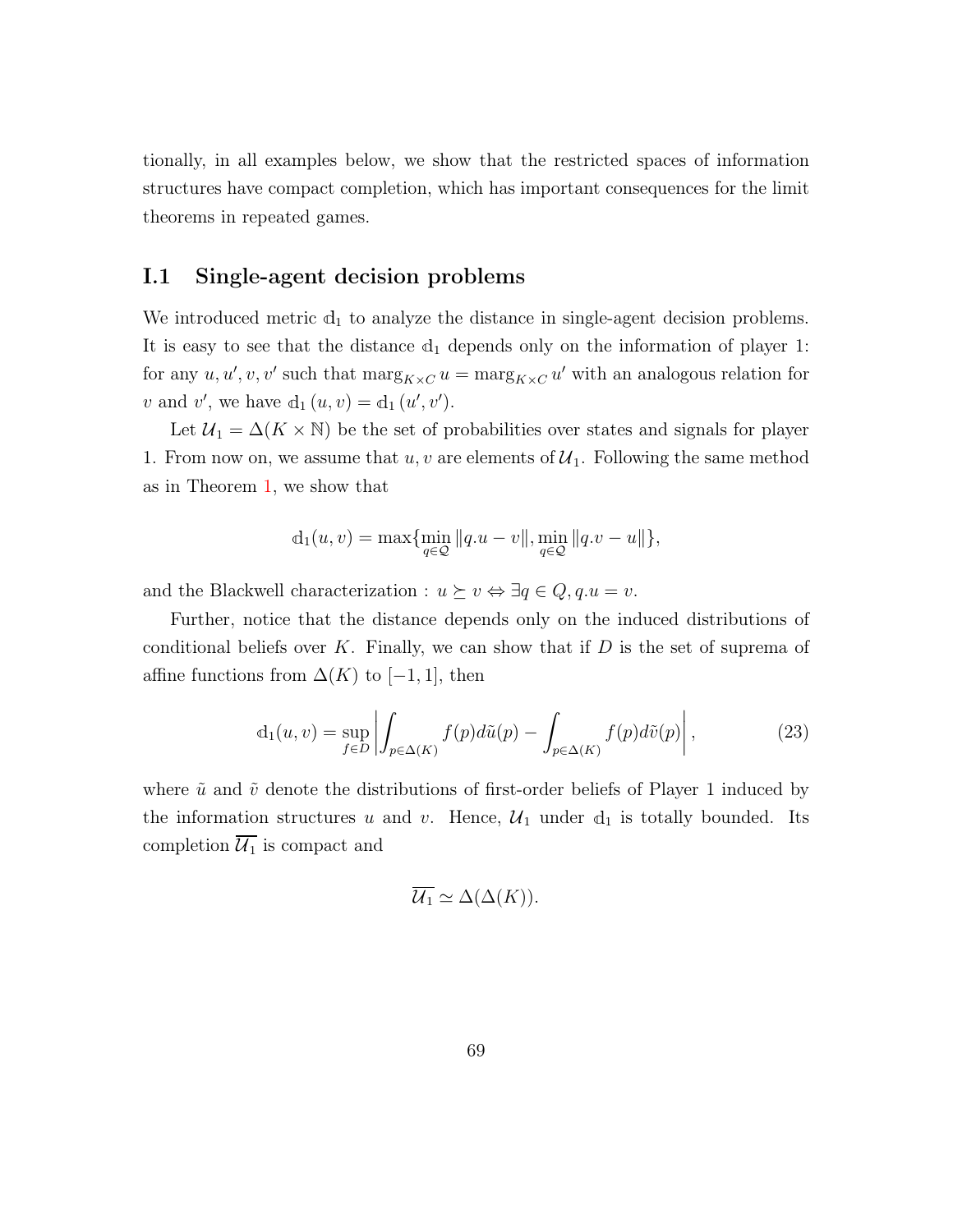tionally, in all examples below, we show that the restricted spaces of information structures have compact completion, which has important consequences for the limit theorems in repeated games.

## I.1 Single-agent decision problems

We introduced metric $\mathbb{d}_1$ to analyze the distance in single-agent decision problems. It is easy to see that the distance $\mathbb{d}_1$ depends only on the information of player 1: for any $u, u', v, v'$ such that $\text{marg}_{K\times C}\, u = \text{marg}_{K\times C}\, u'$ with an analogous relation for $v$ and $v'$, we have $\mathbb{d}_1(u, v) = \mathbb{d}_1(u', v')$.

Let $\mathcal{U}_1 = \Delta(K \times \mathbb{N})$ be the set of probabilities over states and signals for player 1. From now on, we assume that $u, v$ are elements of $\mathcal{U}_1$. Following the same method as in Theorem 1, we show that

$$\mathbb{d}_1(u, v) = \max\{\min_{q\in\mathcal{Q}} \|q.u - v\|, \min_{q\in\mathcal{Q}} \|q.v - u\|\},$$

and the Blackwell characterization : $u \succeq v \Leftrightarrow \exists q \in Q, q.u = v$.

Further, notice that the distance depends only on the induced distributions of conditional beliefs over $K$. Finally, we can show that if $D$ is the set of suprema of affine functions from $\Delta(K)$ to $[-1, 1]$, then

$$\mathbb{d}_1(u, v) = \sup_{f\in D} \left| \int_{p\in\Delta(K)} f(p)d\tilde{u}(p) - \int_{p\in\Delta(K)} f(p)d\tilde{v}(p) \right|, \tag{23}$$

where $\tilde{u}$ and $\tilde{v}$ denote the distributions of first-order beliefs of Player 1 induced by the information structures $u$ and $v$. Hence, $\mathcal{U}_1$ under $\mathbb{d}_1$ is totally bounded. Its completion $\overline{\mathcal{U}_1}$ is compact and

$$\overline{\mathcal{U}_1} \simeq \Delta(\Delta(K)).$$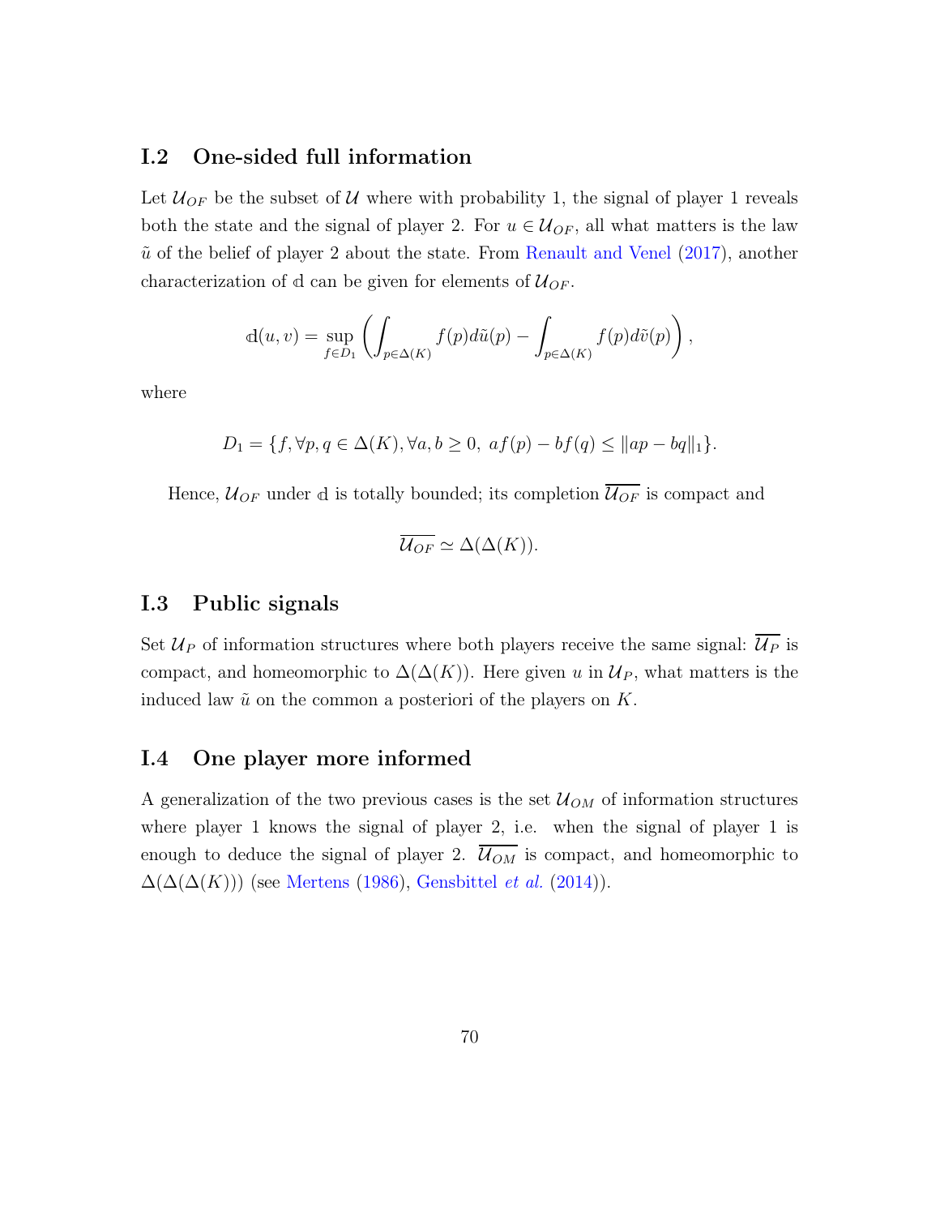## I.2 One-sided full information

Let $\mathcal{U}_{OF}$ be the subset of $\mathcal{U}$ where with probability 1, the signal of player 1 reveals both the state and the signal of player 2. For $u \in \mathcal{U}_{OF}$, all what matters is the law $\tilde{u}$ of the belief of player 2 about the state. From Renault and Venel (2017), another characterization of $\mathbb{d}$ can be given for elements of $\mathcal{U}_{OF}$.

$$\mathbb{d}(u, v) = \sup_{f \in D_1} \left( \int_{p \in \Delta(K)} f(p) d\tilde{u}(p) - \int_{p \in \Delta(K)} f(p) d\tilde{v}(p) \right),$$

where

$$D_1 = \{f, \forall p, q \in \Delta(K), \forall a, b \geq 0,\ af(p) - bf(q) \leq \|ap - bq\|_1\}.$$

Hence, $\mathcal{U}_{OF}$ under $\mathbb{d}$ is totally bounded; its completion $\overline{\mathcal{U}_{OF}}$ is compact and

$$\overline{\mathcal{U}_{OF}} \simeq \Delta(\Delta(K)).$$

## I.3 Public signals

Set $\mathcal{U}_P$ of information structures where both players receive the same signal: $\overline{\mathcal{U}_P}$ is compact, and homeomorphic to $\Delta(\Delta(K))$. Here given $u$ in $\mathcal{U}_P$, what matters is the induced law $\tilde{u}$ on the common a posteriori of the players on $K$.

## I.4 One player more informed

A generalization of the two previous cases is the set $\mathcal{U}_{OM}$ of information structures where player 1 knows the signal of player 2, i.e. when the signal of player 1 is enough to deduce the signal of player 2. $\overline{\mathcal{U}_{OM}}$ is compact, and homeomorphic to $\Delta(\Delta(\Delta(K)))$ (see Mertens (1986), Gensbittel *et al.* (2014)).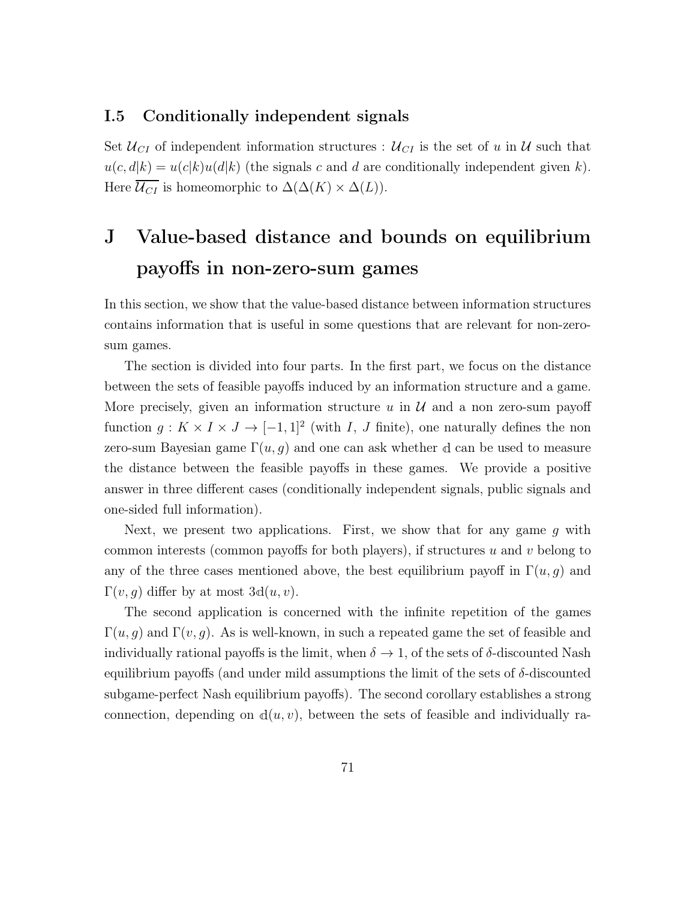### I.5 Conditionally independent signals

Set $\mathcal{U}_{CI}$ of independent information structures : $\mathcal{U}_{CI}$ is the set of $u$ in $\mathcal{U}$ such that $u(c,d|k) = u(c|k)u(d|k)$ (the signals $c$ and $d$ are conditionally independent given $k$). Here $\overline{\mathcal{U}_{CI}}$ is homeomorphic to $\Delta(\Delta(K) \times \Delta(L))$.

# J Value-based distance and bounds on equilibrium payoffs in non-zero-sum games

In this section, we show that the value-based distance between information structures contains information that is useful in some questions that are relevant for non-zero-sum games.

The section is divided into four parts. In the first part, we focus on the distance between the sets of feasible payoffs induced by an information structure and a game. More precisely, given an information structure $u$ in $\mathcal{U}$ and a non zero-sum payoff function $g : K \times I \times J \to [-1,1]^2$ (with $I$, $J$ finite), one naturally defines the non zero-sum Bayesian game $\Gamma(u,g)$ and one can ask whether $\mathbb{d}$ can be used to measure the distance between the feasible payoffs in these games. We provide a positive answer in three different cases (conditionally independent signals, public signals and one-sided full information).

Next, we present two applications. First, we show that for any game $g$ with common interests (common payoffs for both players), if structures $u$ and $v$ belong to any of the three cases mentioned above, the best equilibrium payoff in $\Gamma(u,g)$ and $\Gamma(v,g)$ differ by at most $3\mathbb{d}(u,v)$.

The second application is concerned with the infinite repetition of the games $\Gamma(u,g)$ and $\Gamma(v,g)$. As is well-known, in such a repeated game the set of feasible and individually rational payoffs is the limit, when $\delta \to 1$, of the sets of $\delta$-discounted Nash equilibrium payoffs (and under mild assumptions the limit of the sets of $\delta$-discounted subgame-perfect Nash equilibrium payoffs). The second corollary establishes a strong connection, depending on $\mathbb{d}(u,v)$, between the sets of feasible and individually ra-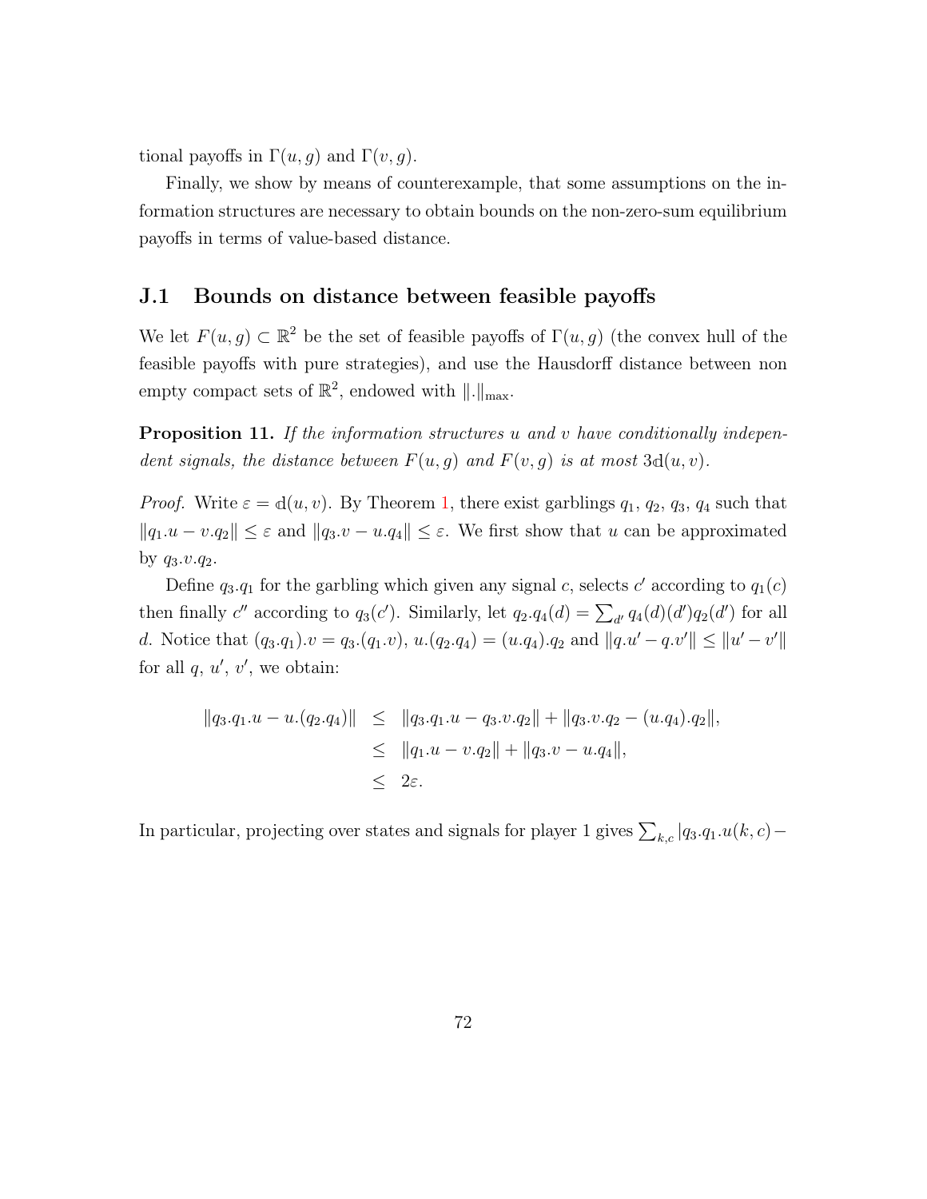tional payoffs in $\Gamma(u, g)$ and $\Gamma(v, g)$.

Finally, we show by means of counterexample, that some assumptions on the information structures are necessary to obtain bounds on the non-zero-sum equilibrium payoffs in terms of value-based distance.

## J.1 Bounds on distance between feasible payoffs

We let $F(u, g) \subset \mathbb{R}^2$ be the set of feasible payoffs of $\Gamma(u, g)$ (the convex hull of the feasible payoffs with pure strategies), and use the Hausdorff distance between non empty compact sets of $\mathbb{R}^2$, endowed with $\|.\|_{\max}$.

**Proposition 11.** *If the information structures $u$ and $v$ have conditionally independent signals, the distance between $F(u, g)$ and $F(v, g)$ is at most $3\mathrm{d}(u, v)$.*

*Proof.* Write $\varepsilon = \mathrm{d}(u, v)$. By Theorem 1, there exist garblings $q_1$, $q_2$, $q_3$, $q_4$ such that $\|q_1.u - v.q_2\| \leq \varepsilon$ and $\|q_3.v - u.q_4\| \leq \varepsilon$. We first show that $u$ can be approximated by $q_3.v.q_2$.

Define $q_3.q_1$ for the garbling which given any signal $c$, selects $c'$ according to $q_1(c)$ then finally $c''$ according to $q_3(c')$. Similarly, let $q_2.q_4(d) = \sum_{d'} q_4(d)(d')q_2(d')$ for all $d$. Notice that $(q_3.q_1).v = q_3.(q_1.v)$, $u.(q_2.q_4) = (u.q_4).q_2$ and $\|q.u' - q.v'\| \leq \|u' - v'\|$ for all $q$, $u'$, $v'$, we obtain:

$$
\begin{aligned}
\|q_3.q_1.u - u.(q_2.q_4)\| &\leq \|q_3.q_1.u - q_3.v.q_2\| + \|q_3.v.q_2 - (u.q_4).q_2\|, \\
&\leq \|q_1.u - v.q_2\| + \|q_3.v - u.q_4\|, \\
&\leq 2\varepsilon.
\end{aligned}
$$

In particular, projecting over states and signals for player 1 gives $\sum_{k,c} |q_3.q_1.u(k, c) -$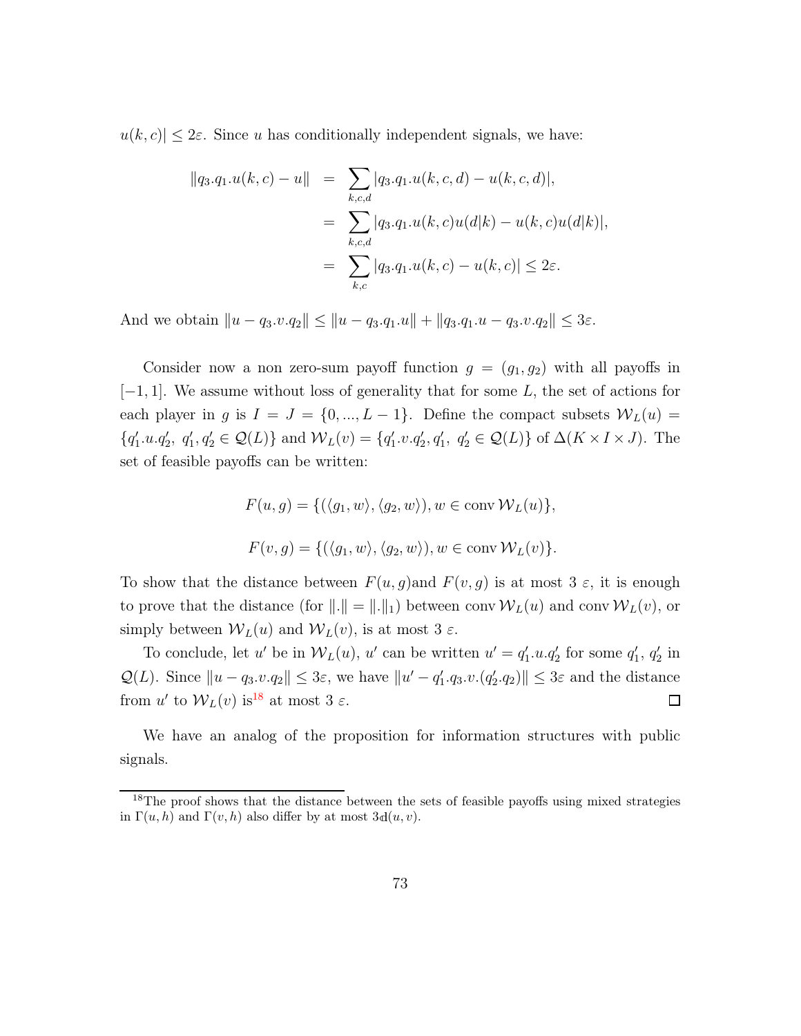$u(k,c)| \leq 2\varepsilon$. Since $u$ has conditionally independent signals, we have:

$$
\begin{aligned}
\|q_3.q_1.u(k,c) - u\| &= \sum_{k,c,d} |q_3.q_1.u(k,c,d) - u(k,c,d)|, \\
&= \sum_{k,c,d} |q_3.q_1.u(k,c)u(d|k) - u(k,c)u(d|k)|, \\
&= \sum_{k,c} |q_3.q_1.u(k,c) - u(k,c)| \leq 2\varepsilon.
\end{aligned}
$$

And we obtain $\|u - q_3.v.q_2\| \leq \|u - q_3.q_1.u\| + \|q_3.q_1.u - q_3.v.q_2\| \leq 3\varepsilon$.

Consider now a non zero-sum payoff function $g = (g_1, g_2)$ with all payoffs in $[-1, 1]$. We assume without loss of generality that for some $L$, the set of actions for each player in $g$ is $I = J = \{0, ..., L-1\}$. Define the compact subsets $\mathcal{W}_L(u) = \{q'_1.u.q'_2,\ q'_1, q'_2 \in \mathcal{Q}(L)\}$ and $\mathcal{W}_L(v) = \{q'_1.v.q'_2, q'_1,\ q'_2 \in \mathcal{Q}(L)\}$ of $\Delta(K \times I \times J)$. The set of feasible payoffs can be written:

$$
F(u, g) = \{(\langle g_1, w\rangle, \langle g_2, w\rangle), w \in \operatorname{conv} \mathcal{W}_L(u)\},
$$

$$
F(v, g) = \{(\langle g_1, w\rangle, \langle g_2, w\rangle), w \in \operatorname{conv} \mathcal{W}_L(v)\}.
$$

To show that the distance between $F(u, g)$and $F(v, g)$ is at most 3 $\varepsilon$, it is enough to prove that the distance (for $\|.\| = \|.\|_1$) between $\operatorname{conv} \mathcal{W}_L(u)$ and $\operatorname{conv} \mathcal{W}_L(v)$, or simply between $\mathcal{W}_L(u)$ and $\mathcal{W}_L(v)$, is at most 3 $\varepsilon$.

To conclude, let $u'$ be in $\mathcal{W}_L(u)$, $u'$ can be written $u' = q'_1.u.q'_2$ for some $q'_1$, $q'_2$ in $\mathcal{Q}(L)$. Since $\|u - q_3.v.q_2\| \leq 3\varepsilon$, we have $\|u' - q'_1.q_3.v.(q'_2.q_2)\| \leq 3\varepsilon$ and the distance from $u'$ to $\mathcal{W}_L(v)$ is[18] at most 3 $\varepsilon$. □

We have an analog of the proposition for information structures with public signals.

[18] The proof shows that the distance between the sets of feasible payoffs using mixed strategies in $\Gamma(u, h)$ and $\Gamma(v, h)$ also differ by at most $3\mathrm{d}(u, v)$.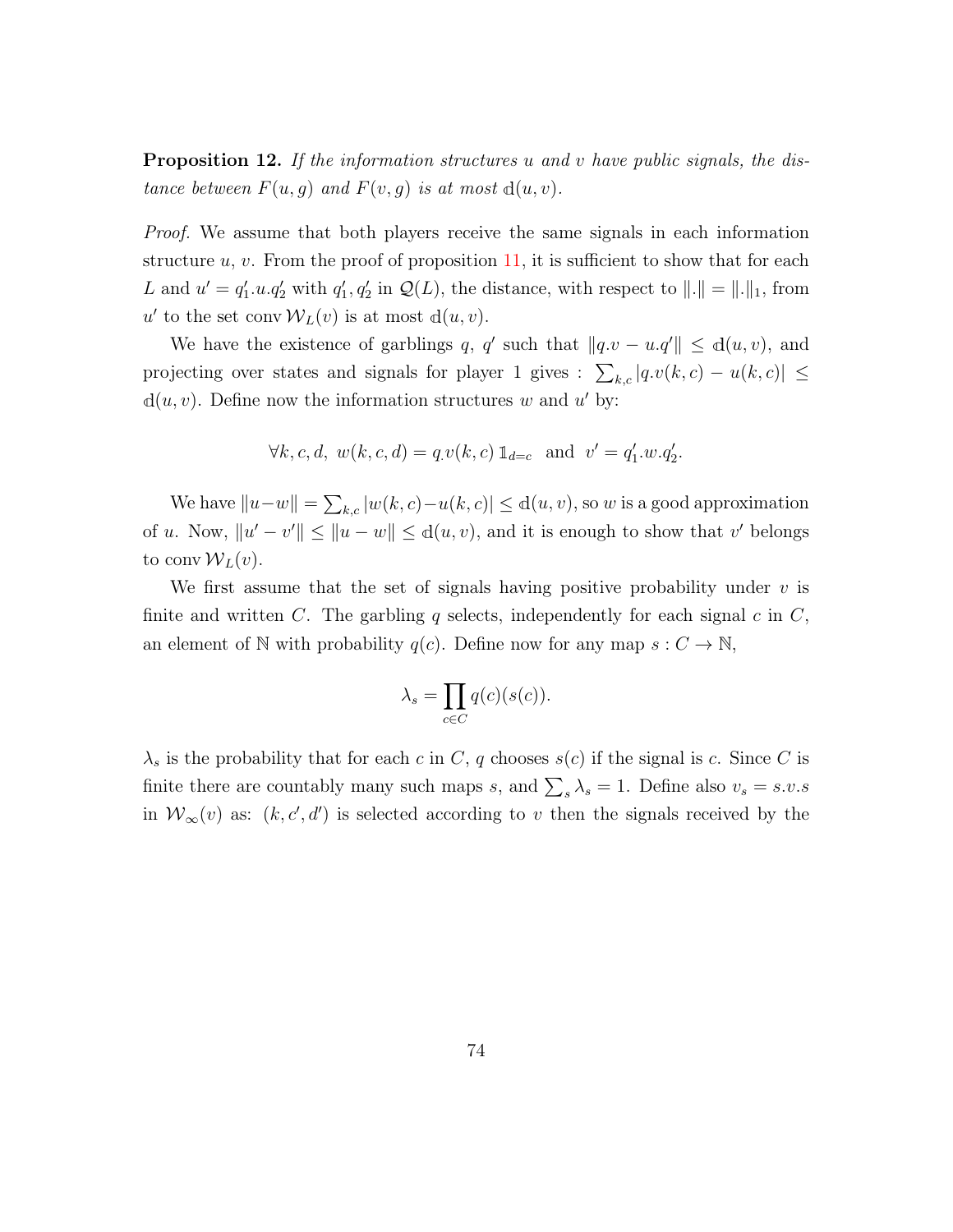**Proposition 12.** *If the information structures $u$ and $v$ have public signals, the distance between $F(u,g)$ and $F(v,g)$ is at most $\mathbb{d}(u,v)$.*

*Proof.* We assume that both players receive the same signals in each information structure $u$, $v$. From the proof of proposition 11, it is sufficient to show that for each $L$ and $u' = q_1'.u.q_2'$ with $q_1', q_2'$ in $\mathcal{Q}(L)$, the distance, with respect to $\|.\| = \|.\|_1$, from $u'$ to the set $\operatorname{conv} \mathcal{W}_L(v)$ is at most $\mathbb{d}(u,v)$.

We have the existence of garblings $q$, $q'$ such that $\|q.v - u.q'\| \leq \mathbb{d}(u,v)$, and projecting over states and signals for player 1 gives : $\sum_{k,c} |q.v(k,c) - u(k,c)| \leq \mathbb{d}(u,v)$. Define now the information structures $w$ and $u'$ by:

$$\forall k, c, d, \; w(k,c,d) = q.v(k,c)\, \mathbb{1}_{d=c} \quad \text{and} \quad v' = q_1'.w.q_2'.$$

We have $\|u - w\| = \sum_{k,c} |w(k,c) - u(k,c)| \leq \mathbb{d}(u,v)$, so $w$ is a good approximation of $u$. Now, $\|u' - v'\| \leq \|u - w\| \leq \mathbb{d}(u,v)$, and it is enough to show that $v'$ belongs to $\operatorname{conv} \mathcal{W}_L(v)$.

We first assume that the set of signals having positive probability under $v$ is finite and written $C$. The garbling $q$ selects, independently for each signal $c$ in $C$, an element of $\mathbb{N}$ with probability $q(c)$. Define now for any map $s : C \to \mathbb{N}$,

$$\lambda_s = \prod_{c \in C} q(c)(s(c)).$$

$\lambda_s$ is the probability that for each $c$ in $C$, $q$ chooses $s(c)$ if the signal is $c$. Since $C$ is finite there are countably many such maps $s$, and $\sum_s \lambda_s = 1$. Define also $v_s = s.v.s$ in $\mathcal{W}_\infty(v)$ as: $(k, c', d')$ is selected according to $v$ then the signals received by the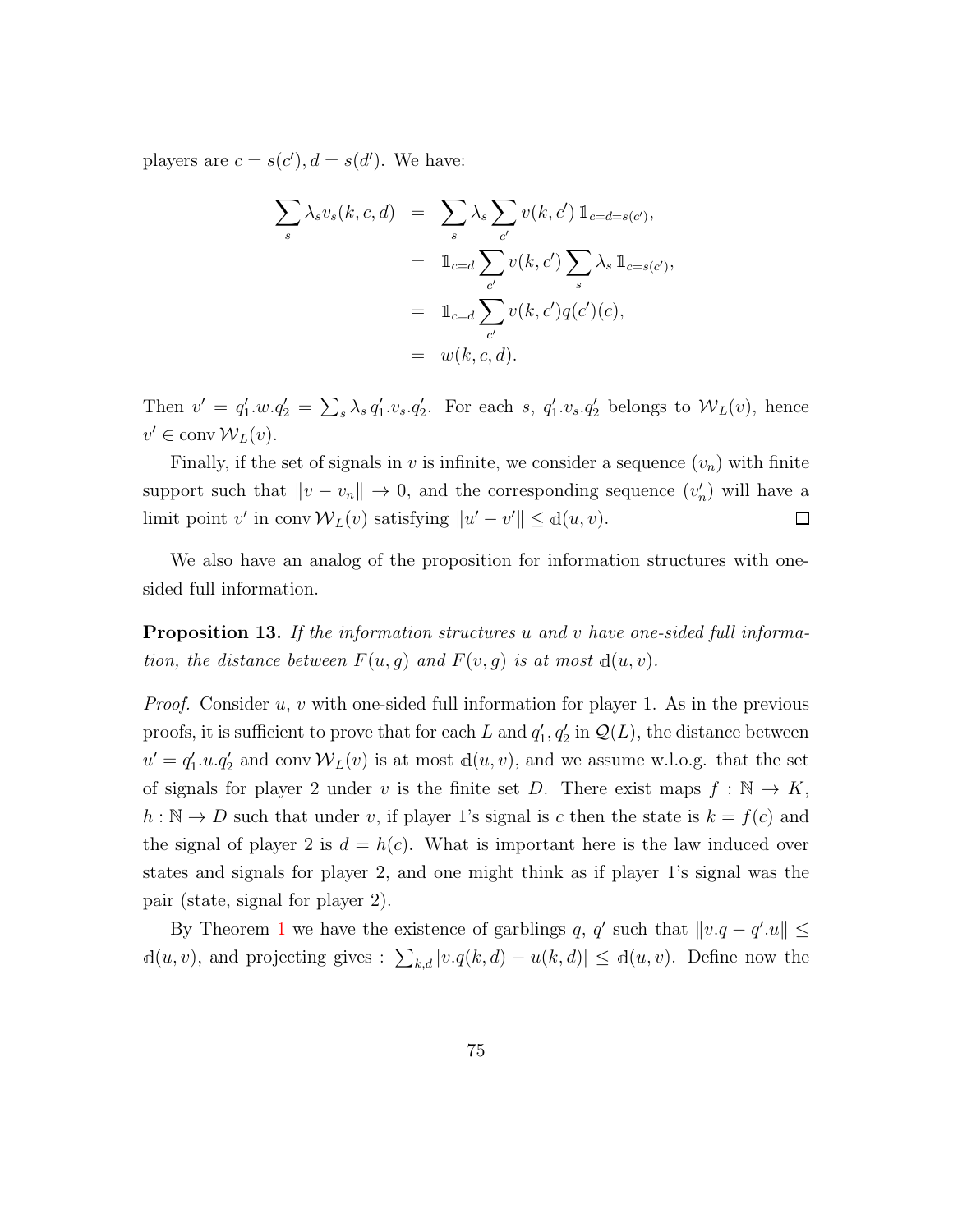players are $c = s(c'), d = s(d')$. We have:

$$
\begin{aligned}
\sum_s \lambda_s v_s(k,c,d) &= \sum_s \lambda_s \sum_{c'} v(k,c')\, \mathbb{1}_{c=d=s(c')}, \\
&= \mathbb{1}_{c=d} \sum_{c'} v(k,c') \sum_s \lambda_s\, \mathbb{1}_{c=s(c')}, \\
&= \mathbb{1}_{c=d} \sum_{c'} v(k,c') q(c')(c), \\
&= w(k,c,d).
\end{aligned}
$$

Then $v' = q'_1.w.q'_2 = \sum_s \lambda_s\, q'_1.v_s.q'_2$. For each $s$, $q'_1.v_s.q'_2$ belongs to $\mathcal{W}_L(v)$, hence $v' \in \operatorname{conv} \mathcal{W}_L(v)$.

Finally, if the set of signals in $v$ is infinite, we consider a sequence $(v_n)$ with finite support such that $\|v - v_n\| \to 0$, and the corresponding sequence $(v'_n)$ will have a limit point $v'$ in $\operatorname{conv} \mathcal{W}_L(v)$ satisfying $\|u' - v'\| \leq \mathbb{d}(u,v)$. $\square$

We also have an analog of the proposition for information structures with one-sided full information.

**Proposition 13.** *If the information structures $u$ and $v$ have one-sided full information, the distance between $F(u,g)$ and $F(v,g)$ is at most $\mathbb{d}(u,v)$.*

*Proof.* Consider $u$, $v$ with one-sided full information for player 1. As in the previous proofs, it is sufficient to prove that for each $L$ and $q'_1, q'_2$ in $\mathcal{Q}(L)$, the distance between $u' = q'_1.u.q'_2$ and $\operatorname{conv} \mathcal{W}_L(v)$ is at most $\mathbb{d}(u,v)$, and we assume w.l.o.g. that the set of signals for player 2 under $v$ is the finite set $D$. There exist maps $f : \mathbb{N} \to K$, $h : \mathbb{N} \to D$ such that under $v$, if player 1's signal is $c$ then the state is $k = f(c)$ and the signal of player 2 is $d = h(c)$. What is important here is the law induced over states and signals for player 2, and one might think as if player 1's signal was the pair (state, signal for player 2).

By Theorem 1 we have the existence of garblings $q$, $q'$ such that $\|v.q - q'.u\| \leq \mathbb{d}(u,v)$, and projecting gives : $\sum_{k,d} |v.q(k,d) - u(k,d)| \leq \mathbb{d}(u,v)$. Define now the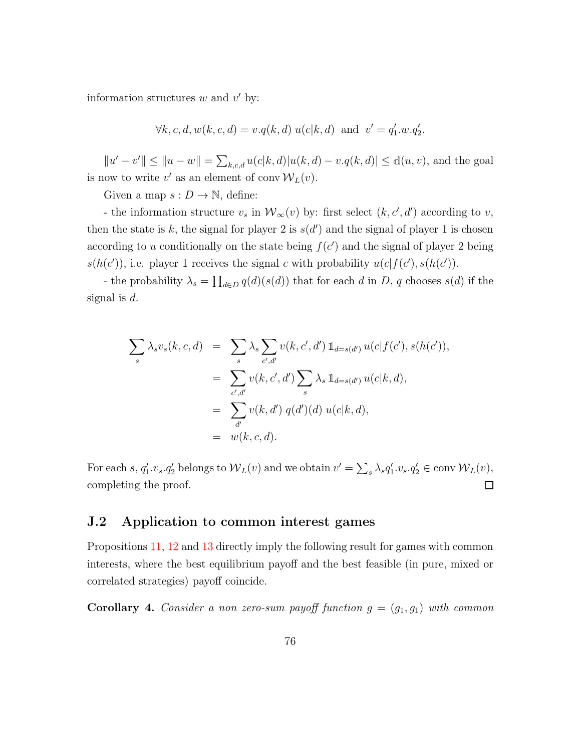information structures $w$ and $v'$ by:

$$\forall k, c, d, w(k,c,d) = v.q(k,d)\ u(c|k,d) \ \text{ and } \ v' = q_1'.w.q_2'.$$

$\|u' - v'\| \leq \|u - w\| = \sum_{k,c,d} u(c|k,d)|u(k,d) - v.q(k,d)| \leq \mathrm{d}(u,v)$, and the goal is now to write $v'$ as an element of $\operatorname{conv} \mathcal{W}_L(v)$.

Given a map $s : D \to \mathbb{N}$, define:

- the information structure $v_s$ in $\mathcal{W}_\infty(v)$ by: first select $(k, c', d')$ according to $v$, then the state is $k$, the signal for player 2 is $s(d')$ and the signal of player 1 is chosen according to $u$ conditionally on the state being $f(c')$ and the signal of player 2 being $s(h(c'))$, i.e. player 1 receives the signal $c$ with probability $u(c|f(c'), s(h(c'))$.

- the probability $\lambda_s = \prod_{d \in D} q(d)(s(d))$ that for each $d$ in $D$, $q$ chooses $s(d)$ if the signal is $d$.

$$\begin{aligned}
\sum_s \lambda_s v_s(k,c,d) &= \sum_s \lambda_s \sum_{c',d'} v(k,c',d')\, \mathbb{1}_{d=s(d')}\, u(c|f(c'), s(h(c')), \\
&= \sum_{c',d'} v(k,c',d') \sum_s \lambda_s\, \mathbb{1}_{d=s(d')}\, u(c|k,d), \\
&= \sum_{d'} v(k,d')\, q(d')(d)\, u(c|k,d), \\
&= w(k,c,d).
\end{aligned}$$

For each $s$, $q_1'.v_s.q_2'$ belongs to $\mathcal{W}_L(v)$ and we obtain $v' = \sum_s \lambda_s q_1'.v_s.q_2' \in \operatorname{conv} \mathcal{W}_L(v)$, completing the proof. □

## J.2 Application to common interest games

Propositions 11, 12 and 13 directly imply the following result for games with common interests, where the best equilibrium payoff and the best feasible (in pure, mixed or correlated strategies) payoff coincide.

**Corollary 4.** *Consider a non zero-sum payoff function $g = (g_1, g_1)$ with common*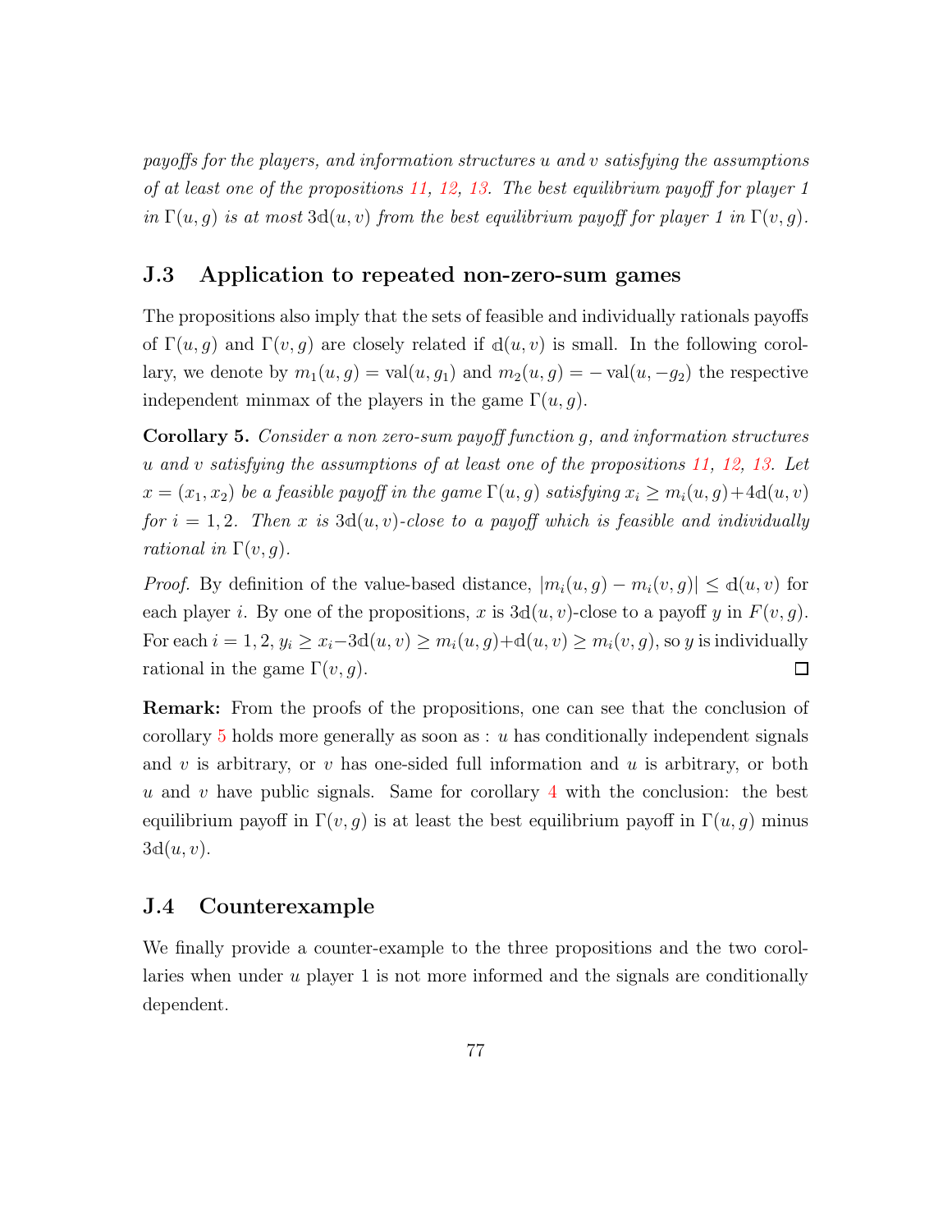*payoffs for the players, and information structures $u$ and $v$ satisfying the assumptions of at least one of the propositions 11, 12, 13. The best equilibrium payoff for player 1 in $\Gamma(u,g)$ is at most $3\mathbb{d}(u,v)$ from the best equilibrium payoff for player 1 in $\Gamma(v,g)$.*

## J.3 Application to repeated non-zero-sum games

The propositions also imply that the sets of feasible and individually rationals payoffs of $\Gamma(u,g)$ and $\Gamma(v,g)$ are closely related if $\mathbb{d}(u,v)$ is small. In the following corollary, we denote by $m_1(u,g) = \text{val}(u, g_1)$ and $m_2(u,g) = -\text{val}(u, -g_2)$ the respective independent minmax of the players in the game $\Gamma(u,g)$.

**Corollary 5.** *Consider a non zero-sum payoff function $g$, and information structures $u$ and $v$ satisfying the assumptions of at least one of the propositions 11, 12, 13. Let $x = (x_1, x_2)$ be a feasible payoff in the game $\Gamma(u,g)$ satisfying $x_i \geq m_i(u,g) + 4\mathbb{d}(u,v)$ for $i = 1, 2$. Then $x$ is $3\mathbb{d}(u,v)$-close to a payoff which is feasible and individually rational in $\Gamma(v,g)$.*

*Proof.* By definition of the value-based distance, $|m_i(u,g) - m_i(v,g)| \leq \mathbb{d}(u,v)$ for each player $i$. By one of the propositions, $x$ is $3\mathbb{d}(u,v)$-close to a payoff $y$ in $F(v,g)$. For each $i = 1, 2$, $y_i \geq x_i - 3\mathbb{d}(u,v) \geq m_i(u,g) + \mathbb{d}(u,v) \geq m_i(v,g)$, so $y$ is individually rational in the game $\Gamma(v,g)$. □

**Remark:** From the proofs of the propositions, one can see that the conclusion of corollary 5 holds more generally as soon as : $u$ has conditionally independent signals and $v$ is arbitrary, or $v$ has one-sided full information and $u$ is arbitrary, or both $u$ and $v$ have public signals. Same for corollary 4 with the conclusion: the best equilibrium payoff in $\Gamma(v,g)$ is at least the best equilibrium payoff in $\Gamma(u,g)$ minus $3\mathbb{d}(u,v)$.

## J.4 Counterexample

We finally provide a counter-example to the three propositions and the two corollaries when under $u$ player 1 is not more informed and the signals are conditionally dependent.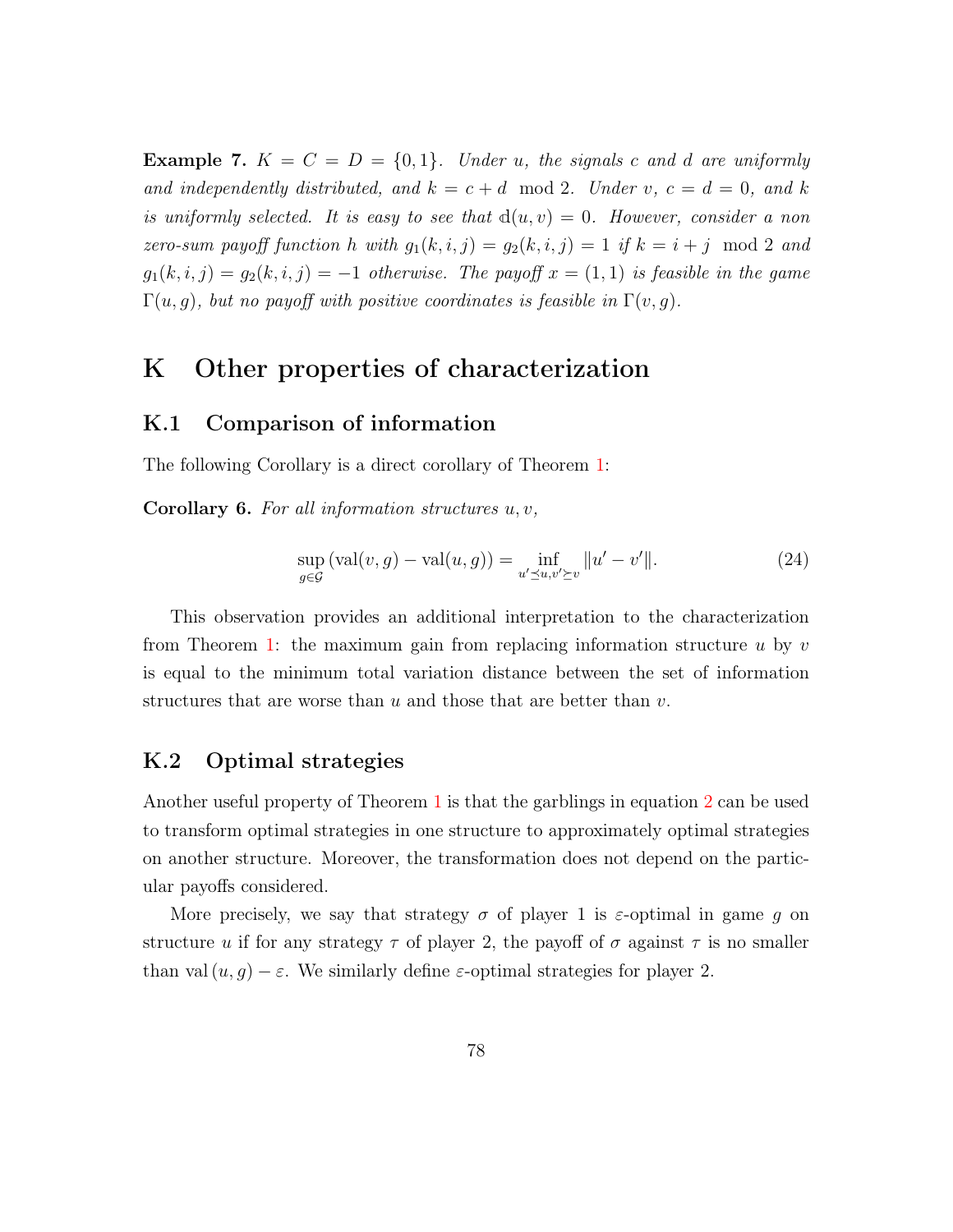**Example 7.** $K = C = D = \{0, 1\}$. *Under* $u$*, the signals* $c$ *and* $d$ *are uniformly and independently distributed, and* $k = c + d \mod 2$*. Under* $v$*,* $c = d = 0$*, and* $k$ *is uniformly selected. It is easy to see that* $\mathbb{d}(u, v) = 0$*. However, consider a non zero-sum payoff function* $h$ *with* $g_1(k, i, j) = g_2(k, i, j) = 1$ *if* $k = i + j \mod 2$ *and* $g_1(k, i, j) = g_2(k, i, j) = -1$ *otherwise. The payoff* $x = (1, 1)$ *is feasible in the game* $\Gamma(u, g)$*, but no payoff with positive coordinates is feasible in* $\Gamma(v, g)$*.*

# K Other properties of characterization

## K.1 Comparison of information

The following Corollary is a direct corollary of Theorem 1:

**Corollary 6.** *For all information structures* $u, v$*,*

$$\sup_{g \in \mathcal{G}} (\mathrm{val}(v, g) - \mathrm{val}(u, g)) = \inf_{u' \preceq u, v' \succeq v} \|u' - v'\|. \tag{24}$$

This observation provides an additional interpretation to the characterization from Theorem 1: the maximum gain from replacing information structure $u$ by $v$ is equal to the minimum total variation distance between the set of information structures that are worse than $u$ and those that are better than $v$.

## K.2 Optimal strategies

Another useful property of Theorem 1 is that the garblings in equation 2 can be used to transform optimal strategies in one structure to approximately optimal strategies on another structure. Moreover, the transformation does not depend on the particular payoffs considered.

More precisely, we say that strategy $\sigma$ of player 1 is $\varepsilon$-optimal in game $g$ on structure $u$ if for any strategy $\tau$ of player 2, the payoff of $\sigma$ against $\tau$ is no smaller than $\mathrm{val}(u, g) - \varepsilon$. We similarly define $\varepsilon$-optimal strategies for player 2.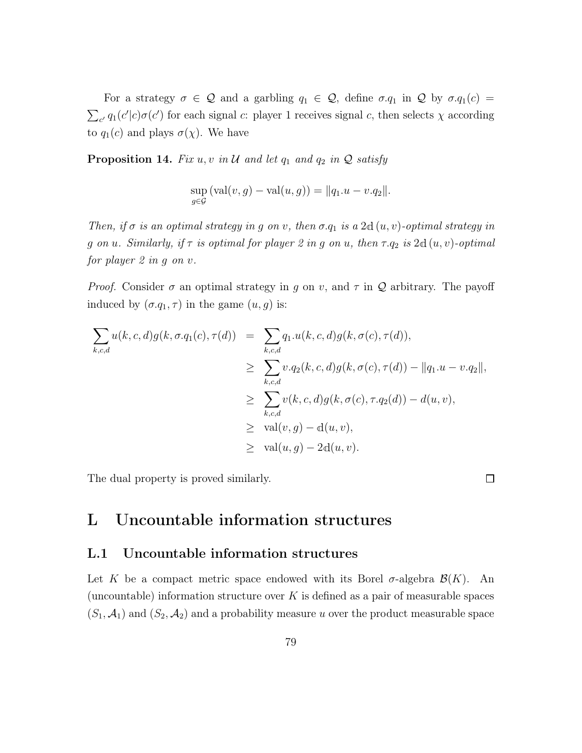For a strategy $\sigma \in \mathcal{Q}$ and a garbling $q_1 \in \mathcal{Q}$, define $\sigma.q_1$ in $\mathcal{Q}$ by $\sigma.q_1(c) = \sum_{c'} q_1(c'|c)\sigma(c')$ for each signal $c$: player 1 receives signal $c$, then selects $\chi$ according to $q_1(c)$ and plays $\sigma(\chi)$. We have

**Proposition 14.** *Fix $u, v$ in $\mathcal{U}$ and let $q_1$ and $q_2$ in $\mathcal{Q}$ satisfy*

$$\sup_{g \in \mathcal{G}} (\text{val}(v, g) - \text{val}(u, g)) = \|q_1.u - v.q_2\|.$$

*Then, if $\sigma$ is an optimal strategy in $g$ on $v$, then $\sigma.q_1$ is a $2\mathbb{d}(u, v)$-optimal strategy in $g$ on $u$. Similarly, if $\tau$ is optimal for player 2 in $g$ on $u$, then $\tau.q_2$ is $2\mathbb{d}(u, v)$-optimal for player 2 in $g$ on $v$.*

*Proof.* Consider $\sigma$ an optimal strategy in $g$ on $v$, and $\tau$ in $\mathcal{Q}$ arbitrary. The payoff induced by $(\sigma.q_1, \tau)$ in the game $(u, g)$ is:

$$\begin{aligned}
\sum_{k,c,d} u(k, c, d) g(k, \sigma.q_1(c), \tau(d)) &= \sum_{k,c,d} q_1.u(k, c, d) g(k, \sigma(c), \tau(d)), \\
&\geq \sum_{k,c,d} v.q_2(k, c, d) g(k, \sigma(c), \tau(d)) - \|q_1.u - v.q_2\|, \\
&\geq \sum_{k,c,d} v(k, c, d) g(k, \sigma(c), \tau.q_2(d)) - d(u, v), \\
&\geq \text{val}(v, g) - \mathbb{d}(u, v), \\
&\geq \text{val}(u, g) - 2\mathbb{d}(u, v).
\end{aligned}$$

The dual property is proved similarly. $\square$

# L Uncountable information structures

## L.1 Uncountable information structures

Let $K$ be a compact metric space endowed with its Borel $\sigma$-algebra $\mathcal{B}(K)$. An (uncountable) information structure over $K$ is defined as a pair of measurable spaces $(S_1, \mathcal{A}_1)$ and $(S_2, \mathcal{A}_2)$ and a probability measure $u$ over the product measurable space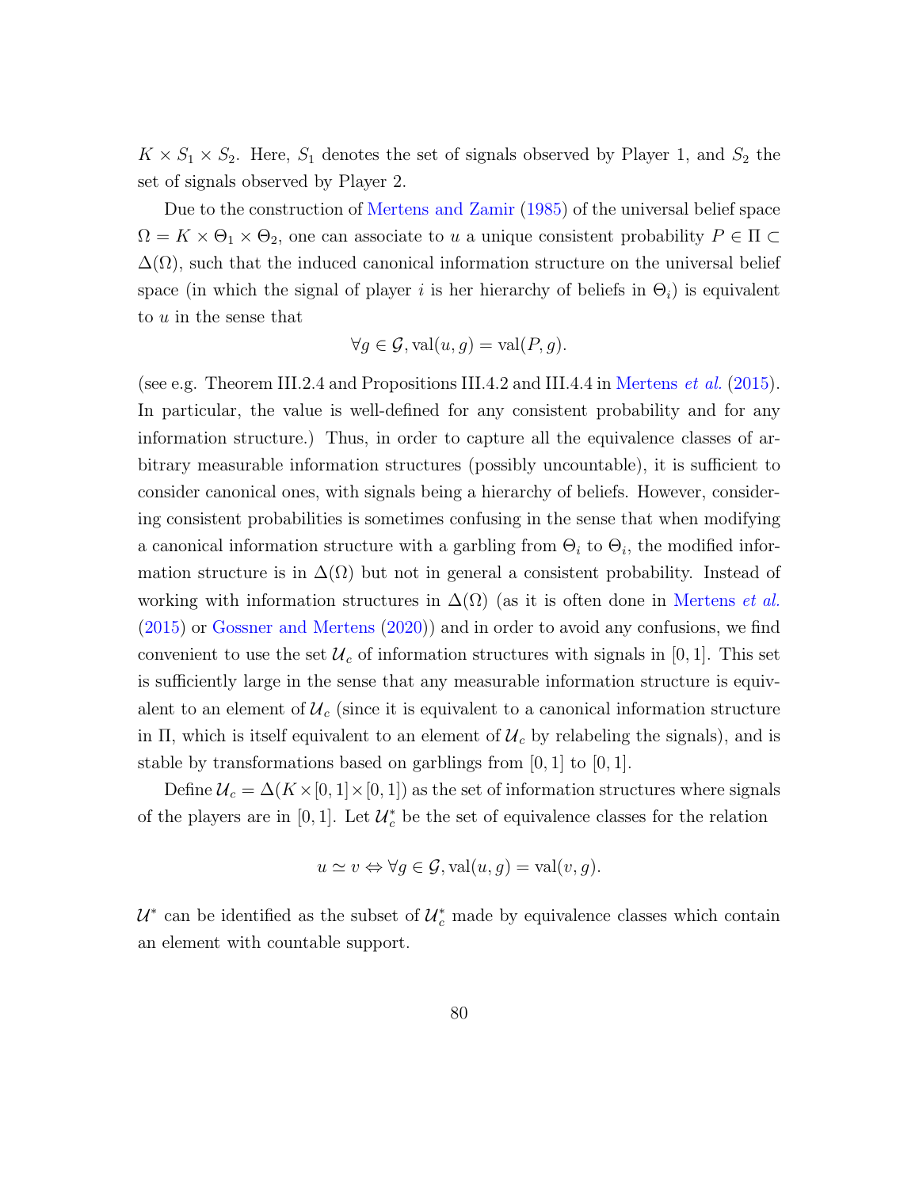$K \times S_1 \times S_2$. Here, $S_1$ denotes the set of signals observed by Player 1, and $S_2$ the set of signals observed by Player 2.

Due to the construction of Mertens and Zamir (1985) of the universal belief space $\Omega = K \times \Theta_1 \times \Theta_2$, one can associate to $u$ a unique consistent probability $P \in \Pi \subset \Delta(\Omega)$, such that the induced canonical information structure on the universal belief space (in which the signal of player $i$ is her hierarchy of beliefs in $\Theta_i$) is equivalent to $u$ in the sense that

$$\forall g \in \mathcal{G}, \mathrm{val}(u, g) = \mathrm{val}(P, g).$$

(see e.g. Theorem III.2.4 and Propositions III.4.2 and III.4.4 in Mertens *et al.* (2015). In particular, the value is well-defined for any consistent probability and for any information structure.) Thus, in order to capture all the equivalence classes of arbitrary measurable information structures (possibly uncountable), it is sufficient to consider canonical ones, with signals being a hierarchy of beliefs. However, considering consistent probabilities is sometimes confusing in the sense that when modifying a canonical information structure with a garbling from $\Theta_i$ to $\Theta_i$, the modified information structure is in $\Delta(\Omega)$ but not in general a consistent probability. Instead of working with information structures in $\Delta(\Omega)$ (as it is often done in Mertens *et al.* (2015) or Gossner and Mertens (2020)) and in order to avoid any confusions, we find convenient to use the set $\mathcal{U}_c$ of information structures with signals in $[0,1]$. This set is sufficiently large in the sense that any measurable information structure is equivalent to an element of $\mathcal{U}_c$ (since it is equivalent to a canonical information structure in $\Pi$, which is itself equivalent to an element of $\mathcal{U}_c$ by relabeling the signals), and is stable by transformations based on garblings from $[0,1]$ to $[0,1]$.

Define $\mathcal{U}_c = \Delta(K \times [0,1] \times [0,1])$ as the set of information structures where signals of the players are in $[0,1]$. Let $\mathcal{U}_c^*$ be the set of equivalence classes for the relation

$$u \simeq v \Leftrightarrow \forall g \in \mathcal{G}, \mathrm{val}(u, g) = \mathrm{val}(v, g).$$

$\mathcal{U}^*$ can be identified as the subset of $\mathcal{U}_c^*$ made by equivalence classes which contain an element with countable support.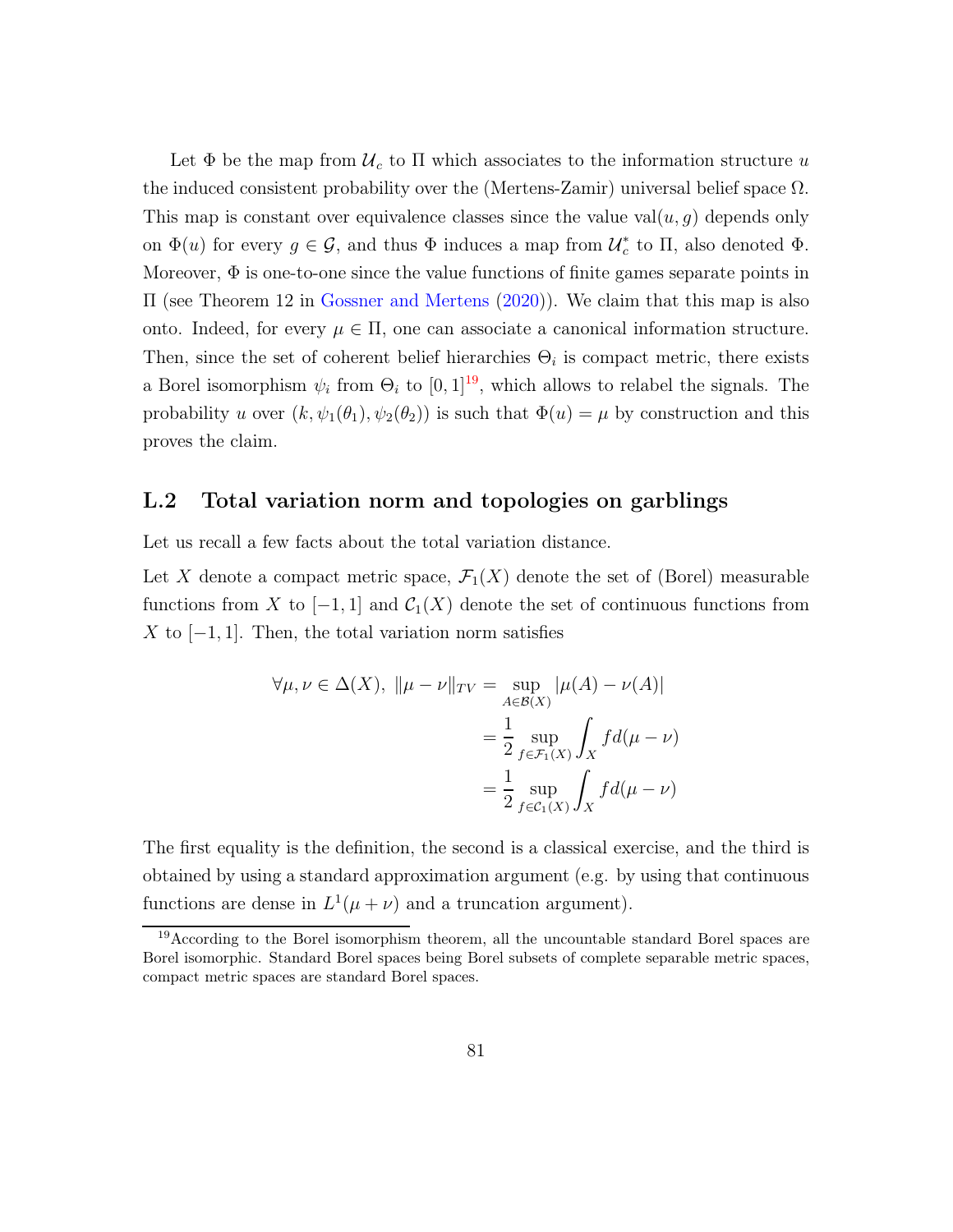Let $\Phi$ be the map from $\mathcal{U}_c$ to $\Pi$ which associates to the information structure $u$ the induced consistent probability over the (Mertens-Zamir) universal belief space $\Omega$. This map is constant over equivalence classes since the value $\text{val}(u, g)$ depends only on $\Phi(u)$ for every $g \in \mathcal{G}$, and thus $\Phi$ induces a map from $\mathcal{U}_c^*$ to $\Pi$, also denoted $\Phi$. Moreover, $\Phi$ is one-to-one since the value functions of finite games separate points in $\Pi$ (see Theorem 12 in Gossner and Mertens (2020)). We claim that this map is also onto. Indeed, for every $\mu \in \Pi$, one can associate a canonical information structure. Then, since the set of coherent belief hierarchies $\Theta_i$ is compact metric, there exists a Borel isomorphism $\psi_i$ from $\Theta_i$ to $[0, 1]$[19], which allows to relabel the signals. The probability $u$ over $(k, \psi_1(\theta_1), \psi_2(\theta_2))$ is such that $\Phi(u) = \mu$ by construction and this proves the claim.

## L.2 Total variation norm and topologies on garblings

Let us recall a few facts about the total variation distance.

Let $X$ denote a compact metric space, $\mathcal{F}_1(X)$ denote the set of (Borel) measurable functions from $X$ to $[-1, 1]$ and $\mathcal{C}_1(X)$ denote the set of continuous functions from $X$ to $[-1, 1]$. Then, the total variation norm satisfies

$$
\begin{aligned}
\forall \mu, \nu \in \Delta(X),\ \|\mu - \nu\|_{TV} &= \sup_{A \in \mathcal{B}(X)} |\mu(A) - \nu(A)| \\
&= \frac{1}{2} \sup_{f \in \mathcal{F}_1(X)} \int_X f d(\mu - \nu) \\
&= \frac{1}{2} \sup_{f \in \mathcal{C}_1(X)} \int_X f d(\mu - \nu)
\end{aligned}
$$

The first equality is the definition, the second is a classical exercise, and the third is obtained by using a standard approximation argument (e.g. by using that continuous functions are dense in $L^1(\mu + \nu)$ and a truncation argument).

[19] According to the Borel isomorphism theorem, all the uncountable standard Borel spaces are Borel isomorphic. Standard Borel spaces being Borel subsets of complete separable metric spaces, compact metric spaces are standard Borel spaces.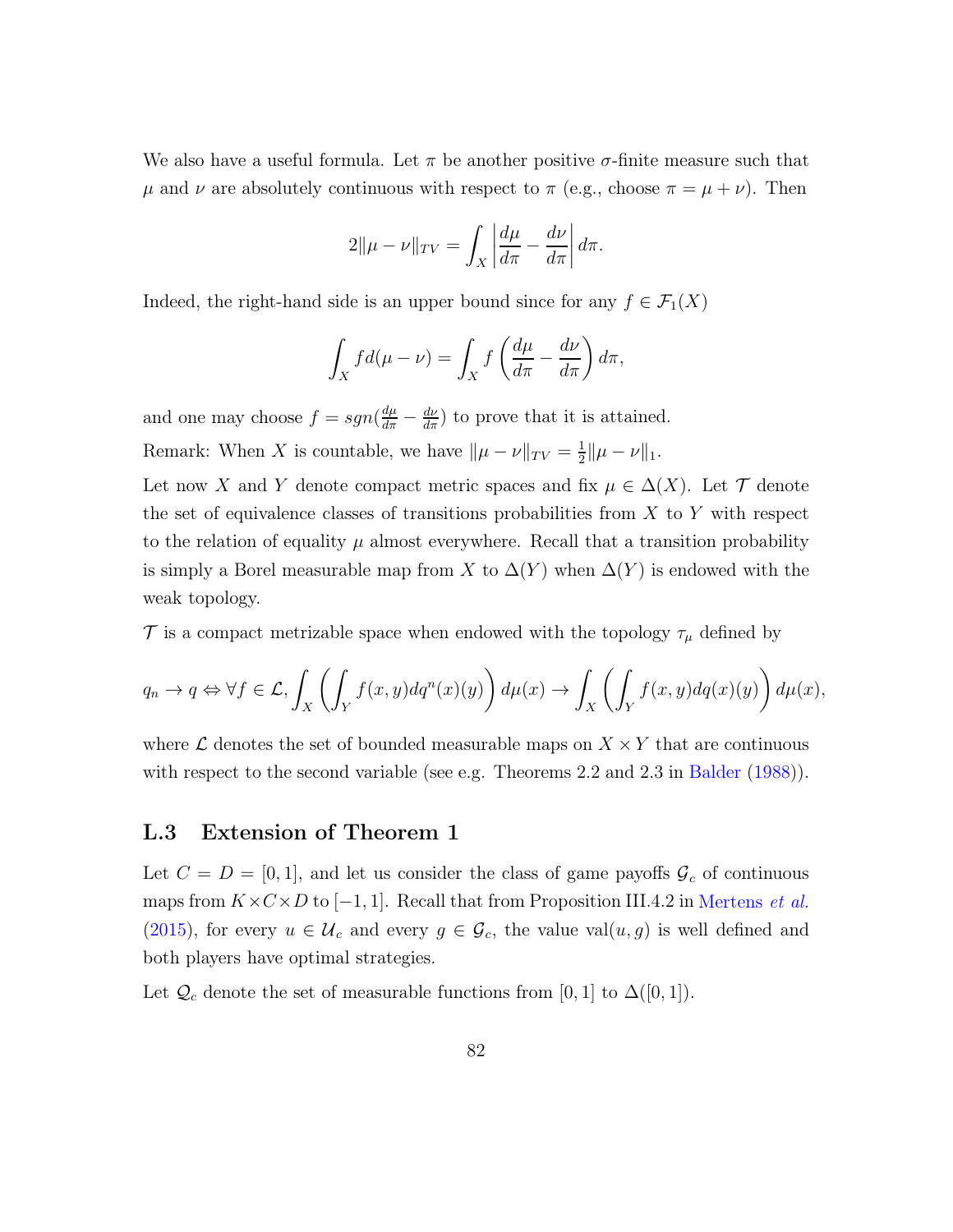We also have a useful formula. Let $\pi$ be another positive $\sigma$-finite measure such that $\mu$ and $\nu$ are absolutely continuous with respect to $\pi$ (e.g., choose $\pi = \mu + \nu$). Then

$$2\|\mu - \nu\|_{TV} = \int_X \left| \frac{d\mu}{d\pi} - \frac{d\nu}{d\pi} \right| d\pi.$$

Indeed, the right-hand side is an upper bound since for any $f \in \mathcal{F}_1(X)$

$$\int_X f d(\mu - \nu) = \int_X f \left( \frac{d\mu}{d\pi} - \frac{d\nu}{d\pi} \right) d\pi,$$

and one may choose $f = sgn(\frac{d\mu}{d\pi} - \frac{d\nu}{d\pi})$ to prove that it is attained.

Remark: When $X$ is countable, we have $\|\mu - \nu\|_{TV} = \frac{1}{2}\|\mu - \nu\|_1$.

Let now $X$ and $Y$ denote compact metric spaces and fix $\mu \in \Delta(X)$. Let $\mathcal{T}$ denote the set of equivalence classes of transitions probabilities from $X$ to $Y$ with respect to the relation of equality $\mu$ almost everywhere. Recall that a transition probability is simply a Borel measurable map from $X$ to $\Delta(Y)$ when $\Delta(Y)$ is endowed with the weak topology.

$\mathcal{T}$ is a compact metrizable space when endowed with the topology $\tau_\mu$ defined by

$$q_n \to q \Leftrightarrow \forall f \in \mathcal{L}, \int_X \left( \int_Y f(x,y) dq^n(x)(y) \right) d\mu(x) \to \int_X \left( \int_Y f(x,y) dq(x)(y) \right) d\mu(x),$$

where $\mathcal{L}$ denotes the set of bounded measurable maps on $X \times Y$ that are continuous with respect to the second variable (see e.g. Theorems 2.2 and 2.3 in Balder (1988)).

### L.3 Extension of Theorem 1

Let $C = D = [0, 1]$, and let us consider the class of game payoffs $\mathcal{G}_c$ of continuous maps from $K \times C \times D$ to $[-1, 1]$. Recall that from Proposition III.4.2 in Mertens *et al.* (2015), for every $u \in \mathcal{U}_c$ and every $g \in \mathcal{G}_c$, the value $\mathrm{val}(u, g)$ is well defined and both players have optimal strategies.

Let $\mathcal{Q}_c$ denote the set of measurable functions from $[0, 1]$ to $\Delta([0, 1])$.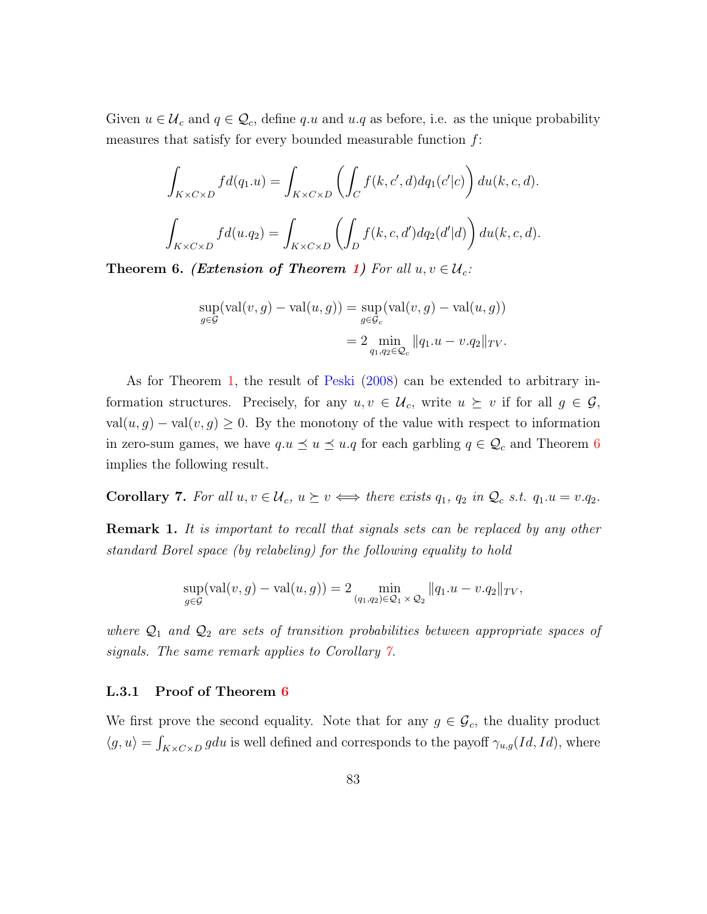Given $u \in \mathcal{U}_c$ and $q \in \mathcal{Q}_c$, define $q.u$ and $u.q$ as before, i.e. as the unique probability measures that satisfy for every bounded measurable function $f$:

$$\int_{K\times C\times D} f d(q_1.u) = \int_{K\times C\times D} \left( \int_C f(k,c',d) dq_1(c'|c) \right) du(k,c,d).$$

$$\int_{K\times C\times D} f d(u.q_2) = \int_{K\times C\times D} \left( \int_D f(k,c,d') dq_2(d'|d) \right) du(k,c,d).$$

**Theorem 6.** ***(Extension of Theorem 1)*** *For all $u, v \in \mathcal{U}_c$:*

$$\begin{aligned}\sup_{g\in\mathcal{G}}(\text{val}(v,g) - \text{val}(u,g)) &= \sup_{g\in\mathcal{G}_c}(\text{val}(v,g) - \text{val}(u,g)) \\ &= 2 \min_{q_1,q_2\in\mathcal{Q}_c} \|q_1.u - v.q_2\|_{TV}.\end{aligned}$$

As for Theorem 1, the result of Peski (2008) can be extended to arbitrary information structures. Precisely, for any $u, v \in \mathcal{U}_c$, write $u \succeq v$ if for all $g \in \mathcal{G}$, $\text{val}(u,g) - \text{val}(v,g) \geq 0$. By the monotony of the value with respect to information in zero-sum games, we have $q.u \preceq u \preceq u.q$ for each garbling $q \in \mathcal{Q}_c$ and Theorem 6 implies the following result.

**Corollary 7.** *For all $u, v \in \mathcal{U}_c$, $u \succeq v \iff$ there exists $q_1$, $q_2$ in $\mathcal{Q}_c$ s.t. $q_1.u = v.q_2$.*

**Remark 1.** *It is important to recall that signals sets can be replaced by any other standard Borel space (by relabeling) for the following equality to hold*

$$\sup_{g\in\mathcal{G}}(\text{val}(v,g) - \text{val}(u,g)) = 2 \min_{(q_1,q_2)\in\mathcal{Q}_1\times\mathcal{Q}_2} \|q_1.u - v.q_2\|_{TV},$$

*where $\mathcal{Q}_1$ and $\mathcal{Q}_2$ are sets of transition probabilities between appropriate spaces of signals. The same remark applies to Corollary 7.*

### L.3.1 Proof of Theorem 6

We first prove the second equality. Note that for any $g \in \mathcal{G}_c$, the duality product $\langle g, u \rangle = \int_{K\times C\times D} g du$ is well defined and corresponds to the payoff $\gamma_{u,g}(Id, Id)$, where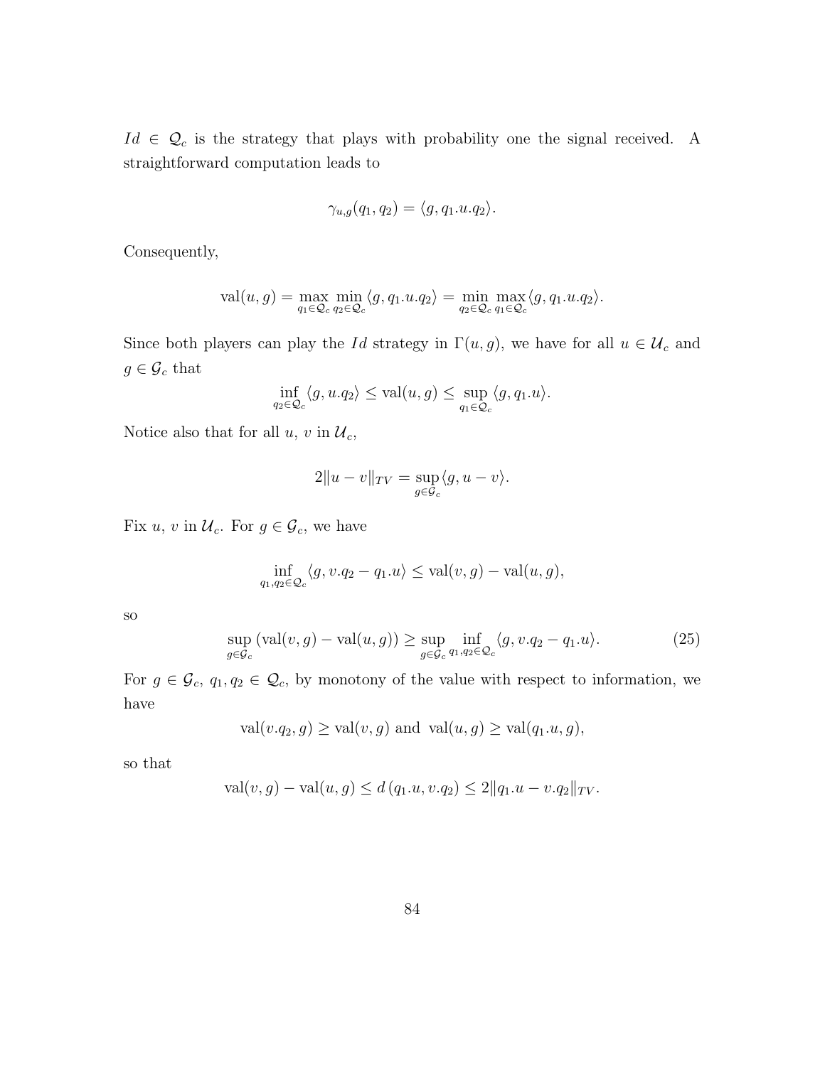$Id \in \mathcal{Q}_c$ is the strategy that plays with probability one the signal received. A straightforward computation leads to

$$\gamma_{u,g}(q_1, q_2) = \langle g, q_1.u.q_2 \rangle.$$

Consequently,

$$\mathrm{val}(u, g) = \max_{q_1 \in \mathcal{Q}_c} \min_{q_2 \in \mathcal{Q}_c} \langle g, q_1.u.q_2 \rangle = \min_{q_2 \in \mathcal{Q}_c} \max_{q_1 \in \mathcal{Q}_c} \langle g, q_1.u.q_2 \rangle.$$

Since both players can play the $Id$ strategy in $\Gamma(u, g)$, we have for all $u \in \mathcal{U}_c$ and $g \in \mathcal{G}_c$ that

$$\inf_{q_2 \in \mathcal{Q}_c} \langle g, u.q_2 \rangle \leq \mathrm{val}(u, g) \leq \sup_{q_1 \in \mathcal{Q}_c} \langle g, q_1.u \rangle.$$

Notice also that for all $u$, $v$ in $\mathcal{U}_c$,

$$2\|u - v\|_{TV} = \sup_{g \in \mathcal{G}_c} \langle g, u - v \rangle.$$

Fix $u$, $v$ in $\mathcal{U}_c$. For $g \in \mathcal{G}_c$, we have

$$\inf_{q_1, q_2 \in \mathcal{Q}_c} \langle g, v.q_2 - q_1.u \rangle \leq \mathrm{val}(v, g) - \mathrm{val}(u, g),$$

so

$$\sup_{g \in \mathcal{G}_c} \left( \mathrm{val}(v, g) - \mathrm{val}(u, g) \right) \geq \sup_{g \in \mathcal{G}_c} \inf_{q_1, q_2 \in \mathcal{Q}_c} \langle g, v.q_2 - q_1.u \rangle. \tag{25}$$

For $g \in \mathcal{G}_c$, $q_1, q_2 \in \mathcal{Q}_c$, by monotony of the value with respect to information, we have

$$\mathrm{val}(v.q_2, g) \geq \mathrm{val}(v, g) \text{ and } \mathrm{val}(u, g) \geq \mathrm{val}(q_1.u, g),$$

so that

$$\mathrm{val}(v, g) - \mathrm{val}(u, g) \leq d\left(q_1.u, v.q_2\right) \leq 2\|q_1.u - v.q_2\|_{TV}.$$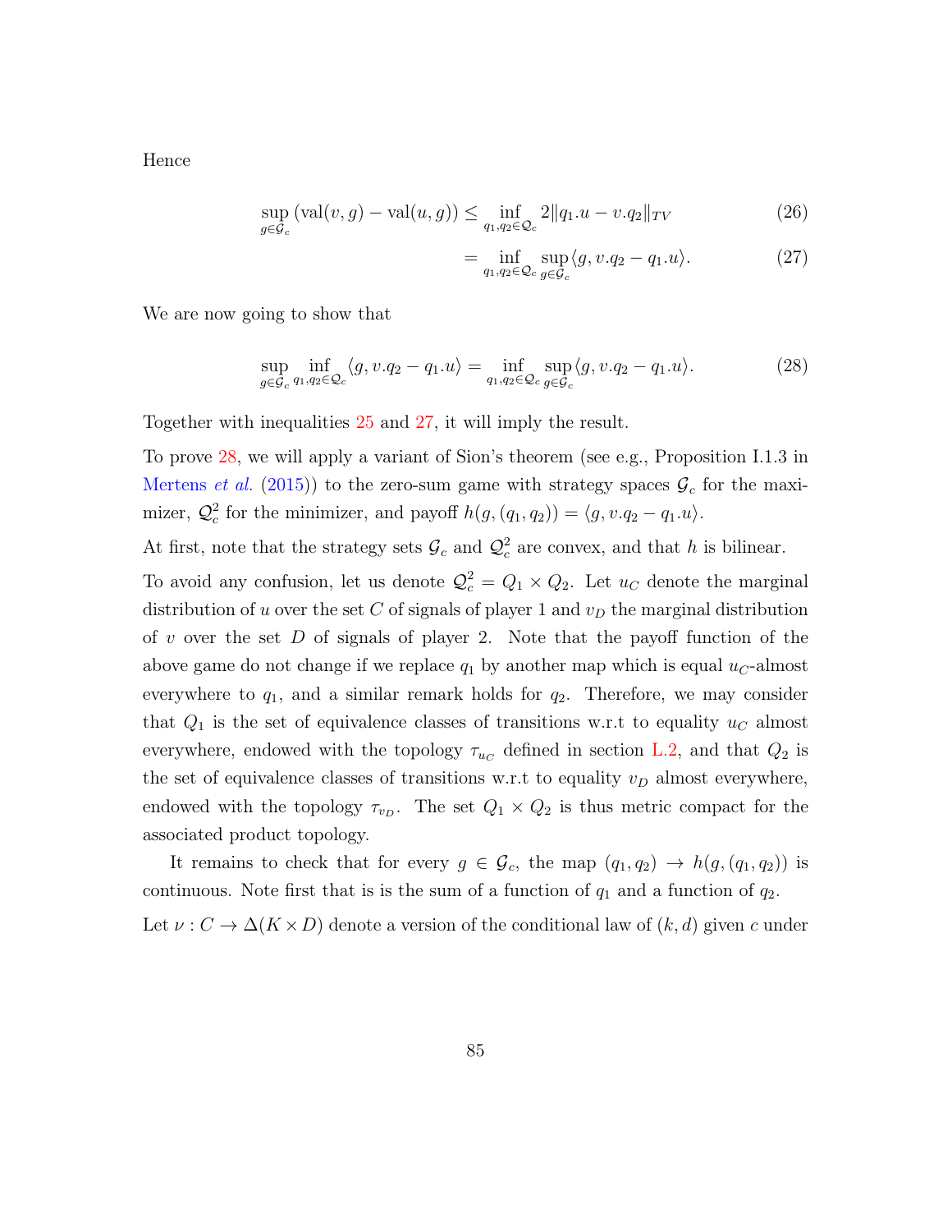Hence

$$\sup_{g\in\mathcal{G}_c} (\text{val}(v,g) - \text{val}(u,g)) \leq \inf_{q_1,q_2\in\mathcal{Q}_c} 2\|q_1.u - v.q_2\|_{TV} \tag{26}$$

$$= \inf_{q_1,q_2\in\mathcal{Q}_c} \sup_{g\in\mathcal{G}_c} \langle g, v.q_2 - q_1.u\rangle. \tag{27}$$

We are now going to show that

$$\sup_{g\in\mathcal{G}_c} \inf_{q_1,q_2\in\mathcal{Q}_c} \langle g, v.q_2 - q_1.u\rangle = \inf_{q_1,q_2\in\mathcal{Q}_c} \sup_{g\in\mathcal{G}_c} \langle g, v.q_2 - q_1.u\rangle. \tag{28}$$

Together with inequalities 25 and 27, it will imply the result.

To prove 28, we will apply a variant of Sion's theorem (see e.g., Proposition I.1.3 in Mertens *et al.* (2015)) to the zero-sum game with strategy spaces $\mathcal{G}_c$ for the maximizer, $\mathcal{Q}_c^2$ for the minimizer, and payoff $h(g,(q_1,q_2)) = \langle g, v.q_2 - q_1.u\rangle$.

At first, note that the strategy sets $\mathcal{G}_c$ and $\mathcal{Q}_c^2$ are convex, and that $h$ is bilinear.

To avoid any confusion, let us denote $\mathcal{Q}_c^2 = Q_1 \times Q_2$. Let $u_C$ denote the marginal distribution of $u$ over the set $C$ of signals of player 1 and $v_D$ the marginal distribution of $v$ over the set $D$ of signals of player 2. Note that the payoff function of the above game do not change if we replace $q_1$ by another map which is equal $u_C$-almost everywhere to $q_1$, and a similar remark holds for $q_2$. Therefore, we may consider that $Q_1$ is the set of equivalence classes of transitions w.r.t to equality $u_C$ almost everywhere, endowed with the topology $\tau_{u_C}$ defined in section L.2, and that $Q_2$ is the set of equivalence classes of transitions w.r.t to equality $v_D$ almost everywhere, endowed with the topology $\tau_{v_D}$. The set $Q_1 \times Q_2$ is thus metric compact for the associated product topology.

It remains to check that for every $g \in \mathcal{G}_c$, the map $(q_1, q_2) \to h(g,(q_1,q_2))$ is continuous. Note first that is is the sum of a function of $q_1$ and a function of $q_2$.

Let $\nu : C \to \Delta(K \times D)$ denote a version of the conditional law of $(k,d)$ given $c$ under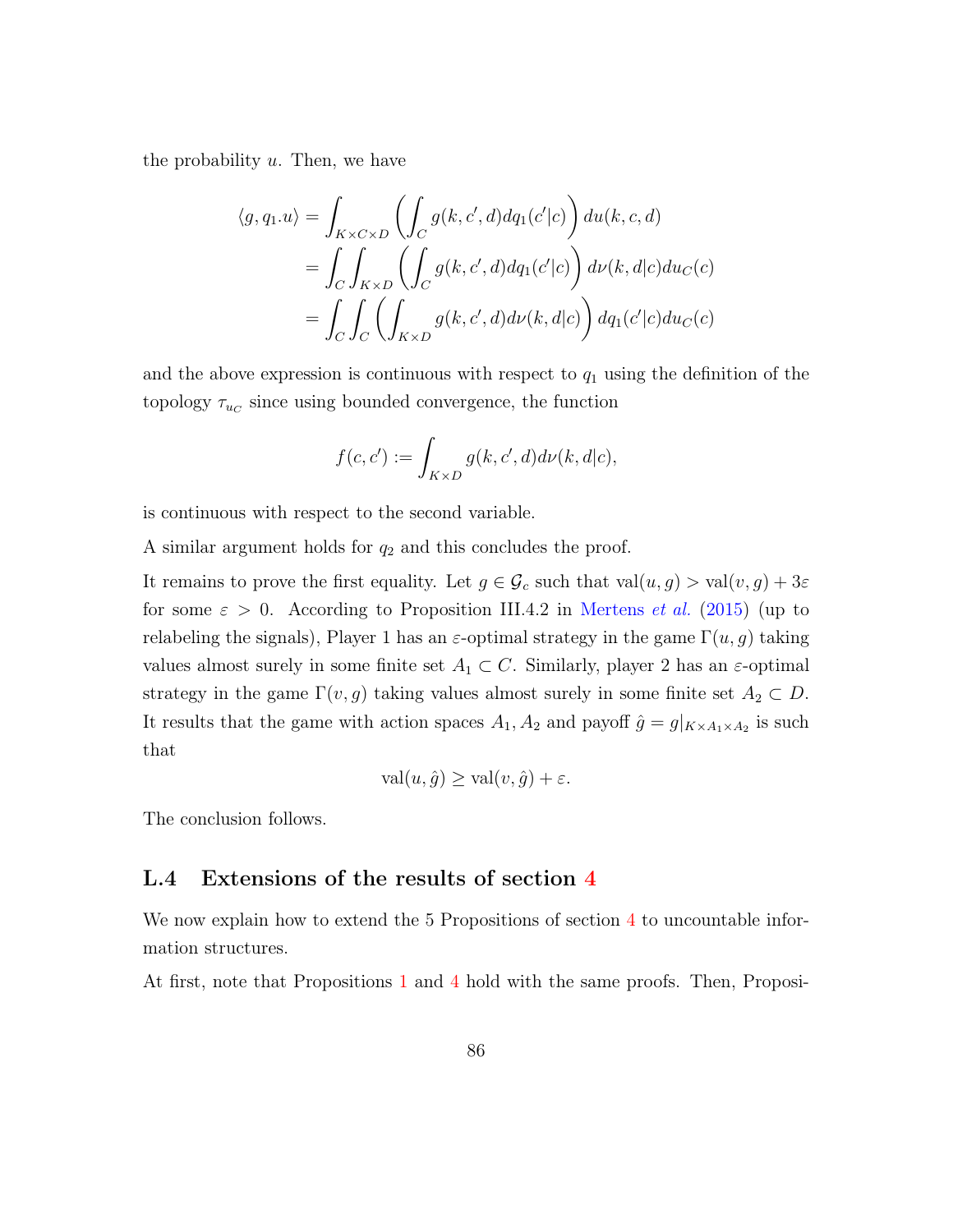the probability $u$. Then, we have

$$
\begin{aligned}
\langle g, q_1.u \rangle &= \int_{K\times C\times D} \left( \int_C g(k,c',d) dq_1(c'|c) \right) du(k,c,d) \\
&= \int_C \int_{K\times D} \left( \int_C g(k,c',d) dq_1(c'|c) \right) d\nu(k,d|c) du_C(c) \\
&= \int_C \int_C \left( \int_{K\times D} g(k,c',d) d\nu(k,d|c) \right) dq_1(c'|c) du_C(c)
\end{aligned}
$$

and the above expression is continuous with respect to $q_1$ using the definition of the topology $\tau_{u_C}$ since using bounded convergence, the function

$$
f(c,c') := \int_{K\times D} g(k,c',d) d\nu(k,d|c),
$$

is continuous with respect to the second variable.

A similar argument holds for $q_2$ and this concludes the proof.

It remains to prove the first equality. Let $g \in \mathcal{G}_c$ such that $\text{val}(u,g) > \text{val}(v,g) + 3\varepsilon$ for some $\varepsilon > 0$. According to Proposition III.4.2 in Mertens *et al.* (2015) (up to relabeling the signals), Player 1 has an $\varepsilon$-optimal strategy in the game $\Gamma(u,g)$ taking values almost surely in some finite set $A_1 \subset C$. Similarly, player 2 has an $\varepsilon$-optimal strategy in the game $\Gamma(v,g)$ taking values almost surely in some finite set $A_2 \subset D$. It results that the game with action spaces $A_1, A_2$ and payoff $\hat{g} = g|_{K\times A_1\times A_2}$ is such that

$$
\text{val}(u,\hat{g}) \geq \text{val}(v,\hat{g}) + \varepsilon.
$$

The conclusion follows.

## L.4 Extensions of the results of section 4

We now explain how to extend the 5 Propositions of section 4 to uncountable information structures.

At first, note that Propositions 1 and 4 hold with the same proofs. Then, Proposi-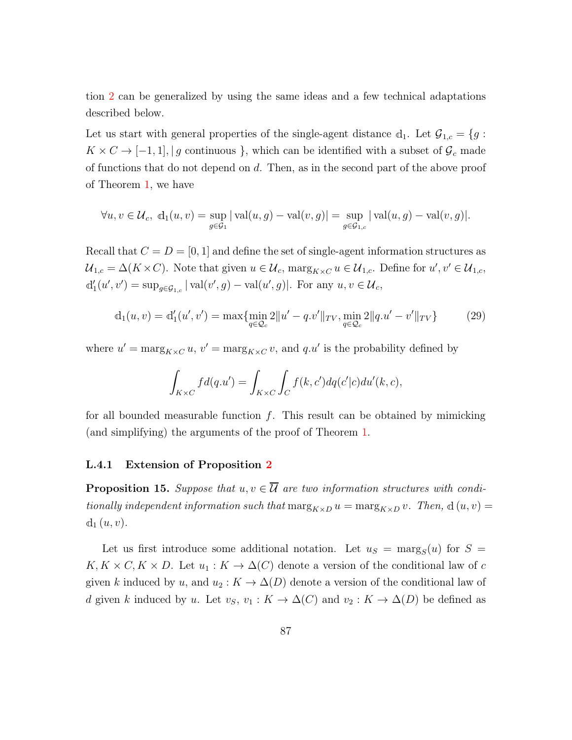tion 2 can be generalized by using the same ideas and a few technical adaptations described below.

Let us start with general properties of the single-agent distance $\mathbb{d}_1$. Let $\mathcal{G}_{1,c} = \{g : K \times C \to [-1,1], | \, g \text{ continuous } \}$, which can be identified with a subset of $\mathcal{G}_c$ made of functions that do not depend on $d$. Then, as in the second part of the above proof of Theorem 1, we have

$$\forall u, v \in \mathcal{U}_c, \; \mathbb{d}_1(u,v) = \sup_{g \in \mathcal{G}_1} |\operatorname{val}(u,g) - \operatorname{val}(v,g)| = \sup_{g \in \mathcal{G}_{1,c}} |\operatorname{val}(u,g) - \operatorname{val}(v,g)|.$$

Recall that $C = D = [0,1]$ and define the set of single-agent information structures as $\mathcal{U}_{1,c} = \Delta(K \times C)$. Note that given $u \in \mathcal{U}_c$, $\operatorname{marg}_{K \times C} u \in \mathcal{U}_{1,c}$. Define for $u', v' \in \mathcal{U}_{1,c}$, $\mathbb{d}'_1(u',v') = \sup_{g \in \mathcal{G}_{1,c}} |\operatorname{val}(v',g) - \operatorname{val}(u',g)|$. For any $u, v \in \mathcal{U}_c$,

$$\mathbb{d}_1(u,v) = \mathbb{d}'_1(u',v') = \max\{\min_{q \in \mathcal{Q}_c} 2\|u' - q.v'\|_{TV}, \min_{q \in \mathcal{Q}_c} 2\|q.u' - v'\|_{TV}\} \tag{29}$$

where $u' = \operatorname{marg}_{K \times C} u$, $v' = \operatorname{marg}_{K \times C} v$, and $q.u'$ is the probability defined by

$$\int_{K \times C} f d(q.u') = \int_{K \times C} \int_C f(k,c') dq(c'|c) du'(k,c),$$

for all bounded measurable function $f$. This result can be obtained by mimicking (and simplifying) the arguments of the proof of Theorem 1.

#### L.4.1 Extension of Proposition 2

**Proposition 15.** *Suppose that $u, v \in \overline{\mathcal{U}}$ are two information structures with conditionally independent information such that $\operatorname{marg}_{K \times D} u = \operatorname{marg}_{K \times D} v$. Then, $\mathbb{d}(u,v) = \mathbb{d}_1(u,v)$.*

Let us first introduce some additional notation. Let $u_S = \operatorname{marg}_S(u)$ for $S = K, K \times C, K \times D$. Let $u_1 : K \to \Delta(C)$ denote a version of the conditional law of $c$ given $k$ induced by $u$, and $u_2 : K \to \Delta(D)$ denote a version of the conditional law of $d$ given $k$ induced by $u$. Let $v_S$, $v_1 : K \to \Delta(C)$ and $v_2 : K \to \Delta(D)$ be defined as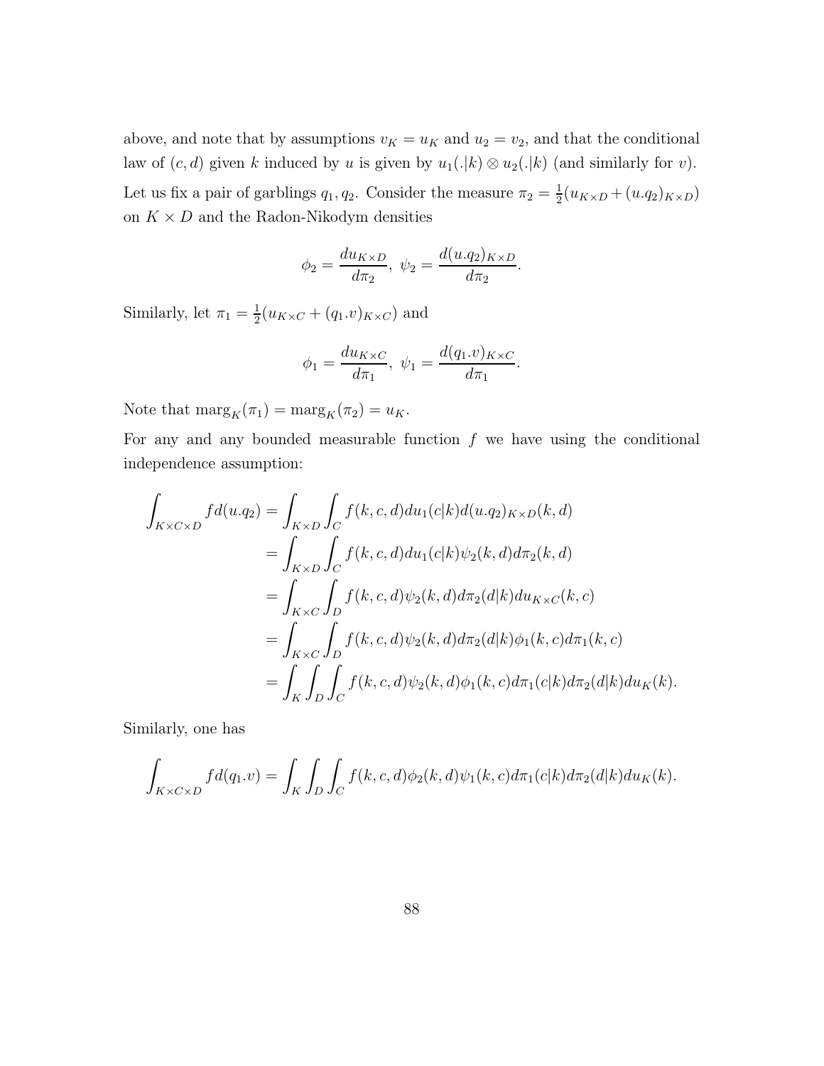above, and note that by assumptions $v_K = u_K$ and $u_2 = v_2$, and that the conditional law of $(c, d)$ given $k$ induced by $u$ is given by $u_1(.|k) \otimes u_2(.|k)$ (and similarly for $v$).

Let us fix a pair of garblings $q_1, q_2$. Consider the measure $\pi_2 = \frac{1}{2}(u_{K\times D} + (u.q_2)_{K\times D})$ on $K \times D$ and the Radon-Nikodym densities

$$\phi_2 = \frac{du_{K\times D}}{d\pi_2},\ \psi_2 = \frac{d(u.q_2)_{K\times D}}{d\pi_2}.$$

Similarly, let $\pi_1 = \frac{1}{2}(u_{K\times C} + (q_1.v)_{K\times C})$ and

$$\phi_1 = \frac{du_{K\times C}}{d\pi_1},\ \psi_1 = \frac{d(q_1.v)_{K\times C}}{d\pi_1}.$$

Note that $\mathrm{marg}_K(\pi_1) = \mathrm{marg}_K(\pi_2) = u_K$.

For any and any bounded measurable function $f$ we have using the conditional independence assumption:

$$\begin{aligned}
\int_{K\times C\times D} f d(u.q_2) &= \int_{K\times D}\int_C f(k,c,d)du_1(c|k)d(u.q_2)_{K\times D}(k,d) \\
&= \int_{K\times D}\int_C f(k,c,d)du_1(c|k)\psi_2(k,d)d\pi_2(k,d) \\
&= \int_{K\times C}\int_D f(k,c,d)\psi_2(k,d)d\pi_2(d|k)du_{K\times C}(k,c) \\
&= \int_{K\times C}\int_D f(k,c,d)\psi_2(k,d)d\pi_2(d|k)\phi_1(k,c)d\pi_1(k,c) \\
&= \int_K\int_D\int_C f(k,c,d)\psi_2(k,d)\phi_1(k,c)d\pi_1(c|k)d\pi_2(d|k)du_K(k).
\end{aligned}$$

Similarly, one has

$$\int_{K\times C\times D} f d(q_1.v) = \int_K\int_D\int_C f(k,c,d)\phi_2(k,d)\psi_1(k,c)d\pi_1(c|k)d\pi_2(d|k)du_K(k).$$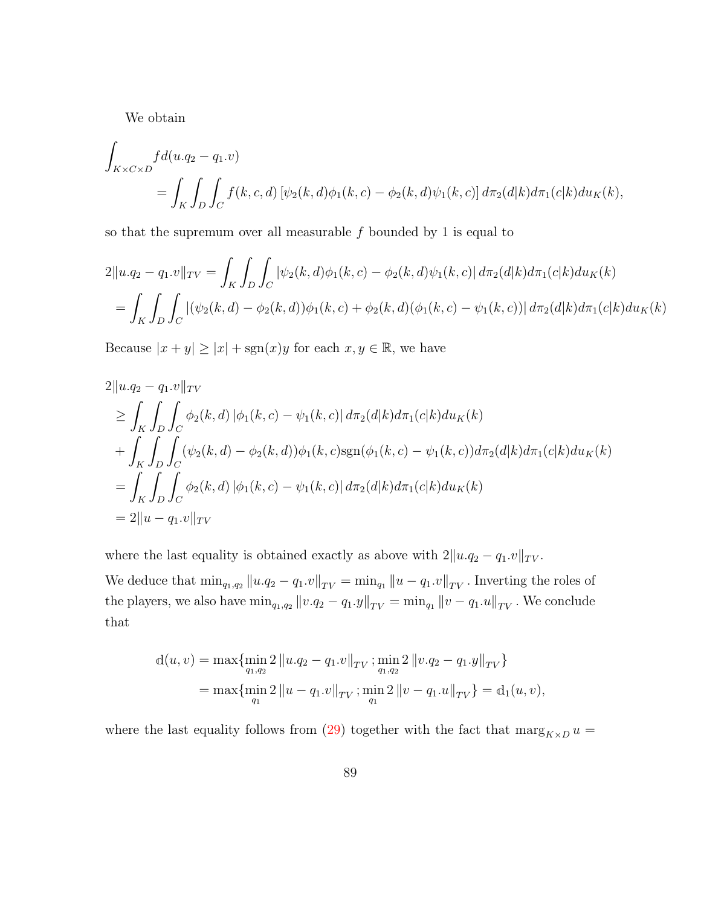We obtain

$$
\int_{K\times C\times D} f d(u.q_2 - q_1.v)
= \int_K \int_D \int_C f(k,c,d)\left[\psi_2(k,d)\phi_1(k,c) - \phi_2(k,d)\psi_1(k,c)\right] d\pi_2(d|k) d\pi_1(c|k) du_K(k),
$$

so that the supremum over all measurable $f$ bounded by 1 is equal to

$$
\begin{aligned}
2\|u.q_2 - q_1.v\|_{TV} &= \int_K \int_D \int_C \left|\psi_2(k,d)\phi_1(k,c) - \phi_2(k,d)\psi_1(k,c)\right| d\pi_2(d|k) d\pi_1(c|k) du_K(k) \\
&= \int_K \int_D \int_C \left|(\psi_2(k,d) - \phi_2(k,d))\phi_1(k,c) + \phi_2(k,d)(\phi_1(k,c) - \psi_1(k,c))\right| d\pi_2(d|k) d\pi_1(c|k) du_K(k)
\end{aligned}
$$

Because $|x+y| \geq |x| + \operatorname{sgn}(x)y$ for each $x, y \in \mathbb{R}$, we have

$$
\begin{aligned}
&2\|u.q_2 - q_1.v\|_{TV} \\
&\geq \int_K \int_D \int_C \phi_2(k,d)\left|\phi_1(k,c) - \psi_1(k,c)\right| d\pi_2(d|k) d\pi_1(c|k) du_K(k) \\
&+ \int_K \int_D \int_C (\psi_2(k,d) - \phi_2(k,d))\phi_1(k,c)\operatorname{sgn}(\phi_1(k,c) - \psi_1(k,c)) d\pi_2(d|k) d\pi_1(c|k) du_K(k) \\
&= \int_K \int_D \int_C \phi_2(k,d)\left|\phi_1(k,c) - \psi_1(k,c)\right| d\pi_2(d|k) d\pi_1(c|k) du_K(k) \\
&= 2\|u - q_1.v\|_{TV}
\end{aligned}
$$

where the last equality is obtained exactly as above with $2\|u.q_2 - q_1.v\|_{TV}$.

We deduce that $\min_{q_1,q_2} \|u.q_2 - q_1.v\|_{TV} = \min_{q_1} \|u - q_1.v\|_{TV}$. Inverting the roles of the players, we also have $\min_{q_1,q_2} \|v.q_2 - q_1.y\|_{TV} = \min_{q_1} \|v - q_1.u\|_{TV}$. We conclude that

$$
\begin{aligned}
\mathbb{d}(u,v) &= \max\{\min_{q_1,q_2} 2\left\|u.q_2 - q_1.v\right\|_{TV} ; \min_{q_1,q_2} 2\left\|v.q_2 - q_1.y\right\|_{TV}\} \\
&= \max\{\min_{q_1} 2\left\|u - q_1.v\right\|_{TV} ; \min_{q_1} 2\left\|v - q_1.u\right\|_{TV}\} = \mathbb{d}_1(u,v),
\end{aligned}
$$

where the last equality follows from (29) together with the fact that $\operatorname{marg}_{K\times D} u =$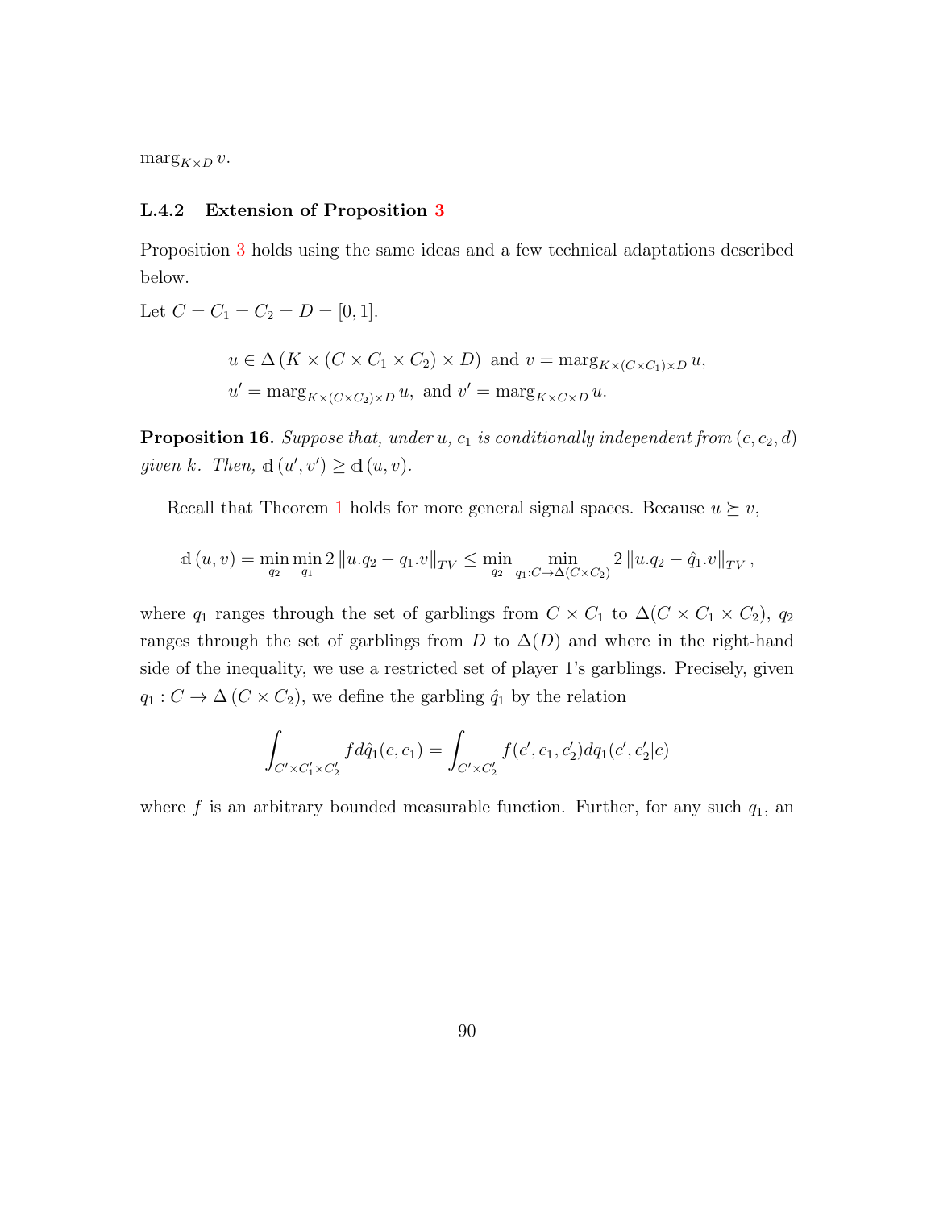$\text{marg}_{K \times D} v$.

### L.4.2 Extension of Proposition 3

Proposition 3 holds using the same ideas and a few technical adaptations described below.

Let $C = C_1 = C_2 = D = [0, 1]$.

$$u \in \Delta\left(K \times (C \times C_1 \times C_2) \times D\right) \text{ and } v = \text{marg}_{K \times (C \times C_1) \times D}\, u,$$
$$u' = \text{marg}_{K \times (C \times C_2) \times D}\, u, \text{ and } v' = \text{marg}_{K \times C \times D}\, u.$$

**Proposition 16.** *Suppose that, under $u$, $c_1$ is conditionally independent from $(c, c_2, d)$ given $k$. Then, $\mathbb{d}\left(u', v'\right) \geq \mathbb{d}\left(u, v\right)$.*

Recall that Theorem 1 holds for more general signal spaces. Because $u \succeq v$,

$$\mathbb{d}\left(u, v\right) = \min_{q_2} \min_{q_1} 2 \left\| u.q_2 - q_1.v \right\|_{TV} \leq \min_{q_2} \min_{q_1 : C \to \Delta(C \times C_2)} 2 \left\| u.q_2 - \hat{q}_1.v \right\|_{TV},$$

where $q_1$ ranges through the set of garblings from $C \times C_1$ to $\Delta(C \times C_1 \times C_2)$, $q_2$ ranges through the set of garblings from $D$ to $\Delta(D)$ and where in the right-hand side of the inequality, we use a restricted set of player 1's garblings. Precisely, given $q_1 : C \to \Delta\left(C \times C_2\right)$, we define the garbling $\hat{q}_1$ by the relation

$$\int_{C' \times C_1' \times C_2'} f d\hat{q}_1(c, c_1) = \int_{C' \times C_2'} f(c', c_1, c_2') dq_1(c', c_2' | c)$$

where $f$ is an arbitrary bounded measurable function. Further, for any such $q_1$, an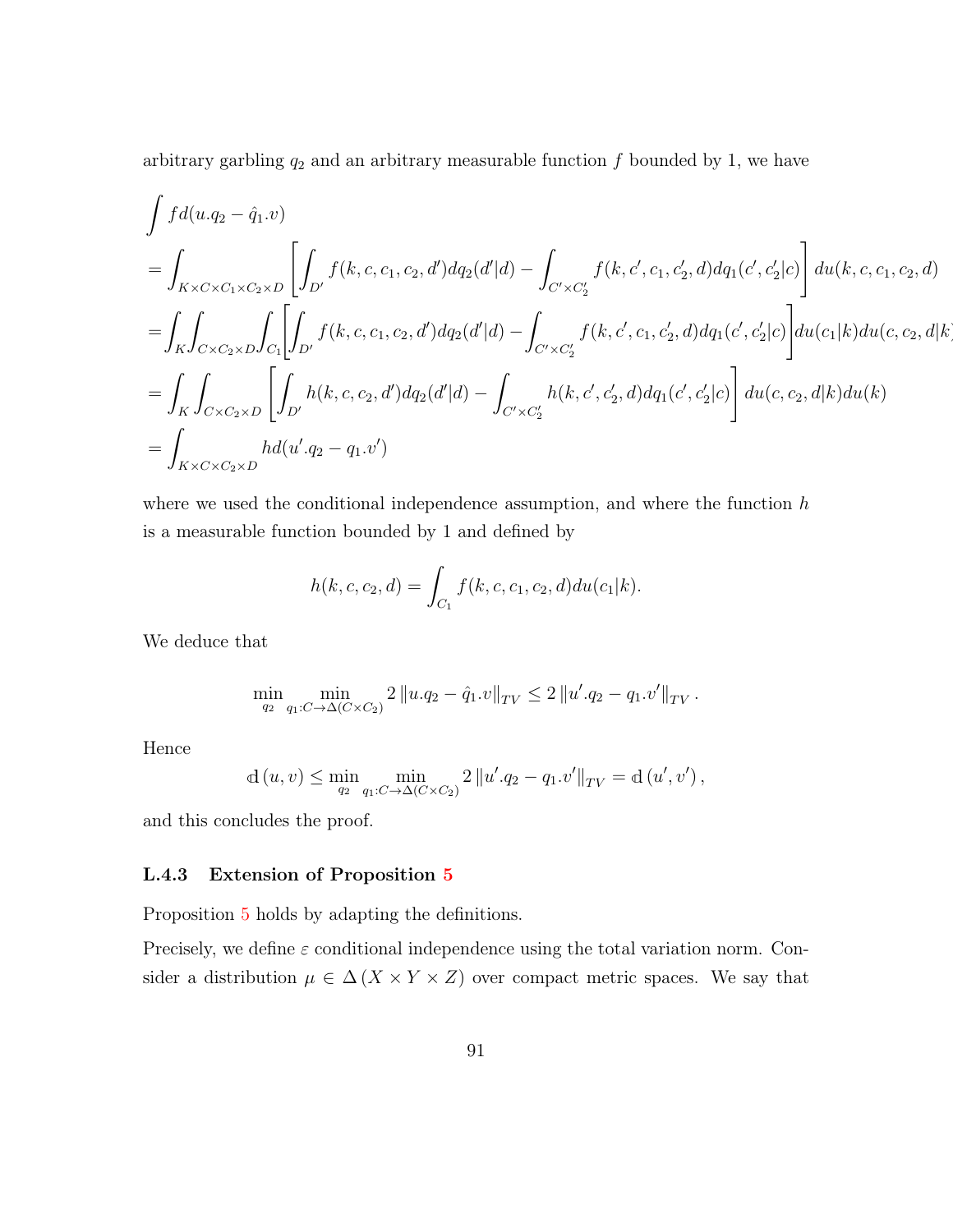arbitrary garbling $q_2$ and an arbitrary measurable function $f$ bounded by 1, we have

$$
\begin{aligned}
&\int f d(u.q_2 - \hat{q}_1.v) \\
&= \int_{K\times C\times C_1\times C_2\times D} \left[ \int_{D'} f(k,c,c_1,c_2,d') dq_2(d'|d) - \int_{C'\times C_2'} f(k,c',c_1,c_2',d) dq_1(c',c_2'|c) \right] du(k,c,c_1,c_2,d) \\
&= \int_K \int_{C\times C_2\times D} \int_{C_1} \left[ \int_{D'} f(k,c,c_1,c_2,d') dq_2(d'|d) - \int_{C'\times C_2'} f(k,c',c_1,c_2',d) dq_1(c',c_2'|c) \right] du(c_1|k) du(c,c_2,d|k) \\
&= \int_K \int_{C\times C_2\times D} \left[ \int_{D'} h(k,c,c_2,d') dq_2(d'|d) - \int_{C'\times C_2'} h(k,c',c_2',d) dq_1(c',c_2'|c) \right] du(c,c_2,d|k) du(k) \\
&= \int_{K\times C\times C_2\times D} h d(u'.q_2 - q_1.v')
\end{aligned}
$$

where we used the conditional independence assumption, and where the function $h$ is a measurable function bounded by 1 and defined by

$$
h(k,c,c_2,d) = \int_{C_1} f(k,c,c_1,c_2,d) du(c_1|k).
$$

We deduce that

$$
\min_{q_2} \min_{q_1 : C\to\Delta(C\times C_2)} 2 \left\| u.q_2 - \hat{q}_1.v \right\|_{TV} \leq 2 \left\| u'.q_2 - q_1.v' \right\|_{TV}.
$$

Hence

$$
\mathbb{d}(u,v) \leq \min_{q_2} \min_{q_1 : C\to\Delta(C\times C_2)} 2 \left\| u'.q_2 - q_1.v' \right\|_{TV} = \mathbb{d}(u',v'),
$$

and this concludes the proof.

### L.4.3 Extension of Proposition 5

Proposition 5 holds by adapting the definitions.

Precisely, we define $\varepsilon$ conditional independence using the total variation norm. Consider a distribution $\mu \in \Delta(X\times Y\times Z)$ over compact metric spaces. We say that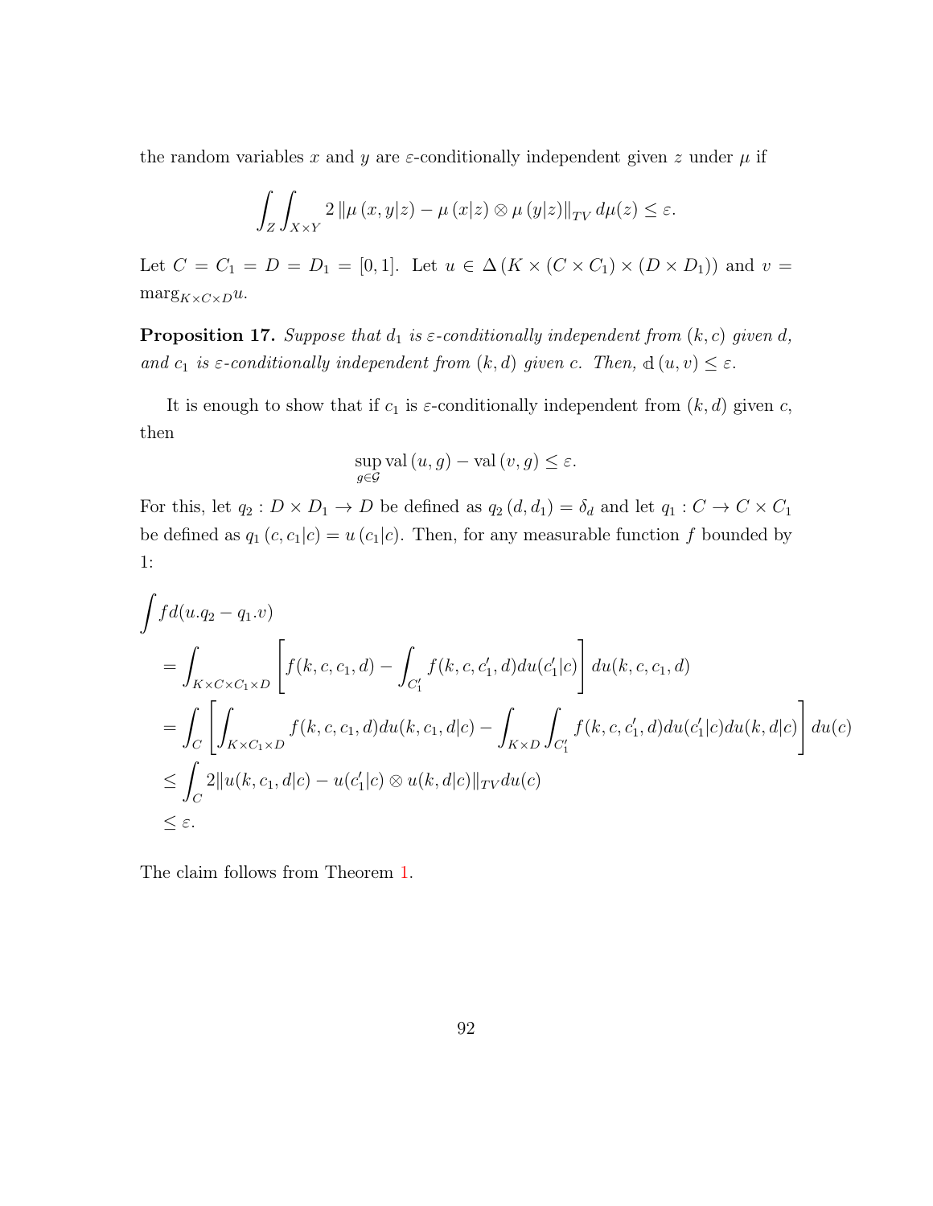the random variables $x$ and $y$ are $\varepsilon$-conditionally independent given $z$ under $\mu$ if

$$\int_Z \int_{X\times Y} 2 \left\| \mu\left(x, y|z\right) - \mu\left(x|z\right) \otimes \mu\left(y|z\right) \right\|_{TV} d\mu(z) \leq \varepsilon.$$

Let $C = C_1 = D = D_1 = [0,1]$. Let $u \in \Delta\left(K \times (C \times C_1) \times (D \times D_1)\right)$ and $v = \text{marg}_{K\times C\times D} u$.

**Proposition 17.** *Suppose that $d_1$ is $\varepsilon$-conditionally independent from $(k,c)$ given $d$, and $c_1$ is $\varepsilon$-conditionally independent from $(k,d)$ given $c$. Then, $\mathbb{d}\left(u,v\right) \leq \varepsilon$.*

It is enough to show that if $c_1$ is $\varepsilon$-conditionally independent from $(k,d)$ given $c$, then

$$\sup_{g\in\mathcal{G}} \text{val}\left(u, g\right) - \text{val}\left(v, g\right) \leq \varepsilon.$$

For this, let $q_2 : D \times D_1 \to D$ be defined as $q_2\left(d, d_1\right) = \delta_d$ and let $q_1 : C \to C \times C_1$ be defined as $q_1\left(c, c_1|c\right) = u\left(c_1|c\right)$. Then, for any measurable function $f$ bounded by 1:

$$\begin{aligned}
&\int f d(u.q_2 - q_1.v) \\
&\quad= \int_{K\times C\times C_1\times D} \left[ f(k,c,c_1,d) - \int_{C_1'} f(k,c,c_1',d) du(c_1'|c) \right] du(k,c,c_1,d) \\
&\quad= \int_C \left[ \int_{K\times C_1\times D} f(k,c,c_1,d) du(k,c_1,d|c) - \int_{K\times D}\int_{C_1'} f(k,c,c_1',d) du(c_1'|c) du(k,d|c) \right] du(c) \\
&\quad\leq \int_C 2 \| u(k,c_1,d|c) - u(c_1'|c) \otimes u(k,d|c) \|_{TV} du(c) \\
&\quad\leq \varepsilon.
\end{aligned}$$

The claim follows from Theorem 1.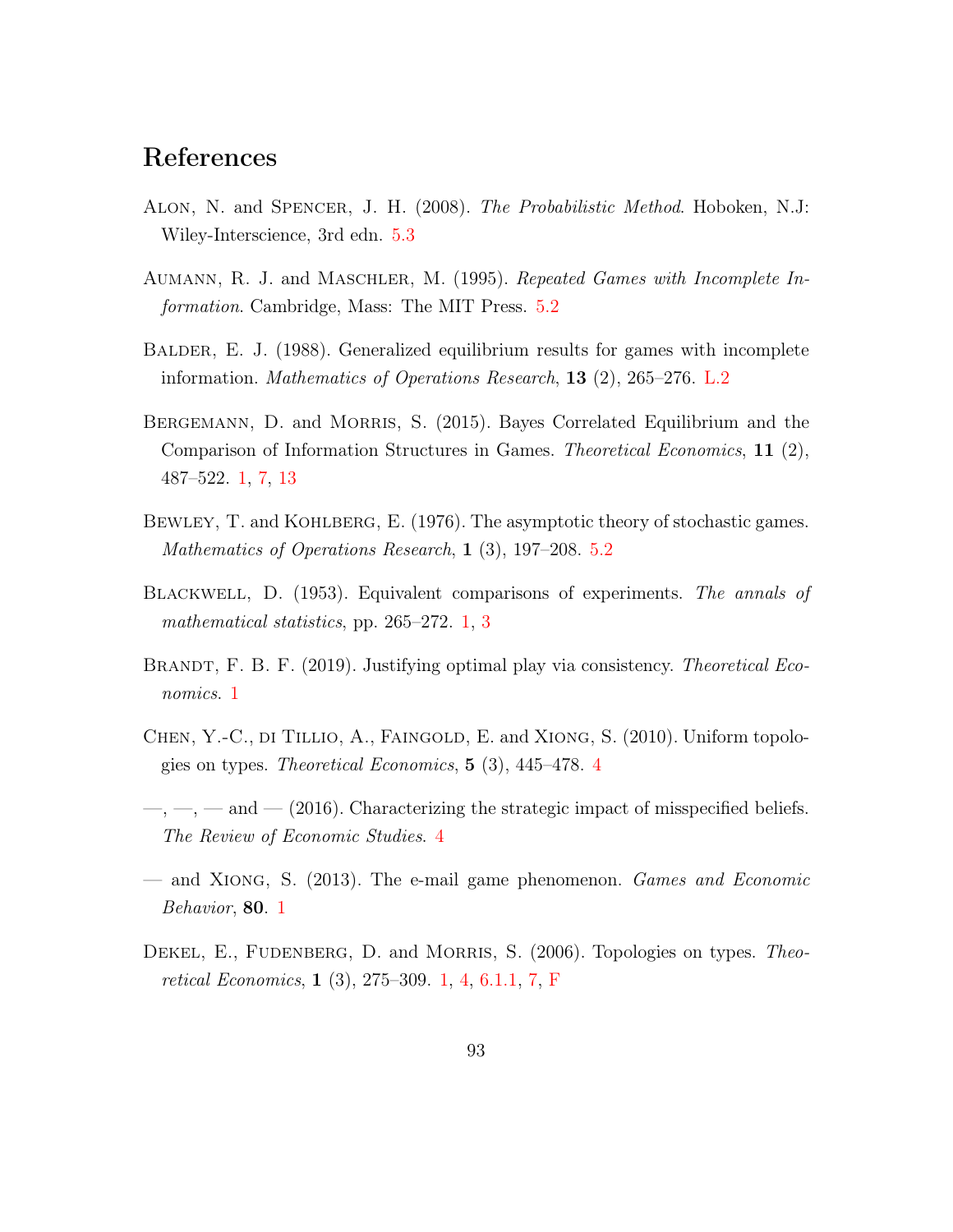# References

Alon, N. and Spencer, J. H. (2008). *The Probabilistic Method*. Hoboken, N.J: Wiley-Interscience, 3rd edn. 5.3

Aumann, R. J. and Maschler, M. (1995). *Repeated Games with Incomplete Information*. Cambridge, Mass: The MIT Press. 5.2

Balder, E. J. (1988). Generalized equilibrium results for games with incomplete information. *Mathematics of Operations Research*, **13** (2), 265–276. L.2

Bergemann, D. and Morris, S. (2015). Bayes Correlated Equilibrium and the Comparison of Information Structures in Games. *Theoretical Economics*, **11** (2), 487–522. 1, 7, 13

Bewley, T. and Kohlberg, E. (1976). The asymptotic theory of stochastic games. *Mathematics of Operations Research*, **1** (3), 197–208. 5.2

Blackwell, D. (1953). Equivalent comparisons of experiments. *The annals of mathematical statistics*, pp. 265–272. 1, 3

Brandt, F. B. F. (2019). Justifying optimal play via consistency. *Theoretical Economics*. 1

Chen, Y.-C., di Tillio, A., Faingold, E. and Xiong, S. (2010). Uniform topologies on types. *Theoretical Economics*, **5** (3), 445–478. 4

—, —, — and — (2016). Characterizing the strategic impact of misspecified beliefs. *The Review of Economic Studies*. 4

— and Xiong, S. (2013). The e-mail game phenomenon. *Games and Economic Behavior*, **80**. 1

Dekel, E., Fudenberg, D. and Morris, S. (2006). Topologies on types. *Theoretical Economics*, **1** (3), 275–309. 1, 4, 6.1.1, 7, F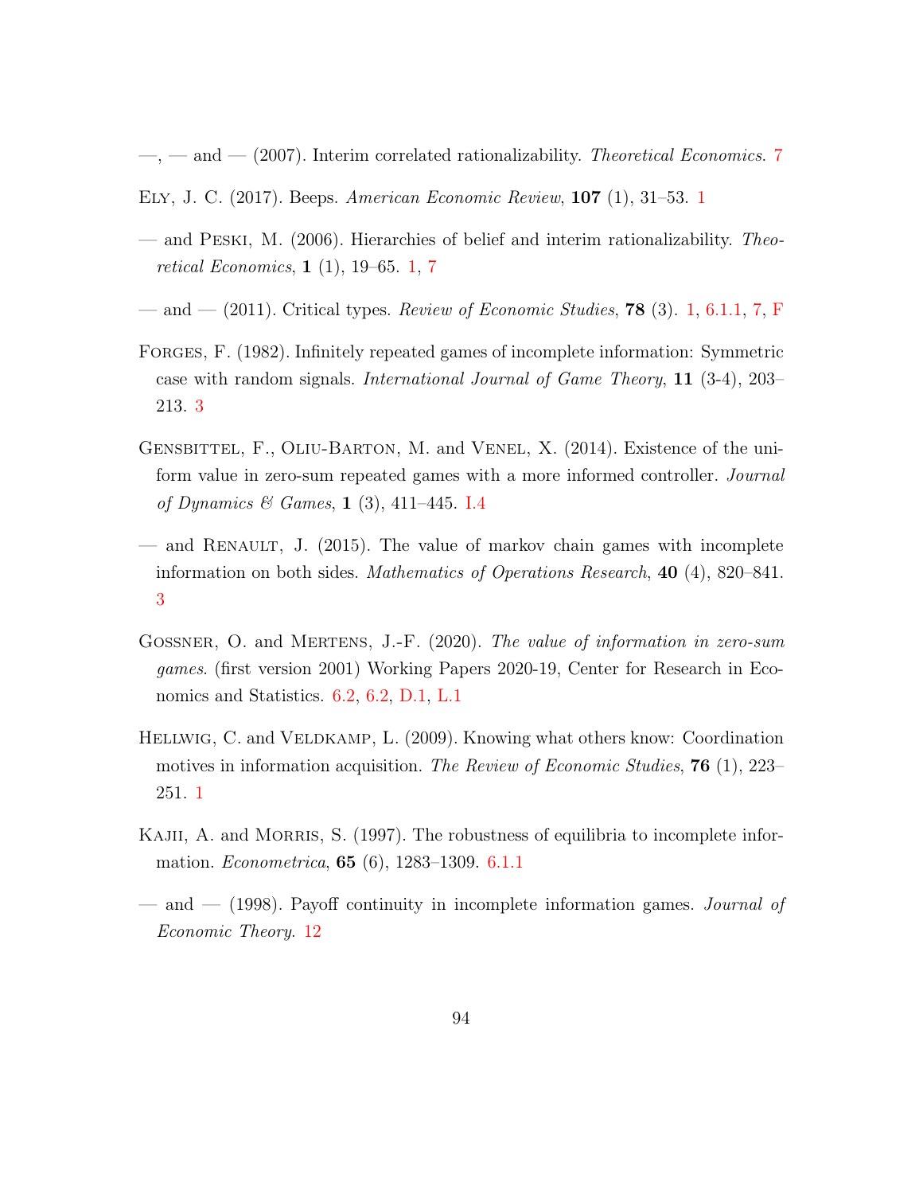—, — and — (2007). Interim correlated rationalizability. *Theoretical Economics*. 7

Ely, J. C. (2017). Beeps. *American Economic Review*, **107** (1), 31–53. 1

— and Peski, M. (2006). Hierarchies of belief and interim rationalizability. *Theoretical Economics*, **1** (1), 19–65. 1, 7

— and — (2011). Critical types. *Review of Economic Studies*, **78** (3). 1, 6.1.1, 7, F

Forges, F. (1982). Infinitely repeated games of incomplete information: Symmetric case with random signals. *International Journal of Game Theory*, **11** (3-4), 203–213. 3

Gensbittel, F., Oliu-Barton, M. and Venel, X. (2014). Existence of the uniform value in zero-sum repeated games with a more informed controller. *Journal of Dynamics & Games*, **1** (3), 411–445. I.4

— and Renault, J. (2015). The value of markov chain games with incomplete information on both sides. *Mathematics of Operations Research*, **40** (4), 820–841. 3

Gossner, O. and Mertens, J.-F. (2020). *The value of information in zero-sum games*. (first version 2001) Working Papers 2020-19, Center for Research in Economics and Statistics. 6.2, 6.2, D.1, L.1

Hellwig, C. and Veldkamp, L. (2009). Knowing what others know: Coordination motives in information acquisition. *The Review of Economic Studies*, **76** (1), 223–251. 1

Kajii, A. and Morris, S. (1997). The robustness of equilibria to incomplete information. *Econometrica*, **65** (6), 1283–1309. 6.1.1

— and — (1998). Payoff continuity in incomplete information games. *Journal of Economic Theory*. 12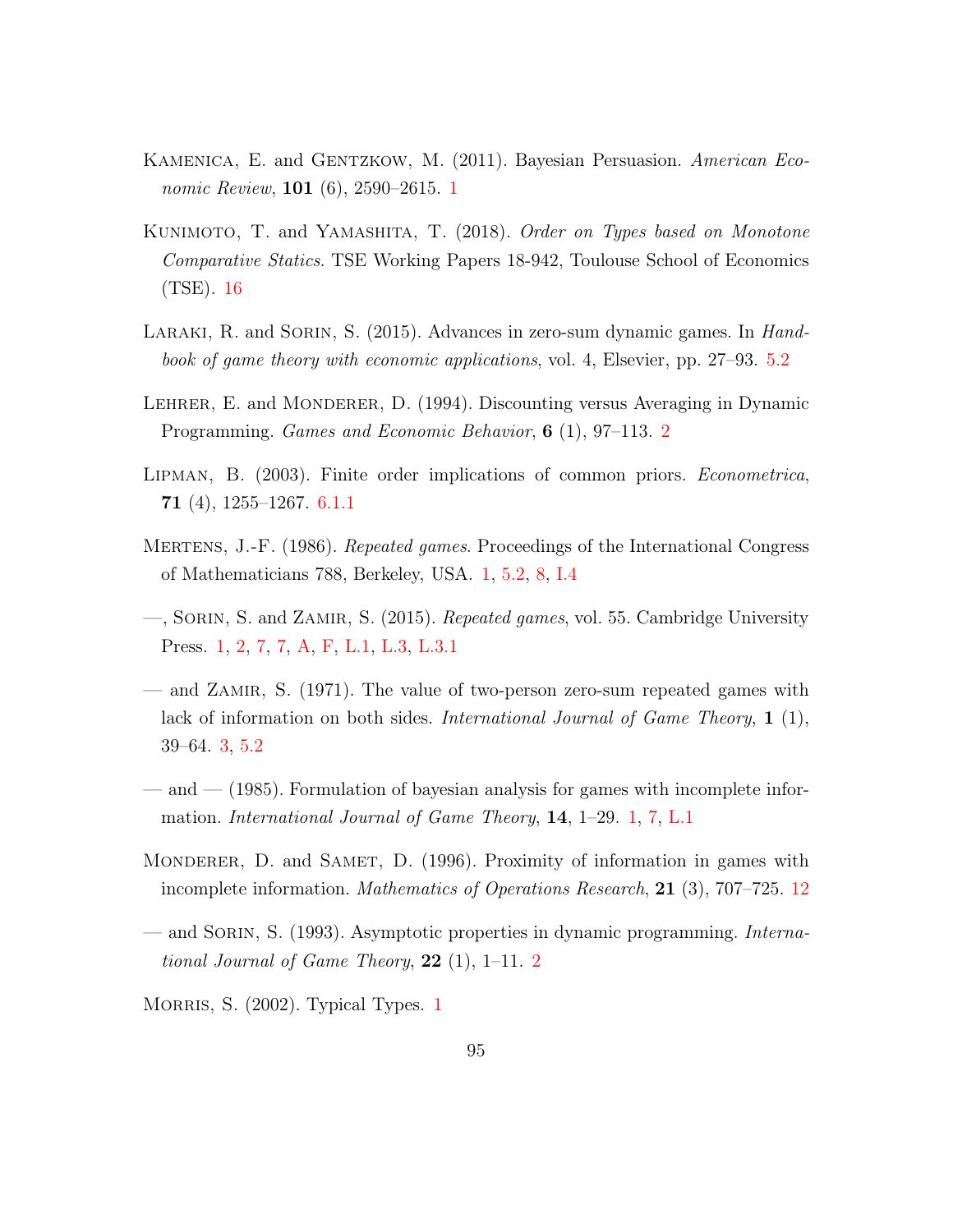Kamenica, E. and Gentzkow, M. (2011). Bayesian Persuasion. *American Economic Review*, **101** (6), 2590–2615. 1

Kunimoto, T. and Yamashita, T. (2018). *Order on Types based on Monotone Comparative Statics*. TSE Working Papers 18-942, Toulouse School of Economics (TSE). 16

Laraki, R. and Sorin, S. (2015). Advances in zero-sum dynamic games. In *Handbook of game theory with economic applications*, vol. 4, Elsevier, pp. 27–93. 5.2

Lehrer, E. and Monderer, D. (1994). Discounting versus Averaging in Dynamic Programming. *Games and Economic Behavior*, **6** (1), 97–113. 2

Lipman, B. (2003). Finite order implications of common priors. *Econometrica*, **71** (4), 1255–1267. 6.1.1

Mertens, J.-F. (1986). *Repeated games*. Proceedings of the International Congress of Mathematicians 788, Berkeley, USA. 1, 5.2, 8, I.4

—, Sorin, S. and Zamir, S. (2015). *Repeated games*, vol. 55. Cambridge University Press. 1, 2, 7, 7, A, F, L.1, L.3, L.3.1

— and Zamir, S. (1971). The value of two-person zero-sum repeated games with lack of information on both sides. *International Journal of Game Theory*, **1** (1), 39–64. 3, 5.2

— and — (1985). Formulation of bayesian analysis for games with incomplete information. *International Journal of Game Theory*, **14**, 1–29. 1, 7, L.1

Monderer, D. and Samet, D. (1996). Proximity of information in games with incomplete information. *Mathematics of Operations Research*, **21** (3), 707–725. 12

— and Sorin, S. (1993). Asymptotic properties in dynamic programming. *International Journal of Game Theory*, **22** (1), 1–11. 2

Morris, S. (2002). Typical Types. 1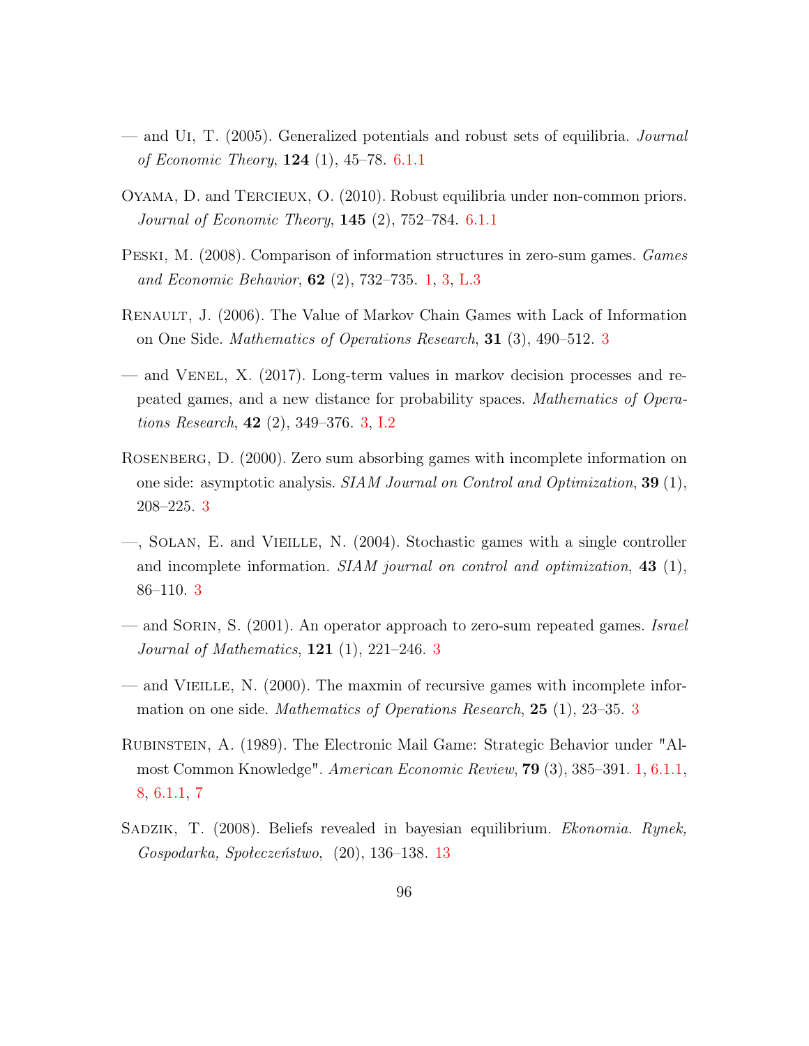— and Ui, T. (2005). Generalized potentials and robust sets of equilibria. *Journal of Economic Theory*, **124** (1), 45–78. 6.1.1

Oyama, D. and Tercieux, O. (2010). Robust equilibria under non-common priors. *Journal of Economic Theory*, **145** (2), 752–784. 6.1.1

Peski, M. (2008). Comparison of information structures in zero-sum games. *Games and Economic Behavior*, **62** (2), 732–735. 1, 3, L.3

Renault, J. (2006). The Value of Markov Chain Games with Lack of Information on One Side. *Mathematics of Operations Research*, **31** (3), 490–512. 3

— and Venel, X. (2017). Long-term values in markov decision processes and repeated games, and a new distance for probability spaces. *Mathematics of Operations Research*, **42** (2), 349–376. 3, I.2

Rosenberg, D. (2000). Zero sum absorbing games with incomplete information on one side: asymptotic analysis. *SIAM Journal on Control and Optimization*, **39** (1), 208–225. 3

—, Solan, E. and Vieille, N. (2004). Stochastic games with a single controller and incomplete information. *SIAM journal on control and optimization*, **43** (1), 86–110. 3

— and Sorin, S. (2001). An operator approach to zero-sum repeated games. *Israel Journal of Mathematics*, **121** (1), 221–246. 3

— and Vieille, N. (2000). The maxmin of recursive games with incomplete information on one side. *Mathematics of Operations Research*, **25** (1), 23–35. 3

Rubinstein, A. (1989). The Electronic Mail Game: Strategic Behavior under "Almost Common Knowledge". *American Economic Review*, **79** (3), 385–391. 1, 6.1.1, 8, 6.1.1, 7

Sadzik, T. (2008). Beliefs revealed in bayesian equilibrium. *Ekonomia. Rynek, Gospodarka, Społeczeństwo*, (20), 136–138. 13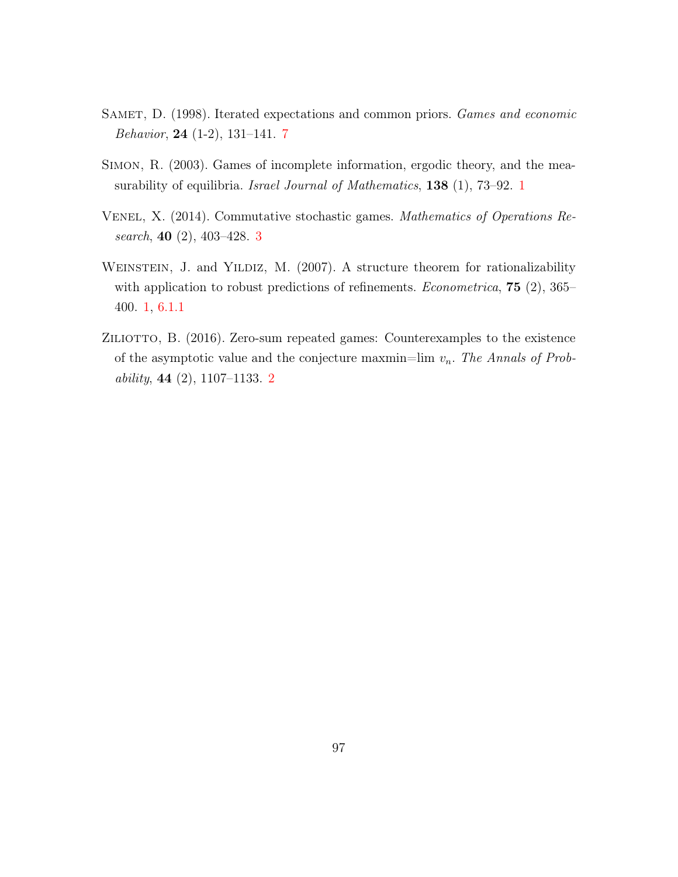Samet, D. (1998). Iterated expectations and common priors. *Games and economic Behavior*, **24** (1-2), 131–141. 7

Simon, R. (2003). Games of incomplete information, ergodic theory, and the measurability of equilibria. *Israel Journal of Mathematics*, **138** (1), 73–92. 1

Venel, X. (2014). Commutative stochastic games. *Mathematics of Operations Research*, **40** (2), 403–428. 3

Weinstein, J. and Yildiz, M. (2007). A structure theorem for rationalizability with application to robust predictions of refinements. *Econometrica*, **75** (2), 365–400. 1, 6.1.1

Ziliotto, B. (2016). Zero-sum repeated games: Counterexamples to the existence of the asymptotic value and the conjecture maxmin=lim $v_n$. *The Annals of Probability*, **44** (2), 1107–1133. 2